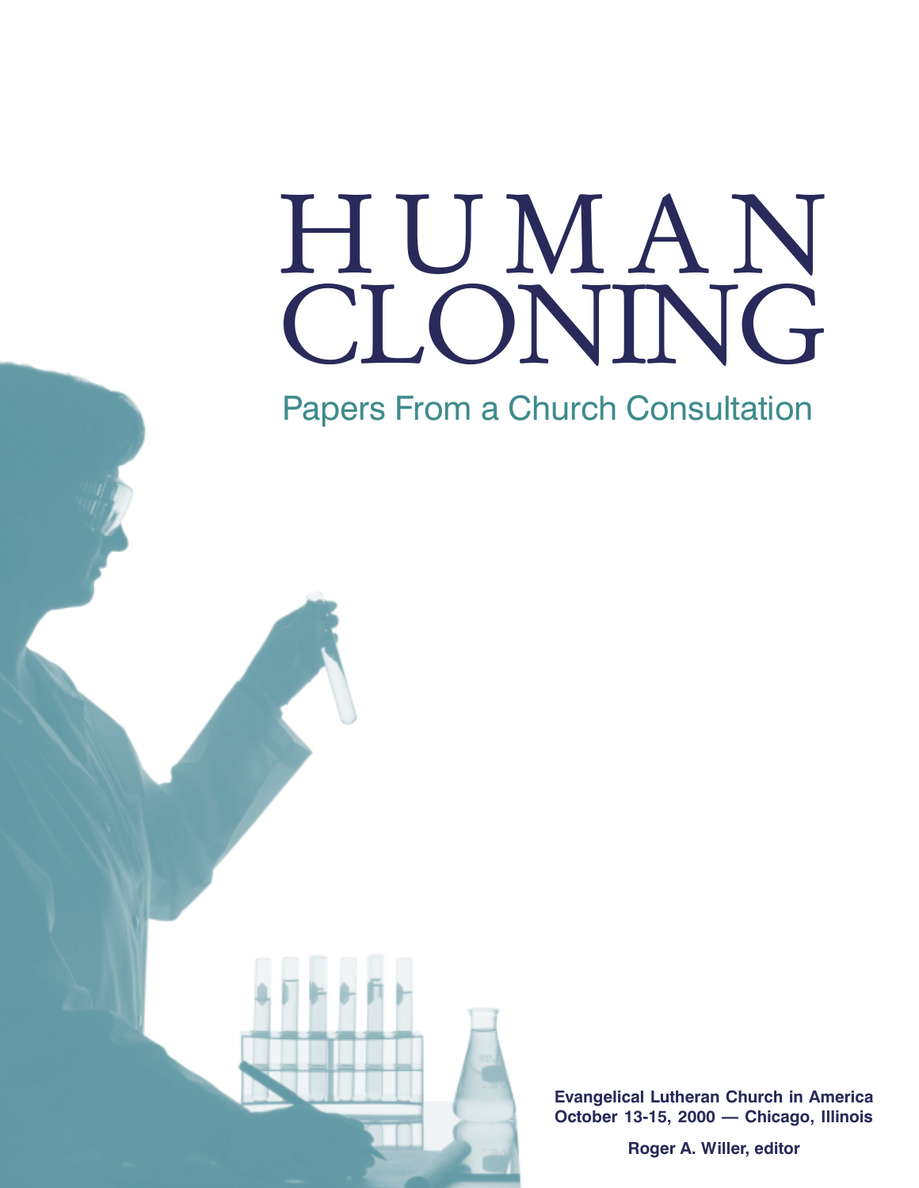# HUMAN CLONING

## Papers From a Church Consultation

**Evangelical Lutheran Church in America**
**October 13-15, 2000 — Chicago, Illinois**

**Roger A. Willer, editor**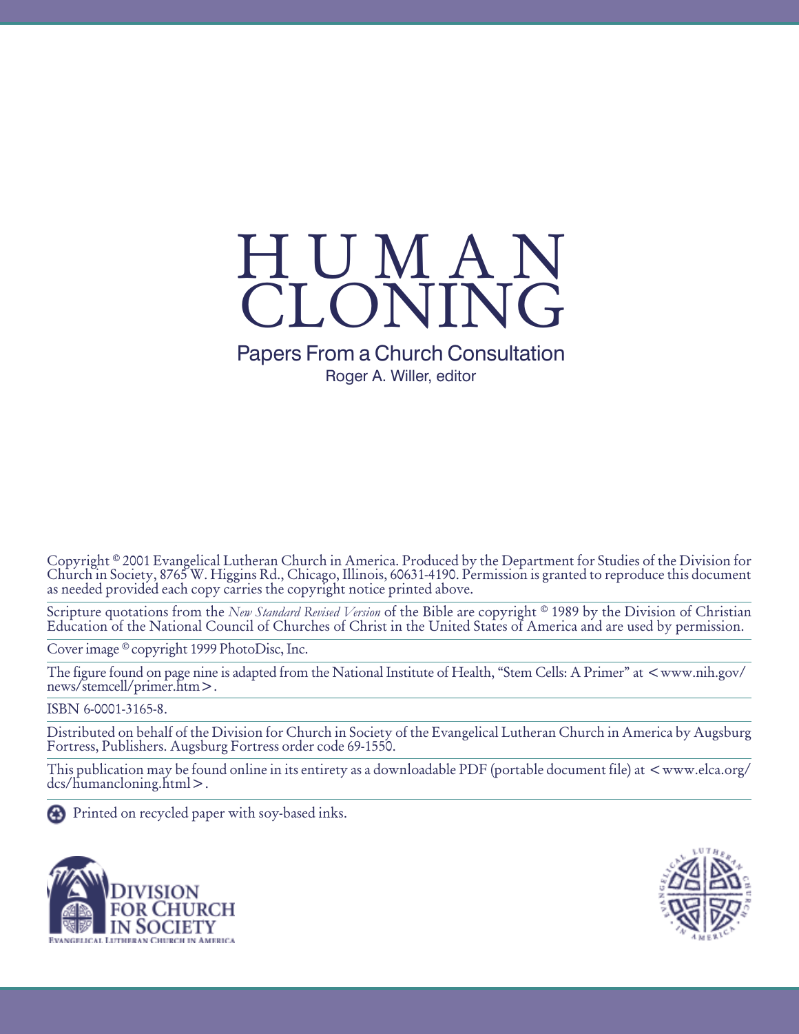# HUMAN CLONING

## Papers From a Church Consultation

Roger A. Willer, editor

Copyright © 2001 Evangelical Lutheran Church in America. Produced by the Department for Studies of the Division for Church in Society, 8765 W. Higgins Rd., Chicago, Illinois, 60631-4190. Permission is granted to reproduce this document as needed provided each copy carries the copyright notice printed above.

Scripture quotations from the *New Standard Revised Version* of the Bible are copyright © 1989 by the Division of Christian Education of the National Council of Churches of Christ in the United States of America and are used by permission.

Cover image © copyright 1999 PhotoDisc, Inc.

The figure found on page nine is adapted from the National Institute of Health, "Stem Cells: A Primer" at <www.nih.gov/news/stemcell/primer.htm>.

ISBN 6-0001-3165-8.

Distributed on behalf of the Division for Church in Society of the Evangelical Lutheran Church in America by Augsburg Fortress, Publishers. Augsburg Fortress order code 69-1550.

This publication may be found online in its entirety as a downloadable PDF (portable document file) at <www.elca.org/dcs/humancloning.html>.

Printed on recycled paper with soy-based inks.

DIVISION FOR CHURCH IN SOCIETY
EVANGELICAL LUTHERAN CHURCH IN AMERICA

EVANGELICAL LUTHERAN CHURCH IN AMERICA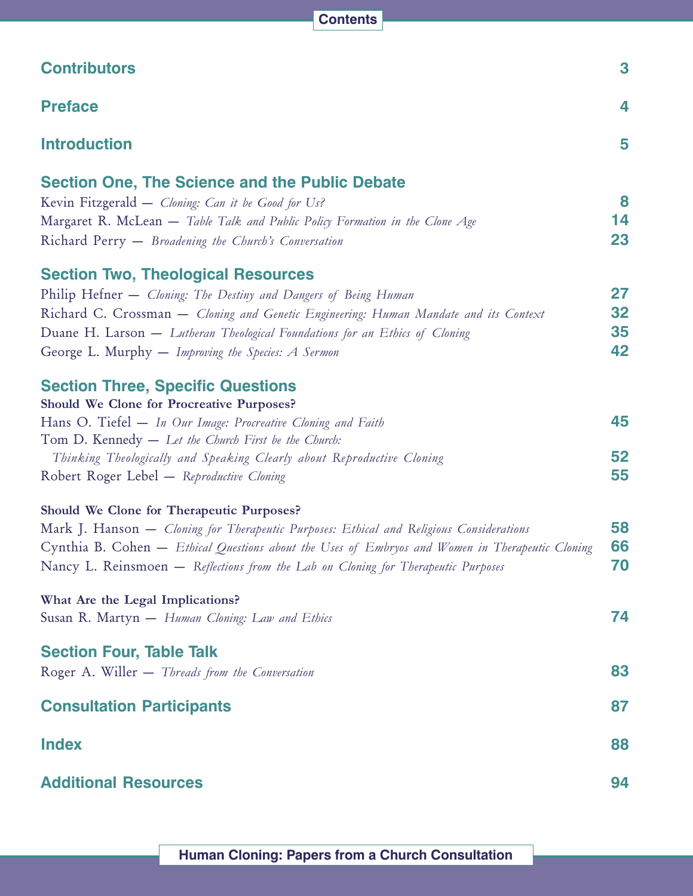# Contents

**Contributors** 3

**Preface** 4

**Introduction** 5

## Section One, The Science and the Public Debate

Kevin Fitzgerald — *Cloning: Can it be Good for Us?* 8

Margaret R. McLean — *Table Talk and Public Policy Formation in the Clone Age* 14

Richard Perry — *Broadening the Church's Conversation* 23

## Section Two, Theological Resources

Philip Hefner — *Cloning: The Destiny and Dangers of Being Human* 27

Richard C. Crossman — *Cloning and Genetic Engineering: Human Mandate and its Context* 32

Duane H. Larson — *Lutheran Theological Foundations for an Ethics of Cloning* 35

George L. Murphy — *Improving the Species: A Sermon* 42

## Section Three, Specific Questions

**Should We Clone for Procreative Purposes?**

Hans O. Tiefel — *In Our Image: Procreative Cloning and Faith* 45

Tom D. Kennedy — *Let the Church First be the Church: Thinking Theologically and Speaking Clearly about Reproductive Cloning* 52

Robert Roger Lebel — *Reproductive Cloning* 55

**Should We Clone for Therapeutic Purposes?**

Mark J. Hanson — *Cloning for Therapeutic Purposes: Ethical and Religious Considerations* 58

Cynthia B. Cohen — *Ethical Questions about the Uses of Embryos and Women in Therapeutic Cloning* 66

Nancy L. Reinsmoen — *Reflections from the Lab on Cloning for Therapeutic Purposes* 70

**What Are the Legal Implications?**

Susan R. Martyn — *Human Cloning: Law and Ethics* 74

## Section Four, Table Talk

Roger A. Willer — *Threads from the Conversation* 83

**Consultation Participants** 87

**Index** 88

**Additional Resources** 94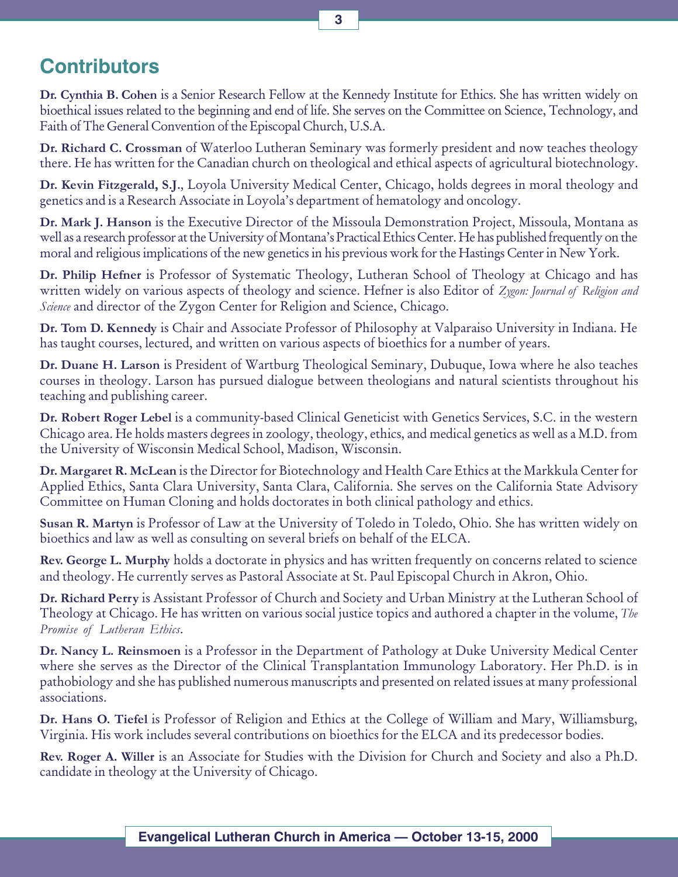## Contributors

**Dr. Cynthia B. Cohen** is a Senior Research Fellow at the Kennedy Institute for Ethics. She has written widely on bioethical issues related to the beginning and end of life. She serves on the Committee on Science, Technology, and Faith of The General Convention of the Episcopal Church, U.S.A.

**Dr. Richard C. Crossman** of Waterloo Lutheran Seminary was formerly president and now teaches theology there. He has written for the Canadian church on theological and ethical aspects of agricultural biotechnology.

**Dr. Kevin Fitzgerald, S.J.**, Loyola University Medical Center, Chicago, holds degrees in moral theology and genetics and is a Research Associate in Loyola's department of hematology and oncology.

**Dr. Mark J. Hanson** is the Executive Director of the Missoula Demonstration Project, Missoula, Montana as well as a research professor at the University of Montana's Practical Ethics Center. He has published frequently on the moral and religious implications of the new genetics in his previous work for the Hastings Center in New York.

**Dr. Philip Hefner** is Professor of Systematic Theology, Lutheran School of Theology at Chicago and has written widely on various aspects of theology and science. Hefner is also Editor of *Zygon: Journal of Religion and Science* and director of the Zygon Center for Religion and Science, Chicago.

**Dr. Tom D. Kennedy** is Chair and Associate Professor of Philosophy at Valparaiso University in Indiana. He has taught courses, lectured, and written on various aspects of bioethics for a number of years.

**Dr. Duane H. Larson** is President of Wartburg Theological Seminary, Dubuque, Iowa where he also teaches courses in theology. Larson has pursued dialogue between theologians and natural scientists throughout his teaching and publishing career.

**Dr. Robert Roger Lebel** is a community-based Clinical Geneticist with Genetics Services, S.C. in the western Chicago area. He holds masters degrees in zoology, theology, ethics, and medical genetics as well as a M.D. from the University of Wisconsin Medical School, Madison, Wisconsin.

**Dr. Margaret R. McLean** is the Director for Biotechnology and Health Care Ethics at the Markkula Center for Applied Ethics, Santa Clara University, Santa Clara, California. She serves on the California State Advisory Committee on Human Cloning and holds doctorates in both clinical pathology and ethics.

**Susan R. Martyn** is Professor of Law at the University of Toledo in Toledo, Ohio. She has written widely on bioethics and law as well as consulting on several briefs on behalf of the ELCA.

**Rev. George L. Murphy** holds a doctorate in physics and has written frequently on concerns related to science and theology. He currently serves as Pastoral Associate at St. Paul Episcopal Church in Akron, Ohio.

**Dr. Richard Perry** is Assistant Professor of Church and Society and Urban Ministry at the Lutheran School of Theology at Chicago. He has written on various social justice topics and authored a chapter in the volume, *The Promise of Lutheran Ethics*.

**Dr. Nancy L. Reinsmoen** is a Professor in the Department of Pathology at Duke University Medical Center where she serves as the Director of the Clinical Transplantation Immunology Laboratory. Her Ph.D. is in pathobiology and she has published numerous manuscripts and presented on related issues at many professional associations.

**Dr. Hans O. Tiefel** is Professor of Religion and Ethics at the College of William and Mary, Williamsburg, Virginia. His work includes several contributions on bioethics for the ELCA and its predecessor bodies.

**Rev. Roger A. Willer** is an Associate for Studies with the Division for Church and Society and also a Ph.D. candidate in theology at the University of Chicago.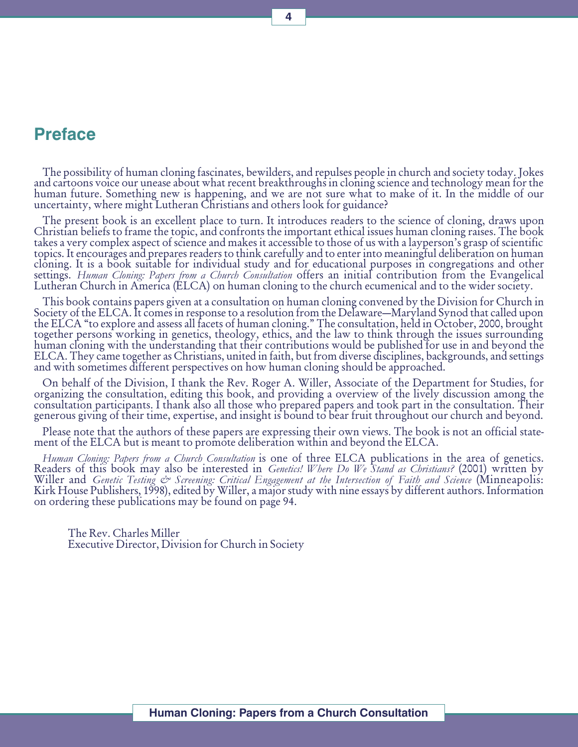# Preface

The possibility of human cloning fascinates, bewilders, and repulses people in church and society today. Jokes and cartoons voice our unease about what recent breakthroughs in cloning science and technology mean for the human future. Something new is happening, and we are not sure what to make of it. In the middle of our uncertainty, where might Lutheran Christians and others look for guidance?

The present book is an excellent place to turn. It introduces readers to the science of cloning, draws upon Christian beliefs to frame the topic, and confronts the important ethical issues human cloning raises. The book takes a very complex aspect of science and makes it accessible to those of us with a layperson's grasp of scientific topics. It encourages and prepares readers to think carefully and to enter into meaningful deliberation on human cloning. It is a book suitable for individual study and for educational purposes in congregations and other settings. *Human Cloning: Papers from a Church Consultation* offers an initial contribution from the Evangelical Lutheran Church in America (ELCA) on human cloning to the church ecumenical and to the wider society.

This book contains papers given at a consultation on human cloning convened by the Division for Church in Society of the ELCA. It comes in response to a resolution from the Delaware—Maryland Synod that called upon the ELCA "to explore and assess all facets of human cloning." The consultation, held in October, 2000, brought together persons working in genetics, theology, ethics, and the law to think through the issues surrounding human cloning with the understanding that their contributions would be published for use in and beyond the ELCA. They came together as Christians, united in faith, but from diverse disciplines, backgrounds, and settings and with sometimes different perspectives on how human cloning should be approached.

On behalf of the Division, I thank the Rev. Roger A. Willer, Associate of the Department for Studies, for organizing the consultation, editing this book, and providing a overview of the lively discussion among the consultation participants. I thank also all those who prepared papers and took part in the consultation. Their generous giving of their time, expertise, and insight is bound to bear fruit throughout our church and beyond.

Please note that the authors of these papers are expressing their own views. The book is not an official statement of the ELCA but is meant to promote deliberation within and beyond the ELCA.

*Human Cloning: Papers from a Church Consultation* is one of three ELCA publications in the area of genetics. Readers of this book may also be interested in *Genetics! Where Do We Stand as Christians?* (2001) written by Willer and *Genetic Testing & Screening: Critical Engagement at the Intersection of Faith and Science* (Minneapolis: Kirk House Publishers, 1998), edited by Willer, a major study with nine essays by different authors. Information on ordering these publications may be found on page 94.

The Rev. Charles Miller
Executive Director, Division for Church in Society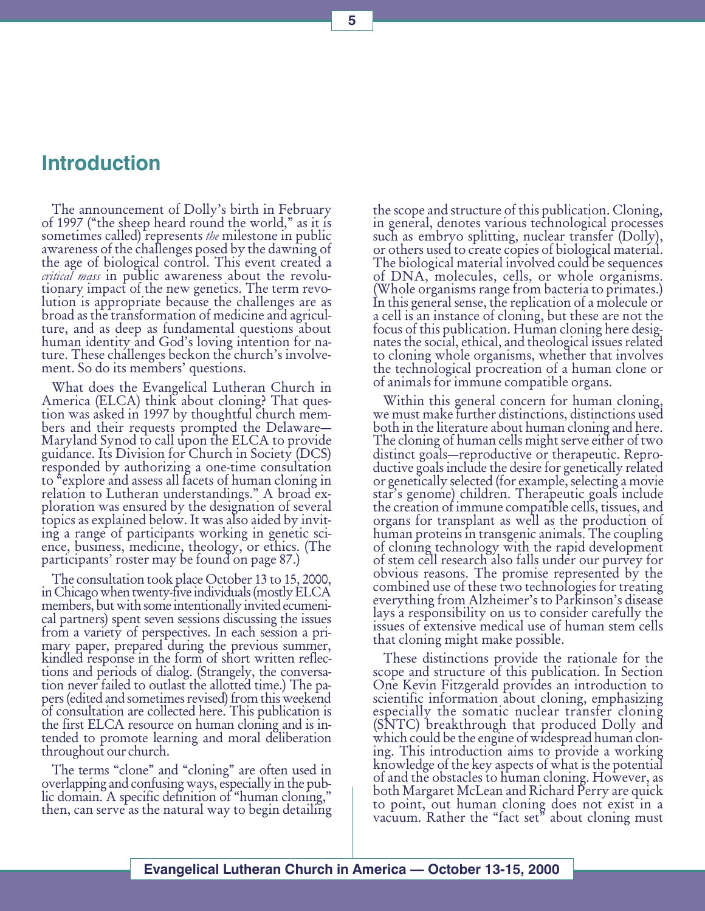## Introduction

The announcement of Dolly's birth in February of 1997 ("the sheep heard round the world," as it is sometimes called) represents *the* milestone in public awareness of the challenges posed by the dawning of the age of biological control. This event created a *critical mass* in public awareness about the revolutionary impact of the new genetics. The term revolution is appropriate because the challenges are as broad as the transformation of medicine and agriculture, and as deep as fundamental questions about human identity and God's loving intention for nature. These challenges beckon the church's involvement. So do its members' questions.

What does the Evangelical Lutheran Church in America (ELCA) think about cloning? That question was asked in 1997 by thoughtful church members and their requests prompted the Delaware—Maryland Synod to call upon the ELCA to provide guidance. Its Division for Church in Society (DCS) responded by authorizing a one-time consultation to "explore and assess all facets of human cloning in relation to Lutheran understandings." A broad exploration was ensured by the designation of several topics as explained below. It was also aided by inviting a range of participants working in genetic science, business, medicine, theology, or ethics. (The participants' roster may be found on page 87.)

The consultation took place October 13 to 15, 2000, in Chicago when twenty-five individuals (mostly ELCA members, but with some intentionally invited ecumenical partners) spent seven sessions discussing the issues from a variety of perspectives. In each session a primary paper, prepared during the previous summer, kindled response in the form of short written reflections and periods of dialog. (Strangely, the conversation never failed to outlast the allotted time.) The papers (edited and sometimes revised) from this weekend of consultation are collected here. This publication is the first ELCA resource on human cloning and is intended to promote learning and moral deliberation throughout our church.

The terms "clone" and "cloning" are often used in overlapping and confusing ways, especially in the public domain. A specific definition of "human cloning," then, can serve as the natural way to begin detailing the scope and structure of this publication. Cloning, in general, denotes various technological processes such as embryo splitting, nuclear transfer (Dolly), or others used to create copies of biological material. The biological material involved could be sequences of DNA, molecules, cells, or whole organisms. (Whole organisms range from bacteria to primates.) In this general sense, the replication of a molecule or a cell is an instance of cloning, but these are not the focus of this publication. Human cloning here designates the social, ethical, and theological issues related to cloning whole organisms, whether that involves the technological procreation of a human clone or of animals for immune compatible organs.

Within this general concern for human cloning, we must make further distinctions, distinctions used both in the literature about human cloning and here. The cloning of human cells might serve either of two distinct goals—reproductive or therapeutic. Reproductive goals include the desire for genetically related or genetically selected (for example, selecting a movie star's genome) children. Therapeutic goals include the creation of immune compatible cells, tissues, and organs for transplant as well as the production of human proteins in transgenic animals. The coupling of cloning technology with the rapid development of stem cell research also falls under our purvey for obvious reasons. The promise represented by the combined use of these two technologies for treating everything from Alzheimer's to Parkinson's disease lays a responsibility on us to consider carefully the issues of extensive medical use of human stem cells that cloning might make possible.

These distinctions provide the rationale for the scope and structure of this publication. In Section One Kevin Fitzgerald provides an introduction to scientific information about cloning, emphasizing especially the somatic nuclear transfer cloning (SNTC) breakthrough that produced Dolly and which could be the engine of widespread human cloning. This introduction aims to provide a working knowledge of the key aspects of what is the potential of and the obstacles to human cloning. However, as both Margaret McLean and Richard Perry are quick to point, out human cloning does not exist in a vacuum. Rather the "fact set" about cloning must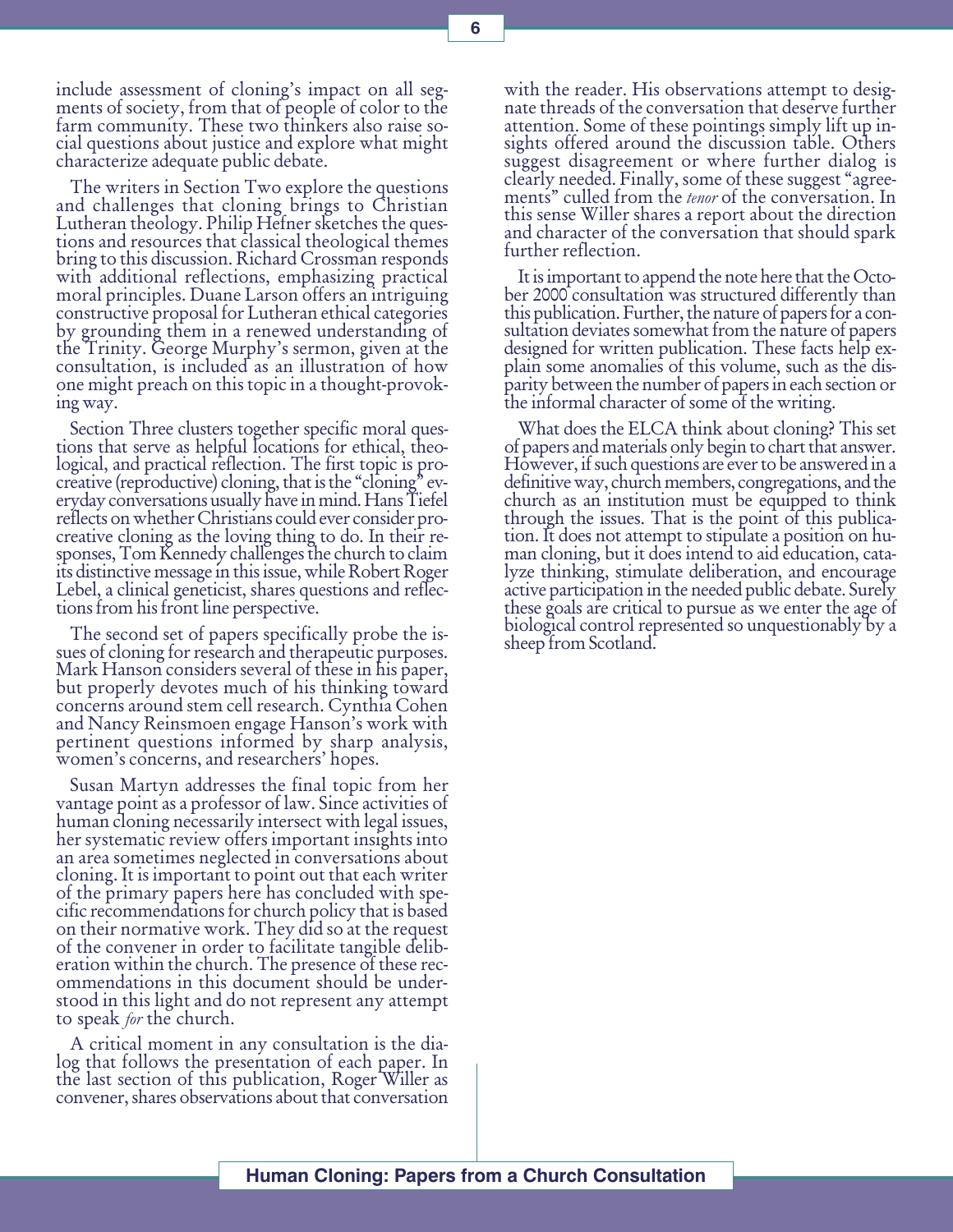include assessment of cloning's impact on all segments of society, from that of people of color to the farm community. These two thinkers also raise social questions about justice and explore what might characterize adequate public debate.

The writers in Section Two explore the questions and challenges that cloning brings to Christian Lutheran theology. Philip Hefner sketches the questions and resources that classical theological themes bring to this discussion. Richard Crossman responds with additional reflections, emphasizing practical moral principles. Duane Larson offers an intriguing constructive proposal for Lutheran ethical categories by grounding them in a renewed understanding of the Trinity. George Murphy's sermon, given at the consultation, is included as an illustration of how one might preach on this topic in a thought-provoking way.

Section Three clusters together specific moral questions that serve as helpful locations for ethical, theological, and practical reflection. The first topic is procreative (reproductive) cloning, that is the "cloning" everyday conversations usually have in mind. Hans Tiefel reflects on whether Christians could ever consider procreative cloning as the loving thing to do. In their responses, Tom Kennedy challenges the church to claim its distinctive message in this issue, while Robert Roger Lebel, a clinical geneticist, shares questions and reflections from his front line perspective.

The second set of papers specifically probe the issues of cloning for research and therapeutic purposes. Mark Hanson considers several of these in his paper, but properly devotes much of his thinking toward concerns around stem cell research. Cynthia Cohen and Nancy Reinsmoen engage Hanson's work with pertinent questions informed by sharp analysis, women's concerns, and researchers' hopes.

Susan Martyn addresses the final topic from her vantage point as a professor of law. Since activities of human cloning necessarily intersect with legal issues, her systematic review offers important insights into an area sometimes neglected in conversations about cloning. It is important to point out that each writer of the primary papers here has concluded with specific recommendations for church policy that is based on their normative work. They did so at the request of the convener in order to facilitate tangible deliberation within the church. The presence of these recommendations in this document should be understood in this light and do not represent any attempt to speak *for* the church.

A critical moment in any consultation is the dialog that follows the presentation of each paper. In the last section of this publication, Roger Willer as convener, shares observations about that conversation with the reader. His observations attempt to designate threads of the conversation that deserve further attention. Some of these pointings simply lift up insights offered around the discussion table. Others suggest disagreement or where further dialog is clearly needed. Finally, some of these suggest "agreements" culled from the *tenor* of the conversation. In this sense Willer shares a report about the direction and character of the conversation that should spark further reflection.

It is important to append the note here that the October 2000 consultation was structured differently than this publication. Further, the nature of papers for a consultation deviates somewhat from the nature of papers designed for written publication. These facts help explain some anomalies of this volume, such as the disparity between the number of papers in each section or the informal character of some of the writing.

What does the ELCA think about cloning? This set of papers and materials only begin to chart that answer. However, if such questions are ever to be answered in a definitive way, church members, congregations, and the church as an institution must be equipped to think through the issues. That is the point of this publication. It does not attempt to stipulate a position on human cloning, but it does intend to aid education, catalyze thinking, stimulate deliberation, and encourage active participation in the needed public debate. Surely these goals are critical to pursue as we enter the age of biological control represented so unquestionably by a sheep from Scotland.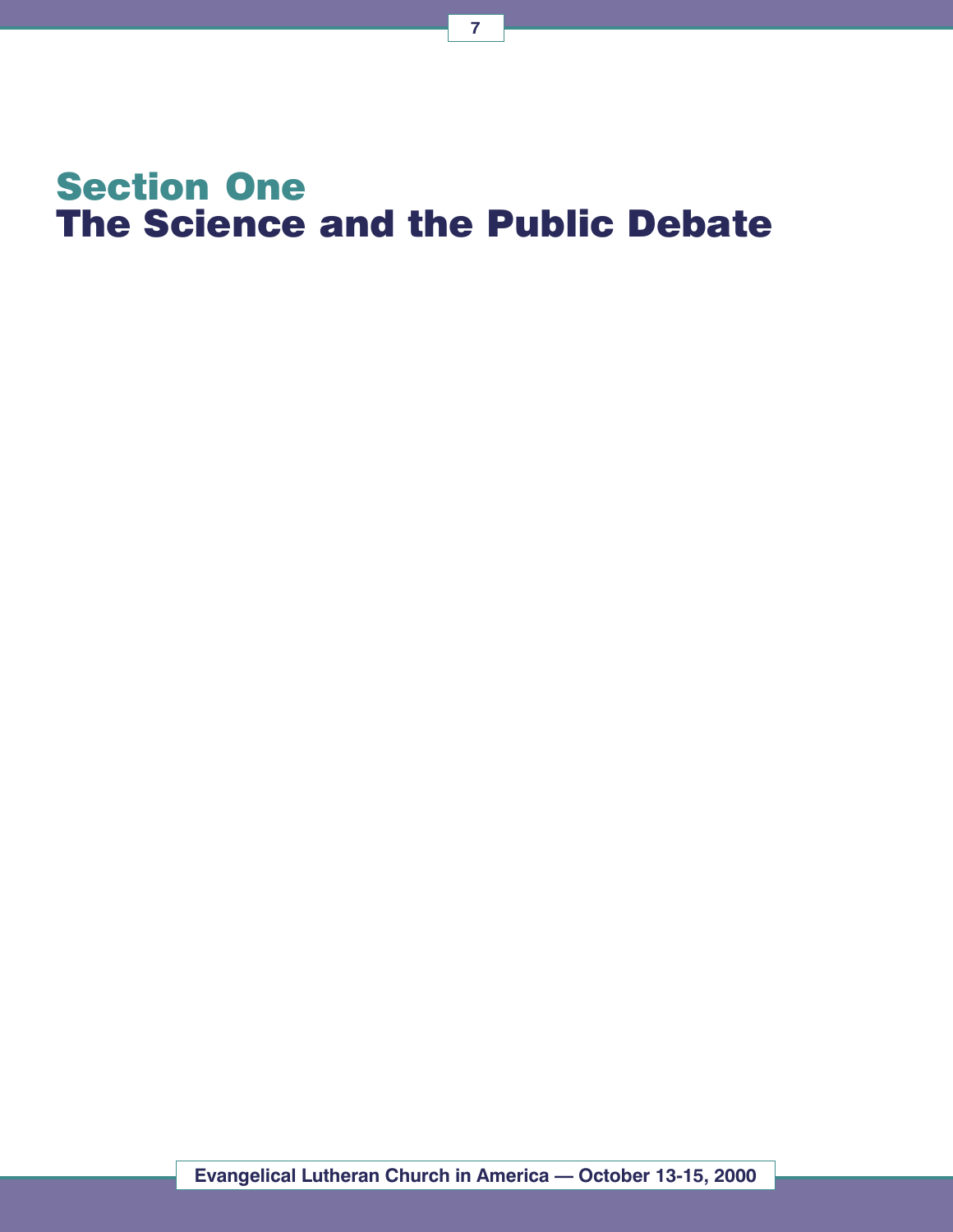# Section One
# The Science and the Public Debate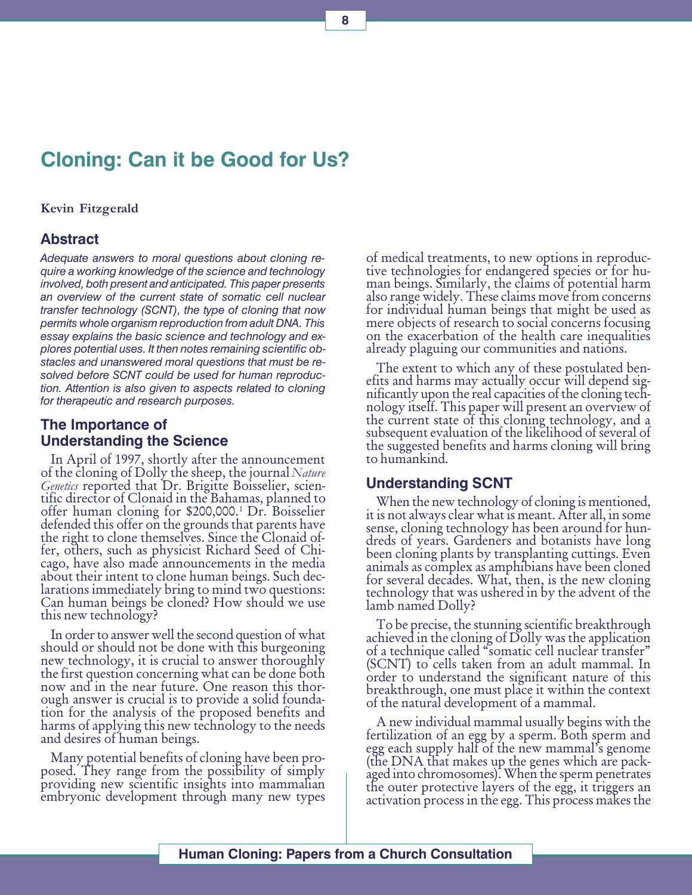# Cloning: Can it be Good for Us?

**Kevin Fitzgerald**

## Abstract

*Adequate answers to moral questions about cloning require a working knowledge of the science and technology involved, both present and anticipated. This paper presents an overview of the current state of somatic cell nuclear transfer technology (SCNT), the type of cloning that now permits whole organism reproduction from adult DNA. This essay explains the basic science and technology and explores potential uses. It then notes remaining scientific obstacles and unanswered moral questions that must be resolved before SCNT could be used for human reproduction. Attention is also given to aspects related to cloning for therapeutic and research purposes.*

## The Importance of Understanding the Science

In April of 1997, shortly after the announcement of the cloning of Dolly the sheep, the journal *Nature Genetics* reported that Dr. Brigitte Boisselier, scientific director of Clonaid in the Bahamas, planned to offer human cloning for $200,000.[1] Dr. Boisselier defended this offer on the grounds that parents have the right to clone themselves. Since the Clonaid offer, others, such as physicist Richard Seed of Chicago, have also made announcements in the media about their intent to clone human beings. Such declarations immediately bring to mind two questions: Can human beings be cloned? How should we use this new technology?

In order to answer well the second question of what should or should not be done with this burgeoning new technology, it is crucial to answer thoroughly the first question concerning what can be done both now and in the near future. One reason this thorough answer is crucial is to provide a solid foundation for the analysis of the proposed benefits and harms of applying this new technology to the needs and desires of human beings.

Many potential benefits of cloning have been proposed. They range from the possibility of simply providing new scientific insights into mammalian embryonic development through many new types of medical treatments, to new options in reproductive technologies for endangered species or for human beings. Similarly, the claims of potential harm also range widely. These claims move from concerns for individual human beings that might be used as mere objects of research to social concerns focusing on the exacerbation of the health care inequalities already plaguing our communities and nations.

The extent to which any of these postulated benefits and harms may actually occur will depend significantly upon the real capacities of the cloning technology itself. This paper will present an overview of the current state of this cloning technology, and a subsequent evaluation of the likelihood of several of the suggested benefits and harms cloning will bring to humankind.

## Understanding SCNT

When the new technology of cloning is mentioned, it is not always clear what is meant. After all, in some sense, cloning technology has been around for hundreds of years. Gardeners and botanists have long been cloning plants by transplanting cuttings. Even animals as complex as amphibians have been cloned for several decades. What, then, is the new cloning technology that was ushered in by the advent of the lamb named Dolly?

To be precise, the stunning scientific breakthrough achieved in the cloning of Dolly was the application of a technique called "somatic cell nuclear transfer" (SCNT) to cells taken from an adult mammal. In order to understand the significant nature of this breakthrough, one must place it within the context of the natural development of a mammal.

A new individual mammal usually begins with the fertilization of an egg by a sperm. Both sperm and egg each supply half of the new mammal's genome (the DNA that makes up the genes which are packaged into chromosomes). When the sperm penetrates the outer protective layers of the egg, it triggers an activation process in the egg. This process makes the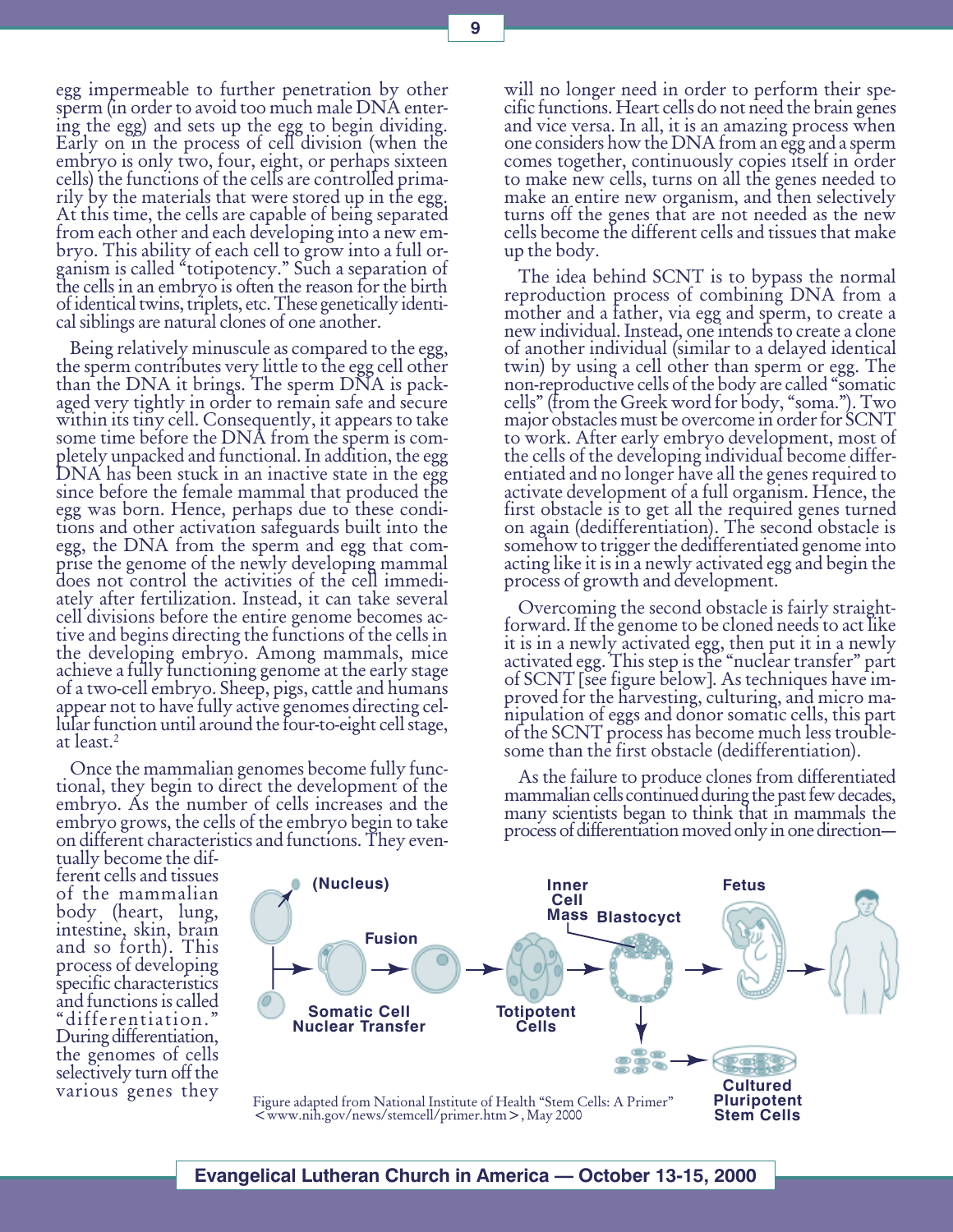egg impermeable to further penetration by other sperm (in order to avoid too much male DNA entering the egg) and sets up the egg to begin dividing. Early on in the process of cell division (when the embryo is only two, four, eight, or perhaps sixteen cells) the functions of the cells are controlled primarily by the materials that were stored up in the egg. At this time, the cells are capable of being separated from each other and each developing into a new embryo. This ability of each cell to grow into a full organism is called "totipotency." Such a separation of the cells in an embryo is often the reason for the birth of identical twins, triplets, etc. These genetically identical siblings are natural clones of one another.

Being relatively minuscule as compared to the egg, the sperm contributes very little to the egg cell other than the DNA it brings. The sperm DNA is packaged very tightly in order to remain safe and secure within its tiny cell. Consequently, it appears to take some time before the DNA from the sperm is completely unpacked and functional. In addition, the egg DNA has been stuck in an inactive state in the egg since before the female mammal that produced the egg was born. Hence, perhaps due to these conditions and other activation safeguards built into the egg, the DNA from the sperm and egg that comprise the genome of the newly developing mammal does not control the activities of the cell immediately after fertilization. Instead, it can take several cell divisions before the entire genome becomes active and begins directing the functions of the cells in the developing embryo. Among mammals, mice achieve a fully functioning genome at the early stage of a two-cell embryo. Sheep, pigs, cattle and humans appear not to have fully active genomes directing cellular function until around the four-to-eight cell stage, at least.[2]

Once the mammalian genomes become fully functional, they begin to direct the development of the embryo. As the number of cells increases and the embryo grows, the cells of the embryo begin to take on different characteristics and functions. They eventually become the different cells and tissues of the mammalian body (heart, lung, intestine, skin, brain and so forth). This process of developing specific characteristics and functions is called "differentiation." During differentiation, the genomes of cells selectively turn off the various genes they will no longer need in order to perform their specific functions. Heart cells do not need the brain genes and vice versa. In all, it is an amazing process when one considers how the DNA from an egg and a sperm comes together, continuously copies itself in order to make new cells, turns on all the genes needed to make an entire new organism, and then selectively turns off the genes that are not needed as the new cells become the different cells and tissues that make up the body.

The idea behind SCNT is to bypass the normal reproduction process of combining DNA from a mother and a father, via egg and sperm, to create a new individual. Instead, one intends to create a clone of another individual (similar to a delayed identical twin) by using a cell other than sperm or egg. The non-reproductive cells of the body are called "somatic cells" (from the Greek word for body, "soma."). Two major obstacles must be overcome in order for SCNT to work. After early embryo development, most of the cells of the developing individual become differentiated and no longer have all the genes required to activate development of a full organism. Hence, the first obstacle is to get all the required genes turned on again (dedifferentiation). The second obstacle is somehow to trigger the dedifferentiated genome into acting like it is in a newly activated egg and begin the process of growth and development.

Overcoming the second obstacle is fairly straightforward. If the genome to be cloned needs to act like it is in a newly activated egg, then put it in a newly activated egg. This step is the "nuclear transfer" part of SCNT [see figure below]. As techniques have improved for the harvesting, culturing, and micro manipulation of eggs and donor somatic cells, this part of the SCNT process has become much less troublesome than the first obstacle (dedifferentiation).

As the failure to produce clones from differentiated mammalian cells continued during the past few decades, many scientists began to think that in mammals the process of differentiation moved only in one direction—

Figure adapted from National Institute of Health "Stem Cells: A Primer" <www.nih.gov/news/stemcell/primer.htm>, May 2000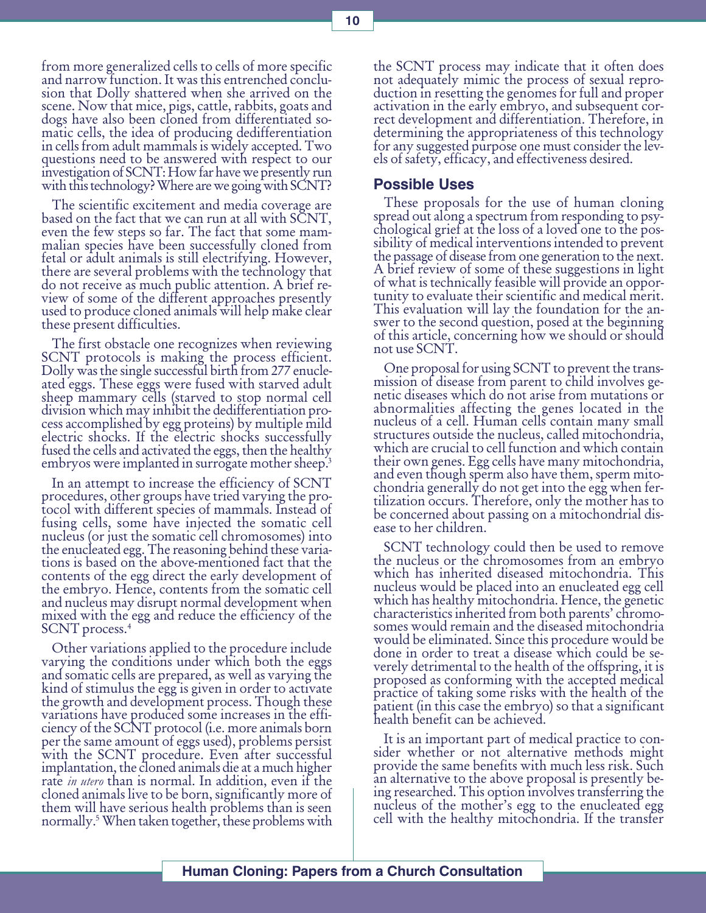from more generalized cells to cells of more specific and narrow function. It was this entrenched conclusion that Dolly shattered when she arrived on the scene. Now that mice, pigs, cattle, rabbits, goats and dogs have also been cloned from differentiated somatic cells, the idea of producing dedifferentiation in cells from adult mammals is widely accepted. Two questions need to be answered with respect to our investigation of SCNT: How far have we presently run with this technology? Where are we going with SCNT?

The scientific excitement and media coverage are based on the fact that we can run at all with SCNT, even the few steps so far. The fact that some mammalian species have been successfully cloned from fetal or adult animals is still electrifying. However, there are several problems with the technology that do not receive as much public attention. A brief review of some of the different approaches presently used to produce cloned animals will help make clear these present difficulties.

The first obstacle one recognizes when reviewing SCNT protocols is making the process efficient. Dolly was the single successful birth from 277 enucleated eggs. These eggs were fused with starved adult sheep mammary cells (starved to stop normal cell division which may inhibit the dedifferentiation process accomplished by egg proteins) by multiple mild electric shocks. If the electric shocks successfully fused the cells and activated the eggs, then the healthy embryos were implanted in surrogate mother sheep.[3]

In an attempt to increase the efficiency of SCNT procedures, other groups have tried varying the protocol with different species of mammals. Instead of fusing cells, some have injected the somatic cell nucleus (or just the somatic cell chromosomes) into the enucleated egg. The reasoning behind these variations is based on the above-mentioned fact that the contents of the egg direct the early development of the embryo. Hence, contents from the somatic cell and nucleus may disrupt normal development when mixed with the egg and reduce the efficiency of the SCNT process.[4]

Other variations applied to the procedure include varying the conditions under which both the eggs and somatic cells are prepared, as well as varying the kind of stimulus the egg is given in order to activate the growth and development process. Though these variations have produced some increases in the efficiency of the SCNT protocol (i.e. more animals born per the same amount of eggs used), problems persist with the SCNT procedure. Even after successful implantation, the cloned animals die at a much higher rate *in utero* than is normal. In addition, even if the cloned animals live to be born, significantly more of them will have serious health problems than is seen normally.[5] When taken together, these problems with the SCNT process may indicate that it often does not adequately mimic the process of sexual reproduction in resetting the genomes for full and proper activation in the early embryo, and subsequent correct development and differentiation. Therefore, in determining the appropriateness of this technology for any suggested purpose one must consider the levels of safety, efficacy, and effectiveness desired.

## Possible Uses

These proposals for the use of human cloning spread out along a spectrum from responding to psychological grief at the loss of a loved one to the possibility of medical interventions intended to prevent the passage of disease from one generation to the next. A brief review of some of these suggestions in light of what is technically feasible will provide an opportunity to evaluate their scientific and medical merit. This evaluation will lay the foundation for the answer to the second question, posed at the beginning of this article, concerning how we should or should not use SCNT.

One proposal for using SCNT to prevent the transmission of disease from parent to child involves genetic diseases which do not arise from mutations or abnormalities affecting the genes located in the nucleus of a cell. Human cells contain many small structures outside the nucleus, called mitochondria, which are crucial to cell function and which contain their own genes. Egg cells have many mitochondria, and even though sperm also have them, sperm mitochondria generally do not get into the egg when fertilization occurs. Therefore, only the mother has to be concerned about passing on a mitochondrial disease to her children.

SCNT technology could then be used to remove the nucleus or the chromosomes from an embryo which has inherited diseased mitochondria. This nucleus would be placed into an enucleated egg cell which has healthy mitochondria. Hence, the genetic characteristics inherited from both parents' chromosomes would remain and the diseased mitochondria would be eliminated. Since this procedure would be done in order to treat a disease which could be severely detrimental to the health of the offspring, it is proposed as conforming with the accepted medical practice of taking some risks with the health of the patient (in this case the embryo) so that a significant health benefit can be achieved.

It is an important part of medical practice to consider whether or not alternative methods might provide the same benefits with much less risk. Such an alternative to the above proposal is presently being researched. This option involves transferring the nucleus of the mother's egg to the enucleated egg cell with the healthy mitochondria. If the transfer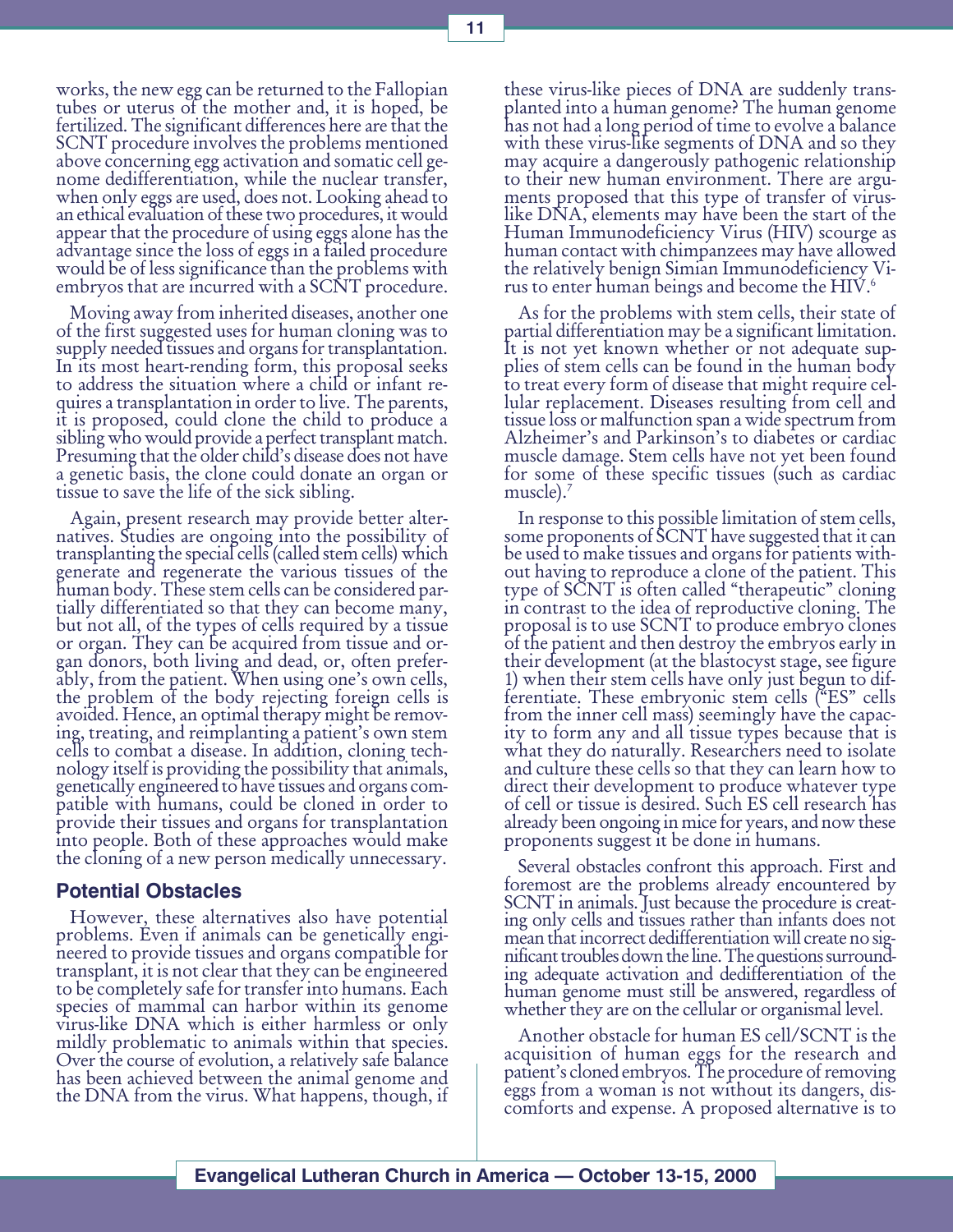works, the new egg can be returned to the Fallopian tubes or uterus of the mother and, it is hoped, be fertilized. The significant differences here are that the SCNT procedure involves the problems mentioned above concerning egg activation and somatic cell genome dedifferentiation, while the nuclear transfer, when only eggs are used, does not. Looking ahead to an ethical evaluation of these two procedures, it would appear that the procedure of using eggs alone has the advantage since the loss of eggs in a failed procedure would be of less significance than the problems with embryos that are incurred with a SCNT procedure.

Moving away from inherited diseases, another one of the first suggested uses for human cloning was to supply needed tissues and organs for transplantation. In its most heart-rending form, this proposal seeks to address the situation where a child or infant requires a transplantation in order to live. The parents, it is proposed, could clone the child to produce a sibling who would provide a perfect transplant match. Presuming that the older child's disease does not have a genetic basis, the clone could donate an organ or tissue to save the life of the sick sibling.

Again, present research may provide better alternatives. Studies are ongoing into the possibility of transplanting the special cells (called stem cells) which generate and regenerate the various tissues of the human body. These stem cells can be considered partially differentiated so that they can become many, but not all, of the types of cells required by a tissue or organ. They can be acquired from tissue and organ donors, both living and dead, or, often preferably, from the patient. When using one's own cells, the problem of the body rejecting foreign cells is avoided. Hence, an optimal therapy might be removing, treating, and reimplanting a patient's own stem cells to combat a disease. In addition, cloning technology itself is providing the possibility that animals, genetically engineered to have tissues and organs compatible with humans, could be cloned in order to provide their tissues and organs for transplantation into people. Both of these approaches would make the cloning of a new person medically unnecessary.

### Potential Obstacles

However, these alternatives also have potential problems. Even if animals can be genetically engineered to provide tissues and organs compatible for transplant, it is not clear that they can be engineered to be completely safe for transfer into humans. Each species of mammal can harbor within its genome virus-like DNA which is either harmless or only mildly problematic to animals within that species. Over the course of evolution, a relatively safe balance has been achieved between the animal genome and the DNA from the virus. What happens, though, if these virus-like pieces of DNA are suddenly transplanted into a human genome? The human genome has not had a long period of time to evolve a balance with these virus-like segments of DNA and so they may acquire a dangerously pathogenic relationship to their new human environment. There are arguments proposed that this type of transfer of virus-like DNA, elements may have been the start of the Human Immunodeficiency Virus (HIV) scourge as human contact with chimpanzees may have allowed the relatively benign Simian Immunodeficiency Virus to enter human beings and become the HIV.[6]

As for the problems with stem cells, their state of partial differentiation may be a significant limitation. It is not yet known whether or not adequate supplies of stem cells can be found in the human body to treat every form of disease that might require cellular replacement. Diseases resulting from cell and tissue loss or malfunction span a wide spectrum from Alzheimer's and Parkinson's to diabetes or cardiac muscle damage. Stem cells have not yet been found for some of these specific tissues (such as cardiac muscle).[7]

In response to this possible limitation of stem cells, some proponents of SCNT have suggested that it can be used to make tissues and organs for patients without having to reproduce a clone of the patient. This type of SCNT is often called "therapeutic" cloning in contrast to the idea of reproductive cloning. The proposal is to use SCNT to produce embryo clones of the patient and then destroy the embryos early in their development (at the blastocyst stage, see figure 1) when their stem cells have only just begun to differentiate. These embryonic stem cells ("ES" cells from the inner cell mass) seemingly have the capacity to form any and all tissue types because that is what they do naturally. Researchers need to isolate and culture these cells so that they can learn how to direct their development to produce whatever type of cell or tissue is desired. Such ES cell research has already been ongoing in mice for years, and now these proponents suggest it be done in humans.

Several obstacles confront this approach. First and foremost are the problems already encountered by SCNT in animals. Just because the procedure is creating only cells and tissues rather than infants does not mean that incorrect dedifferentiation will create no significant troubles down the line. The questions surrounding adequate activation and dedifferentiation of the human genome must still be answered, regardless of whether they are on the cellular or organismal level.

Another obstacle for human ES cell/SCNT is the acquisition of human eggs for the research and patient's cloned embryos. The procedure of removing eggs from a woman is not without its dangers, discomforts and expense. A proposed alternative is to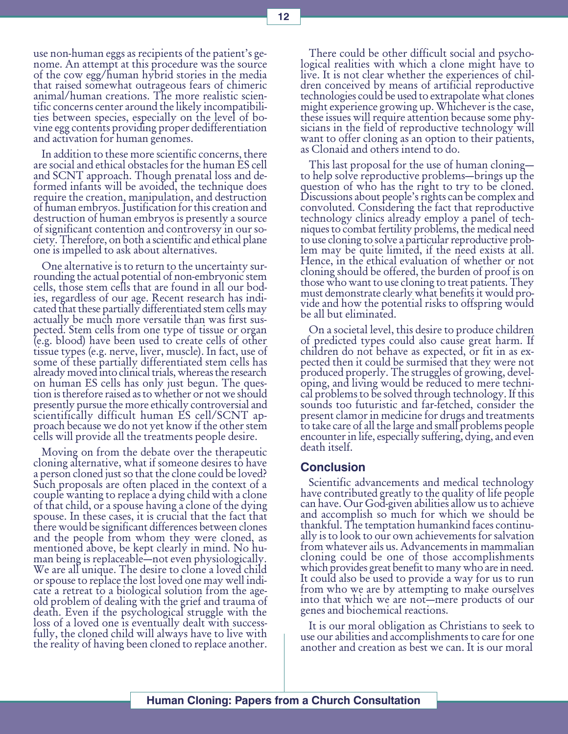use non-human eggs as recipients of the patient's genome. An attempt at this procedure was the source of the cow egg/human hybrid stories in the media that raised somewhat outrageous fears of chimeric animal/human creations. The more realistic scientific concerns center around the likely incompatibilities between species, especially on the level of bovine egg contents providing proper dedifferentiation and activation for human genomes.

In addition to these more scientific concerns, there are social and ethical obstacles for the human ES cell and SCNT approach. Though prenatal loss and deformed infants will be avoided, the technique does require the creation, manipulation, and destruction of human embryos. Justification for this creation and destruction of human embryos is presently a source of significant contention and controversy in our society. Therefore, on both a scientific and ethical plane one is impelled to ask about alternatives.

One alternative is to return to the uncertainty surrounding the actual potential of non-embryonic stem cells, those stem cells that are found in all our bodies, regardless of our age. Recent research has indicated that these partially differentiated stem cells may actually be much more versatile than was first suspected. Stem cells from one type of tissue or organ (e.g. blood) have been used to create cells of other tissue types (e.g. nerve, liver, muscle). In fact, use of some of these partially differentiated stem cells has already moved into clinical trials, whereas the research on human ES cells has only just begun. The question is therefore raised as to whether or not we should presently pursue the more ethically controversial and scientifically difficult human ES cell/SCNT approach because we do not yet know if the other stem cells will provide all the treatments people desire.

Moving on from the debate over the therapeutic cloning alternative, what if someone desires to have a person cloned just so that the clone could be loved? Such proposals are often placed in the context of a couple wanting to replace a dying child with a clone of that child, or a spouse having a clone of the dying spouse. In these cases, it is crucial that the fact that there would be significant differences between clones and the people from whom they were cloned, as mentioned above, be kept clearly in mind. No human being is replaceable—not even physiologically. We are all unique. The desire to clone a loved child or spouse to replace the lost loved one may well indicate a retreat to a biological solution from the age-old problem of dealing with the grief and trauma of death. Even if the psychological struggle with the loss of a loved one is eventually dealt with successfully, the cloned child will always have to live with the reality of having been cloned to replace another.

There could be other difficult social and psychological realities with which a clone might have to live. It is not clear whether the experiences of children conceived by means of artificial reproductive technologies could be used to extrapolate what clones might experience growing up. Whichever is the case, these issues will require attention because some physicians in the field of reproductive technology will want to offer cloning as an option to their patients, as Clonaid and others intend to do.

This last proposal for the use of human cloning—to help solve reproductive problems—brings up the question of who has the right to try to be cloned. Discussions about people's rights can be complex and convoluted. Considering the fact that reproductive technology clinics already employ a panel of techniques to combat fertility problems, the medical need to use cloning to solve a particular reproductive problem may be quite limited, if the need exists at all. Hence, in the ethical evaluation of whether or not cloning should be offered, the burden of proof is on those who want to use cloning to treat patients. They must demonstrate clearly what benefits it would provide and how the potential risks to offspring would be all but eliminated.

On a societal level, this desire to produce children of predicted types could also cause great harm. If children do not behave as expected, or fit in as expected then it could be surmised that they were not produced properly. The struggles of growing, developing, and living would be reduced to mere technical problems to be solved through technology. If this sounds too futuristic and far-fetched, consider the present clamor in medicine for drugs and treatments to take care of all the large and small problems people encounter in life, especially suffering, dying, and even death itself.

## Conclusion

Scientific advancements and medical technology have contributed greatly to the quality of life people can have. Our God-given abilities allow us to achieve and accomplish so much for which we should be thankful. The temptation humankind faces continually is to look to our own achievements for salvation from whatever ails us. Advancements in mammalian cloning could be one of those accomplishments which provides great benefit to many who are in need. It could also be used to provide a way for us to run from who we are by attempting to make ourselves into that which we are not—mere products of our genes and biochemical reactions.

It is our moral obligation as Christians to seek to use our abilities and accomplishments to care for one another and creation as best we can. It is our moral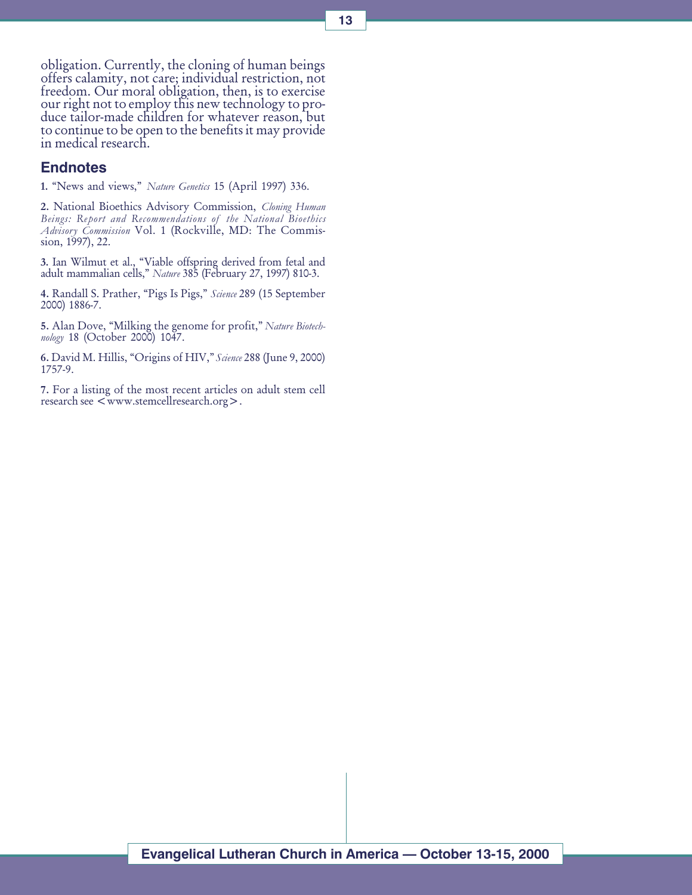obligation. Currently, the cloning of human beings offers calamity, not care; individual restriction, not freedom. Our moral obligation, then, is to exercise our right not to employ this new technology to produce tailor-made children for whatever reason, but to continue to be open to the benefits it may provide in medical research.

## Endnotes

1. "News and views," *Nature Genetics* 15 (April 1997) 336.

2. National Bioethics Advisory Commission, *Cloning Human Beings: Report and Recommendations of the National Bioethics Advisory Commission* Vol. 1 (Rockville, MD: The Commission, 1997), 22.

3. Ian Wilmut et al., "Viable offspring derived from fetal and adult mammalian cells," *Nature* 385 (February 27, 1997) 810-3.

4. Randall S. Prather, "Pigs Is Pigs," *Science* 289 (15 September 2000) 1886-7.

5. Alan Dove, "Milking the genome for profit," *Nature Biotechnology* 18 (October 2000) 1047.

6. David M. Hillis, "Origins of HIV," *Science* 288 (June 9, 2000) 1757-9.

7. For a listing of the most recent articles on adult stem cell research see <www.stemcellresearch.org>.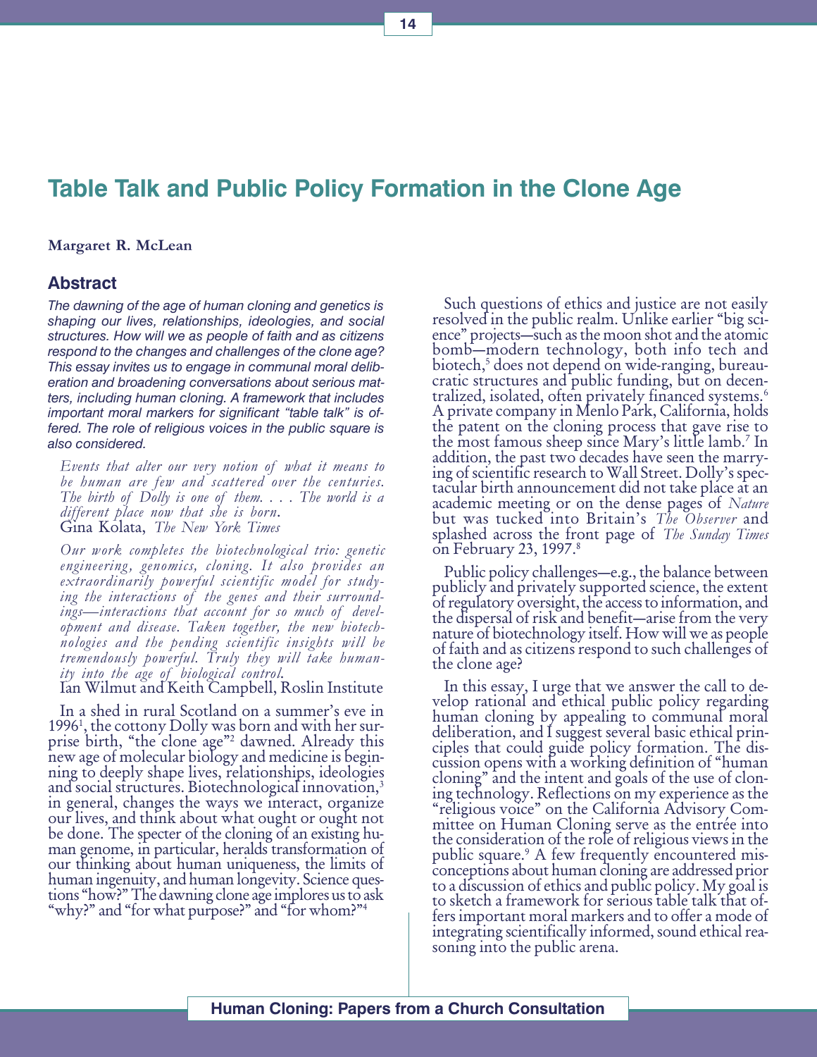# Table Talk and Public Policy Formation in the Clone Age

**Margaret R. McLean**

## Abstract

*The dawning of the age of human cloning and genetics is shaping our lives, relationships, ideologies, and social structures. How will we as people of faith and as citizens respond to the changes and challenges of the clone age? This essay invites us to engage in communal moral deliberation and broadening conversations about serious matters, including human cloning. A framework that includes important moral markers for significant "table talk" is offered. The role of religious voices in the public square is also considered.*

> *Events that alter our very notion of what it means to be human are few and scattered over the centuries. The birth of Dolly is one of them. . . . The world is a different place now that she is born.*
> Gina Kolata, *The New York Times*

> *Our work completes the biotechnological trio: genetic engineering, genomics, cloning. It also provides an extraordinarily powerful scientific model for studying the interactions of the genes and their surroundings—interactions that account for so much of development and disease. Taken together, the new biotechnologies and the pending scientific insights will be tremendously powerful. Truly they will take humanity into the age of biological control.*
> Ian Wilmut and Keith Campbell, Roslin Institute

In a shed in rural Scotland on a summer's eve in 1996[1], the cottony Dolly was born and with her surprise birth, "the clone age"[2] dawned. Already this new age of molecular biology and medicine is beginning to deeply shape lives, relationships, ideologies and social structures. Biotechnological innovation,[3] in general, changes the ways we interact, organize our lives, and think about what ought or ought not be done. The specter of the cloning of an existing human genome, in particular, heralds transformation of our thinking about human uniqueness, the limits of human ingenuity, and human longevity. Science questions "how?" The dawning clone age implores us to ask "why?" and "for what purpose?" and "for whom?"[4]

Such questions of ethics and justice are not easily resolved in the public realm. Unlike earlier "big science" projects—such as the moon shot and the atomic bomb—modern technology, both info tech and biotech,[5] does not depend on wide-ranging, bureaucratic structures and public funding, but on decentralized, isolated, often privately financed systems.[6] A private company in Menlo Park, California, holds the patent on the cloning process that gave rise to the most famous sheep since Mary's little lamb.[7] In addition, the past two decades have seen the marrying of scientific research to Wall Street. Dolly's spectacular birth announcement did not take place at an academic meeting or on the dense pages of *Nature* but was tucked into Britain's *The Observer* and splashed across the front page of *The Sunday Times* on February 23, 1997.[8]

Public policy challenges—e.g., the balance between publicly and privately supported science, the extent of regulatory oversight, the access to information, and the dispersal of risk and benefit—arise from the very nature of biotechnology itself. How will we as people of faith and as citizens respond to such challenges of the clone age?

In this essay, I urge that we answer the call to develop rational and ethical public policy regarding human cloning by appealing to communal moral deliberation, and I suggest several basic ethical principles that could guide policy formation. The discussion opens with a working definition of "human cloning" and the intent and goals of the use of cloning technology. Reflections on my experience as the "religious voice" on the California Advisory Committee on Human Cloning serve as the entrée into the consideration of the role of religious views in the public square.[9] A few frequently encountered misconceptions about human cloning are addressed prior to a discussion of ethics and public policy. My goal is to sketch a framework for serious table talk that offers important moral markers and to offer a mode of integrating scientifically informed, sound ethical reasoning into the public arena.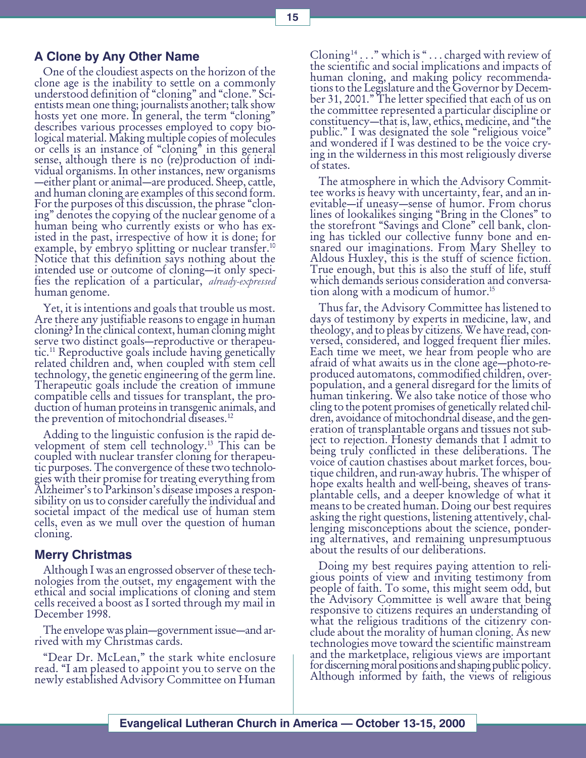## A Clone by Any Other Name

One of the cloudiest aspects on the horizon of the clone age is the inability to settle on a commonly understood definition of "cloning" and "clone." Scientists mean one thing; journalists another; talk show hosts yet one more. In general, the term "cloning" describes various processes employed to copy biological material. Making multiple copies of molecules or cells is an instance of "cloning" in this general sense, although there is no (re)production of individual organisms. In other instances, new organisms—either plant or animal—are produced. Sheep, cattle, and human cloning are examples of this second form. For the purposes of this discussion, the phrase "cloning" denotes the copying of the nuclear genome of a human being who currently exists or who has existed in the past, irrespective of how it is done; for example, by embryo splitting or nuclear transfer.[10] Notice that this definition says nothing about the intended use or outcome of cloning—it only specifies the replication of a particular, *already-expressed* human genome.

Yet, it is intentions and goals that trouble us most. Are there any justifiable reasons to engage in human cloning? In the clinical context, human cloning might serve two distinct goals—reproductive or therapeutic.[11] Reproductive goals include having genetically related children and, when coupled with stem cell technology, the genetic engineering of the germ line. Therapeutic goals include the creation of immune compatible cells and tissues for transplant, the production of human proteins in transgenic animals, and the prevention of mitochondrial diseases.[12]

Adding to the linguistic confusion is the rapid development of stem cell technology.[13] This can be coupled with nuclear transfer cloning for therapeutic purposes. The convergence of these two technologies with their promise for treating everything from Alzheimer's to Parkinson's disease imposes a responsibility on us to consider carefully the individual and societal impact of the medical use of human stem cells, even as we mull over the question of human cloning.

## Merry Christmas

Although I was an engrossed observer of these technologies from the outset, my engagement with the ethical and social implications of cloning and stem cells received a boost as I sorted through my mail in December 1998.

The envelope was plain—government issue—and arrived with my Christmas cards.

"Dear Dr. McLean," the stark white enclosure read. "I am pleased to appoint you to serve on the newly established Advisory Committee on Human Cloning[14] . . ." which is " . . . charged with review of the scientific and social implications and impacts of human cloning, and making policy recommendations to the Legislature and the Governor by December 31, 2001." The letter specified that each of us on the committee represented a particular discipline or constituency—that is, law, ethics, medicine, and "the public." I was designated the sole "religious voice" and wondered if I was destined to be the voice crying in the wilderness in this most religiously diverse of states.

The atmosphere in which the Advisory Committee works is heavy with uncertainty, fear, and an inevitable—if uneasy—sense of humor. From chorus lines of lookalikes singing "Bring in the Clones" to the storefront "Savings and Clone" cell bank, cloning has tickled our collective funny bone and ensnared our imaginations. From Mary Shelley to Aldous Huxley, this is the stuff of science fiction. True enough, but this is also the stuff of life, stuff which demands serious consideration and conversation along with a modicum of humor.[15]

Thus far, the Advisory Committee has listened to days of testimony by experts in medicine, law, and theology, and to pleas by citizens. We have read, conversed, considered, and logged frequent flier miles. Each time we meet, we hear from people who are afraid of what awaits us in the clone age—photo-reproduced automatons, commodified children, overpopulation, and a general disregard for the limits of human tinkering. We also take notice of those who cling to the potent promises of genetically related children, avoidance of mitochondrial disease, and the generation of transplantable organs and tissues not subject to rejection. Honesty demands that I admit to being truly conflicted in these deliberations. The voice of caution chastises about market forces, boutique children, and run-away hubris. The whisper of hope exalts health and well-being, sheaves of transplantable cells, and a deeper knowledge of what it means to be created human. Doing our best requires asking the right questions, listening attentively, challenging misconceptions about the science, pondering alternatives, and remaining unpresumptuous about the results of our deliberations.

Doing my best requires paying attention to religious points of view and inviting testimony from people of faith. To some, this might seem odd, but the Advisory Committee is well aware that being responsive to citizens requires an understanding of what the religious traditions of the citizenry conclude about the morality of human cloning. As new technologies move toward the scientific mainstream and the marketplace, religious views are important for discerning moral positions and shaping public policy. Although informed by faith, the views of religious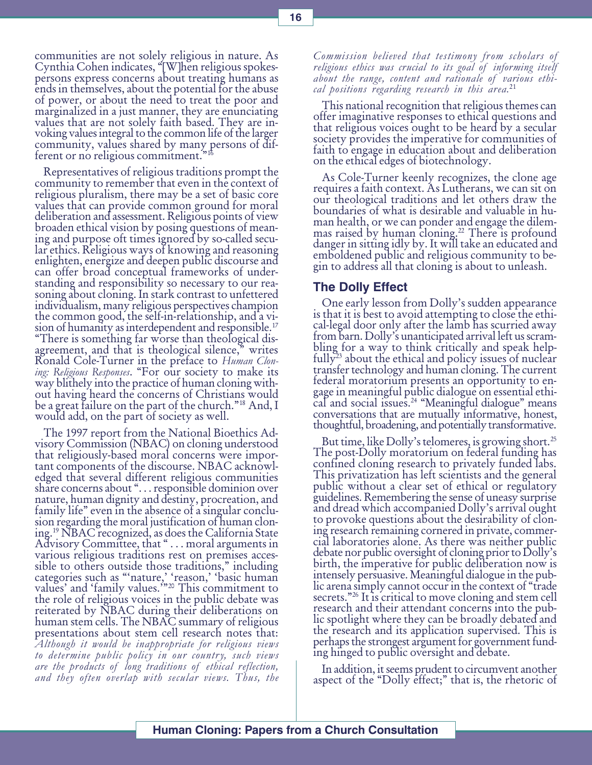communities are not solely religious in nature. As Cynthia Cohen indicates, "[W]hen religious spokespersons express concerns about treating humans as ends in themselves, about the potential for the abuse of power, or about the need to treat the poor and marginalized in a just manner, they are enunciating values that are not solely faith based. They are invoking values integral to the common life of the larger community, values shared by many persons of different or no religious commitment."[16]

Representatives of religious traditions prompt the community to remember that even in the context of religious pluralism, there may be a set of basic core values that can provide common ground for moral deliberation and assessment. Religious points of view broaden ethical vision by posing questions of meaning and purpose oft times ignored by so-called secular ethics. Religious ways of knowing and reasoning enlighten, energize and deepen public discourse and can offer broad conceptual frameworks of understanding and responsibility so necessary to our reasoning about cloning. In stark contrast to unfettered individualism, many religious perspectives champion the common good, the self-in-relationship, and a vision of humanity as interdependent and responsible.[17] "There is something far worse than theological disagreement, and that is theological silence," writes Ronald Cole-Turner in the preface to *Human Cloning: Religious Responses*. "For our society to make its way blithely into the practice of human cloning without having heard the concerns of Christians would be a great failure on the part of the church."[18] And, I would add, on the part of society as well.

The 1997 report from the National Bioethics Advisory Commission (NBAC) on cloning understood that religiously-based moral concerns were important components of the discourse. NBAC acknowledged that several different religious communities share concerns about ". . . responsible dominion over nature, human dignity and destiny, procreation, and family life" even in the absence of a singular conclusion regarding the moral justification of human cloning.[19] NBAC recognized, as does the California State Advisory Committee, that " . . . moral arguments in various religious traditions rest on premises accessible to others outside those traditions," including categories such as "'nature,' 'reason,' 'basic human values' and 'family values.'"[20] This commitment to the role of religious voices in the public debate was reiterated by NBAC during their deliberations on human stem cells. The NBAC summary of religious presentations about stem cell research notes that:

*Although it would be inappropriate for religious views to determine public policy in our country, such views are the products of long traditions of ethical reflection, and they often overlap with secular views. Thus, the Commission believed that testimony from scholars of religious ethics was crucial to its goal of informing itself about the range, content and rationale of various ethical positions regarding research in this area.*[21]

This national recognition that religious themes can offer imaginative responses to ethical questions and that religious voices ought to be heard by a secular society provides the imperative for communities of faith to engage in education about and deliberation on the ethical edges of biotechnology.

As Cole-Turner keenly recognizes, the clone age requires a faith context. As Lutherans, we can sit on our theological traditions and let others draw the boundaries of what is desirable and valuable in human health, or we can ponder and engage the dilemmas raised by human cloning.[22] There is profound danger in sitting idly by. It will take an educated and emboldened public and religious community to begin to address all that cloning is about to unleash.

## The Dolly Effect

One early lesson from Dolly's sudden appearance is that it is best to avoid attempting to close the ethical-legal door only after the lamb has scurried away from barn. Dolly's unanticipated arrival left us scrambling for a way to think critically and speak helpfully[23] about the ethical and policy issues of nuclear transfer technology and human cloning. The current federal moratorium presents an opportunity to engage in meaningful public dialogue on essential ethical and social issues.[24] "Meaningful dialogue" means conversations that are mutually informative, honest, thoughtful, broadening, and potentially transformative.

But time, like Dolly's telomeres, is growing short.[25] The post-Dolly moratorium on federal funding has confined cloning research to privately funded labs. This privatization has left scientists and the general public without a clear set of ethical or regulatory guidelines. Remembering the sense of uneasy surprise and dread which accompanied Dolly's arrival ought to provoke questions about the desirability of cloning research remaining cornered in private, commercial laboratories alone. As there was neither public debate nor public oversight of cloning prior to Dolly's birth, the imperative for public deliberation now is intensely persuasive. Meaningful dialogue in the public arena simply cannot occur in the context of "trade secrets."[26] It is critical to move cloning and stem cell research and their attendant concerns into the public spotlight where they can be broadly debated and the research and its application supervised. This is perhaps the strongest argument for government funding hinged to public oversight and debate.

In addition, it seems prudent to circumvent another aspect of the "Dolly effect;" that is, the rhetoric of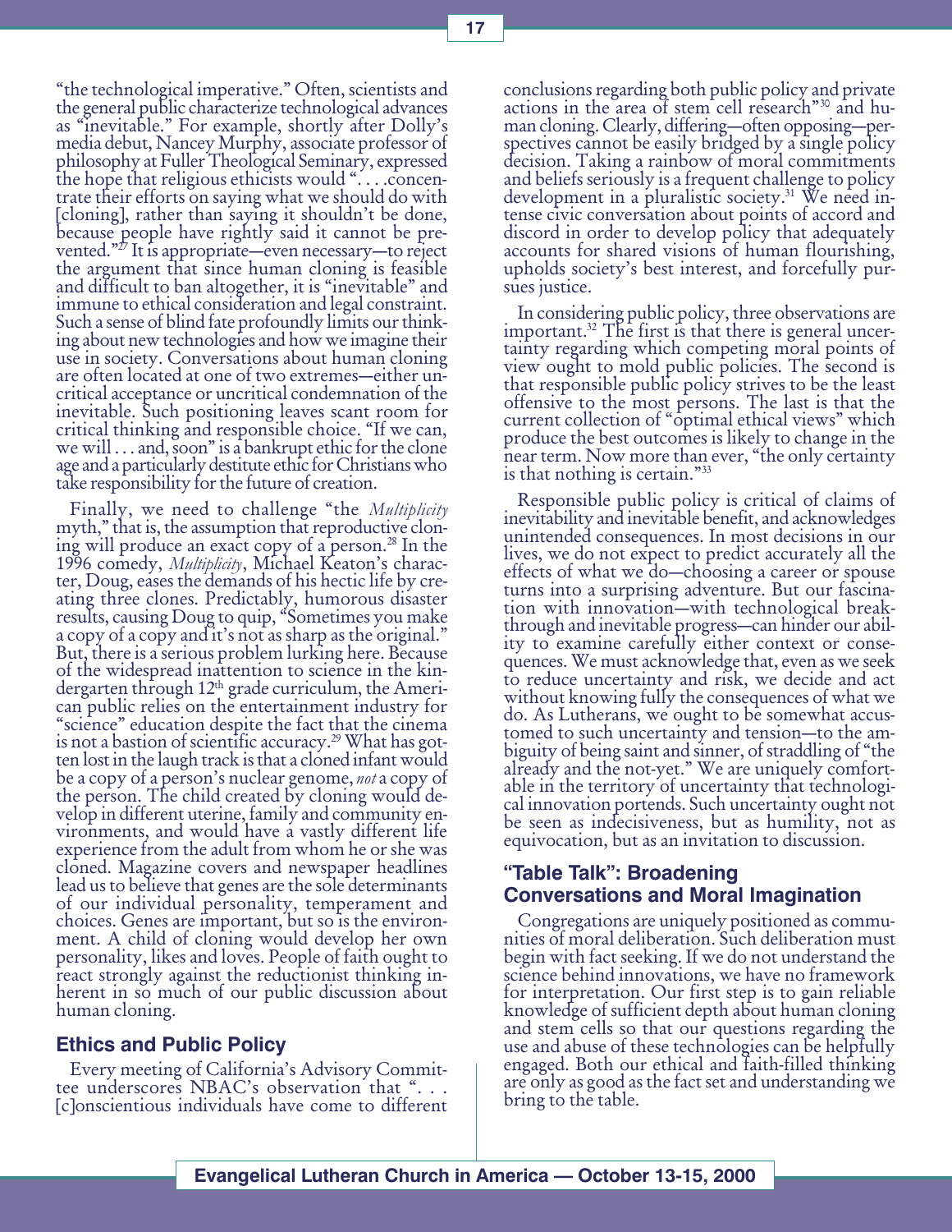"the technological imperative." Often, scientists and the general public characterize technological advances as "inevitable." For example, shortly after Dolly's media debut, Nancey Murphy, associate professor of philosophy at Fuller Theological Seminary, expressed the hope that religious ethicists would ". . . .concentrate their efforts on saying what we should do with [cloning], rather than saying it shouldn't be done, because people have rightly said it cannot be prevented."[27] It is appropriate—even necessary—to reject the argument that since human cloning is feasible and difficult to ban altogether, it is "inevitable" and immune to ethical consideration and legal constraint. Such a sense of blind fate profoundly limits our thinking about new technologies and how we imagine their use in society. Conversations about human cloning are often located at one of two extremes—either uncritical acceptance or uncritical condemnation of the inevitable. Such positioning leaves scant room for critical thinking and responsible choice. "If we can, we will . . . and, soon" is a bankrupt ethic for the clone age and a particularly destitute ethic for Christians who take responsibility for the future of creation.

Finally, we need to challenge "the *Multiplicity* myth," that is, the assumption that reproductive cloning will produce an exact copy of a person.[28] In the 1996 comedy, *Multiplicity*, Michael Keaton's character, Doug, eases the demands of his hectic life by creating three clones. Predictably, humorous disaster results, causing Doug to quip, "Sometimes you make a copy of a copy and it's not as sharp as the original." But, there is a serious problem lurking here. Because of the widespread inattention to science in the kindergarten through 12th grade curriculum, the American public relies on the entertainment industry for "science" education despite the fact that the cinema is not a bastion of scientific accuracy.[29] What has gotten lost in the laugh track is that a cloned infant would be a copy of a person's nuclear genome, *not* a copy of the person. The child created by cloning would develop in different uterine, family and community environments, and would have a vastly different life experience from the adult from whom he or she was cloned. Magazine covers and newspaper headlines lead us to believe that genes are the sole determinants of our individual personality, temperament and choices. Genes are important, but so is the environment. A child of cloning would develop her own personality, likes and loves. People of faith ought to react strongly against the reductionist thinking inherent in so much of our public discussion about human cloning.

### Ethics and Public Policy

Every meeting of California's Advisory Committee underscores NBAC's observation that ". . . [c]onscientious individuals have come to different conclusions regarding both public policy and private actions in the area of stem cell research"[30] and human cloning. Clearly, differing—often opposing—perspectives cannot be easily bridged by a single policy decision. Taking a rainbow of moral commitments and beliefs seriously is a frequent challenge to policy development in a pluralistic society.[31] We need intense civic conversation about points of accord and discord in order to develop policy that adequately accounts for shared visions of human flourishing, upholds society's best interest, and forcefully pursues justice.

In considering public policy, three observations are important.[32] The first is that there is general uncertainty regarding which competing moral points of view ought to mold public policies. The second is that responsible public policy strives to be the least offensive to the most persons. The last is that the current collection of "optimal ethical views" which produce the best outcomes is likely to change in the near term. Now more than ever, "the only certainty is that nothing is certain."[33]

Responsible public policy is critical of claims of inevitability and inevitable benefit, and acknowledges unintended consequences. In most decisions in our lives, we do not expect to predict accurately all the effects of what we do—choosing a career or spouse turns into a surprising adventure. But our fascination with innovation—with technological breakthrough and inevitable progress—can hinder our ability to examine carefully either context or consequences. We must acknowledge that, even as we seek to reduce uncertainty and risk, we decide and act without knowing fully the consequences of what we do. As Lutherans, we ought to be somewhat accustomed to such uncertainty and tension—to the ambiguity of being saint and sinner, of straddling of "the already and the not-yet." We are uniquely comfortable in the territory of uncertainty that technological innovation portends. Such uncertainty ought not be seen as indecisiveness, but as humility, not as equivocation, but as an invitation to discussion.

### "Table Talk": Broadening Conversations and Moral Imagination

Congregations are uniquely positioned as communities of moral deliberation. Such deliberation must begin with fact seeking. If we do not understand the science behind innovations, we have no framework for interpretation. Our first step is to gain reliable knowledge of sufficient depth about human cloning and stem cells so that our questions regarding the use and abuse of these technologies can be helpfully engaged. Both our ethical and faith-filled thinking are only as good as the fact set and understanding we bring to the table.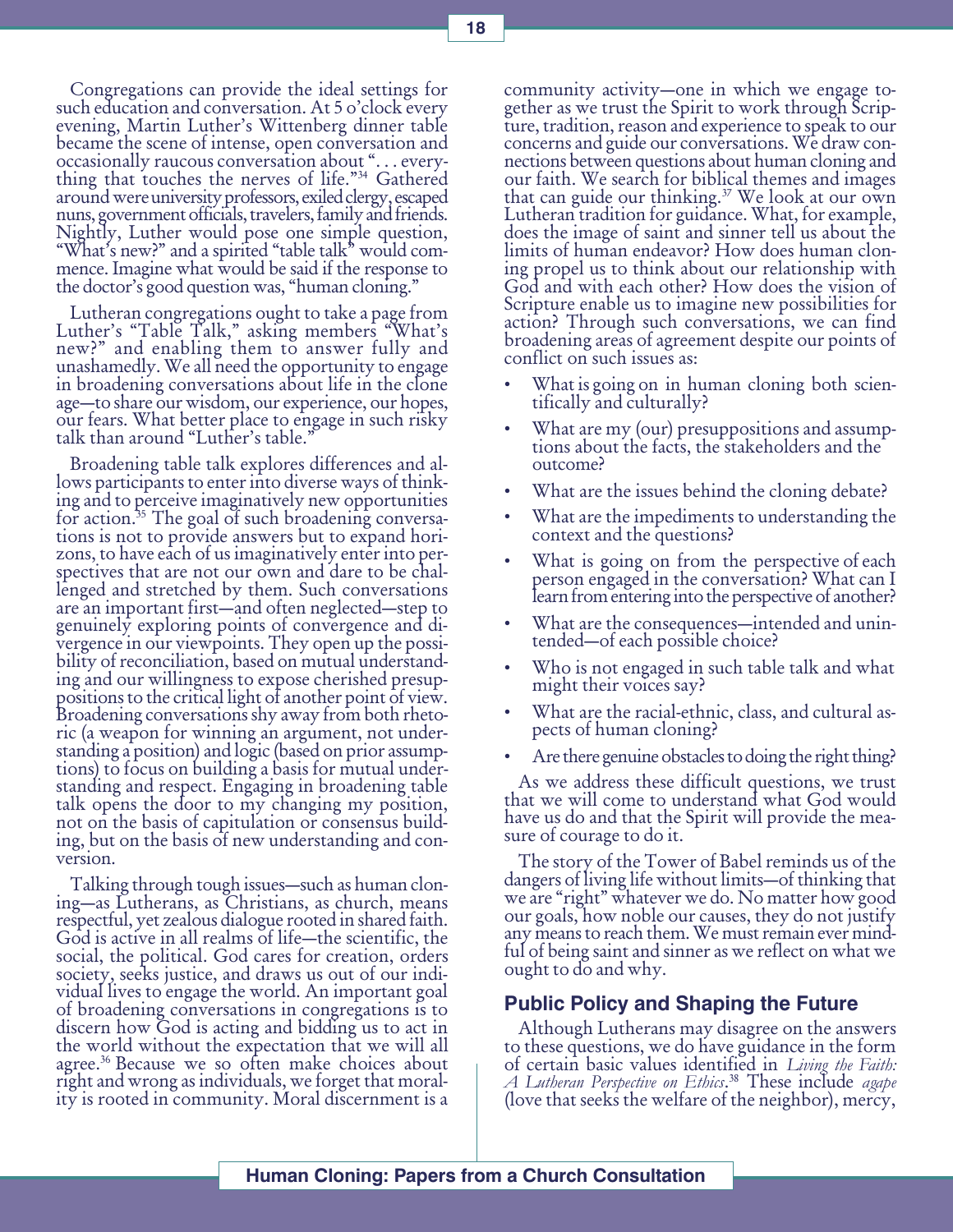Congregations can provide the ideal settings for such education and conversation. At 5 o'clock every evening, Martin Luther's Wittenberg dinner table became the scene of intense, open conversation and occasionally raucous conversation about ". . . everything that touches the nerves of life."[34] Gathered around were university professors, exiled clergy, escaped nuns, government officials, travelers, family and friends. Nightly, Luther would pose one simple question, "What's new?" and a spirited "table talk" would commence. Imagine what would be said if the response to the doctor's good question was, "human cloning."

Lutheran congregations ought to take a page from Luther's "Table Talk," asking members "What's new?" and enabling them to answer fully and unashamedly. We all need the opportunity to engage in broadening conversations about life in the clone age—to share our wisdom, our experience, our hopes, our fears. What better place to engage in such risky talk than around "Luther's table."

Broadening table talk explores differences and allows participants to enter into diverse ways of thinking and to perceive imaginatively new opportunities for action.[35] The goal of such broadening conversations is not to provide answers but to expand horizons, to have each of us imaginatively enter into perspectives that are not our own and dare to be challenged and stretched by them. Such conversations are an important first—and often neglected—step to genuinely exploring points of convergence and divergence in our viewpoints. They open up the possibility of reconciliation, based on mutual understanding and our willingness to expose cherished presuppositions to the critical light of another point of view. Broadening conversations shy away from both rhetoric (a weapon for winning an argument, not understanding a position) and logic (based on prior assumptions) to focus on building a basis for mutual understanding and respect. Engaging in broadening table talk opens the door to my changing my position, not on the basis of capitulation or consensus building, but on the basis of new understanding and conversion.

Talking through tough issues—such as human cloning—as Lutherans, as Christians, as church, means respectful, yet zealous dialogue rooted in shared faith. God is active in all realms of life—the scientific, the social, the political. God cares for creation, orders society, seeks justice, and draws us out of our individual lives to engage the world. An important goal of broadening conversations in congregations is to discern how God is acting and bidding us to act in the world without the expectation that we will all agree.[36] Because we so often make choices about right and wrong as individuals, we forget that morality is rooted in community. Moral discernment is a community activity—one in which we engage together as we trust the Spirit to work through Scripture, tradition, reason and experience to speak to our concerns and guide our conversations. We draw connections between questions about human cloning and our faith. We search for biblical themes and images that can guide our thinking.[37] We look at our own Lutheran tradition for guidance. What, for example, does the image of saint and sinner tell us about the limits of human endeavor? How does human cloning propel us to think about our relationship with God and with each other? How does the vision of Scripture enable us to imagine new possibilities for action? Through such conversations, we can find broadening areas of agreement despite our points of conflict on such issues as:

- What is going on in human cloning both scientifically and culturally?
- What are my (our) presuppositions and assumptions about the facts, the stakeholders and the outcome?
- What are the issues behind the cloning debate?
- What are the impediments to understanding the context and the questions?
- What is going on from the perspective of each person engaged in the conversation? What can I learn from entering into the perspective of another?
- What are the consequences—intended and unintended—of each possible choice?
- Who is not engaged in such table talk and what might their voices say?
- What are the racial-ethnic, class, and cultural aspects of human cloning?
- Are there genuine obstacles to doing the right thing?

As we address these difficult questions, we trust that we will come to understand what God would have us do and that the Spirit will provide the measure of courage to do it.

The story of the Tower of Babel reminds us of the dangers of living life without limits—of thinking that we are "right" whatever we do. No matter how good our goals, how noble our causes, they do not justify any means to reach them. We must remain ever mindful of being saint and sinner as we reflect on what we ought to do and why.

## Public Policy and Shaping the Future

Although Lutherans may disagree on the answers to these questions, we do have guidance in the form of certain basic values identified in *Living the Faith: A Lutheran Perspective on Ethics*.[38] These include *agape* (love that seeks the welfare of the neighbor), mercy,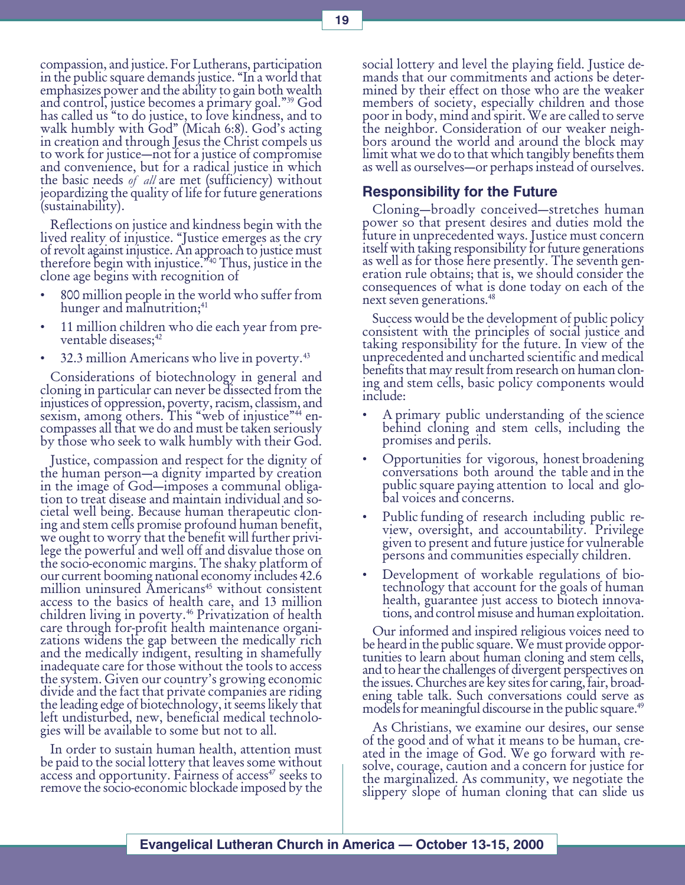compassion, and justice. For Lutherans, participation in the public square demands justice. "In a world that emphasizes power and the ability to gain both wealth and control, justice becomes a primary goal."[39] God has called us "to do justice, to love kindness, and to walk humbly with God" (Micah 6:8). God's acting in creation and through Jesus the Christ compels us to work for justice—not for a justice of compromise and convenience, but for a radical justice in which the basic needs *of all* are met (sufficiency) without jeopardizing the quality of life for future generations (sustainability).

Reflections on justice and kindness begin with the lived reality of injustice. "Justice emerges as the cry of revolt against injustice. An approach to justice must therefore begin with injustice."[40] Thus, justice in the clone age begins with recognition of

- 800 million people in the world who suffer from hunger and malnutrition;[41]
- 11 million children who die each year from preventable diseases;[42]
- 32.3 million Americans who live in poverty.[43]

Considerations of biotechnology in general and cloning in particular can never be dissected from the injustices of oppression, poverty, racism, classism, and sexism, among others. This "web of injustice"[44] encompasses all that we do and must be taken seriously by those who seek to walk humbly with their God.

Justice, compassion and respect for the dignity of the human person—a dignity imparted by creation in the image of God—imposes a communal obligation to treat disease and maintain individual and societal well being. Because human therapeutic cloning and stem cells promise profound human benefit, we ought to worry that the benefit will further privilege the powerful and well off and disvalue those on the socio-economic margins. The shaky platform of our current booming national economy includes 42.6 million uninsured Americans[45] without consistent access to the basics of health care, and 13 million children living in poverty.[46] Privatization of health care through for-profit health maintenance organizations widens the gap between the medically rich and the medically indigent, resulting in shamefully inadequate care for those without the tools to access the system. Given our country's growing economic divide and the fact that private companies are riding the leading edge of biotechnology, it seems likely that left undisturbed, new, beneficial medical technologies will be available to some but not to all.

In order to sustain human health, attention must be paid to the social lottery that leaves some without access and opportunity. Fairness of access[47] seeks to remove the socio-economic blockade imposed by the social lottery and level the playing field. Justice demands that our commitments and actions be determined by their effect on those who are the weaker members of society, especially children and those poor in body, mind and spirit. We are called to serve the neighbor. Consideration of our weaker neighbors around the world and around the block may limit what we do to that which tangibly benefits them as well as ourselves—or perhaps instead of ourselves.

## Responsibility for the Future

Cloning—broadly conceived—stretches human power so that present desires and duties mold the future in unprecedented ways. Justice must concern itself with taking responsibility for future generations as well as for those here presently. The seventh generation rule obtains; that is, we should consider the consequences of what is done today on each of the next seven generations.[48]

Success would be the development of public policy consistent with the principles of social justice and taking responsibility for the future. In view of the unprecedented and uncharted scientific and medical benefits that may result from research on human cloning and stem cells, basic policy components would include:

- A primary public understanding of the science behind cloning and stem cells, including the promises and perils.
- Opportunities for vigorous, honest broadening conversations both around the table and in the public square paying attention to local and global voices and concerns.
- Public funding of research including public review, oversight, and accountability. Privilege given to present and future justice for vulnerable persons and communities especially children.
- Development of workable regulations of biotechnology that account for the goals of human health, guarantee just access to biotech innovations, and control misuse and human exploitation.

Our informed and inspired religious voices need to be heard in the public square. We must provide opportunities to learn about human cloning and stem cells, and to hear the challenges of divergent perspectives on the issues. Churches are key sites for caring, fair, broadening table talk. Such conversations could serve as models for meaningful discourse in the public square.[49]

As Christians, we examine our desires, our sense of the good and of what it means to be human, created in the image of God. We go forward with resolve, courage, caution and a concern for justice for the marginalized. As community, we negotiate the slippery slope of human cloning that can slide us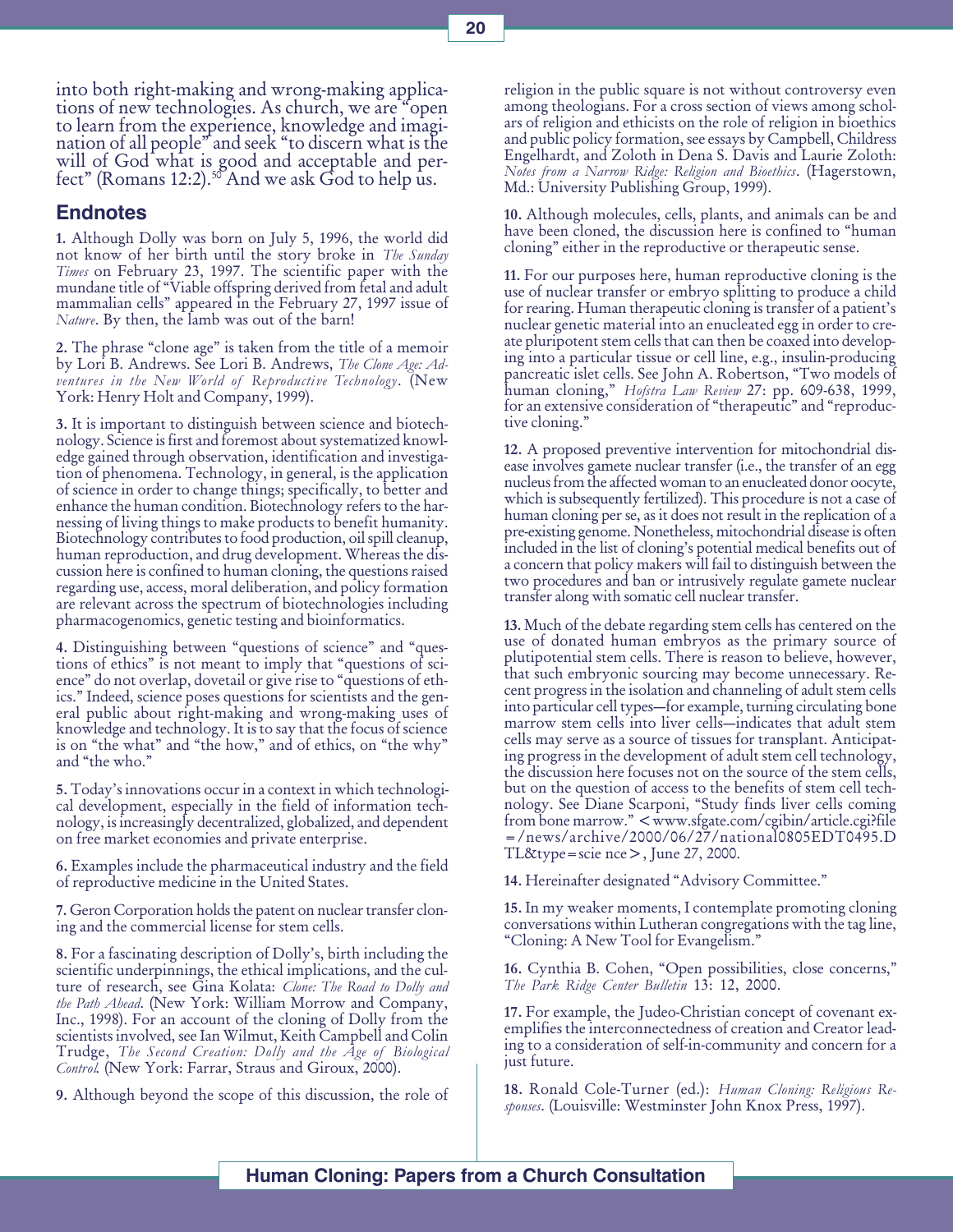into both right-making and wrong-making applications of new technologies. As church, we are "open to learn from the experience, knowledge and imagination of all people" and seek "to discern what is the will of God what is good and acceptable and perfect" (Romans 12:2).[50] And we ask God to help us.

## Endnotes

**1.** Although Dolly was born on July 5, 1996, the world did not know of her birth until the story broke in *The Sunday Times* on February 23, 1997. The scientific paper with the mundane title of "Viable offspring derived from fetal and adult mammalian cells" appeared in the February 27, 1997 issue of *Nature*. By then, the lamb was out of the barn!

**2.** The phrase "clone age" is taken from the title of a memoir by Lori B. Andrews. See Lori B. Andrews, *The Clone Age: Adventures in the New World of Reproductive Technology*. (New York: Henry Holt and Company, 1999).

**3.** It is important to distinguish between science and biotechnology. Science is first and foremost about systematized knowledge gained through observation, identification and investigation of phenomena. Technology, in general, is the application of science in order to change things; specifically, to better and enhance the human condition. Biotechnology refers to the harnessing of living things to make products to benefit humanity. Biotechnology contributes to food production, oil spill cleanup, human reproduction, and drug development. Whereas the discussion here is confined to human cloning, the questions raised regarding use, access, moral deliberation, and policy formation are relevant across the spectrum of biotechnologies including pharmacogenomics, genetic testing and bioinformatics.

**4.** Distinguishing between "questions of science" and "questions of ethics" is not meant to imply that "questions of science" do not overlap, dovetail or give rise to "questions of ethics." Indeed, science poses questions for scientists and the general public about right-making and wrong-making uses of knowledge and technology. It is to say that the focus of science is on "the what" and "the how," and of ethics, on "the why" and "the who."

**5.** Today's innovations occur in a context in which technological development, especially in the field of information technology, is increasingly decentralized, globalized, and dependent on free market economies and private enterprise.

**6.** Examples include the pharmaceutical industry and the field of reproductive medicine in the United States.

**7.** Geron Corporation holds the patent on nuclear transfer cloning and the commercial license for stem cells.

**8.** For a fascinating description of Dolly's, birth including the scientific underpinnings, the ethical implications, and the culture of research, see Gina Kolata: *Clone: The Road to Dolly and the Path Ahead*. (New York: William Morrow and Company, Inc., 1998). For an account of the cloning of Dolly from the scientists involved, see Ian Wilmut, Keith Campbell and Colin Trudge, *The Second Creation: Dolly and the Age of Biological Control.* (New York: Farrar, Straus and Giroux, 2000).

**9.** Although beyond the scope of this discussion, the role of religion in the public square is not without controversy even among theologians. For a cross section of views among scholars of religion and ethicists on the role of religion in bioethics and public policy formation, see essays by Campbell, Childress Engelhardt, and Zoloth in Dena S. Davis and Laurie Zoloth: *Notes from a Narrow Ridge: Religion and Bioethics*. (Hagerstown, Md.: University Publishing Group, 1999).

**10.** Although molecules, cells, plants, and animals can be and have been cloned, the discussion here is confined to "human cloning" either in the reproductive or therapeutic sense.

**11.** For our purposes here, human reproductive cloning is the use of nuclear transfer or embryo splitting to produce a child for rearing. Human therapeutic cloning is transfer of a patient's nuclear genetic material into an enucleated egg in order to create pluripotent stem cells that can then be coaxed into developing into a particular tissue or cell line, e.g., insulin-producing pancreatic islet cells. See John A. Robertson, "Two models of human cloning," *Hofstra Law Review* 27: pp. 609-638, 1999, for an extensive consideration of "therapeutic" and "reproductive cloning."

**12.** A proposed preventive intervention for mitochondrial disease involves gamete nuclear transfer (i.e., the transfer of an egg nucleus from the affected woman to an enucleated donor oocyte, which is subsequently fertilized). This procedure is not a case of human cloning per se, as it does not result in the replication of a pre-existing genome. Nonetheless, mitochondrial disease is often included in the list of cloning's potential medical benefits out of a concern that policy makers will fail to distinguish between the two procedures and ban or intrusively regulate gamete nuclear transfer along with somatic cell nuclear transfer.

**13.** Much of the debate regarding stem cells has centered on the use of donated human embryos as the primary source of plutipotential stem cells. There is reason to believe, however, that such embryonic sourcing may become unnecessary. Recent progress in the isolation and channeling of adult stem cells into particular cell types—for example, turning circulating bone marrow stem cells into liver cells—indicates that adult stem cells may serve as a source of tissues for transplant. Anticipating progress in the development of adult stem cell technology, the discussion here focuses not on the source of the stem cells, but on the question of access to the benefits of stem cell technology. See Diane Scarponi, "Study finds liver cells coming from bone marrow." <www.sfgate.com/cgibin/article.cgi?file=/news/archive/2000/06/27/national0805EDT0495.DTL&type=scie nce>, June 27, 2000.

**14.** Hereinafter designated "Advisory Committee."

**15.** In my weaker moments, I contemplate promoting cloning conversations within Lutheran congregations with the tag line, "Cloning: A New Tool for Evangelism."

**16.** Cynthia B. Cohen, "Open possibilities, close concerns," *The Park Ridge Center Bulletin* 13: 12, 2000.

**17.** For example, the Judeo-Christian concept of covenant exemplifies the interconnectedness of creation and Creator leading to a consideration of self-in-community and concern for a just future.

**18.** Ronald Cole-Turner (ed.): *Human Cloning: Religious Responses*. (Louisville: Westminster John Knox Press, 1997).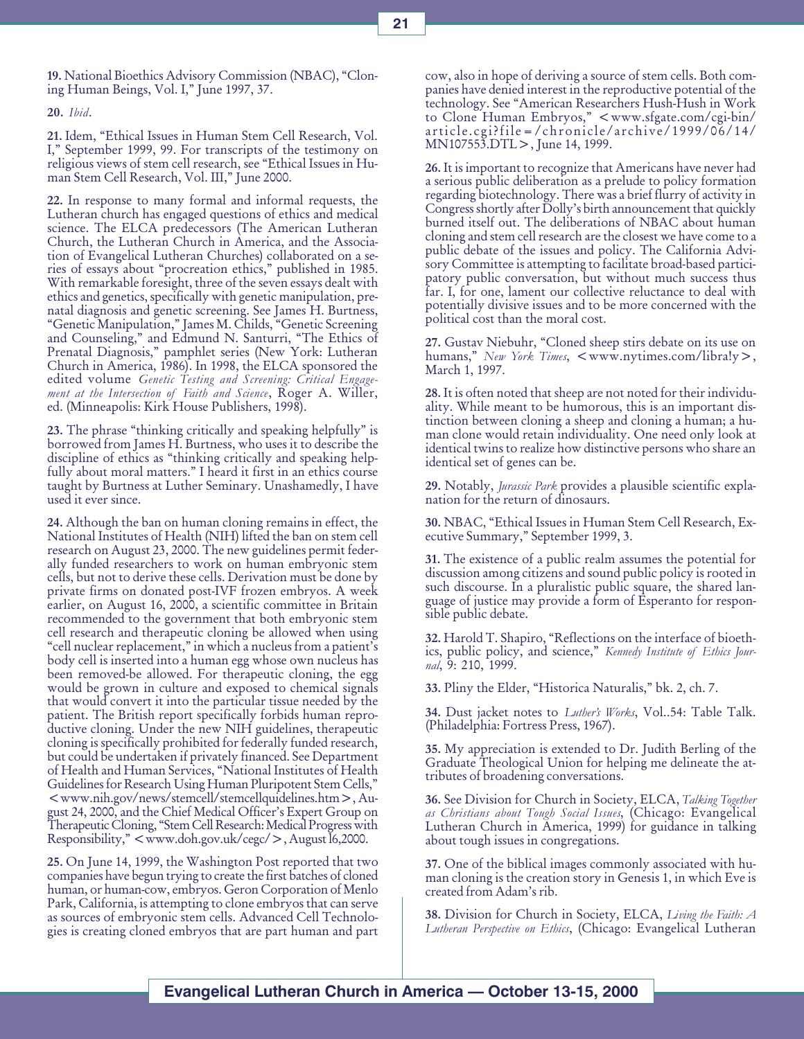**19.** National Bioethics Advisory Commission (NBAC), "Cloning Human Beings, Vol. I," June 1997, 37.

**20.** *Ibid*.

**21.** Idem, "Ethical Issues in Human Stem Cell Research, Vol. I," September 1999, 99. For transcripts of the testimony on religious views of stem cell research, see "Ethical Issues in Human Stem Cell Research, Vol. III," June 2000.

**22.** In response to many formal and informal requests, the Lutheran church has engaged questions of ethics and medical science. The ELCA predecessors (The American Lutheran Church, the Lutheran Church in America, and the Association of Evangelical Lutheran Churches) collaborated on a series of essays about "procreation ethics," published in 1985. With remarkable foresight, three of the seven essays dealt with ethics and genetics, specifically with genetic manipulation, prenatal diagnosis and genetic screening. See James H. Burtness, "Genetic Manipulation," James M. Childs, "Genetic Screening and Counseling," and Edmund N. Santurri, "The Ethics of Prenatal Diagnosis," pamphlet series (New York: Lutheran Church in America, 1986). In 1998, the ELCA sponsored the edited volume *Genetic Testing and Screening: Critical Engagement at the Intersection of Faith and Science*, Roger A. Willer, ed. (Minneapolis: Kirk House Publishers, 1998).

**23.** The phrase "thinking critically and speaking helpfully" is borrowed from James H. Burtness, who uses it to describe the discipline of ethics as "thinking critically and speaking helpfully about moral matters." I heard it first in an ethics course taught by Burtness at Luther Seminary. Unashamedly, I have used it ever since.

**24.** Although the ban on human cloning remains in effect, the National Institutes of Health (NIH) lifted the ban on stem cell research on August 23, 2000. The new guidelines permit federally funded researchers to work on human embryonic stem cells, but not to derive these cells. Derivation must be done by private firms on donated post-IVF frozen embryos. A week earlier, on August 16, 2000, a scientific committee in Britain recommended to the government that both embryonic stem cell research and therapeutic cloning be allowed when using "cell nuclear replacement," in which a nucleus from a patient's body cell is inserted into a human egg whose own nucleus has been removed-be allowed. For therapeutic cloning, the egg would be grown in culture and exposed to chemical signals that would convert it into the particular tissue needed by the patient. The British report specifically forbids human reproductive cloning. Under the new NIH guidelines, therapeutic cloning is specifically prohibited for federally funded research, but could be undertaken if privately financed. See Department of Health and Human Services, "National Institutes of Health Guidelines for Research Using Human Pluripotent Stem Cells," <www.nih.gov/news/stemcell/stemcellguidelines.htm>, August 24, 2000, and the Chief Medical Officer's Expert Group on Therapeutic Cloning, "Stem Cell Research: Medical Progress with Responsibility," <www.doh.gov.uk/cegc/>, August l6,2000.

**25.** On June 14, 1999, the Washington Post reported that two companies have begun trying to create the first batches of cloned human, or human-cow, embryos. Geron Corporation of Menlo Park, California, is attempting to clone embryos that can serve as sources of embryonic stem cells. Advanced Cell Technologies is creating cloned embryos that are part human and part cow, also in hope of deriving a source of stem cells. Both companies have denied interest in the reproductive potential of the technology. See "American Researchers Hush-Hush in Work to Clone Human Embryos," <www.sfgate.com/cgi-bin/article.cgi?file=/chronicle/archive/1999/06/14/MN107553.DTL>, June 14, 1999.

**26.** It is important to recognize that Americans have never had a serious public deliberation as a prelude to policy formation regarding biotechnology. There was a brief flurry of activity in Congress shortly after Dolly's birth announcement that quickly burned itself out. The deliberations of NBAC about human cloning and stem cell research are the closest we have come to a public debate of the issues and policy. The California Advisory Committee is attempting to facilitate broad-based participatory public conversation, but without much success thus far. I, for one, lament our collective reluctance to deal with potentially divisive issues and to be more concerned with the political cost than the moral cost.

**27.** Gustav Niebuhr, "Cloned sheep stirs debate on its use on humans," *New York Times*, <www.nytimes.com/libra!y>, March 1, 1997.

**28.** It is often noted that sheep are not noted for their individuality. While meant to be humorous, this is an important distinction between cloning a sheep and cloning a human; a human clone would retain individuality. One need only look at identical twins to realize how distinctive persons who share an identical set of genes can be.

**29.** Notably, *Jurassic Park* provides a plausible scientific explanation for the return of dinosaurs.

**30.** NBAC, "Ethical Issues in Human Stem Cell Research, Executive Summary," September 1999, 3.

**31.** The existence of a public realm assumes the potential for discussion among citizens and sound public policy is rooted in such discourse. In a pluralistic public square, the shared language of justice may provide a form of Esperanto for responsible public debate.

**32.** Harold T. Shapiro, "Reflections on the interface of bioethics, public policy, and science," *Kennedy Institute of Ethics Journal*, 9: 210, 1999.

**33.** Pliny the Elder, "Historica Naturalis," bk. 2, ch. 7.

**34.** Dust jacket notes to *Luther's Works*, Vol..54: Table Talk. (Philadelphia: Fortress Press, 1967).

**35.** My appreciation is extended to Dr. Judith Berling of the Graduate Theological Union for helping me delineate the attributes of broadening conversations.

**36.** See Division for Church in Society, ELCA, *Talking Together as Christians about Tough Social Issues*, (Chicago: Evangelical Lutheran Church in America, 1999) for guidance in talking about tough issues in congregations.

**37.** One of the biblical images commonly associated with human cloning is the creation story in Genesis 1, in which Eve is created from Adam's rib.

**38.** Division for Church in Society, ELCA, *Living the Faith: A Lutheran Perspective on Ethics*, (Chicago: Evangelical Lutheran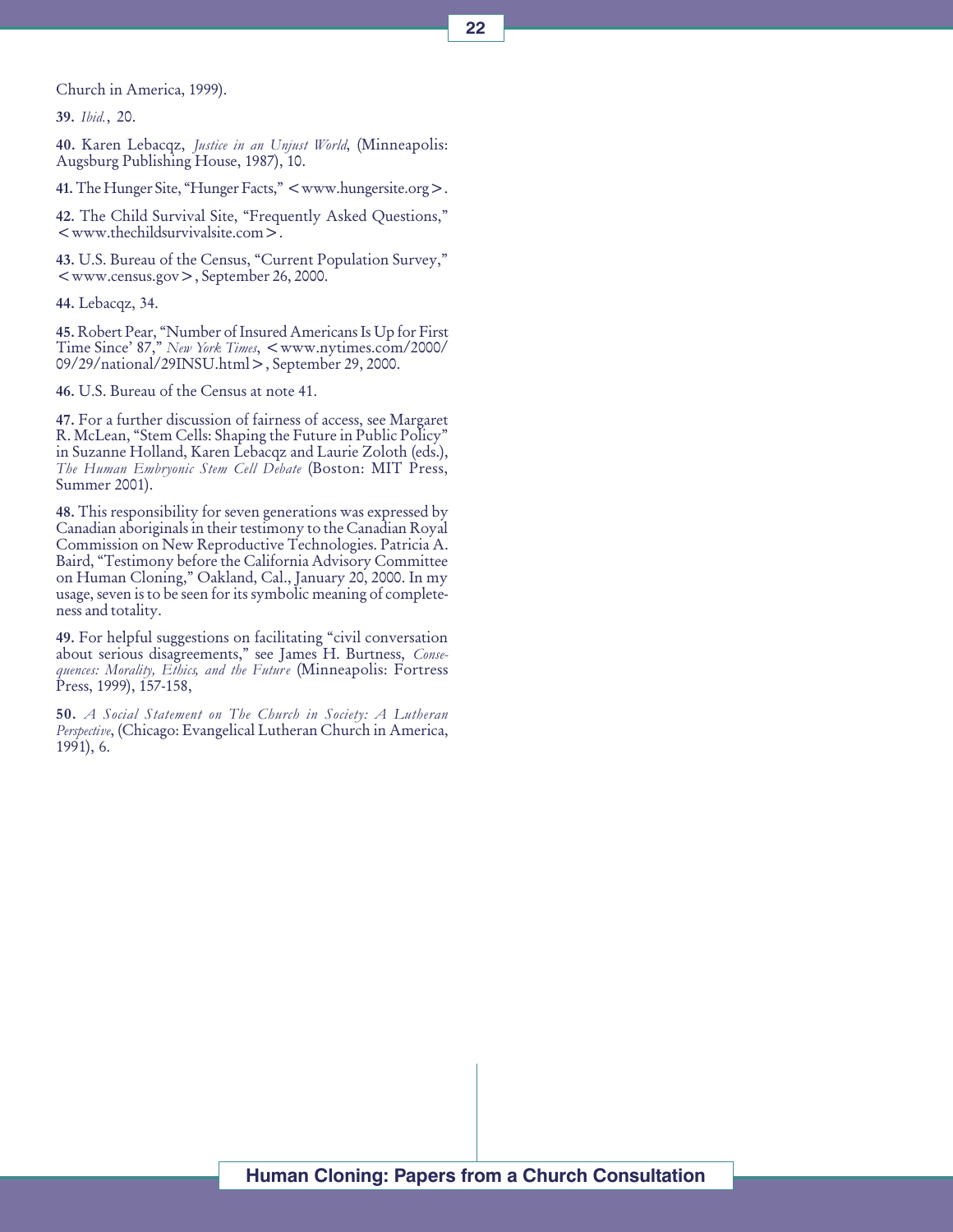Church in America, 1999).

**39.** *Ibid.*, 20.

**40.** Karen Lebacqz, *Justice in an Unjust World*, (Minneapolis: Augsburg Publishing House, 1987), 10.

**41.** The Hunger Site, "Hunger Facts," <www.hungersite.org>.

**42.** The Child Survival Site, "Frequently Asked Questions," <www.thechildsurvivalsite.com>.

**43.** U.S. Bureau of the Census, "Current Population Survey," <www.census.gov>, September 26, 2000.

**44.** Lebacqz, 34.

**45.** Robert Pear, "Number of Insured Americans Is Up for First Time Since' 87," *New York Times*, <www.nytimes.com/2000/09/29/national/29INSU.html>, September 29, 2000.

**46.** U.S. Bureau of the Census at note 41.

**47.** For a further discussion of fairness of access, see Margaret R. McLean, "Stem Cells: Shaping the Future in Public Policy" in Suzanne Holland, Karen Lebacqz and Laurie Zoloth (eds.), *The Human Embryonic Stem Cell Debate* (Boston: MIT Press, Summer 2001).

**48.** This responsibility for seven generations was expressed by Canadian aboriginals in their testimony to the Canadian Royal Commission on New Reproductive Technologies. Patricia A. Baird, "Testimony before the California Advisory Committee on Human Cloning," Oakland, Cal., January 20, 2000. In my usage, seven is to be seen for its symbolic meaning of completeness and totality.

**49.** For helpful suggestions on facilitating "civil conversation about serious disagreements," see James H. Burtness, *Consequences: Morality, Ethics, and the Future* (Minneapolis: Fortress Press, 1999), 157-158,

**50.** *A Social Statement on The Church in Society: A Lutheran Perspective*, (Chicago: Evangelical Lutheran Church in America, 1991), 6.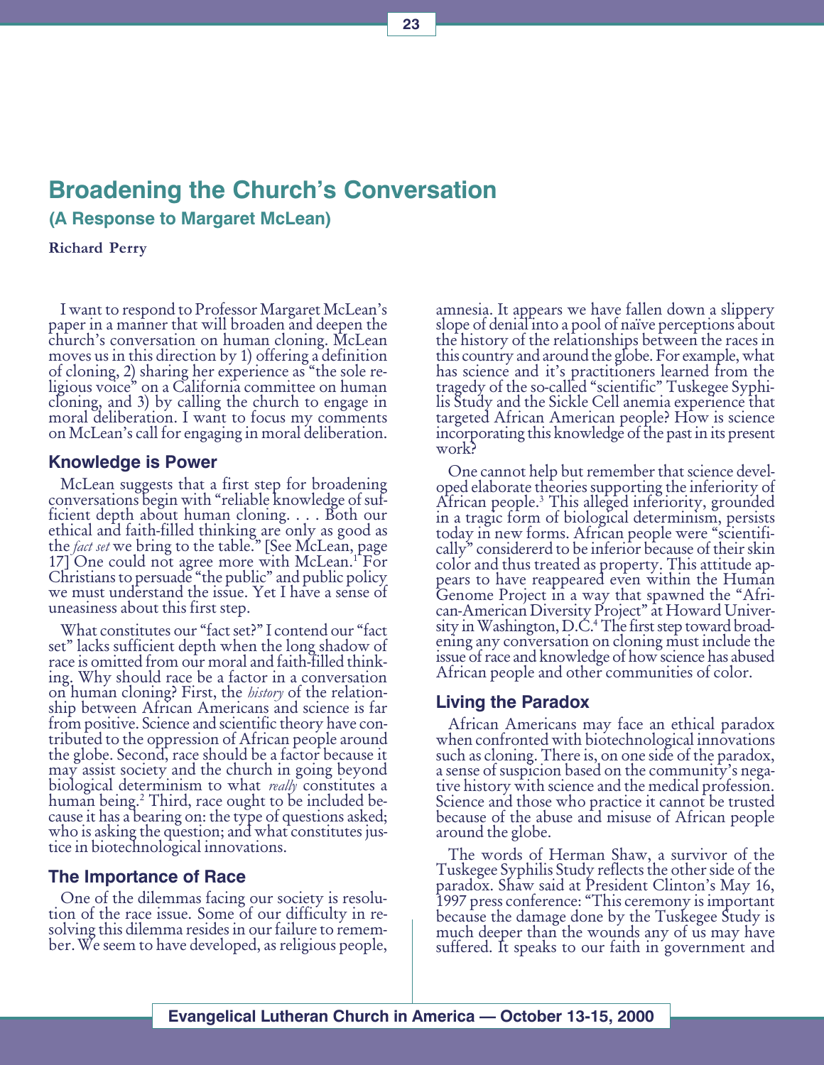# Broadening the Church's Conversation

## (A Response to Margaret McLean)

**Richard Perry**

I want to respond to Professor Margaret McLean's paper in a manner that will broaden and deepen the church's conversation on human cloning. McLean moves us in this direction by 1) offering a definition of cloning, 2) sharing her experience as "the sole religious voice" on a California committee on human cloning, and 3) by calling the church to engage in moral deliberation. I want to focus my comments on McLean's call for engaging in moral deliberation.

### Knowledge is Power

McLean suggests that a first step for broadening conversations begin with "reliable knowledge of sufficient depth about human cloning. . . . Both our ethical and faith-filled thinking are only as good as the *fact set* we bring to the table." [See McLean, page 17] One could not agree more with McLean.[1] For Christians to persuade "the public" and public policy we must understand the issue. Yet I have a sense of uneasiness about this first step.

What constitutes our "fact set?" I contend our "fact set" lacks sufficient depth when the long shadow of race is omitted from our moral and faith-filled thinking. Why should race be a factor in a conversation on human cloning? First, the *history* of the relationship between African Americans and science is far from positive. Science and scientific theory have contributed to the oppression of African people around the globe. Second, race should be a factor because it may assist society and the church in going beyond biological determinism to what *really* constitutes a human being.[2] Third, race ought to be included because it has a bearing on: the type of questions asked; who is asking the question; and what constitutes justice in biotechnological innovations.

### The Importance of Race

One of the dilemmas facing our society is resolution of the race issue. Some of our difficulty in resolving this dilemma resides in our failure to remember. We seem to have developed, as religious people, amnesia. It appears we have fallen down a slippery slope of denial into a pool of naïve perceptions about the history of the relationships between the races in this country and around the globe. For example, what has science and it's practitioners learned from the tragedy of the so-called "scientific" Tuskegee Syphilis Study and the Sickle Cell anemia experience that targeted African American people? How is science incorporating this knowledge of the past in its present work?

One cannot help but remember that science developed elaborate theories supporting the inferiority of African people.[3] This alleged inferiority, grounded in a tragic form of biological determinism, persists today in new forms. African people were "scientifically" considererd to be inferior because of their skin color and thus treated as property. This attitude appears to have reappeared even within the Human Genome Project in a way that spawned the "African-American Diversity Project" at Howard University in Washington, D.C.[4] The first step toward broadening any conversation on cloning must include the issue of race and knowledge of how science has abused African people and other communities of color.

### Living the Paradox

African Americans may face an ethical paradox when confronted with biotechnological innovations such as cloning. There is, on one side of the paradox, a sense of suspicion based on the community's negative history with science and the medical profession. Science and those who practice it cannot be trusted because of the abuse and misuse of African people around the globe.

The words of Herman Shaw, a survivor of the Tuskegee Syphilis Study reflects the other side of the paradox. Shaw said at President Clinton's May 16, 1997 press conference: "This ceremony is important because the damage done by the Tuskegee Study is much deeper than the wounds any of us may have suffered. It speaks to our faith in government and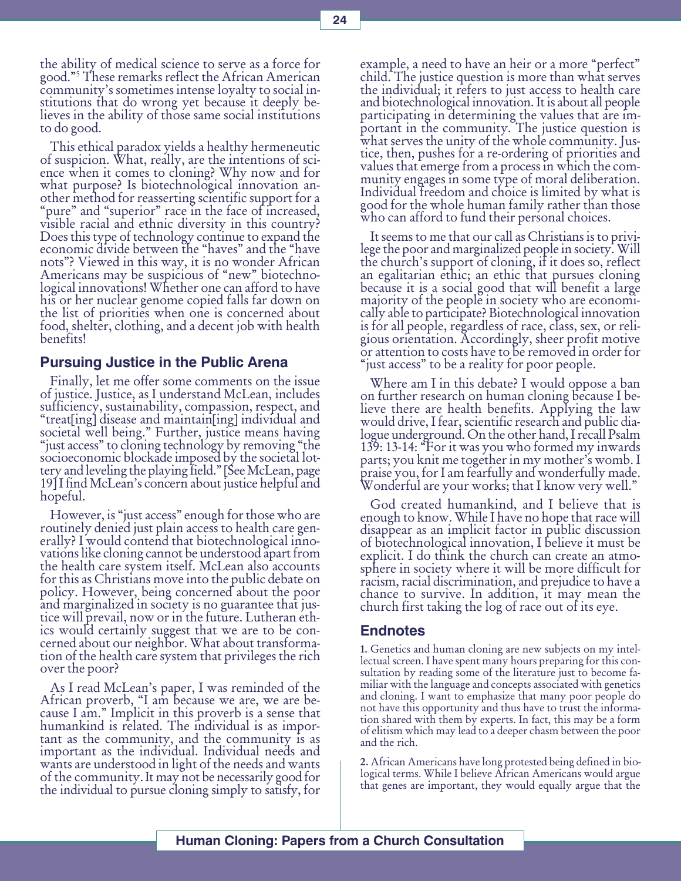the ability of medical science to serve as a force for good."[5] These remarks reflect the African American community's sometimes intense loyalty to social institutions that do wrong yet because it deeply believes in the ability of those same social institutions to do good.

This ethical paradox yields a healthy hermeneutic of suspicion. What, really, are the intentions of science when it comes to cloning? Why now and for what purpose? Is biotechnological innovation another method for reasserting scientific support for a "pure" and "superior" race in the face of increased, visible racial and ethnic diversity in this country? Does this type of technology continue to expand the economic divide between the "haves" and the "have nots"? Viewed in this way, it is no wonder African Americans may be suspicious of "new" biotechnological innovations! Whether one can afford to have his or her nuclear genome copied falls far down on the list of priorities when one is concerned about food, shelter, clothing, and a decent job with health benefits!

## Pursuing Justice in the Public Arena

Finally, let me offer some comments on the issue of justice. Justice, as I understand McLean, includes sufficiency, sustainability, compassion, respect, and "treat[ing] disease and maintain[ing] individual and societal well being." Further, justice means having "just access" to cloning technology by removing "the socioeconomic blockade imposed by the societal lottery and leveling the playing field." [See McLean, page 19] I find McLean's concern about justice helpful and hopeful.

However, is "just access" enough for those who are routinely denied just plain access to health care generally? I would contend that biotechnological innovations like cloning cannot be understood apart from the health care system itself. McLean also accounts for this as Christians move into the public debate on policy. However, being concerned about the poor and marginalized in society is no guarantee that justice will prevail, now or in the future. Lutheran ethics would certainly suggest that we are to be concerned about our neighbor. What about transformation of the health care system that privileges the rich over the poor?

As I read McLean's paper, I was reminded of the African proverb, "I am because we are, we are because I am." Implicit in this proverb is a sense that humankind is related. The individual is as important as the community, and the community is as important as the individual. Individual needs and wants are understood in light of the needs and wants of the community. It may not be necessarily good for the individual to pursue cloning simply to satisfy, for example, a need to have an heir or a more "perfect" child. The justice question is more than what serves the individual; it refers to just access to health care and biotechnological innovation. It is about all people participating in determining the values that are important in the community. The justice question is what serves the unity of the whole community. Justice, then, pushes for a re-ordering of priorities and values that emerge from a process in which the community engages in some type of moral deliberation. Individual freedom and choice is limited by what is good for the whole human family rather than those who can afford to fund their personal choices.

It seems to me that our call as Christians is to privilege the poor and marginalized people in society. Will the church's support of cloning, if it does so, reflect an egalitarian ethic; an ethic that pursues cloning because it is a social good that will benefit a large majority of the people in society who are economically able to participate? Biotechnological innovation is for all people, regardless of race, class, sex, or religious orientation. Accordingly, sheer profit motive or attention to costs have to be removed in order for "just access" to be a reality for poor people.

Where am I in this debate? I would oppose a ban on further research on human cloning because I believe there are health benefits. Applying the law would drive, I fear, scientific research and public dialogue underground. On the other hand, I recall Psalm 139: 13-14: "For it was you who formed my inwards parts; you knit me together in my mother's womb. I praise you, for I am fearfully and wonderfully made. Wonderful are your works; that I know very well."

God created humankind, and I believe that is enough to know. While I have no hope that race will disappear as an implicit factor in public discussion of biotechnological innovation, I believe it must be explicit. I do think the church can create an atmosphere in society where it will be more difficult for racism, racial discrimination, and prejudice to have a chance to survive. In addition, it may mean the church first taking the log of race out of its eye.

## Endnotes

1. Genetics and human cloning are new subjects on my intellectual screen. I have spent many hours preparing for this consultation by reading some of the literature just to become familiar with the language and concepts associated with genetics and cloning. I want to emphasize that many poor people do not have this opportunity and thus have to trust the information shared with them by experts. In fact, this may be a form of elitism which may lead to a deeper chasm between the poor and the rich.

2. African Americans have long protested being defined in biological terms. While I believe African Americans would argue that genes are important, they would equally argue that the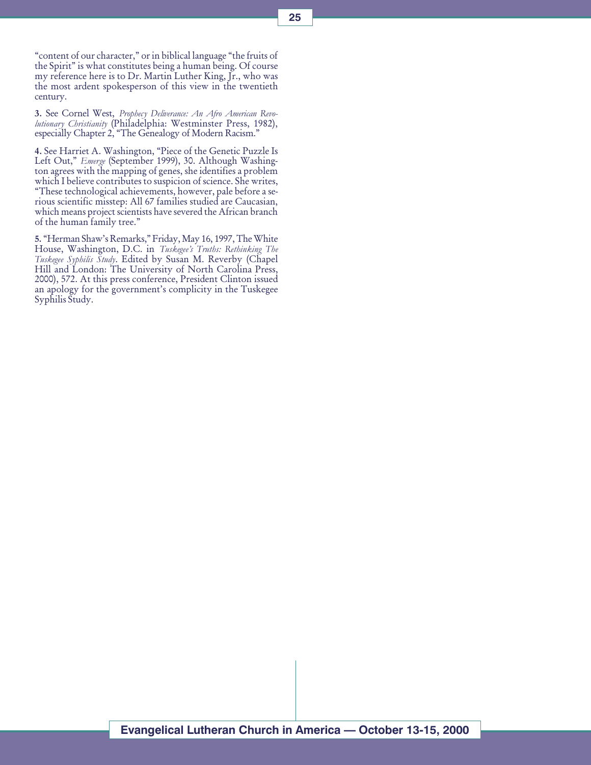"content of our character," or in biblical language "the fruits of the Spirit" is what constitutes being a human being. Of course my reference here is to Dr. Martin Luther King, Jr., who was the most ardent spokesperson of this view in the twentieth century.

**3.** See Cornel West, *Prophecy Deliverance: An Afro American Revolutionary Christianity* (Philadelphia: Westminster Press, 1982), especially Chapter 2, "The Genealogy of Modern Racism."

**4.** See Harriet A. Washington, "Piece of the Genetic Puzzle Is Left Out," *Emerge* (September 1999), 30. Although Washington agrees with the mapping of genes, she identifies a problem which I believe contributes to suspicion of science. She writes, "These technological achievements, however, pale before a serious scientific misstep: All 67 families studied are Caucasian, which means project scientists have severed the African branch of the human family tree."

**5.** "Herman Shaw's Remarks," Friday, May 16, 1997, The White House, Washington, D.C. in *Tuskegee's Truths: Rethinking The Tuskegee Syphilis Study*. Edited by Susan M. Reverby (Chapel Hill and London: The University of North Carolina Press, 2000), 572. At this press conference, President Clinton issued an apology for the government's complicity in the Tuskegee Syphilis Study.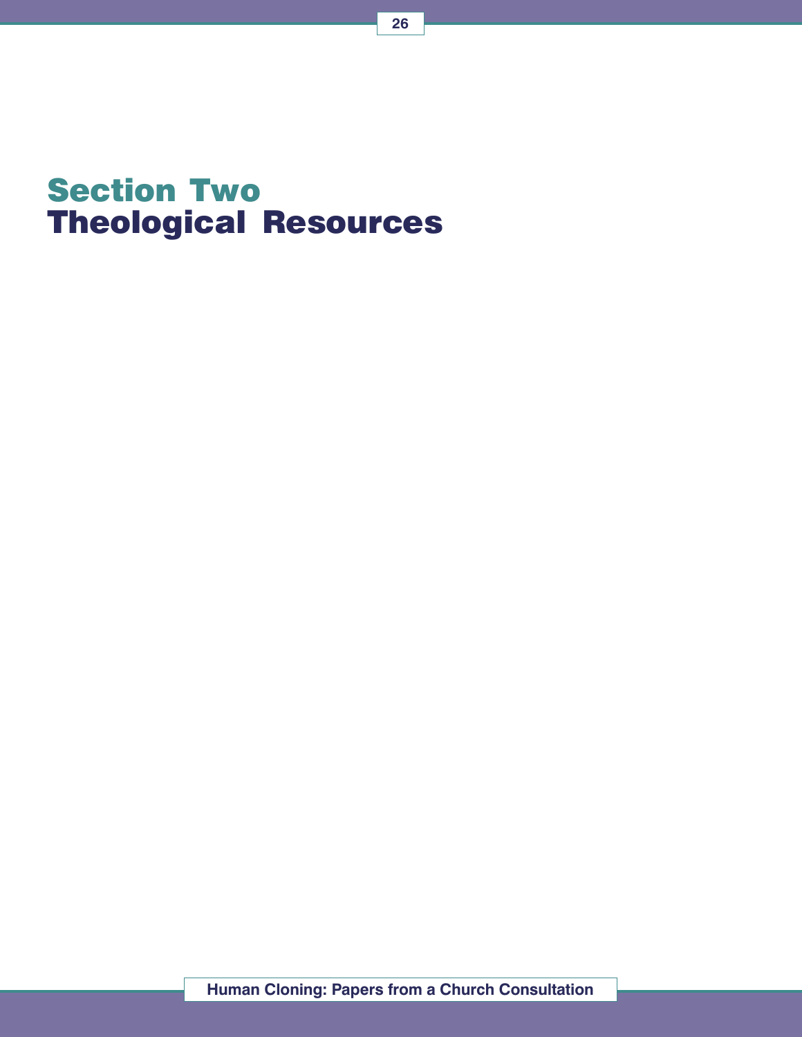# Section Two
# Theological Resources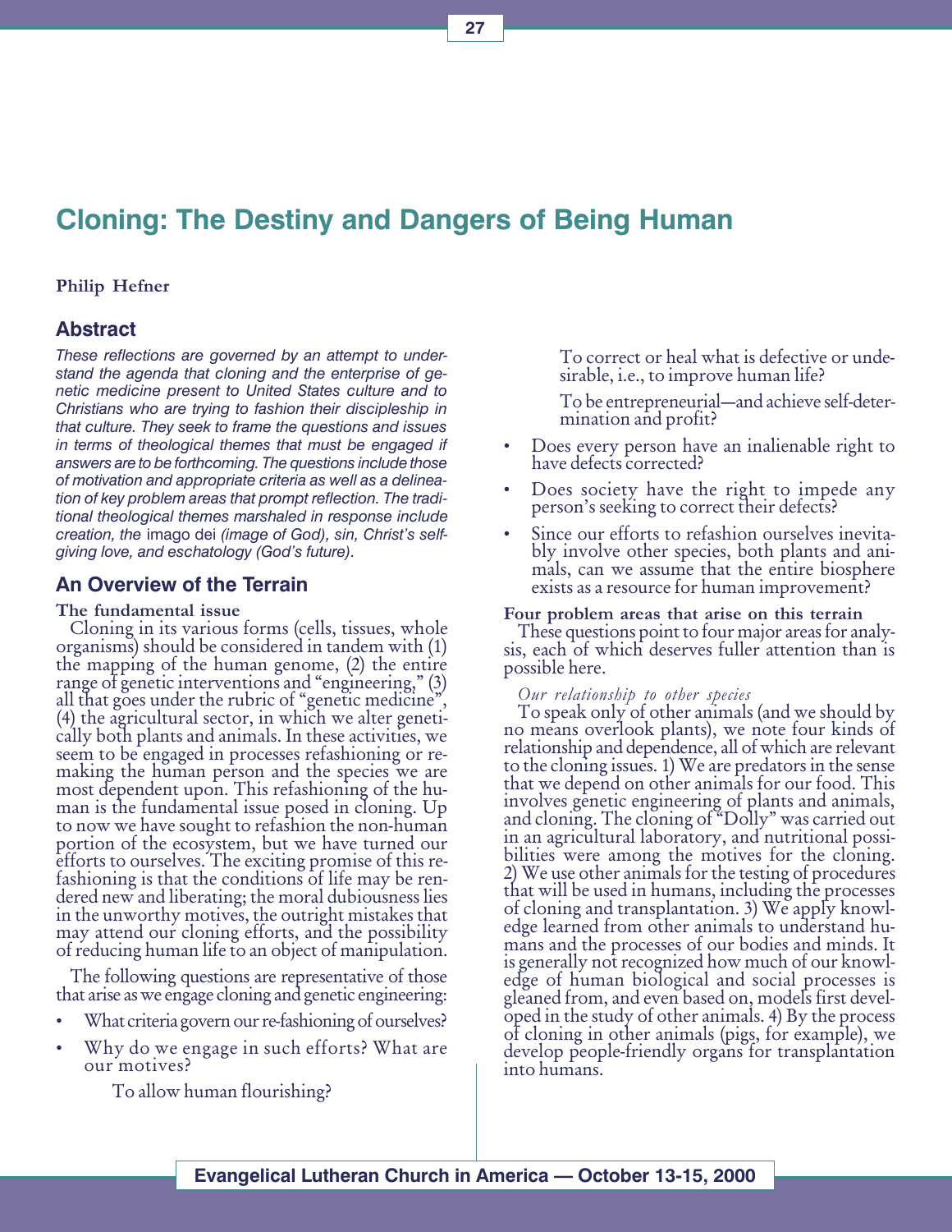# Cloning: The Destiny and Dangers of Being Human

**Philip Hefner**

## Abstract

*These reflections are governed by an attempt to understand the agenda that cloning and the enterprise of genetic medicine present to United States culture and to Christians who are trying to fashion their discipleship in that culture. They seek to frame the questions and issues in terms of theological themes that must be engaged if answers are to be forthcoming. The questions include those of motivation and appropriate criteria as well as a delineation of key problem areas that prompt reflection. The traditional theological themes marshaled in response include creation, the* imago dei *(image of God), sin, Christ's self-giving love, and eschatology (God's future).*

## An Overview of the Terrain

### The fundamental issue

Cloning in its various forms (cells, tissues, whole organisms) should be considered in tandem with (1) the mapping of the human genome, (2) the entire range of genetic interventions and "engineering," (3) all that goes under the rubric of "genetic medicine", (4) the agricultural sector, in which we alter genetically both plants and animals. In these activities, we seem to be engaged in processes refashioning or remaking the human person and the species we are most dependent upon. This refashioning of the human is the fundamental issue posed in cloning. Up to now we have sought to refashion the non-human portion of the ecosystem, but we have turned our efforts to ourselves. The exciting promise of this refashioning is that the conditions of life may be rendered new and liberating; the moral dubiousness lies in the unworthy motives, the outright mistakes that may attend our cloning efforts, and the possibility of reducing human life to an object of manipulation.

The following questions are representative of those that arise as we engage cloning and genetic engineering:

- What criteria govern our re-fashioning of ourselves?
- Why do we engage in such efforts? What are our motives?

  To allow human flourishing?

  To correct or heal what is defective or undesirable, i.e., to improve human life?

  To be entrepreneurial—and achieve self-determination and profit?

- Does every person have an inalienable right to have defects corrected?
- Does society have the right to impede any person's seeking to correct their defects?
- Since our efforts to refashion ourselves inevitably involve other species, both plants and animals, can we assume that the entire biosphere exists as a resource for human improvement?

### Four problem areas that arise on this terrain

These questions point to four major areas for analysis, each of which deserves fuller attention than is possible here.

*Our relationship to other species*

To speak only of other animals (and we should by no means overlook plants), we note four kinds of relationship and dependence, all of which are relevant to the cloning issues. 1) We are predators in the sense that we depend on other animals for our food. This involves genetic engineering of plants and animals, and cloning. The cloning of "Dolly" was carried out in an agricultural laboratory, and nutritional possibilities were among the motives for the cloning. 2) We use other animals for the testing of procedures that will be used in humans, including the processes of cloning and transplantation. 3) We apply knowledge learned from other animals to understand humans and the processes of our bodies and minds. It is generally not recognized how much of our knowledge of human biological and social processes is gleaned from, and even based on, models first developed in the study of other animals. 4) By the process of cloning in other animals (pigs, for example), we develop people-friendly organs for transplantation into humans.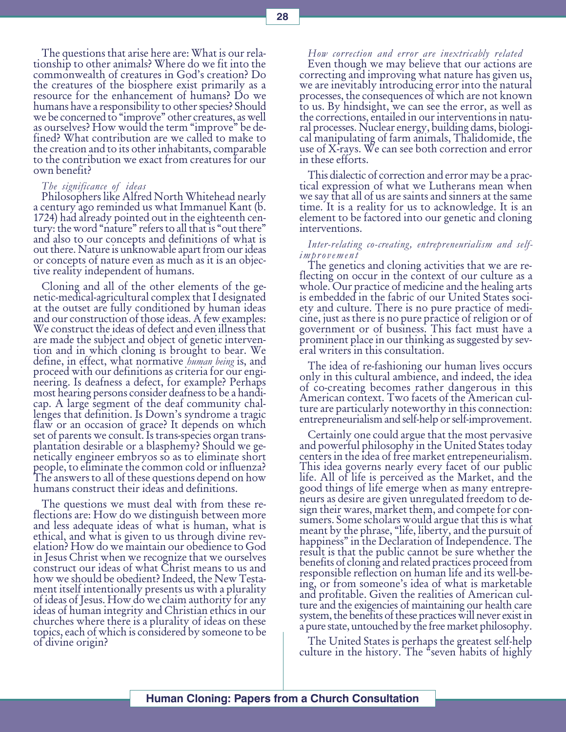The questions that arise here are: What is our relationship to other animals? Where do we fit into the commonwealth of creatures in God's creation? Do the creatures of the biosphere exist primarily as a resource for the enhancement of humans? Do we humans have a responsibility to other species? Should we be concerned to "improve" other creatures, as well as ourselves? How would the term "improve" be defined? What contribution are we called to make to the creation and to its other inhabitants, comparable to the contribution we exact from creatures for our own benefit?

*The significance of ideas*

Philosophers like Alfred North Whitehead nearly a century ago reminded us what Immanuel Kant (b. 1724) had already pointed out in the eighteenth century: the word "nature" refers to all that is "out there" and also to our concepts and definitions of what is out there. Nature is unknowable apart from our ideas or concepts of nature even as much as it is an objective reality independent of humans.

Cloning and all of the other elements of the genetic-medical-agricultural complex that I designated at the outset are fully conditioned by human ideas and our construction of those ideas. A few examples: We construct the ideas of defect and even illness that are made the subject and object of genetic intervention and in which cloning is brought to bear. We define, in effect, what normative *human being* is, and proceed with our definitions as criteria for our engineering. Is deafness a defect, for example? Perhaps most hearing persons consider deafness to be a handicap. A large segment of the deaf community challenges that definition. Is Down's syndrome a tragic flaw or an occasion of grace? It depends on which set of parents we consult. Is trans-species organ transplantation desirable or a blasphemy? Should we genetically engineer embryos so as to eliminate short people, to eliminate the common cold or influenza? The answers to all of these questions depend on how humans construct their ideas and definitions.

The questions we must deal with from these reflections are: How do we distinguish between more and less adequate ideas of what is human, what is ethical, and what is given to us through divine revelation? How do we maintain our obedience to God in Jesus Christ when we recognize that we ourselves construct our ideas of what Christ means to us and how we should be obedient? Indeed, the New Testament itself intentionally presents us with a plurality of ideas of Jesus. How do we claim authority for any ideas of human integrity and Christian ethics in our churches where there is a plurality of ideas on these topics, each of which is considered by someone to be of divine origin?

*How correction and error are inextricably related*

Even though we may believe that our actions are correcting and improving what nature has given us, we are inevitably introducing error into the natural processes, the consequences of which are not known to us. By hindsight, we can see the error, as well as the corrections, entailed in our interventions in natural processes. Nuclear energy, building dams, biological manipulating of farm animals, Thalidomide, the use of X-rays. We can see both correction and error in these efforts.

This dialectic of correction and error may be a practical expression of what we Lutherans mean when we say that all of us are saints and sinners at the same time. It is a reality for us to acknowledge. It is an element to be factored into our genetic and cloning interventions.

*Inter-relating co-creating, entrepreneurialism and self-improvement*

The genetics and cloning activities that we are reflecting on occur in the context of our culture as a whole. Our practice of medicine and the healing arts is embedded in the fabric of our United States society and culture. There is no pure practice of medicine, just as there is no pure practice of religion or of government or of business. This fact must have a prominent place in our thinking as suggested by several writers in this consultation.

The idea of re-fashioning our human lives occurs only in this cultural ambience, and indeed, the idea of co-creating becomes rather dangerous in this American context. Two facets of the American culture are particularly noteworthy in this connection: entrepreneurialism and self-help or self-improvement.

Certainly one could argue that the most pervasive and powerful philosophy in the United States today centers in the idea of free market entrepeneurialism. This idea governs nearly every facet of our public life. All of life is perceived as the Market, and the good things of life emerge when as many entrepreneurs as desire are given unregulated freedom to design their wares, market them, and compete for consumers. Some scholars would argue that this is what meant by the phrase, "life, liberty, and the pursuit of happiness" in the Declaration of Independence. The result is that the public cannot be sure whether the benefits of cloning and related practices proceed from responsible reflection on human life and its well-being, or from someone's idea of what is marketable and profitable. Given the realities of American culture and the exigencies of maintaining our health care system, the benefits of these practices will never exist in a pure state, untouched by the free market philosophy.

The United States is perhaps the greatest self-help culture in the history. The "seven habits of highly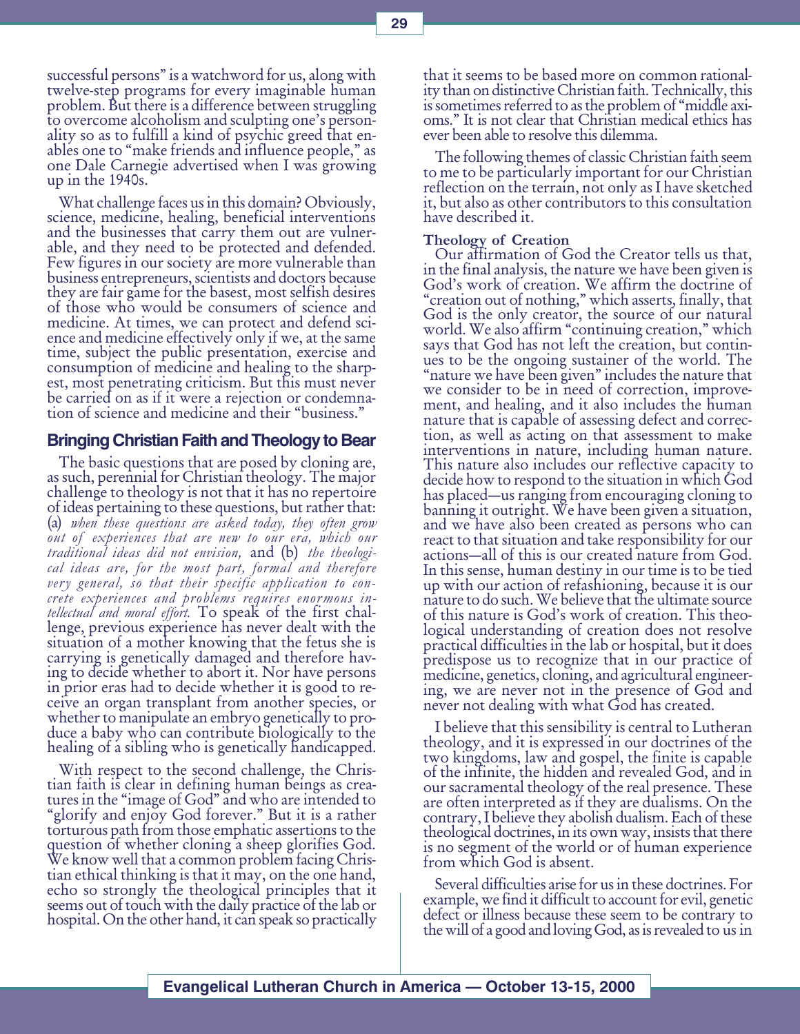successful persons" is a watchword for us, along with twelve-step programs for every imaginable human problem. But there is a difference between struggling to overcome alcoholism and sculpting one's personality so as to fulfill a kind of psychic greed that enables one to "make friends and influence people," as one Dale Carnegie advertised when I was growing up in the 1940s.

What challenge faces us in this domain? Obviously, science, medicine, healing, beneficial interventions and the businesses that carry them out are vulnerable, and they need to be protected and defended. Few figures in our society are more vulnerable than business entrepreneurs, scientists and doctors because they are fair game for the basest, most selfish desires of those who would be consumers of science and medicine. At times, we can protect and defend science and medicine effectively only if we, at the same time, subject the public presentation, exercise and consumption of medicine and healing to the sharpest, most penetrating criticism. But this must never be carried on as if it were a rejection or condemnation of science and medicine and their "business."

## Bringing Christian Faith and Theology to Bear

The basic questions that are posed by cloning are, as such, perennial for Christian theology. The major challenge to theology is not that it has no repertoire of ideas pertaining to these questions, but rather that: (a) *when these questions are asked today, they often grow out of experiences that are new to our era, which our traditional ideas did not envision,* and (b) *the theological ideas are, for the most part, formal and therefore very general, so that their specific application to concrete experiences and problems requires enormous intellectual and moral effort.* To speak of the first challenge, previous experience has never dealt with the situation of a mother knowing that the fetus she is carrying is genetically damaged and therefore having to decide whether to abort it. Nor have persons in prior eras had to decide whether it is good to receive an organ transplant from another species, or whether to manipulate an embryo genetically to produce a baby who can contribute biologically to the healing of a sibling who is genetically handicapped.

With respect to the second challenge, the Christian faith is clear in defining human beings as creatures in the "image of God" and who are intended to "glorify and enjoy God forever." But it is a rather torturous path from those emphatic assertions to the question of whether cloning a sheep glorifies God. We know well that a common problem facing Christian ethical thinking is that it may, on the one hand, echo so strongly the theological principles that it seems out of touch with the daily practice of the lab or hospital. On the other hand, it can speak so practically that it seems to be based more on common rationality than on distinctive Christian faith. Technically, this is sometimes referred to as the problem of "middle axioms." It is not clear that Christian medical ethics has ever been able to resolve this dilemma.

The following themes of classic Christian faith seem to me to be particularly important for our Christian reflection on the terrain, not only as I have sketched it, but also as other contributors to this consultation have described it.

### Theology of Creation

Our affirmation of God the Creator tells us that, in the final analysis, the nature we have been given is God's work of creation. We affirm the doctrine of "creation out of nothing," which asserts, finally, that God is the only creator, the source of our natural world. We also affirm "continuing creation," which says that God has not left the creation, but continues to be the ongoing sustainer of the world. The "nature we have been given" includes the nature that we consider to be in need of correction, improvement, and healing, and it also includes the human nature that is capable of assessing defect and correction, as well as acting on that assessment to make interventions in nature, including human nature. This nature also includes our reflective capacity to decide how to respond to the situation in which God has placed—us ranging from encouraging cloning to banning it outright. We have been given a situation, and we have also been created as persons who can react to that situation and take responsibility for our actions—all of this is our created nature from God. In this sense, human destiny in our time is to be tied up with our action of refashioning, because it is our nature to do such. We believe that the ultimate source of this nature is God's work of creation. This theological understanding of creation does not resolve practical difficulties in the lab or hospital, but it does predispose us to recognize that in our practice of medicine, genetics, cloning, and agricultural engineering, we are never not in the presence of God and never not dealing with what God has created.

I believe that this sensibility is central to Lutheran theology, and it is expressed in our doctrines of the two kingdoms, law and gospel, the finite is capable of the infinite, the hidden and revealed God, and in our sacramental theology of the real presence. These are often interpreted as if they are dualisms. On the contrary, I believe they abolish dualism. Each of these theological doctrines, in its own way, insists that there is no segment of the world or of human experience from which God is absent.

Several difficulties arise for us in these doctrines. For example, we find it difficult to account for evil, genetic defect or illness because these seem to be contrary to the will of a good and loving God, as is revealed to us in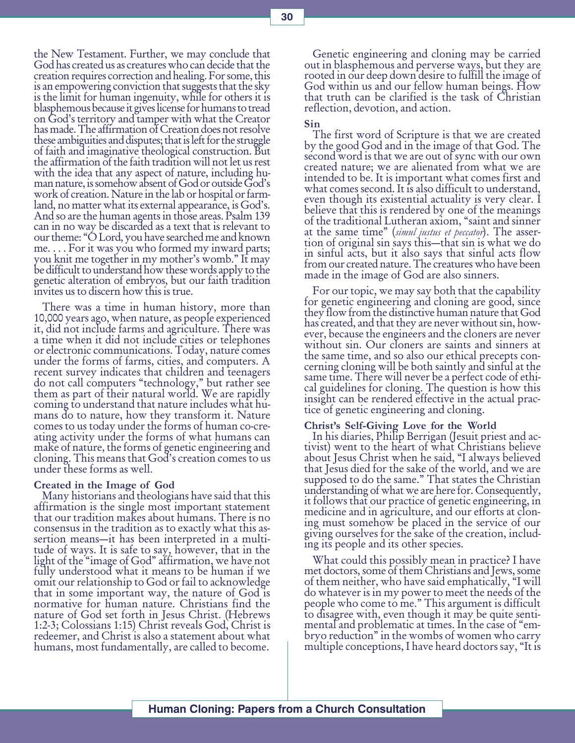the New Testament. Further, we may conclude that God has created us as creatures who can decide that the creation requires correction and healing. For some, this is an empowering conviction that suggests that the sky is the limit for human ingenuity, while for others it is blasphemous because it gives license for humans to tread on God's territory and tamper with what the Creator has made. The affirmation of Creation does not resolve these ambiguities and disputes; that is left for the struggle of faith and imaginative theological construction. But the affirmation of the faith tradition will not let us rest with the idea that any aspect of nature, including human nature, is somehow absent of God or outside God's work of creation. Nature in the lab or hospital or farmland, no matter what its external appearance, is God's. And so are the human agents in those areas. Psalm 139 can in no way be discarded as a text that is relevant to our theme: "O Lord, you have searched me and known me. . . . For it was you who formed my inward parts; you knit me together in my mother's womb." It may be difficult to understand how these words apply to the genetic alteration of embryos, but our faith tradition invites us to discern how this is true.

There was a time in human history, more than 10,000 years ago, when nature, as people experienced it, did not include farms and agriculture. There was a time when it did not include cities or telephones or electronic communications. Today, nature comes under the forms of farms, cities, and computers. A recent survey indicates that children and teenagers do not call computers "technology," but rather see them as part of their natural world. We are rapidly coming to understand that nature includes what humans do to nature, how they transform it. Nature comes to us today under the forms of human co-creating activity under the forms of what humans can make of nature, the forms of genetic engineering and cloning. This means that God's creation comes to us under these forms as well.

**Created in the Image of God**

Many historians and theologians have said that this affirmation is the single most important statement that our tradition makes about humans. There is no consensus in the tradition as to exactly what this assertion means—it has been interpreted in a multitude of ways. It is safe to say, however, that in the light of the "image of God" affirmation, we have not fully understood what it means to be human if we omit our relationship to God or fail to acknowledge that in some important way, the nature of God is normative for human nature. Christians find the nature of God set forth in Jesus Christ. (Hebrews 1:2-3; Colossians 1:15) Christ reveals God, Christ is redeemer, and Christ is also a statement about what humans, most fundamentally, are called to become.

Genetic engineering and cloning may be carried out in blasphemous and perverse ways, but they are rooted in our deep down desire to fulfill the image of God within us and our fellow human beings. How that truth can be clarified is the task of Christian reflection, devotion, and action.

**Sin**

The first word of Scripture is that we are created by the good God and in the image of that God. The second word is that we are out of sync with our own created nature; we are alienated from what we are intended to be. It is important what comes first and what comes second. It is also difficult to understand, even though its existential actuality is very clear. I believe that this is rendered by one of the meanings of the traditional Lutheran axiom, "saint and sinner at the same time" (*simul justus et peccator*). The assertion of original sin says this—that sin is what we do in sinful acts, but it also says that sinful acts flow from our created nature. The creatures who have been made in the image of God are also sinners.

For our topic, we may say both that the capability for genetic engineering and cloning are good, since they flow from the distinctive human nature that God has created, and that they are never without sin, however, because the engineers and the cloners are never without sin. Our cloners are saints and sinners at the same time, and so also our ethical precepts concerning cloning will be both saintly and sinful at the same time. There will never be a perfect code of ethical guidelines for cloning. The question is how this insight can be rendered effective in the actual practice of genetic engineering and cloning.

**Christ's Self-Giving Love for the World**

In his diaries, Philip Berrigan (Jesuit priest and activist) went to the heart of what Christians believe about Jesus Christ when he said, "I always believed that Jesus died for the sake of the world, and we are supposed to do the same." That states the Christian understanding of what we are here for. Consequently, it follows that our practice of genetic engineering, in medicine and in agriculture, and our efforts at cloning must somehow be placed in the service of our giving ourselves for the sake of the creation, including its people and its other species.

What could this possibly mean in practice? I have met doctors, some of them Christians and Jews, some of them neither, who have said emphatically, "I will do whatever is in my power to meet the needs of the people who come to me." This argument is difficult to disagree with, even though it may be quite sentimental and problematic at times. In the case of "embryo reduction" in the wombs of women who carry multiple conceptions, I have heard doctors say, "It is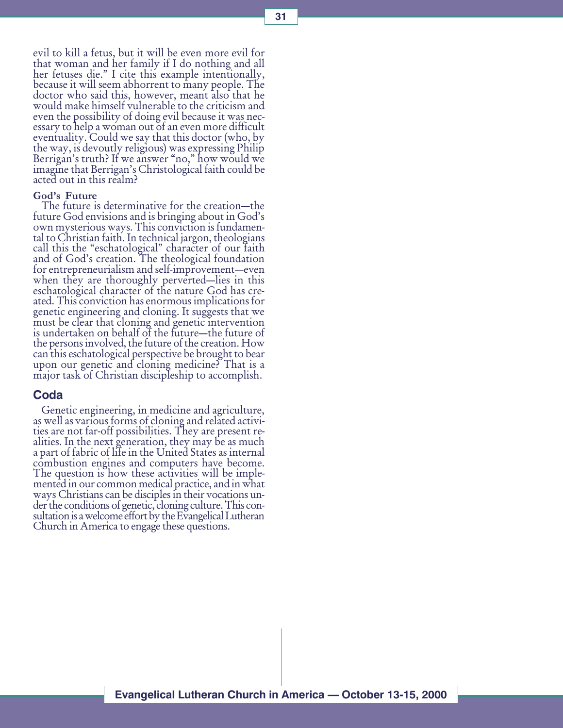evil to kill a fetus, but it will be even more evil for that woman and her family if I do nothing and all her fetuses die." I cite this example intentionally, because it will seem abhorrent to many people. The doctor who said this, however, meant also that he would make himself vulnerable to the criticism and even the possibility of doing evil because it was necessary to help a woman out of an even more difficult eventuality. Could we say that this doctor (who, by the way, is devoutly religious) was expressing Philip Berrigan's truth? If we answer "no," how would we imagine that Berrigan's Christological faith could be acted out in this realm?

**God's Future**

The future is determinative for the creation—the future God envisions and is bringing about in God's own mysterious ways. This conviction is fundamental to Christian faith. In technical jargon, theologians call this the "eschatological" character of our faith and of God's creation. The theological foundation for entrepreneurialism and self-improvement—even when they are thoroughly perverted—lies in this eschatological character of the nature God has created. This conviction has enormous implications for genetic engineering and cloning. It suggests that we must be clear that cloning and genetic intervention is undertaken on behalf of the future—the future of the persons involved, the future of the creation. How can this eschatological perspective be brought to bear upon our genetic and cloning medicine? That is a major task of Christian discipleship to accomplish.

## Coda

Genetic engineering, in medicine and agriculture, as well as various forms of cloning and related activities are not far-off possibilities. They are present realities. In the next generation, they may be as much a part of fabric of life in the United States as internal combustion engines and computers have become. The question is how these activities will be implemented in our common medical practice, and in what ways Christians can be disciples in their vocations under the conditions of genetic, cloning culture. This consultation is a welcome effort by the Evangelical Lutheran Church in America to engage these questions.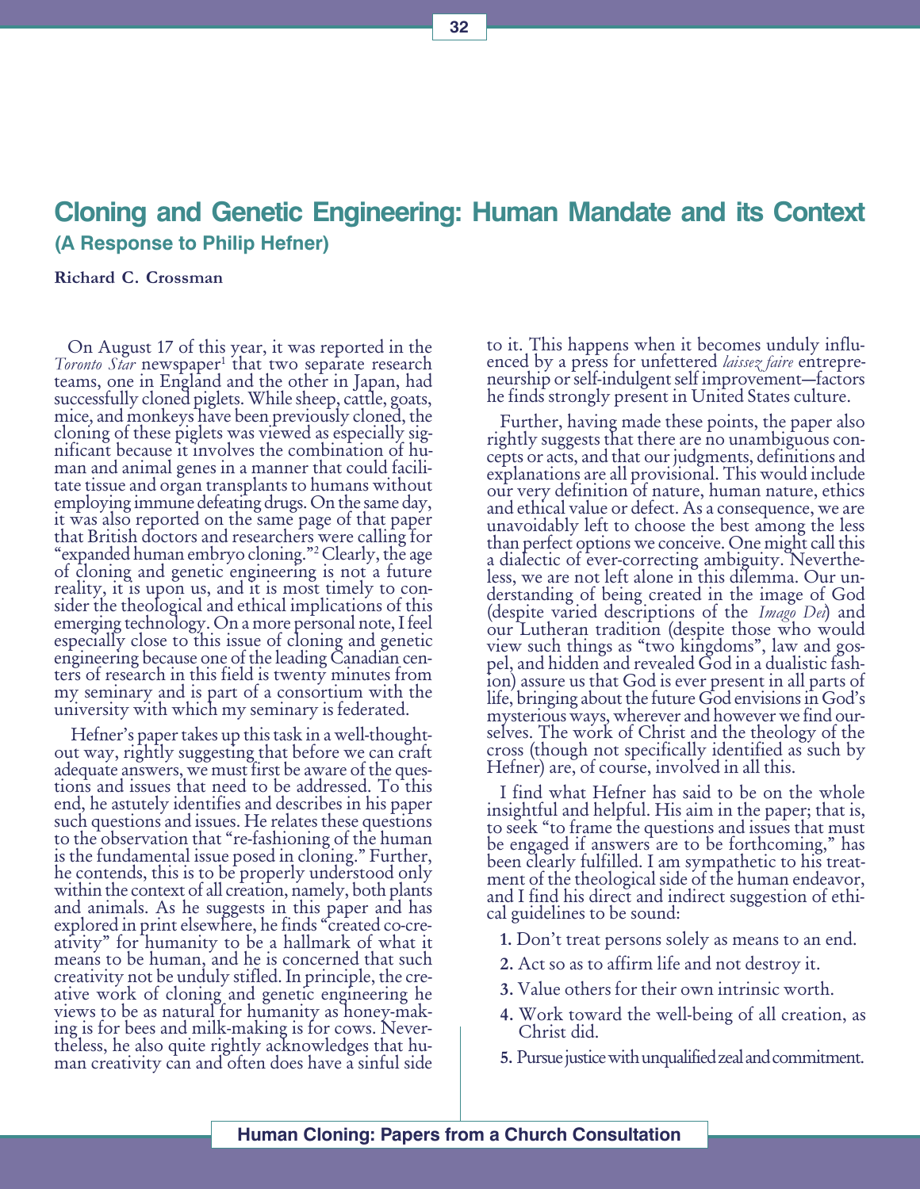# Cloning and Genetic Engineering: Human Mandate and its Context

## (A Response to Philip Hefner)

**Richard C. Crossman**

On August 17 of this year, it was reported in the *Toronto Star* newspaper[1] that two separate research teams, one in England and the other in Japan, had successfully cloned piglets. While sheep, cattle, goats, mice, and monkeys have been previously cloned, the cloning of these piglets was viewed as especially significant because it involves the combination of human and animal genes in a manner that could facilitate tissue and organ transplants to humans without employing immune defeating drugs. On the same day, it was also reported on the same page of that paper that British doctors and researchers were calling for "expanded human embryo cloning."[2] Clearly, the age of cloning and genetic engineering is not a future reality, it is upon us, and it is most timely to consider the theological and ethical implications of this emerging technology. On a more personal note, I feel especially close to this issue of cloning and genetic engineering because one of the leading Canadian centers of research in this field is twenty minutes from my seminary and is part of a consortium with the university with which my seminary is federated.

Hefner's paper takes up this task in a well-thought-out way, rightly suggesting that before we can craft adequate answers, we must first be aware of the questions and issues that need to be addressed. To this end, he astutely identifies and describes in his paper such questions and issues. He relates these questions to the observation that "re-fashioning of the human is the fundamental issue posed in cloning." Further, he contends, this is to be properly understood only within the context of all creation, namely, both plants and animals. As he suggests in this paper and has explored in print elsewhere, he finds "created co-creativity" for humanity to be a hallmark of what it means to be human, and he is concerned that such creativity not be unduly stifled. In principle, the creative work of cloning and genetic engineering he views to be as natural for humanity as honey-making is for bees and milk-making is for cows. Nevertheless, he also quite rightly acknowledges that human creativity can and often does have a sinful side to it. This happens when it becomes unduly influenced by a press for unfettered *laissez faire* entrepreneurship or self-indulgent self improvement—factors he finds strongly present in United States culture.

Further, having made these points, the paper also rightly suggests that there are no unambiguous concepts or acts, and that our judgments, definitions and explanations are all provisional. This would include our very definition of nature, human nature, ethics and ethical value or defect. As a consequence, we are unavoidably left to choose the best among the less than perfect options we conceive. One might call this a dialectic of ever-correcting ambiguity. Nevertheless, we are not left alone in this dilemma. Our understanding of being created in the image of God (despite varied descriptions of the *Imago Dei*) and our Lutheran tradition (despite those who would view such things as "two kingdoms", law and gospel, and hidden and revealed God in a dualistic fashion) assure us that God is ever present in all parts of life, bringing about the future God envisions in God's mysterious ways, wherever and however we find ourselves. The work of Christ and the theology of the cross (though not specifically identified as such by Hefner) are, of course, involved in all this.

I find what Hefner has said to be on the whole insightful and helpful. His aim in the paper; that is, to seek "to frame the questions and issues that must be engaged if answers are to be forthcoming," has been clearly fulfilled. I am sympathetic to his treatment of the theological side of the human endeavor, and I find his direct and indirect suggestion of ethical guidelines to be sound:

1. Don't treat persons solely as means to an end.
2. Act so as to affirm life and not destroy it.
3. Value others for their own intrinsic worth.
4. Work toward the well-being of all creation, as Christ did.
5. Pursue justice with unqualified zeal and commitment.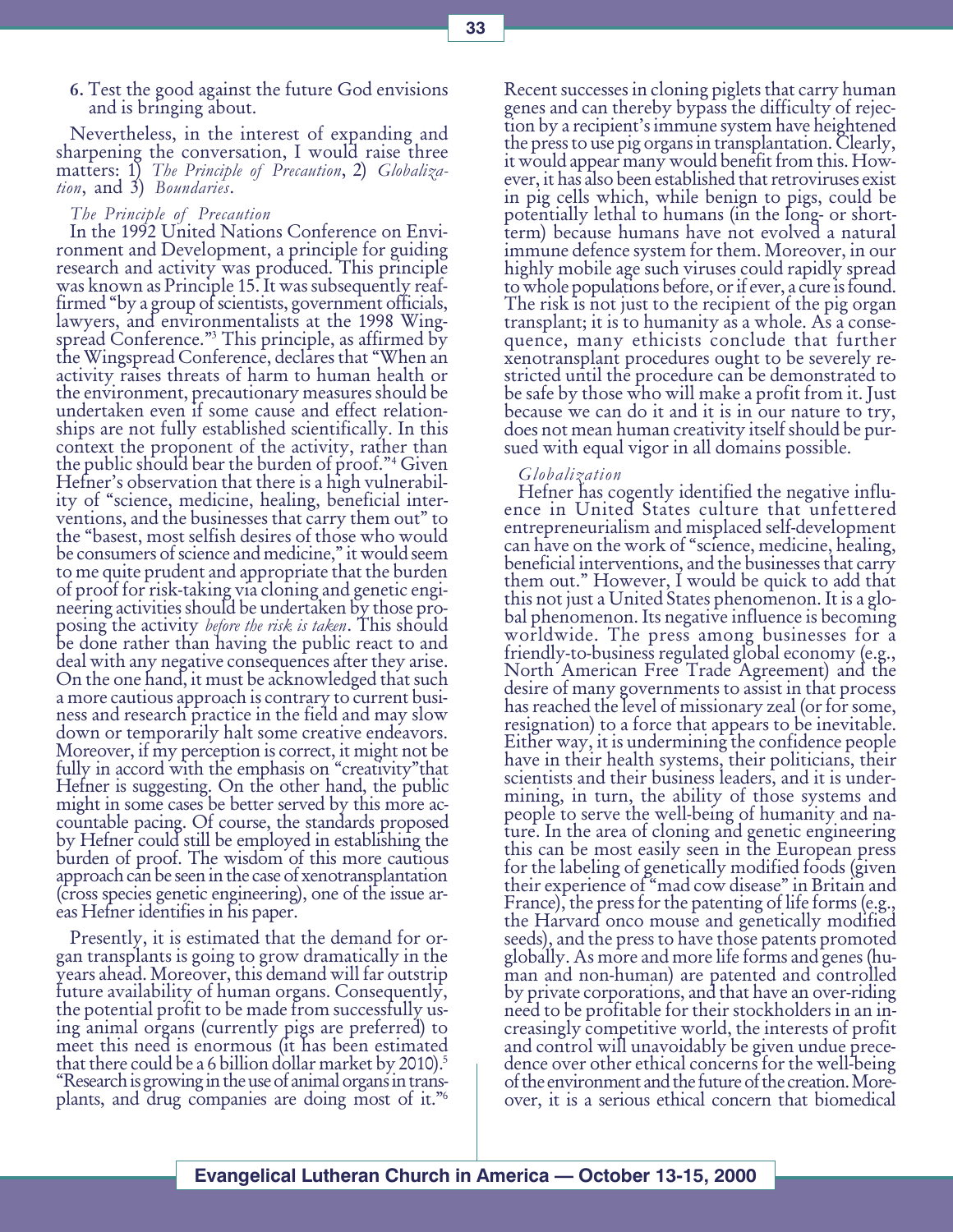**6.** Test the good against the future God envisions and is bringing about.

Nevertheless, in the interest of expanding and sharpening the conversation, I would raise three matters: 1) *The Principle of Precaution*, 2) *Globalization*, and 3) *Boundaries*.

*The Principle of Precaution*

In the 1992 United Nations Conference on Environment and Development, a principle for guiding research and activity was produced. This principle was known as Principle 15. It was subsequently reaffirmed "by a group of scientists, government officials, lawyers, and environmentalists at the 1998 Wingspread Conference."[3] This principle, as affirmed by the Wingspread Conference, declares that "When an activity raises threats of harm to human health or the environment, precautionary measures should be undertaken even if some cause and effect relationships are not fully established scientifically. In this context the proponent of the activity, rather than the public should bear the burden of proof."[4] Given Hefner's observation that there is a high vulnerability of "science, medicine, healing, beneficial interventions, and the businesses that carry them out" to the "basest, most selfish desires of those who would be consumers of science and medicine," it would seem to me quite prudent and appropriate that the burden of proof for risk-taking via cloning and genetic engineering activities should be undertaken by those proposing the activity *before the risk is taken*. This should be done rather than having the public react to and deal with any negative consequences after they arise. On the one hand, it must be acknowledged that such a more cautious approach is contrary to current business and research practice in the field and may slow down or temporarily halt some creative endeavors. Moreover, if my perception is correct, it might not be fully in accord with the emphasis on "creativity"that Hefner is suggesting. On the other hand, the public might in some cases be better served by this more accountable pacing. Of course, the standards proposed by Hefner could still be employed in establishing the burden of proof. The wisdom of this more cautious approach can be seen in the case of xenotransplantation (cross species genetic engineering), one of the issue areas Hefner identifies in his paper.

Presently, it is estimated that the demand for organ transplants is going to grow dramatically in the years ahead. Moreover, this demand will far outstrip future availability of human organs. Consequently, the potential profit to be made from successfully using animal organs (currently pigs are preferred) to meet this need is enormous (it has been estimated that there could be a 6 billion dollar market by 2010).[5] "Research is growing in the use of animal organs in transplants, and drug companies are doing most of it."[6] Recent successes in cloning piglets that carry human genes and can thereby bypass the difficulty of rejection by a recipient's immune system have heightened the press to use pig organs in transplantation. Clearly, it would appear many would benefit from this. However, it has also been established that retroviruses exist in pig cells which, while benign to pigs, could be potentially lethal to humans (in the long- or short-term) because humans have not evolved a natural immune defence system for them. Moreover, in our highly mobile age such viruses could rapidly spread to whole populations before, or if ever, a cure is found. The risk is not just to the recipient of the pig organ transplant; it is to humanity as a whole. As a consequence, many ethicists conclude that further xenotransplant procedures ought to be severely restricted until the procedure can be demonstrated to be safe by those who will make a profit from it. Just because we can do it and it is in our nature to try, does not mean human creativity itself should be pursued with equal vigor in all domains possible.

*Globalization*

Hefner has cogently identified the negative influence in United States culture that unfettered entrepreneurialism and misplaced self-development can have on the work of "science, medicine, healing, beneficial interventions, and the businesses that carry them out." However, I would be quick to add that this not just a United States phenomenon. It is a global phenomenon. Its negative influence is becoming worldwide. The press among businesses for a friendly-to-business regulated global economy (e.g., North American Free Trade Agreement) and the desire of many governments to assist in that process has reached the level of missionary zeal (or for some, resignation) to a force that appears to be inevitable. Either way, it is undermining the confidence people have in their health systems, their politicians, their scientists and their business leaders, and it is undermining, in turn, the ability of those systems and people to serve the well-being of humanity and nature. In the area of cloning and genetic engineering this can be most easily seen in the European press for the labeling of genetically modified foods (given their experience of "mad cow disease" in Britain and France), the press for the patenting of life forms (e.g., the Harvard onco mouse and genetically modified seeds), and the press to have those patents promoted globally. As more and more life forms and genes (human and non-human) are patented and controlled by private corporations, and that have an over-riding need to be profitable for their stockholders in an increasingly competitive world, the interests of profit and control will unavoidably be given undue precedence over other ethical concerns for the well-being of the environment and the future of the creation. Moreover, it is a serious ethical concern that biomedical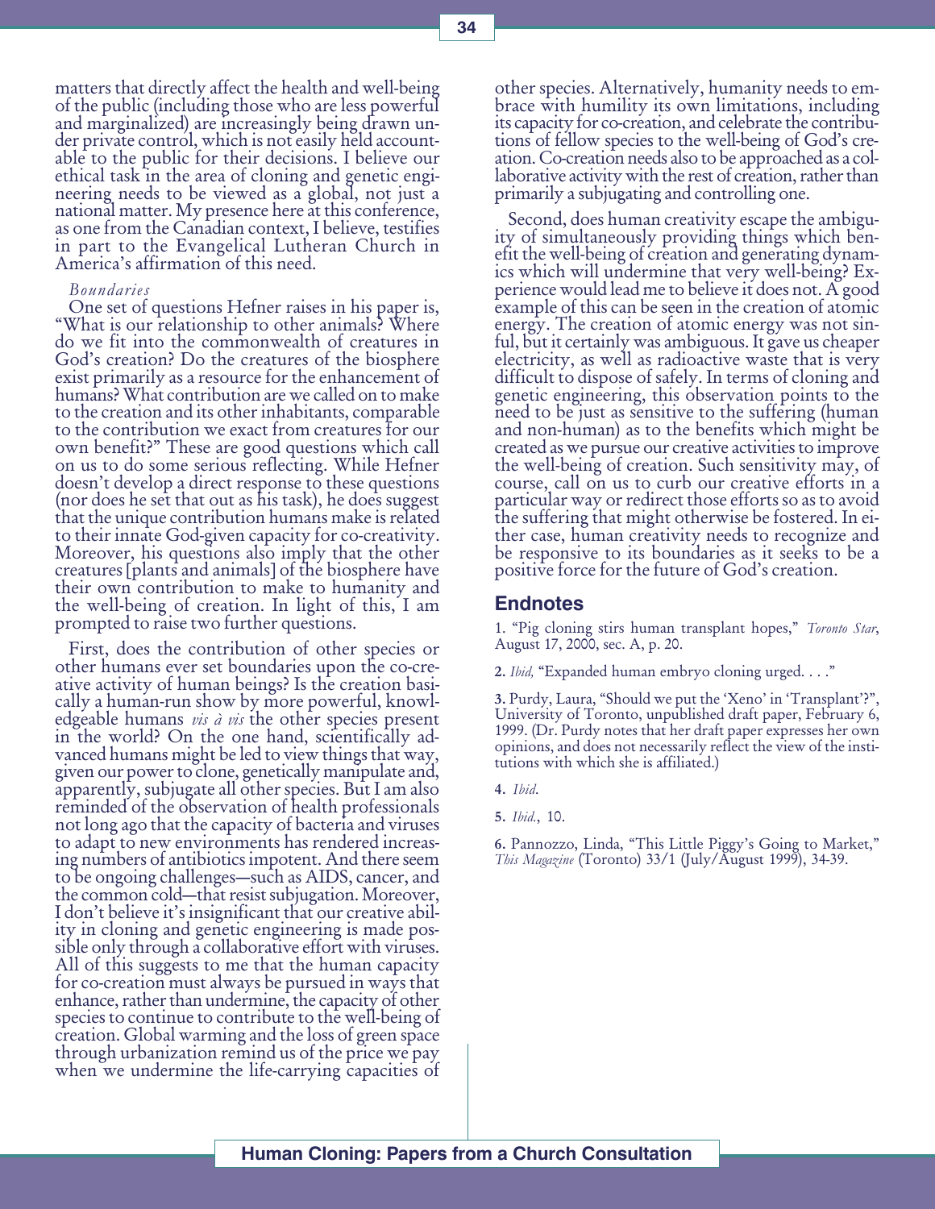matters that directly affect the health and well-being of the public (including those who are less powerful and marginalized) are increasingly being drawn under private control, which is not easily held accountable to the public for their decisions. I believe our ethical task in the area of cloning and genetic engineering needs to be viewed as a global, not just a national matter. My presence here at this conference, as one from the Canadian context, I believe, testifies in part to the Evangelical Lutheran Church in America's affirmation of this need.

*Boundaries*

One set of questions Hefner raises in his paper is, "What is our relationship to other animals? Where do we fit into the commonwealth of creatures in God's creation? Do the creatures of the biosphere exist primarily as a resource for the enhancement of humans? What contribution are we called on to make to the creation and its other inhabitants, comparable to the contribution we exact from creatures for our own benefit?" These are good questions which call on us to do some serious reflecting. While Hefner doesn't develop a direct response to these questions (nor does he set that out as his task), he does suggest that the unique contribution humans make is related to their innate God-given capacity for co-creativity. Moreover, his questions also imply that the other creatures [plants and animals] of the biosphere have their own contribution to make to humanity and the well-being of creation. In light of this, I am prompted to raise two further questions.

First, does the contribution of other species or other humans ever set boundaries upon the co-creative activity of human beings? Is the creation basically a human-run show by more powerful, knowledgeable humans *vis à vis* the other species present in the world? On the one hand, scientifically advanced humans might be led to view things that way, given our power to clone, genetically manipulate and, apparently, subjugate all other species. But I am also reminded of the observation of health professionals not long ago that the capacity of bacteria and viruses to adapt to new environments has rendered increasing numbers of antibiotics impotent. And there seem to be ongoing challenges—such as AIDS, cancer, and the common cold—that resist subjugation. Moreover, I don't believe it's insignificant that our creative ability in cloning and genetic engineering is made possible only through a collaborative effort with viruses. All of this suggests to me that the human capacity for co-creation must always be pursued in ways that enhance, rather than undermine, the capacity of other species to continue to contribute to the well-being of creation. Global warming and the loss of green space through urbanization remind us of the price we pay when we undermine the life-carrying capacities of other species. Alternatively, humanity needs to embrace with humility its own limitations, including its capacity for co-creation, and celebrate the contributions of fellow species to the well-being of God's creation. Co-creation needs also to be approached as a collaborative activity with the rest of creation, rather than primarily a subjugating and controlling one.

Second, does human creativity escape the ambiguity of simultaneously providing things which benefit the well-being of creation and generating dynamics which will undermine that very well-being? Experience would lead me to believe it does not. A good example of this can be seen in the creation of atomic energy. The creation of atomic energy was not sinful, but it certainly was ambiguous. It gave us cheaper electricity, as well as radioactive waste that is very difficult to dispose of safely. In terms of cloning and genetic engineering, this observation points to the need to be just as sensitive to the suffering (human and non-human) as to the benefits which might be created as we pursue our creative activities to improve the well-being of creation. Such sensitivity may, of course, call on us to curb our creative efforts in a particular way or redirect those efforts so as to avoid the suffering that might otherwise be fostered. In either case, human creativity needs to recognize and be responsive to its boundaries as it seeks to be a positive force for the future of God's creation.

## Endnotes

1. "Pig cloning stirs human transplant hopes," *Toronto Star*, August 17, 2000, sec. A, p. 20.

2. *Ibid,* "Expanded human embryo cloning urged. . . ."

3. Purdy, Laura, "Should we put the 'Xeno' in 'Transplant'?", University of Toronto, unpublished draft paper, February 6, 1999. (Dr. Purdy notes that her draft paper expresses her own opinions, and does not necessarily reflect the view of the institutions with which she is affiliated.)

4. *Ibid*.

5. *Ibid*., 10.

6. Pannozzo, Linda, "This Little Piggy's Going to Market," *This Magazine* (Toronto) 33/1 (July/August 1999), 34-39.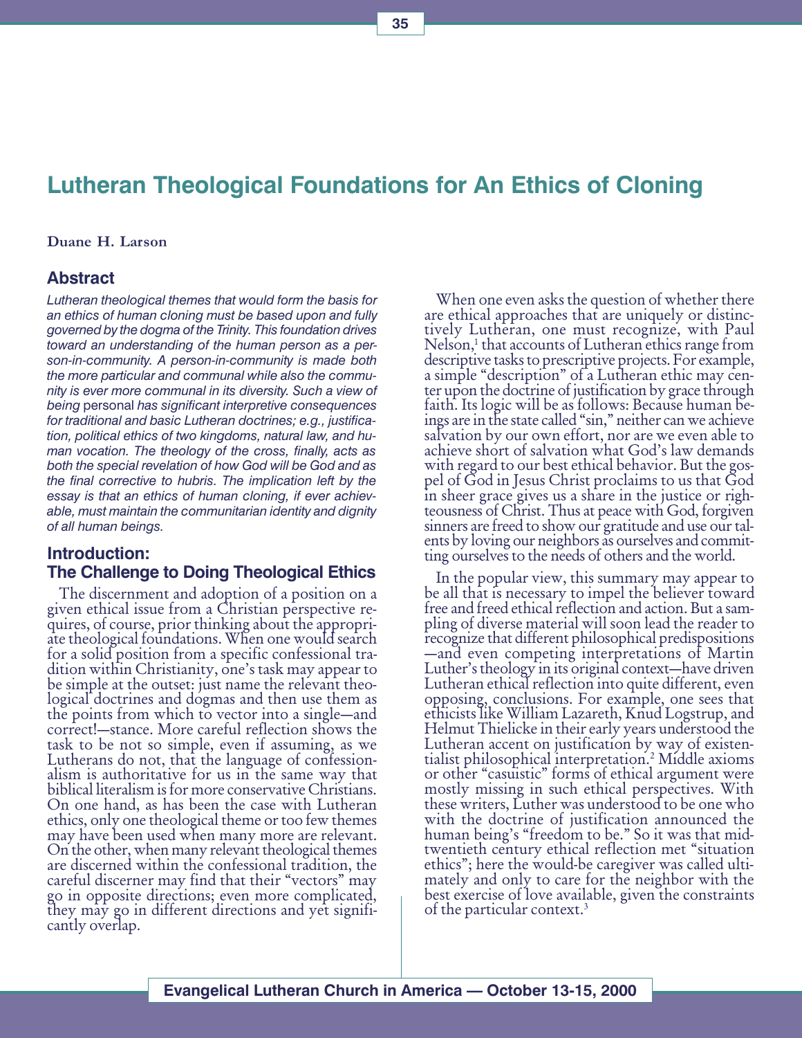# Lutheran Theological Foundations for An Ethics of Cloning

**Duane H. Larson**

## Abstract

*Lutheran theological themes that would form the basis for an ethics of human cloning must be based upon and fully governed by the dogma of the Trinity. This foundation drives toward an understanding of the human person as a person-in-community. A person-in-community is made both the more particular and communal while also the community is ever more communal in its diversity. Such a view of being* personal *has significant interpretive consequences for traditional and basic Lutheran doctrines; e.g., justification, political ethics of two kingdoms, natural law, and human vocation. The theology of the cross, finally, acts as both the special revelation of how God will be God and as the final corrective to hubris. The implication left by the essay is that an ethics of human cloning, if ever achievable, must maintain the communitarian identity and dignity of all human beings.*

## Introduction: The Challenge to Doing Theological Ethics

The discernment and adoption of a position on a given ethical issue from a Christian perspective requires, of course, prior thinking about the appropriate theological foundations. When one would search for a solid position from a specific confessional tradition within Christianity, one's task may appear to be simple at the outset: just name the relevant theological doctrines and dogmas and then use them as the points from which to vector into a single—and correct!—stance. More careful reflection shows the task to be not so simple, even if assuming, as we Lutherans do not, that the language of confessionalism is authoritative for us in the same way that biblical literalism is for more conservative Christians. On one hand, as has been the case with Lutheran ethics, only one theological theme or too few themes may have been used when many more are relevant. On the other, when many relevant theological themes are discerned within the confessional tradition, the careful discerner may find that their "vectors" may go in opposite directions; even more complicated, they may go in different directions and yet significantly overlap.

When one even asks the question of whether there are ethical approaches that are uniquely or distinctively Lutheran, one must recognize, with Paul Nelson,[1] that accounts of Lutheran ethics range from descriptive tasks to prescriptive projects. For example, a simple "description" of a Lutheran ethic may center upon the doctrine of justification by grace through faith. Its logic will be as follows: Because human beings are in the state called "sin," neither can we achieve salvation by our own effort, nor are we even able to achieve short of salvation what God's law demands with regard to our best ethical behavior. But the gospel of God in Jesus Christ proclaims to us that God in sheer grace gives us a share in the justice or righteousness of Christ. Thus at peace with God, forgiven sinners are freed to show our gratitude and use our talents by loving our neighbors as ourselves and committing ourselves to the needs of others and the world.

In the popular view, this summary may appear to be all that is necessary to impel the believer toward free and freed ethical reflection and action. But a sampling of diverse material will soon lead the reader to recognize that different philosophical predispositions —and even competing interpretations of Martin Luther's theology in its original context—have driven Lutheran ethical reflection into quite different, even opposing, conclusions. For example, one sees that ethicists like William Lazareth, Knud Logstrup, and Helmut Thielicke in their early years understood the Lutheran accent on justification by way of existentialist philosophical interpretation.[2] Middle axioms or other "casuistic" forms of ethical argument were mostly missing in such ethical perspectives. With these writers, Luther was understood to be one who with the doctrine of justification announced the human being's "freedom to be." So it was that mid-twentieth century ethical reflection met "situation ethics"; here the would-be caregiver was called ultimately and only to care for the neighbor with the best exercise of love available, given the constraints of the particular context.[3]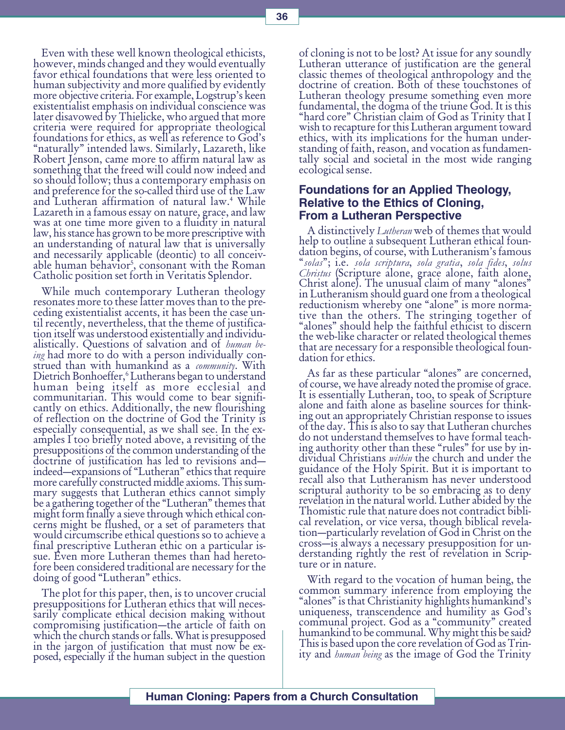Even with these well known theological ethicists, however, minds changed and they would eventually favor ethical foundations that were less oriented to human subjectivity and more qualified by evidently more objective criteria. For example, Logstrup's keen existentialist emphasis on individual conscience was later disavowed by Thielicke, who argued that more criteria were required for appropriate theological foundations for ethics, as well as reference to God's "naturally" intended laws. Similarly, Lazareth, like Robert Jenson, came more to affirm natural law as something that the freed will could now indeed and so should follow; thus a contemporary emphasis on and preference for the so-called third use of the Law and Lutheran affirmation of natural law.[4] While Lazareth in a famous essay on nature, grace, and law was at one time more given to a fluidity in natural law, his stance has grown to be more prescriptive with an understanding of natural law that is universally and necessarily applicable (deontic) to all conceivable human behavior[5], consonant with the Roman Catholic position set forth in Veritatis Splendor.

While much contemporary Lutheran theology resonates more to these latter moves than to the preceding existentialist accents, it has been the case until recently, nevertheless, that the theme of justification itself was understood existentially and individualistically. Questions of salvation and of *human being* had more to do with a person individually construed than with humankind as a *community*. With Dietrich Bonhoeffer,[6] Lutherans began to understand human being itself as more ecclesial and communitarian. This would come to bear significantly on ethics. Additionally, the new flourishing of reflection on the doctrine of God the Trinity is especially consequential, as we shall see. In the examples I too briefly noted above, a revisiting of the presuppositions of the common understanding of the doctrine of justification has led to revisions and—indeed—expansions of "Lutheran" ethics that require more carefully constructed middle axioms. This summary suggests that Lutheran ethics cannot simply be a gathering together of the "Lutheran" themes that might form finally a sieve through which ethical concerns might be flushed, or a set of parameters that would circumscribe ethical questions so to achieve a final prescriptive Lutheran ethic on a particular issue. Even more Lutheran themes than had heretofore been considered traditional are necessary for the doing of good "Lutheran" ethics.

The plot for this paper, then, is to uncover crucial presuppositions for Lutheran ethics that will necessarily complicate ethical decision making without compromising justification—the article of faith on which the church stands or falls. What is presupposed in the jargon of justification that must now be exposed, especially if the human subject in the question of cloning is not to be lost? At issue for any soundly Lutheran utterance of justification are the general classic themes of theological anthropology and the doctrine of creation. Both of these touchstones of Lutheran theology presume something even more fundamental, the dogma of the triune God. It is this "hard core" Christian claim of God as Trinity that I wish to recapture for this Lutheran argument toward ethics, with its implications for the human understanding of faith, reason, and vocation as fundamentally social and societal in the most wide ranging ecological sense.

## Foundations for an Applied Theology, Relative to the Ethics of Cloning, From a Lutheran Perspective

A distinctively *Lutheran* web of themes that would help to outline a subsequent Lutheran ethical foundation begins, of course, with Lutheranism's famous "*solas*"; i.e. *sola scriptura*, *sola gratia*, *sola fides*, *solus Christus* (Scripture alone, grace alone, faith alone, Christ alone). The unusual claim of many "alones" in Lutheranism should guard one from a theological reductionism whereby one "alone" is more normative than the others. The stringing together of "alones" should help the faithful ethicist to discern the web-like character or related theological themes that are necessary for a responsible theological foundation for ethics.

As far as these particular "alones" are concerned, of course, we have already noted the promise of grace. It is essentially Lutheran, too, to speak of Scripture alone and faith alone as baseline sources for thinking out an appropriately Christian response to issues of the day. This is also to say that Lutheran churches do not understand themselves to have formal teaching authority other than these "rules" for use by individual Christians *within* the church and under the guidance of the Holy Spirit. But it is important to recall also that Lutheranism has never understood scriptural authority to be so embracing as to deny revelation in the natural world. Luther abided by the Thomistic rule that nature does not contradict biblical revelation, or vice versa, though biblical revelation—particularly revelation of God in Christ on the cross—is always a necessary presupposition for understanding rightly the rest of revelation in Scripture or in nature.

With regard to the vocation of human being, the common summary inference from employing the "alones" is that Christianity highlights humankind's uniqueness, transcendence and humility as God's communal project. God as a "community" created humankind to be communal. Why might this be said? This is based upon the core revelation of God as Trinity and *human being* as the image of God the Trinity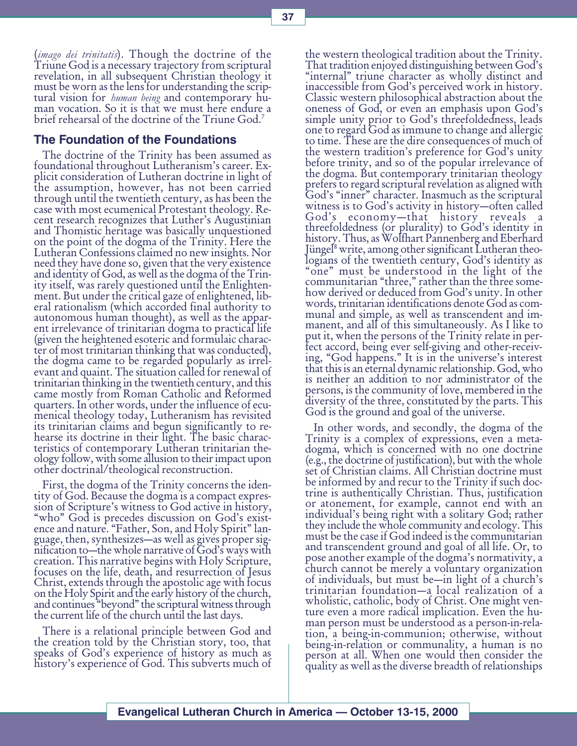(*imago dei trinitatis*). Though the doctrine of the Triune God is a necessary trajectory from scriptural revelation, in all subsequent Christian theology it must be worn as the lens for understanding the scriptural vision for *human being* and contemporary human vocation. So it is that we must here endure a brief rehearsal of the doctrine of the Triune God.[7]

## The Foundation of the Foundations

The doctrine of the Trinity has been assumed as foundational throughout Lutheranism's career. Explicit consideration of Lutheran doctrine in light of the assumption, however, has not been carried through until the twentieth century, as has been the case with most ecumenical Protestant theology. Recent research recognizes that Luther's Augustinian and Thomistic heritage was basically unquestioned on the point of the dogma of the Trinity. Here the Lutheran Confessions claimed no new insights. Nor need they have done so, given that the very existence and identity of God, as well as the dogma of the Trinity itself, was rarely questioned until the Enlightenment. But under the critical gaze of enlightened, liberal rationalism (which accorded final authority to autonomous human thought), as well as the apparent irrelevance of trinitarian dogma to practical life (given the heightened esoteric and formulaic character of most trinitarian thinking that was conducted), the dogma came to be regarded popularly as irrelevant and quaint. The situation called for renewal of trinitarian thinking in the twentieth century, and this came mostly from Roman Catholic and Reformed quarters. In other words, under the influence of ecumenical theology today, Lutheranism has revisited its trinitarian claims and begun significantly to rehearse its doctrine in their light. The basic characteristics of contemporary Lutheran trinitarian theology follow, with some allusion to their impact upon other doctrinal/theological reconstruction.

First, the dogma of the Trinity concerns the identity of God. Because the dogma is a compact expression of Scripture's witness to God active in history, "who" God is precedes discussion on God's existence and nature. "Father, Son, and Holy Spirit" language, then, synthesizes—as well as gives proper signification to—the whole narrative of God's ways with creation. This narrative begins with Holy Scripture, focuses on the life, death, and resurrection of Jesus Christ, extends through the apostolic age with focus on the Holy Spirit and the early history of the church, and continues "beyond" the scriptural witness through the current life of the church until the last days.

There is a relational principle between God and the creation told by the Christian story, too, that speaks of God's experience of history as much as history's experience of God. This subverts much of the western theological tradition about the Trinity. That tradition enjoyed distinguishing between God's "internal" triune character as wholly distinct and inaccessible from God's perceived work in history. Classic western philosophical abstraction about the oneness of God, or even an emphasis upon God's simple unity prior to God's threefoldedness, leads one to regard God as immune to change and allergic to time. These are the dire consequences of much of the western tradition's preference for God's unity before trinity, and so of the popular irrelevance of the dogma. But contemporary trinitarian theology prefers to regard scriptural revelation as aligned with God's "inner" character. Inasmuch as the scriptural witness is to God's activity in history—often called God's economy—that history reveals a threefoldedness (or plurality) to God's identity in history. Thus, as Wolfhart Pannenberg and Eberhard Jüngel[8] write, among other significant Lutheran theologians of the twentieth century, God's identity as "one" must be understood in the light of the communitarian "three," rather than the three somehow derived or deduced from God's unity. In other words, trinitarian identifications denote God as communal and simple, as well as transcendent and immanent, and all of this simultaneously. As I like to put it, when the persons of the Trinity relate in perfect accord, being ever self-giving and other-receiving, "God happens." It is in the universe's interest that this is an eternal dynamic relationship. God, who is neither an addition to nor administrator of the persons, is the community of love, membered in the diversity of the three, constituted by the parts. This God is the ground and goal of the universe.

In other words, and secondly, the dogma of the Trinity is a complex of expressions, even a meta-dogma, which is concerned with no one doctrine (e.g., the doctrine of justification), but with the whole set of Christian claims. All Christian doctrine must be informed by and recur to the Trinity if such doctrine is authentically Christian. Thus, justification or atonement, for example, cannot end with an individual's being right with a solitary God; rather they include the whole community and ecology. This must be the case if God indeed is the communitarian and transcendent ground and goal of all life. Or, to pose another example of the dogma's normativity, a church cannot be merely a voluntary organization of individuals, but must be—in light of a church's trinitarian foundation—a local realization of a wholistic, catholic, body of Christ. One might venture even a more radical implication. Even the human person must be understood as a person-in-relation, a being-in-communion; otherwise, without being-in-relation or communality, a human is no person at all. When one would then consider the quality as well as the diverse breadth of relationships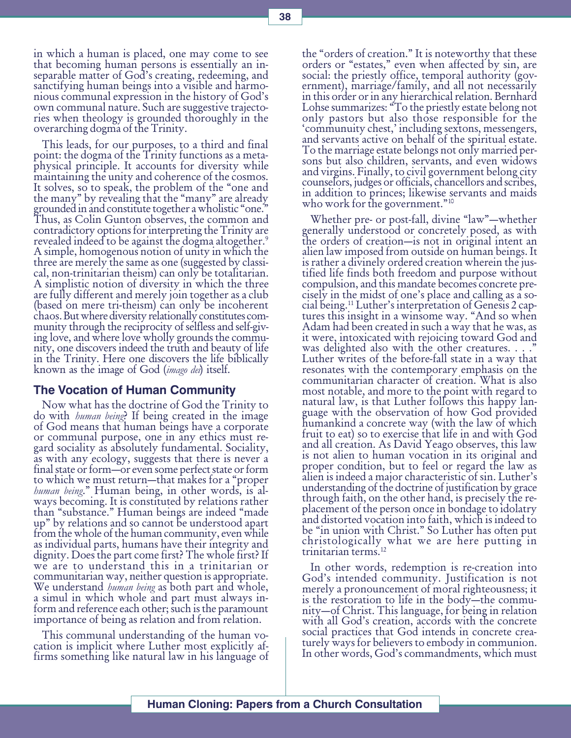in which a human is placed, one may come to see that becoming human persons is essentially an inseparable matter of God's creating, redeeming, and sanctifying human beings into a visible and harmonious communal expression in the history of God's own communal nature. Such are suggestive trajectories when theology is grounded thoroughly in the overarching dogma of the Trinity.

This leads, for our purposes, to a third and final point: the dogma of the Trinity functions as a metaphysical principle. It accounts for diversity while maintaining the unity and coherence of the cosmos. It solves, so to speak, the problem of the "one and the many" by revealing that the "many" are already grounded in and constitute together a wholistic "one." Thus, as Colin Gunton observes, the common and contradictory options for interpreting the Trinity are revealed indeed to be against the dogma altogether.[9] A simple, homogenous notion of unity in which the three are merely the same as one (suggested by classical, non-trinitarian theism) can only be totalitarian. A simplistic notion of diversity in which the three are fully different and merely join together as a club (based on mere tri-theism) can only be incoherent chaos. But where diversity relationally constitutes community through the reciprocity of selfless and self-giving love, and where love wholly grounds the community, one discovers indeed the truth and beauty of life in the Trinity. Here one discovers the life biblically known as the image of God (*imago dei*) itself.

## The Vocation of Human Community

Now what has the doctrine of God the Trinity to do with *human being*? If being created in the image of God means that human beings have a corporate or communal purpose, one in any ethics must regard sociality as absolutely fundamental. Sociality, as with any ecology, suggests that there is never a final state or form—or even some perfect state or form to which we must return—that makes for a "proper *human being*." Human being, in other words, is always becoming. It is constituted by relations rather than "substance." Human beings are indeed "made up" by relations and so cannot be understood apart from the whole of the human community, even while as individual parts, humans have their integrity and dignity. Does the part come first? The whole first? If we are to understand this in a trinitarian or communitarian way, neither question is appropriate. We understand *human being* as both part and whole, a simul in which whole and part must always inform and reference each other; such is the paramount importance of being as relation and from relation.

This communal understanding of the human vocation is implicit where Luther most explicitly affirms something like natural law in his language of the "orders of creation." It is noteworthy that these orders or "estates," even when affected by sin, are social: the priestly office, temporal authority (government), marriage/family, and all not necessarily in this order or in any hierarchical relation. Bernhard Lohse summarizes: "To the priestly estate belong not only pastors but also those responsible for the 'communuity chest,' including sextons, messengers, and servants active on behalf of the spiritual estate. To the marriage estate belongs not only married persons but also children, servants, and even widows and virgins. Finally, to civil government belong city counselors, judges or officials, chancellors and scribes, in addition to princes; likewise servants and maids who work for the government."[10]

Whether pre- or post-fall, divine "law"—whether generally understood or concretely posed, as with the orders of creation—is not in original intent an alien law imposed from outside on human beings. It is rather a divinely ordered creation wherein the justified life finds both freedom and purpose without compulsion, and this mandate becomes concrete precisely in the midst of one's place and calling as a social being.[11] Luther's interpretation of Genesis 2 captures this insight in a winsome way. "And so when Adam had been created in such a way that he was, as it were, intoxicated with rejoicing toward God and was delighted also with the other creatures. . . ." Luther writes of the before-fall state in a way that resonates with the contemporary emphasis on the communitarian character of creation. What is also most notable, and more to the point with regard to natural law, is that Luther follows this happy language with the observation of how God provided humankind a concrete way (with the law of which fruit to eat) so to exercise that life in and with God and all creation. As David Yeago observes, this law is not alien to human vocation in its original and proper condition, but to feel or regard the law as alien is indeed a major characteristic of sin. Luther's understanding of the doctrine of justification by grace through faith, on the other hand, is precisely the replacement of the person once in bondage to idolatry and distorted vocation into faith, which is indeed to be "in union with Christ." So Luther has often put christologically what we are here putting in trinitarian terms.[12]

In other words, redemption is re-creation into God's intended community. Justification is not merely a pronouncement of moral righteousness; it is the restoration to life in the body—the community—of Christ. This language, for being in relation with all God's creation, accords with the concrete social practices that God intends in concrete creaturely ways for believers to embody in communion. In other words, God's commandments, which must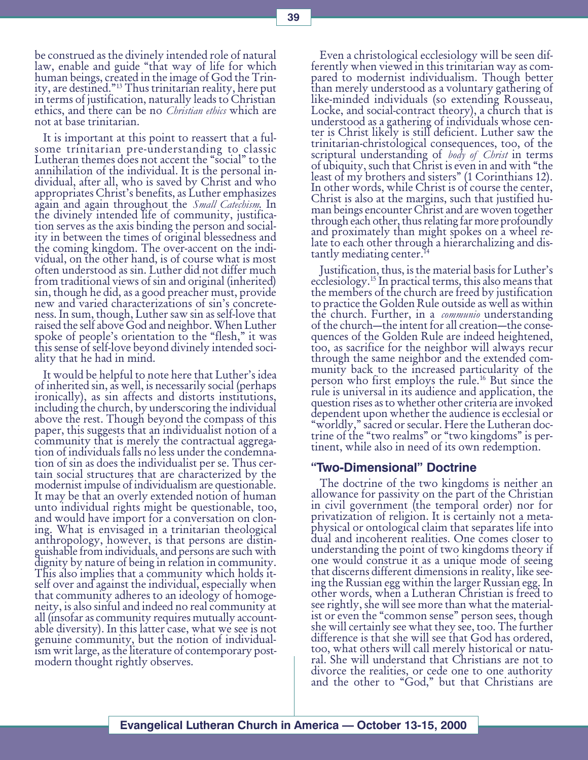be construed as the divinely intended role of natural law, enable and guide "that way of life for which human beings, created in the image of God the Trinity, are destined."[13] Thus trinitarian reality, here put in terms of justification, naturally leads to Christian ethics, and there can be no *Christian ethics* which are not at base trinitarian.

It is important at this point to reassert that a fulsome trinitarian pre-understanding to classic Lutheran themes does not accent the "social" to the annihilation of the individual. It is the personal individual, after all, who is saved by Christ and who appropriates Christ's benefits, as Luther emphasizes again and again throughout the *Small Catechism*. In the divinely intended life of community, justification serves as the axis binding the person and sociality in between the times of original blessedness and the coming kingdom. The over-accent on the individual, on the other hand, is of course what is most often understood as sin. Luther did not differ much from traditional views of sin and original (inherited) sin, though he did, as a good preacher must, provide new and varied characterizations of sin's concreteness. In sum, though, Luther saw sin as self-love that raised the self above God and neighbor. When Luther spoke of people's orientation to the "flesh," it was this sense of self-love beyond divinely intended sociality that he had in mind.

It would be helpful to note here that Luther's idea of inherited sin, as well, is necessarily social (perhaps ironically), as sin affects and distorts institutions, including the church, by underscoring the individual above the rest. Though beyond the compass of this paper, this suggests that an individualist notion of a community that is merely the contractual aggregation of individuals falls no less under the condemnation of sin as does the individualist per se. Thus certain social structures that are characterized by the modernist impulse of individualism are questionable. It may be that an overly extended notion of human unto individual rights might be questionable, too, and would have import for a conversation on cloning. What is envisaged in a trinitarian theological anthropology, however, is that persons are distinguishable from individuals, and persons are such with dignity by nature of being in relation in community. This also implies that a community which holds itself over and against the individual, especially when that community adheres to an ideology of homogeneity, is also sinful and indeed no real community at all (insofar as community requires mutually accountable diversity). In this latter case, what we see is not genuine community, but the notion of individualism writ large, as the literature of contemporary postmodern thought rightly observes.

Even a christological ecclesiology will be seen differently when viewed in this trinitarian way as compared to modernist individualism. Though better than merely understood as a voluntary gathering of like-minded individuals (so extending Rousseau, Locke, and social-contract theory), a church that is understood as a gathering of individuals whose center is Christ likely is still deficient. Luther saw the trinitarian-christological consequences, too, of the scriptural understanding of *body of Christ* in terms of ubiquity, such that Christ is even in and with "the least of my brothers and sisters" (1 Corinthians 12). In other words, while Christ is of course the center, Christ is also at the margins, such that justified human beings encounter Christ and are woven together through each other, thus relating far more profoundly and proximately than might spokes on a wheel relate to each other through a hierarchalizing and distantly mediating center.[14]

Justification, thus, is the material basis for Luther's ecclesiology.[15] In practical terms, this also means that the members of the church are freed by justification to practice the Golden Rule outside as well as within the church. Further, in a *communio* understanding of the church—the intent for all creation—the consequences of the Golden Rule are indeed heightened, too, as sacrifice for the neighbor will always recur through the same neighbor and the extended community back to the increased particularity of the person who first employs the rule.[16] But since the rule is universal in its audience and application, the question rises as to whether other criteria are invoked dependent upon whether the audience is ecclesial or "worldly," sacred or secular. Here the Lutheran doctrine of the "two realms" or "two kingdoms" is pertinent, while also in need of its own redemption.

### "Two-Dimensional" Doctrine

The doctrine of the two kingdoms is neither an allowance for passivity on the part of the Christian in civil government (the temporal order) nor for privatization of religion. It is certainly not a metaphysical or ontological claim that separates life into dual and incoherent realities. One comes closer to understanding the point of two kingdoms theory if one would construe it as a unique mode of seeing that discerns different dimensions in reality, like seeing the Russian egg within the larger Russian egg. In other words, when a Lutheran Christian is freed to see rightly, she will see more than what the materialist or even the "common sense" person sees, though she will certainly see what they see, too. The further difference is that she will see that God has ordered, too, what others will call merely historical or natural. She will understand that Christians are not to divorce the realities, or cede one to one authority and the other to "God," but that Christians are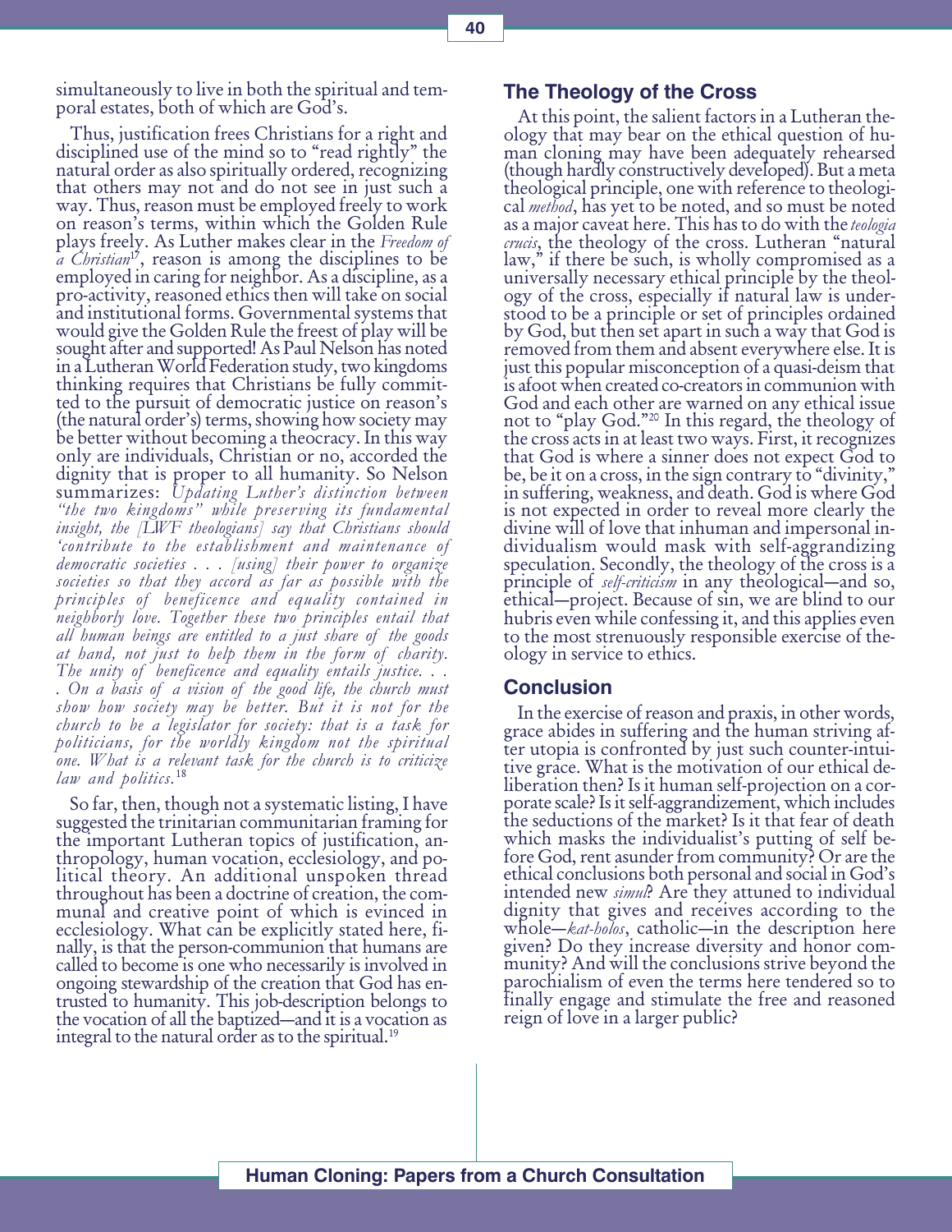simultaneously to live in both the spiritual and temporal estates, both of which are God's.

Thus, justification frees Christians for a right and disciplined use of the mind so to "read rightly" the natural order as also spiritually ordered, recognizing that others may not and do not see in just such a way. Thus, reason must be employed freely to work on reason's terms, within which the Golden Rule plays freely. As Luther makes clear in the *Freedom of a Christian*[17], reason is among the disciplines to be employed in caring for neighbor. As a discipline, as a pro-activity, reasoned ethics then will take on social and institutional forms. Governmental systems that would give the Golden Rule the freest of play will be sought after and supported! As Paul Nelson has noted in a Lutheran World Federation study, two kingdoms thinking requires that Christians be fully committed to the pursuit of democratic justice on reason's (the natural order's) terms, showing how society may be better without becoming a theocracy. In this way only are individuals, Christian or no, accorded the dignity that is proper to all humanity. So Nelson summarizes: *Updating Luther's distinction between "the two kingdoms" while preserving its fundamental insight, the [LWF theologians] say that Christians should 'contribute to the establishment and maintenance of democratic societies . . . [using] their power to organize societies so that they accord as far as possible with the principles of beneficence and equality contained in neighborly love. Together these two principles entail that all human beings are entitled to a just share of the goods at hand, not just to help them in the form of charity. The unity of beneficence and equality entails justice. . . . On a basis of a vision of the good life, the church must show how society may be better. But it is not for the church to be a legislator for society: that is a task for politicians, for the worldly kingdom not the spiritual one. What is a relevant task for the church is to criticize law and politics.*[18]

So far, then, though not a systematic listing, I have suggested the trinitarian communitarian framing for the important Lutheran topics of justification, anthropology, human vocation, ecclesiology, and political theory. An additional unspoken thread throughout has been a doctrine of creation, the communal and creative point of which is evinced in ecclesiology. What can be explicitly stated here, finally, is that the person-communion that humans are called to become is one who necessarily is involved in ongoing stewardship of the creation that God has entrusted to humanity. This job-description belongs to the vocation of all the baptized—and it is a vocation as integral to the natural order as to the spiritual.[19]

## The Theology of the Cross

At this point, the salient factors in a Lutheran theology that may bear on the ethical question of human cloning may have been adequately rehearsed (though hardly constructively developed). But a meta theological principle, one with reference to theological *method*, has yet to be noted, and so must be noted as a major caveat here. This has to do with the *teologia crucis*, the theology of the cross. Lutheran "natural law," if there be such, is wholly compromised as a universally necessary ethical principle by the theology of the cross, especially if natural law is understood to be a principle or set of principles ordained by God, but then set apart in such a way that God is removed from them and absent everywhere else. It is just this popular misconception of a quasi-deism that is afoot when created co-creators in communion with God and each other are warned on any ethical issue not to "play God."[20] In this regard, the theology of the cross acts in at least two ways. First, it recognizes that God is where a sinner does not expect God to be, be it on a cross, in the sign contrary to "divinity," in suffering, weakness, and death. God is where God is not expected in order to reveal more clearly the divine will of love that inhuman and impersonal individualism would mask with self-aggrandizing speculation. Secondly, the theology of the cross is a principle of *self-criticism* in any theological—and so, ethical—project. Because of sin, we are blind to our hubris even while confessing it, and this applies even to the most strenuously responsible exercise of theology in service to ethics.

## Conclusion

In the exercise of reason and praxis, in other words, grace abides in suffering and the human striving after utopia is confronted by just such counter-intuitive grace. What is the motivation of our ethical deliberation then? Is it human self-projection on a corporate scale? Is it self-aggrandizement, which includes the seductions of the market? Is it that fear of death which masks the individualist's putting of self before God, rent asunder from community? Or are the ethical conclusions both personal and social in God's intended new *simul*? Are they attuned to individual dignity that gives and receives according to the whole—*kat-holos*, catholic—in the description here given? Do they increase diversity and honor community? And will the conclusions strive beyond the parochialism of even the terms here tendered so to finally engage and stimulate the free and reasoned reign of love in a larger public?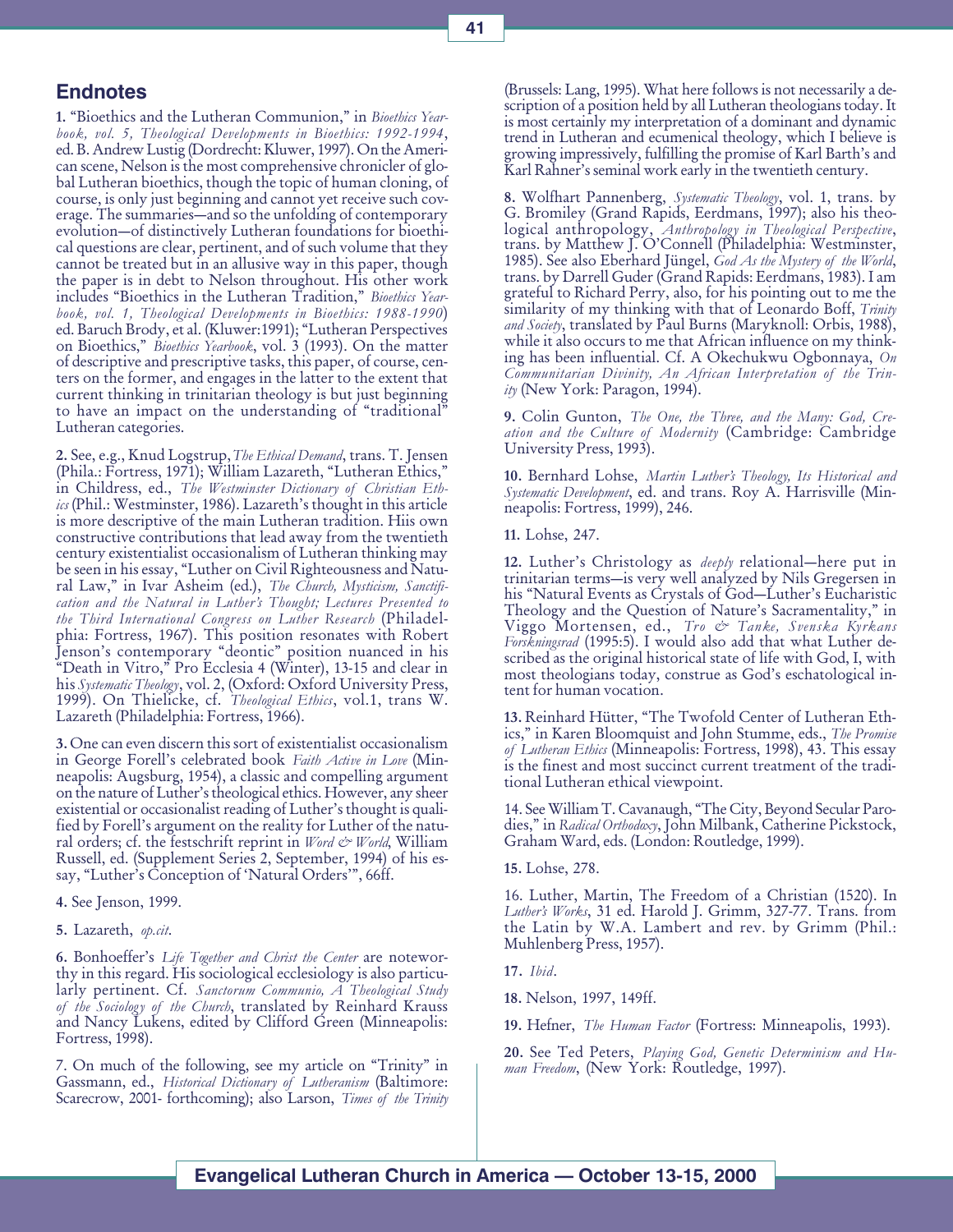## Endnotes

**1.** "Bioethics and the Lutheran Communion," in *Bioethics Yearbook, vol. 5, Theological Developments in Bioethics: 1992-1994*, ed. B. Andrew Lustig (Dordrecht: Kluwer, 1997). On the American scene, Nelson is the most comprehensive chronicler of global Lutheran bioethics, though the topic of human cloning, of course, is only just beginning and cannot yet receive such coverage. The summaries—and so the unfolding of contemporary evolution—of distinctively Lutheran foundations for bioethical questions are clear, pertinent, and of such volume that they cannot be treated but in an allusive way in this paper, though the paper is in debt to Nelson throughout. His other work includes "Bioethics in the Lutheran Tradition," *Bioethics Yearbook, vol. 1, Theological Developments in Bioethics: 1988-1990*) ed. Baruch Brody, et al. (Kluwer:1991); "Lutheran Perspectives on Bioethics," *Bioethics Yearbook*, vol. 3 (1993). On the matter of descriptive and prescriptive tasks, this paper, of course, centers on the former, and engages in the latter to the extent that current thinking in trinitarian theology is but just beginning to have an impact on the understanding of "traditional" Lutheran categories.

**2.** See, e.g., Knud Logstrup, *The Ethical Demand*, trans. T. Jensen (Phila.: Fortress, 1971); William Lazareth, "Lutheran Ethics," in Childress, ed., *The Westminster Dictionary of Christian Ethics* (Phil.: Westminster, 1986). Lazareth's thought in this article is more descriptive of the main Lutheran tradition. Hiis own constructive contributions that lead away from the twentieth century existentialist occasionalism of Lutheran thinking may be seen in his essay, "Luther on Civil Righteousness and Natural Law," in Ivar Asheim (ed.), *The Church, Mysticism, Sanctification and the Natural in Luther's Thought; Lectures Presented to the Third International Congress on Luther Research* (Philadelphia: Fortress, 1967). This position resonates with Robert Jenson's contemporary "deontic" position nuanced in his "Death in Vitro," Pro Ecclesia 4 (Winter), 13-15 and clear in his *Systematic Theology*, vol. 2, (Oxford: Oxford University Press, 1999). On Thielicke, cf. *Theological Ethics*, vol.1, trans W. Lazareth (Philadelphia: Fortress, 1966).

**3.** One can even discern this sort of existentialist occasionalism in George Forell's celebrated book *Faith Active in Love* (Minneapolis: Augsburg, 1954), a classic and compelling argument on the nature of Luther's theological ethics. However, any sheer existential or occasionalist reading of Luther's thought is qualified by Forell's argument on the reality for Luther of the natural orders; cf. the festschrift reprint in *Word & World*, William Russell, ed. (Supplement Series 2, September, 1994) of his essay, "Luther's Conception of 'Natural Orders'", 66ff.

**4.** See Jenson, 1999.

**5.** Lazareth, *op.cit*.

**6.** Bonhoeffer's *Life Together and Christ the Center* are noteworthy in this regard. His sociological ecclesiology is also particularly pertinent. Cf. *Sanctorum Communio, A Theological Study of the Sociology of the Church*, translated by Reinhard Krauss and Nancy Lukens, edited by Clifford Green (Minneapolis: Fortress, 1998).

7. On much of the following, see my article on "Trinity" in Gassmann, ed., *Historical Dictionary of Lutheranism* (Baltimore: Scarecrow, 2001- forthcoming); also Larson, *Times of the Trinity* (Brussels: Lang, 1995). What here follows is not necessarily a description of a position held by all Lutheran theologians today. It is most certainly my interpretation of a dominant and dynamic trend in Lutheran and ecumenical theology, which I believe is growing impressively, fulfilling the promise of Karl Barth's and Karl Rahner's seminal work early in the twentieth century.

**8.** Wolfhart Pannenberg, *Systematic Theology*, vol. 1, trans. by G. Bromiley (Grand Rapids, Eerdmans, 1997); also his theological anthropology, *Anthropology in Theological Perspective*, trans. by Matthew J. O'Connell (Philadelphia: Westminster, 1985). See also Eberhard Jüngel, *God As the Mystery of the World*, trans. by Darrell Guder (Grand Rapids: Eerdmans, 1983). I am grateful to Richard Perry, also, for his pointing out to me the similarity of my thinking with that of Leonardo Boff, *Trinity and Society*, translated by Paul Burns (Maryknoll: Orbis, 1988), while it also occurs to me that African influence on my thinking has been influential. Cf. A Okechukwu Ogbonnaya, *On Communitarian Divinity, An African Interpretation of the Trinity* (New York: Paragon, 1994).

**9.** Colin Gunton, *The One, the Three, and the Many: God, Creation and the Culture of Modernity* (Cambridge: Cambridge University Press, 1993).

**10.** Bernhard Lohse, *Martin Luther's Theology, Its Historical and Systematic Development*, ed. and trans. Roy A. Harrisville (Minneapolis: Fortress, 1999), 246.

**11.** Lohse, 247.

**12.** Luther's Christology as *deeply* relational—here put in trinitarian terms—is very well analyzed by Nils Gregersen in his "Natural Events as Crystals of God—Luther's Eucharistic Theology and the Question of Nature's Sacramentality," in Viggo Mortensen, ed., *Tro & Tanke, Svenska Kyrkans Forskningsrad* (1995:5). I would also add that what Luther described as the original historical state of life with God, I, with most theologians today, construe as God's eschatological intent for human vocation.

**13.** Reinhard Hütter, "The Twofold Center of Lutheran Ethics," in Karen Bloomquist and John Stumme, eds., *The Promise of Lutheran Ethics* (Minneapolis: Fortress, 1998), 43. This essay is the finest and most succinct current treatment of the traditional Lutheran ethical viewpoint.

14. See William T. Cavanaugh, "The City, Beyond Secular Parodies," in *Radical Orthodoxy*, John Milbank, Catherine Pickstock, Graham Ward, eds. (London: Routledge, 1999).

**15.** Lohse, 278.

16. Luther, Martin, The Freedom of a Christian (1520). In *Luther's Works*, 31 ed. Harold J. Grimm, 327-77. Trans. from the Latin by W.A. Lambert and rev. by Grimm (Phil.: Muhlenberg Press, 1957).

**17.** *Ibid*.

**18.** Nelson, 1997, 149ff.

**19.** Hefner, *The Human Factor* (Fortress: Minneapolis, 1993).

**20.** See Ted Peters, *Playing God, Genetic Determinism and Human Freedom*, (New York: Routledge, 1997).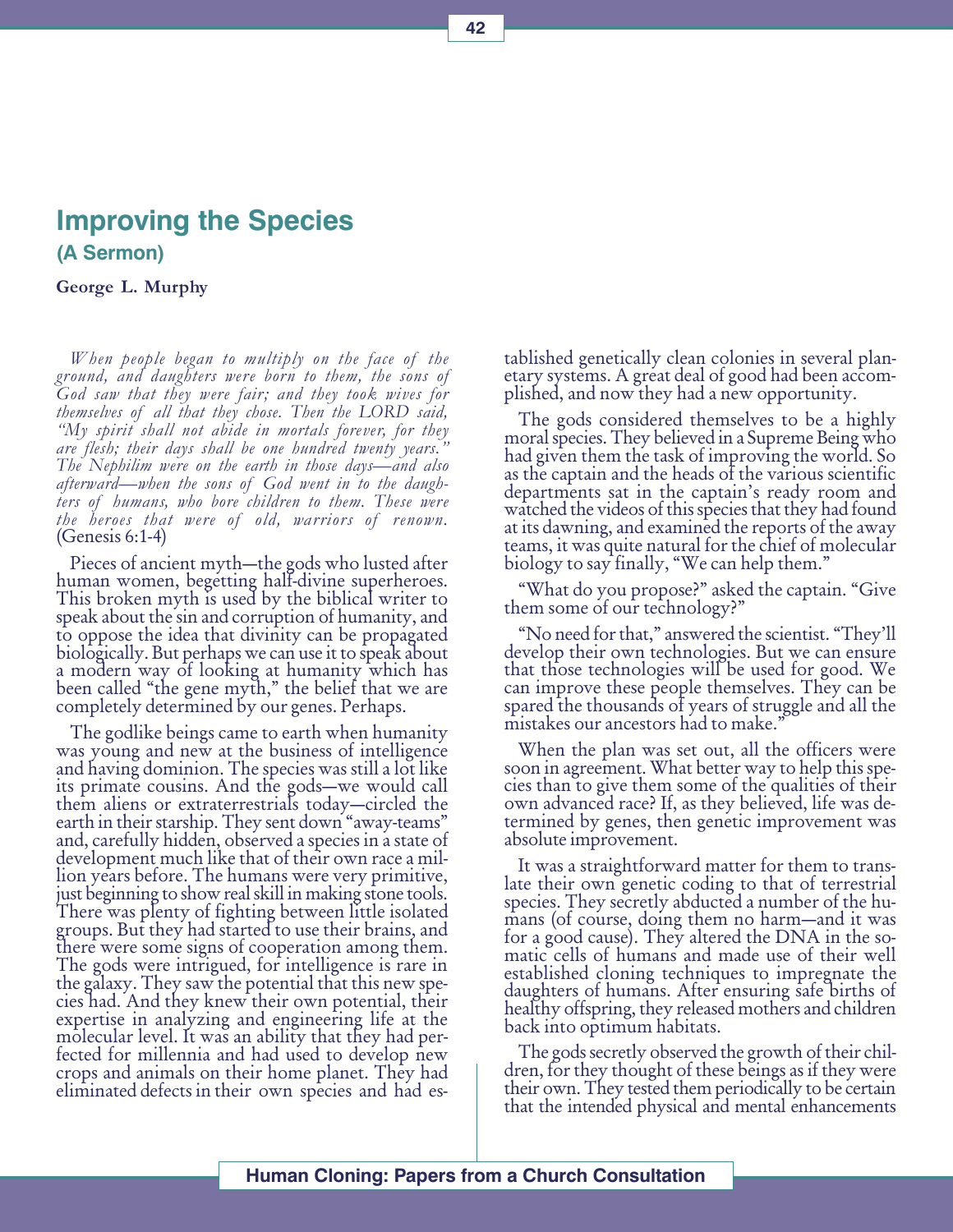## Improving the Species

### (A Sermon)

**George L. Murphy**

*When people began to multiply on the face of the ground, and daughters were born to them, the sons of God saw that they were fair; and they took wives for themselves of all that they chose. Then the LORD said, "My spirit shall not abide in mortals forever, for they are flesh; their days shall be one hundred twenty years." The Nephilim were on the earth in those days—and also afterward—when the sons of God went in to the daughters of humans, who bore children to them. These were the heroes that were of old, warriors of renown.* (Genesis 6:1-4)

Pieces of ancient myth—the gods who lusted after human women, begetting half-divine superheroes. This broken myth is used by the biblical writer to speak about the sin and corruption of humanity, and to oppose the idea that divinity can be propagated biologically. But perhaps we can use it to speak about a modern way of looking at humanity which has been called "the gene myth," the belief that we are completely determined by our genes. Perhaps.

The godlike beings came to earth when humanity was young and new at the business of intelligence and having dominion. The species was still a lot like its primate cousins. And the gods—we would call them aliens or extraterrestrials today—circled the earth in their starship. They sent down "away-teams" and, carefully hidden, observed a species in a state of development much like that of their own race a million years before. The humans were very primitive, just beginning to show real skill in making stone tools. There was plenty of fighting between little isolated groups. But they had started to use their brains, and there were some signs of cooperation among them. The gods were intrigued, for intelligence is rare in the galaxy. They saw the potential that this new species had. And they knew their own potential, their expertise in analyzing and engineering life at the molecular level. It was an ability that they had perfected for millennia and had used to develop new crops and animals on their home planet. They had eliminated defects in their own species and had established genetically clean colonies in several planetary systems. A great deal of good had been accomplished, and now they had a new opportunity.

The gods considered themselves to be a highly moral species. They believed in a Supreme Being who had given them the task of improving the world. So as the captain and the heads of the various scientific departments sat in the captain's ready room and watched the videos of this species that they had found at its dawning, and examined the reports of the away teams, it was quite natural for the chief of molecular biology to say finally, "We can help them."

"What do you propose?" asked the captain. "Give them some of our technology?"

"No need for that," answered the scientist. "They'll develop their own technologies. But we can ensure that those technologies will be used for good. We can improve these people themselves. They can be spared the thousands of years of struggle and all the mistakes our ancestors had to make."

When the plan was set out, all the officers were soon in agreement. What better way to help this species than to give them some of the qualities of their own advanced race? If, as they believed, life was determined by genes, then genetic improvement was absolute improvement.

It was a straightforward matter for them to translate their own genetic coding to that of terrestrial species. They secretly abducted a number of the humans (of course, doing them no harm—and it was for a good cause). They altered the DNA in the somatic cells of humans and made use of their well established cloning techniques to impregnate the daughters of humans. After ensuring safe births of healthy offspring, they released mothers and children back into optimum habitats.

The gods secretly observed the growth of their children, for they thought of these beings as if they were their own. They tested them periodically to be certain that the intended physical and mental enhancements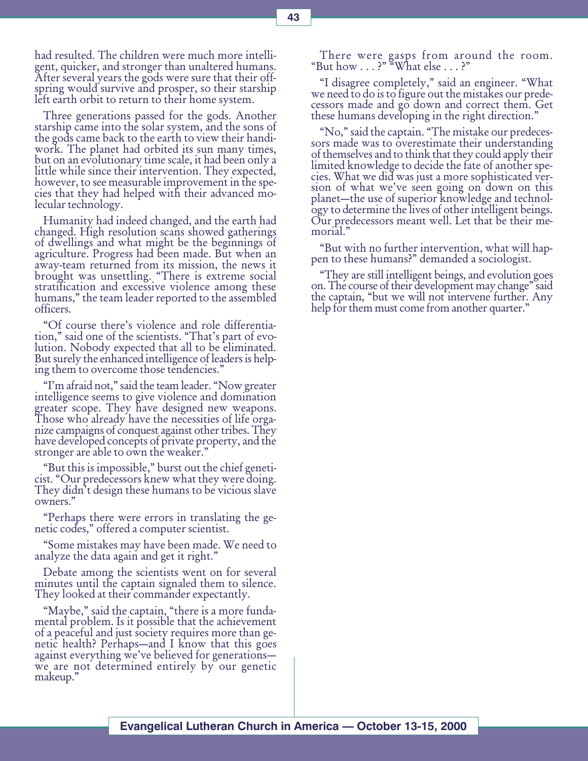had resulted. The children were much more intelligent, quicker, and stronger than unaltered humans. After several years the gods were sure that their offspring would survive and prosper, so their starship left earth orbit to return to their home system.

Three generations passed for the gods. Another starship came into the solar system, and the sons of the gods came back to the earth to view their handiwork. The planet had orbited its sun many times, but on an evolutionary time scale, it had been only a little while since their intervention. They expected, however, to see measurable improvement in the species that they had helped with their advanced molecular technology.

Humanity had indeed changed, and the earth had changed. High resolution scans showed gatherings of dwellings and what might be the beginnings of agriculture. Progress had been made. But when an away-team returned from its mission, the news it brought was unsettling. "There is extreme social stratification and excessive violence among these humans," the team leader reported to the assembled officers.

"Of course there's violence and role differentiation," said one of the scientists. "That's part of evolution. Nobody expected that all to be eliminated. But surely the enhanced intelligence of leaders is helping them to overcome those tendencies."

"I'm afraid not," said the team leader. "Now greater intelligence seems to give violence and domination greater scope. They have designed new weapons. Those who already have the necessities of life organize campaigns of conquest against other tribes. They have developed concepts of private property, and the stronger are able to own the weaker."

"But this is impossible," burst out the chief geneticist. "Our predecessors knew what they were doing. They didn't design these humans to be vicious slave owners."

"Perhaps there were errors in translating the genetic codes," offered a computer scientist.

"Some mistakes may have been made. We need to analyze the data again and get it right."

Debate among the scientists went on for several minutes until the captain signaled them to silence. They looked at their commander expectantly.

"Maybe," said the captain, "there is a more fundamental problem. Is it possible that the achievement of a peaceful and just society requires more than genetic health? Perhaps—and I know that this goes against everything we've believed for generations—we are not determined entirely by our genetic makeup."

There were gasps from around the room. "But how . . . ?" "What else . . . ?"

"I disagree completely," said an engineer. "What we need to do is to figure out the mistakes our predecessors made and go down and correct them. Get these humans developing in the right direction."

"No," said the captain. "The mistake our predecessors made was to overestimate their understanding of themselves and to think that they could apply their limited knowledge to decide the fate of another species. What we did was just a more sophisticated version of what we've seen going on down on this planet—the use of superior knowledge and technology to determine the lives of other intelligent beings. Our predecessors meant well. Let that be their memorial."

"But with no further intervention, what will happen to these humans?" demanded a sociologist.

"They are still intelligent beings, and evolution goes on. The course of their development may change" said the captain, "but we will not intervene further. Any help for them must come from another quarter."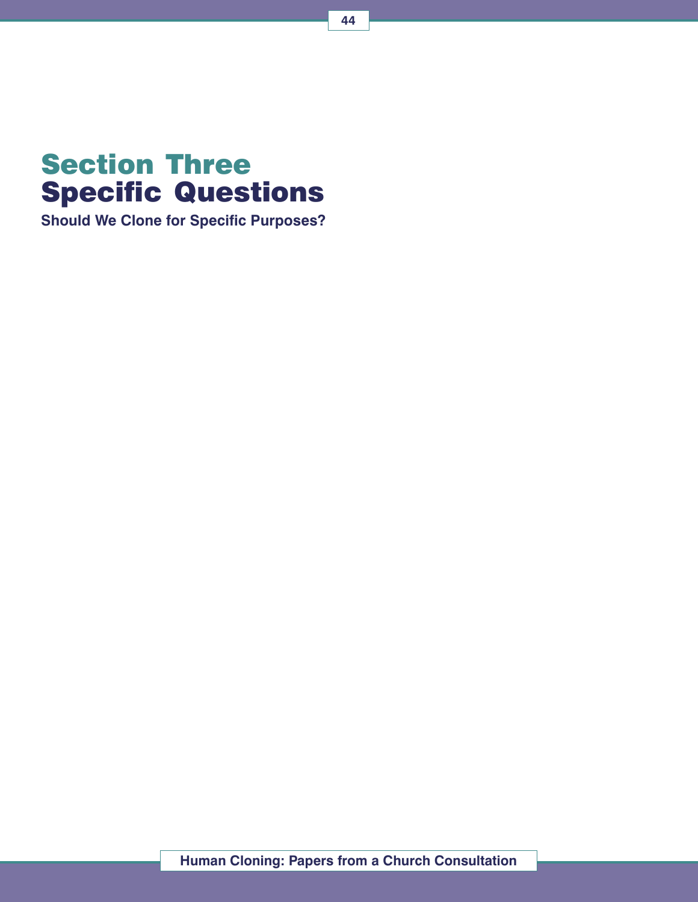# Section Three
# Specific Questions

**Should We Clone for Specific Purposes?**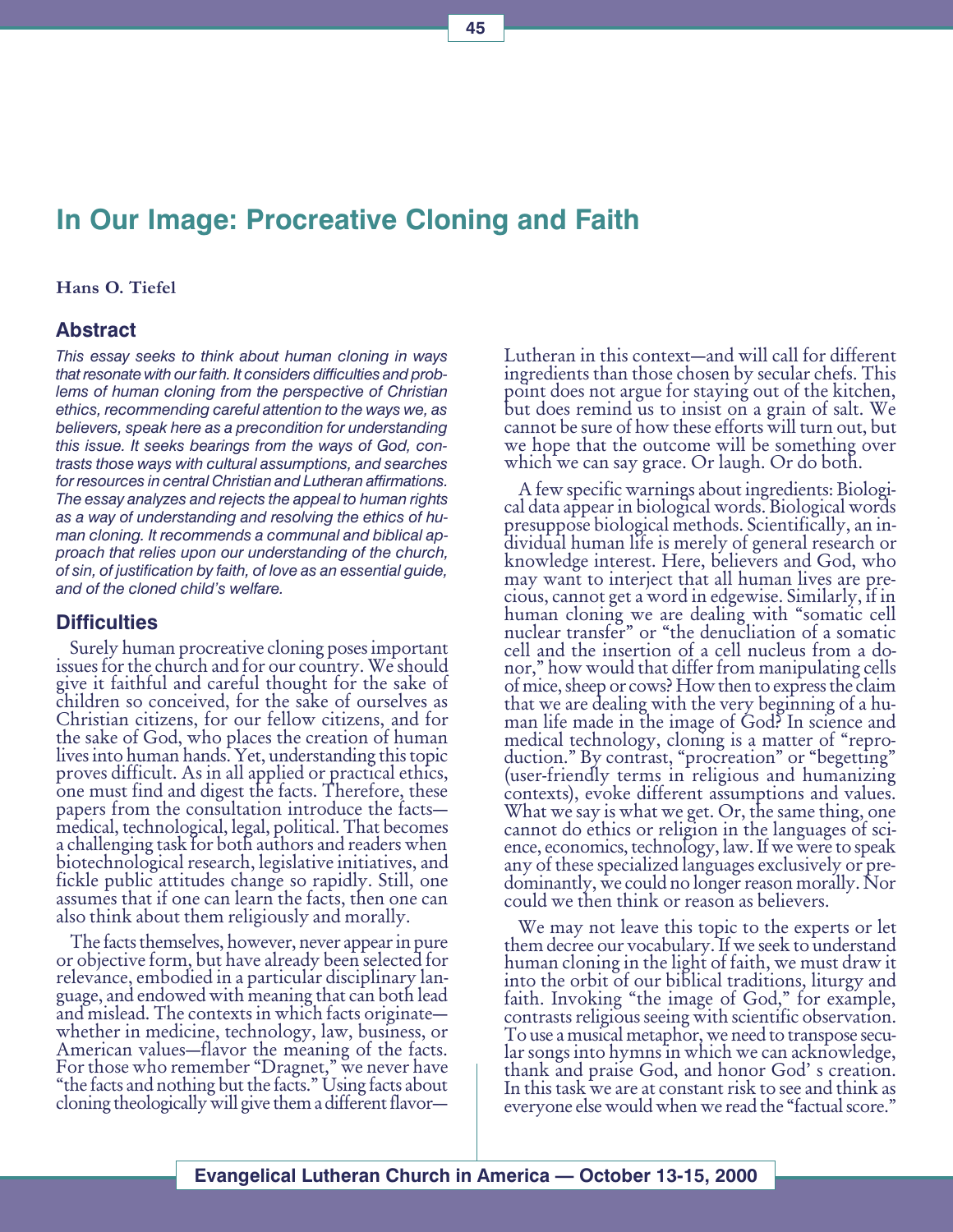# In Our Image: Procreative Cloning and Faith

**Hans O. Tiefel**

## Abstract

*This essay seeks to think about human cloning in ways that resonate with our faith. It considers difficulties and problems of human cloning from the perspective of Christian ethics, recommending careful attention to the ways we, as believers, speak here as a precondition for understanding this issue. It seeks bearings from the ways of God, contrasts those ways with cultural assumptions, and searches for resources in central Christian and Lutheran affirmations. The essay analyzes and rejects the appeal to human rights as a way of understanding and resolving the ethics of human cloning. It recommends a communal and biblical approach that relies upon our understanding of the church, of sin, of justification by faith, of love as an essential guide, and of the cloned child's welfare.*

## Difficulties

Surely human procreative cloning poses important issues for the church and for our country. We should give it faithful and careful thought for the sake of children so conceived, for the sake of ourselves as Christian citizens, for our fellow citizens, and for the sake of God, who places the creation of human lives into human hands. Yet, understanding this topic proves difficult. As in all applied or practical ethics, one must find and digest the facts. Therefore, these papers from the consultation introduce the facts—medical, technological, legal, political. That becomes a challenging task for both authors and readers when biotechnological research, legislative initiatives, and fickle public attitudes change so rapidly. Still, one assumes that if one can learn the facts, then one can also think about them religiously and morally.

The facts themselves, however, never appear in pure or objective form, but have already been selected for relevance, embodied in a particular disciplinary language, and endowed with meaning that can both lead and mislead. The contexts in which facts originate—whether in medicine, technology, law, business, or American values—flavor the meaning of the facts. For those who remember "Dragnet," we never have "the facts and nothing but the facts." Using facts about cloning theologically will give them a different flavor—Lutheran in this context—and will call for different ingredients than those chosen by secular chefs. This point does not argue for staying out of the kitchen, but does remind us to insist on a grain of salt. We cannot be sure of how these efforts will turn out, but we hope that the outcome will be something over which we can say grace. Or laugh. Or do both.

A few specific warnings about ingredients: Biological data appear in biological words. Biological words presuppose biological methods. Scientifically, an individual human life is merely of general research or knowledge interest. Here, believers and God, who may want to interject that all human lives are precious, cannot get a word in edgewise. Similarly, if in human cloning we are dealing with "somatic cell nuclear transfer" or "the denucliation of a somatic cell and the insertion of a cell nucleus from a donor," how would that differ from manipulating cells of mice, sheep or cows? How then to express the claim that we are dealing with the very beginning of a human life made in the image of God? In science and medical technology, cloning is a matter of "reproduction." By contrast, "procreation" or "begetting" (user-friendly terms in religious and humanizing contexts), evoke different assumptions and values. What we say is what we get. Or, the same thing, one cannot do ethics or religion in the languages of science, economics, technology, law. If we were to speak any of these specialized languages exclusively or predominantly, we could no longer reason morally. Nor could we then think or reason as believers.

We may not leave this topic to the experts or let them decree our vocabulary. If we seek to understand human cloning in the light of faith, we must draw it into the orbit of our biblical traditions, liturgy and faith. Invoking "the image of God," for example, contrasts religious seeing with scientific observation. To use a musical metaphor, we need to transpose secular songs into hymns in which we can acknowledge, thank and praise God, and honor God' s creation. In this task we are at constant risk to see and think as everyone else would when we read the "factual score."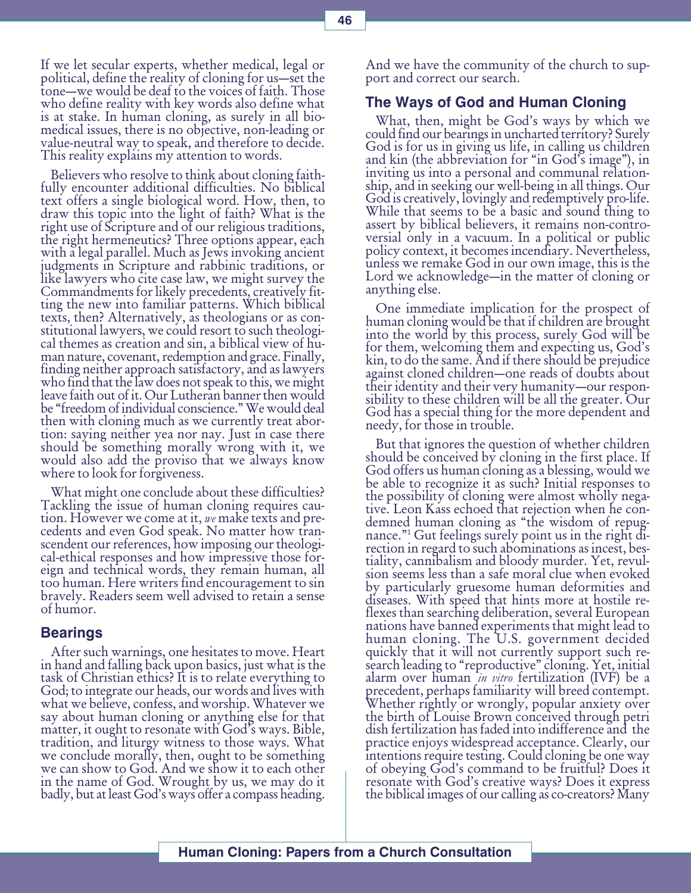If we let secular experts, whether medical, legal or political, define the reality of cloning for us—set the tone—we would be deaf to the voices of faith. Those who define reality with key words also define what is at stake. In human cloning, as surely in all biomedical issues, there is no objective, non-leading or value-neutral way to speak, and therefore to decide. This reality explains my attention to words.

Believers who resolve to think about cloning faithfully encounter additional difficulties. No biblical text offers a single biological word. How, then, to draw this topic into the light of faith? What is the right use of Scripture and of our religious traditions, the right hermeneutics? Three options appear, each with a legal parallel. Much as Jews invoking ancient judgments in Scripture and rabbinic traditions, or like lawyers who cite case law, we might survey the Commandments for likely precedents, creatively fitting the new into familiar patterns. Which biblical texts, then? Alternatively, as theologians or as constitutional lawyers, we could resort to such theological themes as creation and sin, a biblical view of human nature, covenant, redemption and grace. Finally, finding neither approach satisfactory, and as lawyers who find that the law does not speak to this, we might leave faith out of it. Our Lutheran banner then would be "freedom of individual conscience." We would deal then with cloning much as we currently treat abortion: saying neither yea nor nay. Just in case there should be something morally wrong with it, we would also add the proviso that we always know where to look for forgiveness.

What might one conclude about these difficulties? Tackling the issue of human cloning requires caution. However we come at it, *we* make texts and precedents and even God speak. No matter how transcendent our references, how imposing our theological-ethical responses and how impressive those foreign and technical words, they remain human, all too human. Here writers find encouragement to sin bravely. Readers seem well advised to retain a sense of humor.

## Bearings

After such warnings, one hesitates to move. Heart in hand and falling back upon basics, just what is the task of Christian ethics? It is to relate everything to God; to integrate our heads, our words and lives with what we believe, confess, and worship. Whatever we say about human cloning or anything else for that matter, it ought to resonate with God's ways. Bible, tradition, and liturgy witness to those ways. What we conclude morally, then, ought to be something we can show to God. And we show it to each other in the name of God. Wrought by us, we may do it badly, but at least God's ways offer a compass heading. And we have the community of the church to support and correct our search.

## The Ways of God and Human Cloning

What, then, might be God's ways by which we could find our bearings in uncharted territory? Surely God is for us in giving us life, in calling us children and kin (the abbreviation for "in God's image"), in inviting us into a personal and communal relationship, and in seeking our well-being in all things. Our God is creatively, lovingly and redemptively pro-life. While that seems to be a basic and sound thing to assert by biblical believers, it remains non-controversial only in a vacuum. In a political or public policy context, it becomes incendiary. Nevertheless, unless we remake God in our own image, this is the Lord we acknowledge—in the matter of cloning or anything else.

One immediate implication for the prospect of human cloning would be that if children are brought into the world by this process, surely God will be for them, welcoming them and expecting us, God's kin, to do the same. And if there should be prejudice against cloned children—one reads of doubts about their identity and their very humanity—our responsibility to these children will be all the greater. Our God has a special thing for the more dependent and needy, for those in trouble.

But that ignores the question of whether children should be conceived by cloning in the first place. If God offers us human cloning as a blessing, would we be able to recognize it as such? Initial responses to the possibility of cloning were almost wholly negative. Leon Kass echoed that rejection when he condemned human cloning as "the wisdom of repugnance."[1] Gut feelings surely point us in the right direction in regard to such abominations as incest, bestiality, cannibalism and bloody murder. Yet, revulsion seems less than a safe moral clue when evoked by particularly gruesome human deformities and diseases. With speed that hints more at hostile reflexes than searching deliberation, several European nations have banned experiments that might lead to human cloning. The U.S. government decided quickly that it will not currently support such research leading to "reproductive" cloning. Yet, initial alarm over human *in vitro* fertilization (IVF) be a precedent, perhaps familiarity will breed contempt. Whether rightly or wrongly, popular anxiety over the birth of Louise Brown conceived through petri dish fertilization has faded into indifference and the practice enjoys widespread acceptance. Clearly, our intentions require testing. Could cloning be one way of obeying God's command to be fruitful? Does it resonate with God's creative ways? Does it express the biblical images of our calling as co-creators? Many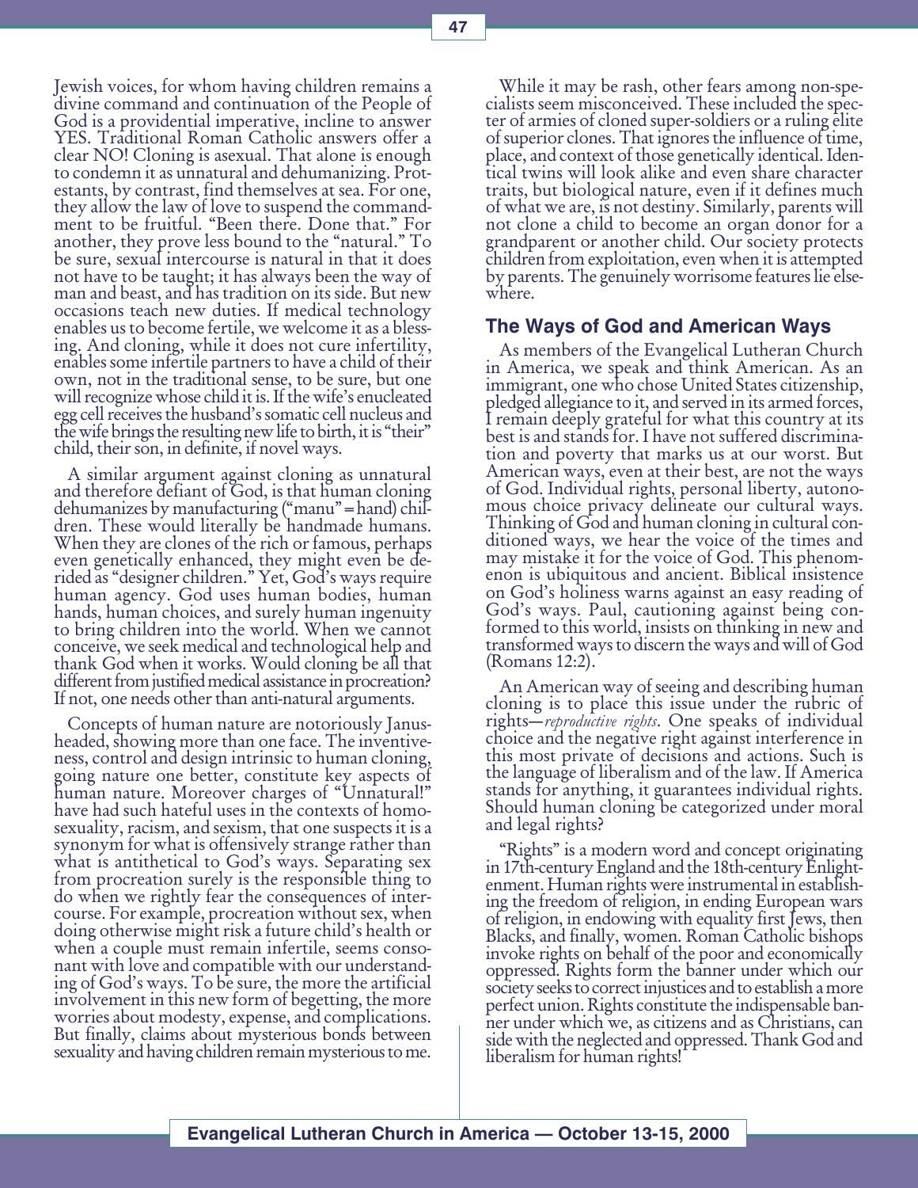Jewish voices, for whom having children remains a divine command and continuation of the People of God is a providential imperative, incline to answer YES. Traditional Roman Catholic answers offer a clear NO! Cloning is asexual. That alone is enough to condemn it as unnatural and dehumanizing. Protestants, by contrast, find themselves at sea. For one, they allow the law of love to suspend the commandment to be fruitful. "Been there. Done that." For another, they prove less bound to the "natural." To be sure, sexual intercourse is natural in that it does not have to be taught; it has always been the way of man and beast, and has tradition on its side. But new occasions teach new duties. If medical technology enables us to become fertile, we welcome it as a blessing. And cloning, while it does not cure infertility, enables some infertile partners to have a child of their own, not in the traditional sense, to be sure, but one will recognize whose child it is. If the wife's enucleated egg cell receives the husband's somatic cell nucleus and the wife brings the resulting new life to birth, it is "their" child, their son, in definite, if novel ways.

A similar argument against cloning as unnatural and therefore defiant of God, is that human cloning dehumanizes by manufacturing ("manu" = hand) children. These would literally be handmade humans. When they are clones of the rich or famous, perhaps even genetically enhanced, they might even be derided as "designer children." Yet, God's ways require human agency. God uses human bodies, human hands, human choices, and surely human ingenuity to bring children into the world. When we cannot conceive, we seek medical and technological help and thank God when it works. Would cloning be all that different from justified medical assistance in procreation? If not, one needs other than anti-natural arguments.

Concepts of human nature are notoriously Janus-headed, showing more than one face. The inventiveness, control and design intrinsic to human cloning, going nature one better, constitute key aspects of human nature. Moreover charges of "Unnatural!" have had such hateful uses in the contexts of homosexuality, racism, and sexism, that one suspects it is a synonym for what is offensively strange rather than what is antithetical to God's ways. Separating sex from procreation surely is the responsible thing to do when we rightly fear the consequences of intercourse. For example, procreation without sex, when doing otherwise might risk a future child's health or when a couple must remain infertile, seems consonant with love and compatible with our understanding of God's ways. To be sure, the more the artificial involvement in this new form of begetting, the more worries about modesty, expense, and complications. But finally, claims about mysterious bonds between sexuality and having children remain mysterious to me.

While it may be rash, other fears among non-specialists seem misconceived. These included the specter of armies of cloned super-soldiers or a ruling élite of superior clones. That ignores the influence of time, place, and context of those genetically identical. Identical twins will look alike and even share character traits, but biological nature, even if it defines much of what we are, is not destiny. Similarly, parents will not clone a child to become an organ donor for a grandparent or another child. Our society protects children from exploitation, even when it is attempted by parents. The genuinely worrisome features lie elsewhere.

## The Ways of God and American Ways

As members of the Evangelical Lutheran Church in America, we speak and think American. As an immigrant, one who chose United States citizenship, pledged allegiance to it, and served in its armed forces, I remain deeply grateful for what this country at its best is and stands for. I have not suffered discrimination and poverty that marks us at our worst. But American ways, even at their best, are not the ways of God. Individual rights, personal liberty, autonomous choice privacy delineate our cultural ways. Thinking of God and human cloning in cultural conditioned ways, we hear the voice of the times and may mistake it for the voice of God. This phenomenon is ubiquitous and ancient. Biblical insistence on God's holiness warns against an easy reading of God's ways. Paul, cautioning against being conformed to this world, insists on thinking in new and transformed ways to discern the ways and will of God (Romans 12:2).

An American way of seeing and describing human cloning is to place this issue under the rubric of rights—*reproductive rights*. One speaks of individual choice and the negative right against interference in this most private of decisions and actions. Such is the language of liberalism and of the law. If America stands for anything, it guarantees individual rights. Should human cloning be categorized under moral and legal rights?

"Rights" is a modern word and concept originating in 17th-century England and the 18th-century Enlightenment. Human rights were instrumental in establishing the freedom of religion, in ending European wars of religion, in endowing with equality first Jews, then Blacks, and finally, women. Roman Catholic bishops invoke rights on behalf of the poor and economically oppressed. Rights form the banner under which our society seeks to correct injustices and to establish a more perfect union. Rights constitute the indispensable banner under which we, as citizens and as Christians, can side with the neglected and oppressed. Thank God and liberalism for human rights!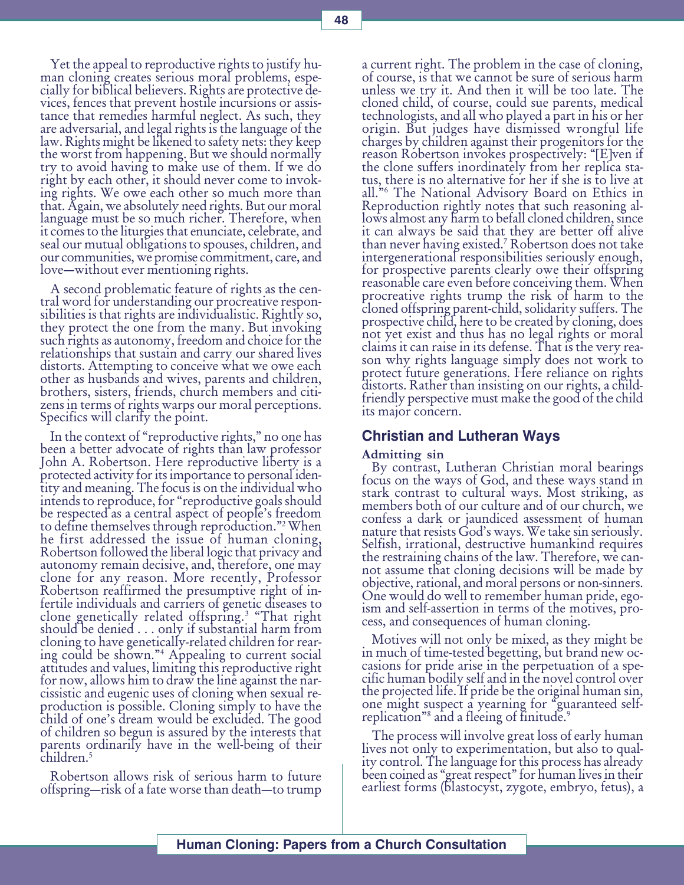Yet the appeal to reproductive rights to justify human cloning creates serious moral problems, especially for biblical believers. Rights are protective devices, fences that prevent hostile incursions or assistance that remedies harmful neglect. As such, they are adversarial, and legal rights is the language of the law. Rights might be likened to safety nets: they keep the worst from happening. But we should normally try to avoid having to make use of them. If we do right by each other, it should never come to invoking rights. We owe each other so much more than that. Again, we absolutely need rights. But our moral language must be so much richer. Therefore, when it comes to the liturgies that enunciate, celebrate, and seal our mutual obligations to spouses, children, and our communities, we promise commitment, care, and love—without ever mentioning rights.

A second problematic feature of rights as the central word for understanding our procreative responsibilities is that rights are individualistic. Rightly so, they protect the one from the many. But invoking such rights as autonomy, freedom and choice for the relationships that sustain and carry our shared lives distorts. Attempting to conceive what we owe each other as husbands and wives, parents and children, brothers, sisters, friends, church members and citizens in terms of rights warps our moral perceptions. Specifics will clarify the point.

In the context of "reproductive rights," no one has been a better advocate of rights than law professor John A. Robertson. Here reproductive liberty is a protected activity for its importance to personal identity and meaning. The focus is on the individual who intends to reproduce, for "reproductive goals should be respected as a central aspect of people's freedom to define themselves through reproduction."[2] When he first addressed the issue of human cloning, Robertson followed the liberal logic that privacy and autonomy remain decisive, and, therefore, one may clone for any reason. More recently, Professor Robertson reaffirmed the presumptive right of infertile individuals and carriers of genetic diseases to clone genetically related offspring.[3] "That right should be denied . . . only if substantial harm from cloning to have genetically-related children for rearing could be shown."[4] Appealing to current social attitudes and values, limiting this reproductive right for now, allows him to draw the line against the narcissistic and eugenic uses of cloning when sexual reproduction is possible. Cloning simply to have the child of one's dream would be excluded. The good of children so begun is assured by the interests that parents ordinarily have in the well-being of their children.[5]

Robertson allows risk of serious harm to future offspring—risk of a fate worse than death—to trump a current right. The problem in the case of cloning, of course, is that we cannot be sure of serious harm unless we try it. And then it will be too late. The cloned child, of course, could sue parents, medical technologists, and all who played a part in his or her origin. But judges have dismissed wrongful life charges by children against their progenitors for the reason Robertson invokes prospectively: "[E]ven if the clone suffers inordinately from her replica status, there is no alternative for her if she is to live at all."[6] The National Advisory Board on Ethics in Reproduction rightly notes that such reasoning allows almost any harm to befall cloned children, since it can always be said that they are better off alive than never having existed.[7] Robertson does not take intergenerational responsibilities seriously enough, for prospective parents clearly owe their offspring reasonable care even before conceiving them. When procreative rights trump the risk of harm to the cloned offspring parent-child, solidarity suffers. The prospective child, here to be created by cloning, does not yet exist and thus has no legal rights or moral claims it can raise in its defense. That is the very reason why rights language simply does not work to protect future generations. Here reliance on rights distorts. Rather than insisting on our rights, a child-friendly perspective must make the good of the child its major concern.

## Christian and Lutheran Ways

### Admitting sin

By contrast, Lutheran Christian moral bearings focus on the ways of God, and these ways stand in stark contrast to cultural ways. Most striking, as members both of our culture and of our church, we confess a dark or jaundiced assessment of human nature that resists God's ways. We take sin seriously. Selfish, irrational, destructive humankind requires the restraining chains of the law. Therefore, we cannot assume that cloning decisions will be made by objective, rational, and moral persons or non-sinners. One would do well to remember human pride, egoism and self-assertion in terms of the motives, process, and consequences of human cloning.

Motives will not only be mixed, as they might be in much of time-tested begetting, but brand new occasions for pride arise in the perpetuation of a specific human bodily self and in the novel control over the projected life. If pride be the original human sin, one might suspect a yearning for "guaranteed self-replication"[8] and a fleeing of finitude.[9]

The process will involve great loss of early human lives not only to experimentation, but also to quality control. The language for this process has already been coined as "great respect" for human lives in their earliest forms (blastocyst, zygote, embryo, fetus), a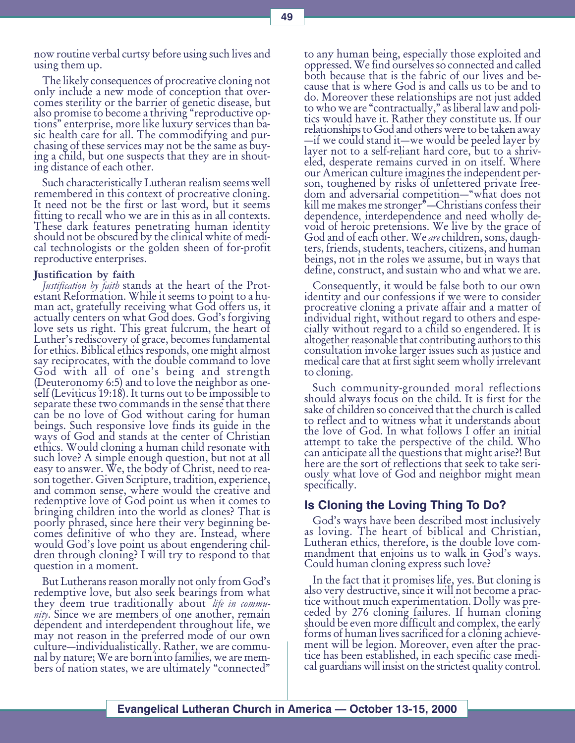now routine verbal curtsy before using such lives and using them up.

The likely consequences of procreative cloning not only include a new mode of conception that overcomes sterility or the barrier of genetic disease, but also promise to become a thriving "reproductive options" enterprise, more like luxury services than basic health care for all. The commodifying and purchasing of these services may not be the same as buying a child, but one suspects that they are in shouting distance of each other.

Such characteristically Lutheran realism seems well remembered in this context of procreative cloning. It need not be the first or last word, but it seems fitting to recall who we are in this as in all contexts. These dark features penetrating human identity should not be obscured by the clinical white of medical technologists or the golden sheen of for-profit reproductive enterprises.

**Justification by faith**

*Justification by faith* stands at the heart of the Protestant Reformation. While it seems to point to a human act, gratefully receiving what God offers us, it actually centers on what God does. God's forgiving love sets us right. This great fulcrum, the heart of Luther's rediscovery of grace, becomes fundamental for ethics. Biblical ethics responds, one might almost say reciprocates, with the double command to love God with all of one's being and strength (Deuteronomy 6:5) and to love the neighbor as oneself (Leviticus 19:18). It turns out to be impossible to separate these two commands in the sense that there can be no love of God without caring for human beings. Such responsive love finds its guide in the ways of God and stands at the center of Christian ethics. Would cloning a human child resonate with such love? A simple enough question, but not at all easy to answer. We, the body of Christ, need to reason together. Given Scripture, tradition, experience, and common sense, where would the creative and redemptive love of God point us when it comes to bringing children into the world as clones? That is poorly phrased, since here their very beginning becomes definitive of who they are. Instead, where would God's love point us about engendering children through cloning? I will try to respond to that question in a moment.

But Lutherans reason morally not only from God's redemptive love, but also seek bearings from what they deem true traditionally about *life in community*. Since we are members of one another, remain dependent and interdependent throughout life, we may not reason in the preferred mode of our own culture—individualistically. Rather, we are communal by nature; We are born into families, we are members of nation states, we are ultimately "connected" to any human being, especially those exploited and oppressed. We find ourselves so connected and called both because that is the fabric of our lives and because that is where God is and calls us to be and to do. Moreover these relationships are not just added to who we are "contractually," as liberal law and politics would have it. Rather they constitute us. If our relationships to God and others were to be taken away—if we could stand it—we would be peeled layer by layer not to a self-reliant hard core, but to a shriveled, desperate remains curved in on itself. Where our American culture imagines the independent person, toughened by risks of unfettered private freedom and adversarial competition—"what does not kill me makes me stronger"—Christians confess their dependence, interdependence and need wholly devoid of heroic pretensions. We live by the grace of God and of each other. We *are* children, sons, daughters, friends, students, teachers, citizens, and human beings, not in the roles we assume, but in ways that define, construct, and sustain who and what we are.

Consequently, it would be false both to our own identity and our confessions if we were to consider procreative cloning a private affair and a matter of individual right, without regard to others and especially without regard to a child so engendered. It is altogether reasonable that contributing authors to this consultation invoke larger issues such as justice and medical care that at first sight seem wholly irrelevant to cloning.

Such community-grounded moral reflections should always focus on the child. It is first for the sake of children so conceived that the church is called to reflect and to witness what it understands about the love of God. In what follows I offer an initial attempt to take the perspective of the child. Who can anticipate all the questions that might arise?! But here are the sort of reflections that seek to take seriously what love of God and neighbor might mean specifically.

## Is Cloning the Loving Thing To Do?

God's ways have been described most inclusively as loving. The heart of biblical and Christian, Lutheran ethics, therefore, is the double love commandment that enjoins us to walk in God's ways. Could human cloning express such love?

In the fact that it promises life, yes. But cloning is also very destructive, since it will not become a practice without much experimentation. Dolly was preceded by 276 cloning failures. If human cloning should be even more difficult and complex, the early forms of human lives sacrificed for a cloning achievement will be legion. Moreover, even after the practice has been established, in each specific case medical guardians will insist on the strictest quality control.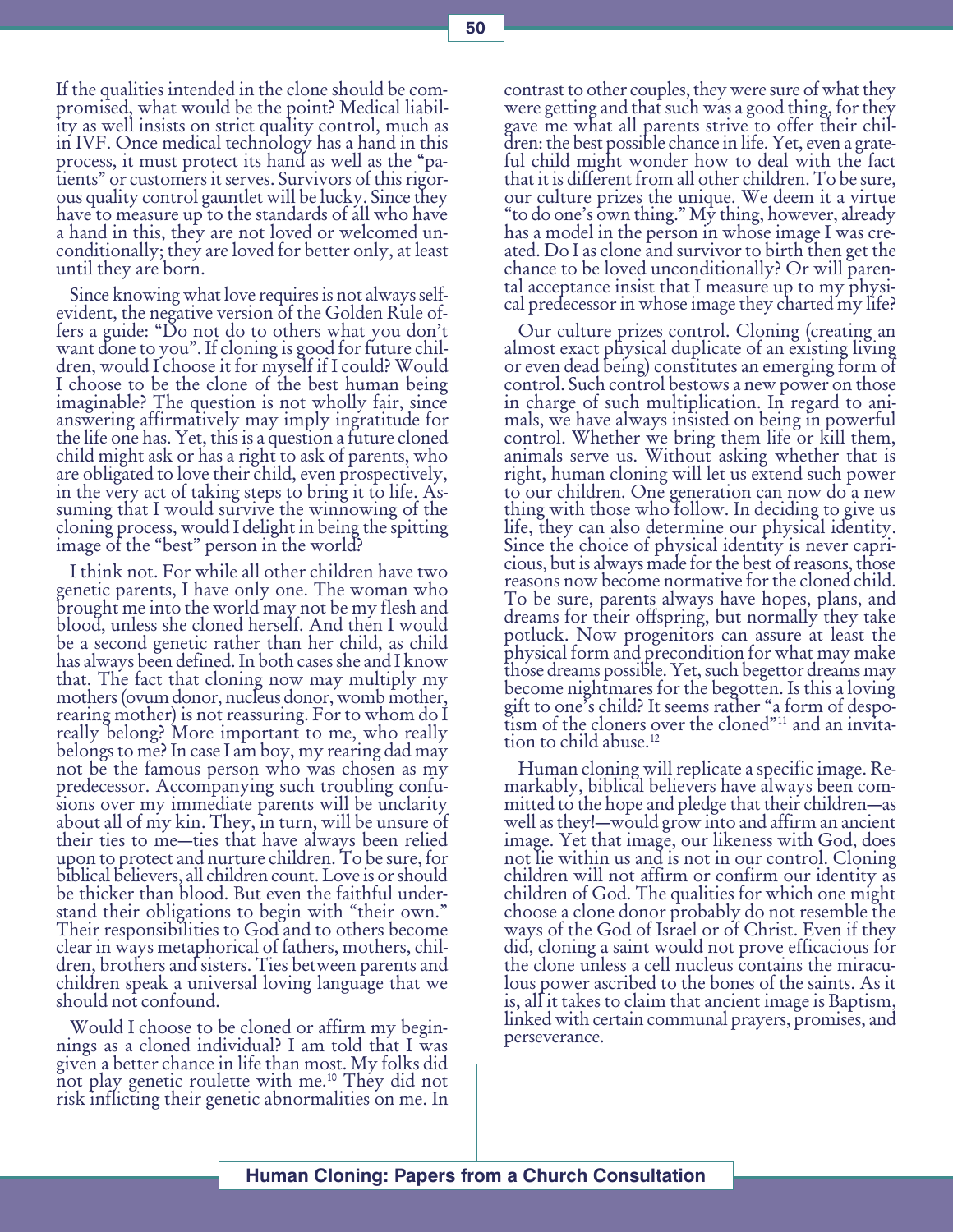If the qualities intended in the clone should be compromised, what would be the point? Medical liability as well insists on strict quality control, much as in IVF. Once medical technology has a hand in this process, it must protect its hand as well as the "patients" or customers it serves. Survivors of this rigorous quality control gauntlet will be lucky. Since they have to measure up to the standards of all who have a hand in this, they are not loved or welcomed unconditionally; they are loved for better only, at least until they are born.

Since knowing what love requires is not always self-evident, the negative version of the Golden Rule offers a guide: "Do not do to others what you don't want done to you". If cloning is good for future children, would I choose it for myself if I could? Would I choose to be the clone of the best human being imaginable? The question is not wholly fair, since answering affirmatively may imply ingratitude for the life one has. Yet, this is a question a future cloned child might ask or has a right to ask of parents, who are obligated to love their child, even prospectively, in the very act of taking steps to bring it to life. Assuming that I would survive the winnowing of the cloning process, would I delight in being the spitting image of the "best" person in the world?

I think not. For while all other children have two genetic parents, I have only one. The woman who brought me into the world may not be my flesh and blood, unless she cloned herself. And then I would be a second genetic rather than her child, as child has always been defined. In both cases she and I know that. The fact that cloning now may multiply my mothers (ovum donor, nucleus donor, womb mother, rearing mother) is not reassuring. For to whom do I really belong? More important to me, who really belongs to me? In case I am boy, my rearing dad may not be the famous person who was chosen as my predecessor. Accompanying such troubling confusions over my immediate parents will be unclarity about all of my kin. They, in turn, will be unsure of their ties to me—ties that have always been relied upon to protect and nurture children. To be sure, for biblical believers, all children count. Love is or should be thicker than blood. But even the faithful understand their obligations to begin with "their own." Their responsibilities to God and to others become clear in ways metaphorical of fathers, mothers, children, brothers and sisters. Ties between parents and children speak a universal loving language that we should not confound.

Would I choose to be cloned or affirm my beginnings as a cloned individual? I am told that I was given a better chance in life than most. My folks did not play genetic roulette with me.[10] They did not risk inflicting their genetic abnormalities on me. In contrast to other couples, they were sure of what they were getting and that such was a good thing, for they gave me what all parents strive to offer their children: the best possible chance in life. Yet, even a grateful child might wonder how to deal with the fact that it is different from all other children. To be sure, our culture prizes the unique. We deem it a virtue "to do one's own thing." My thing, however, already has a model in the person in whose image I was created. Do I as clone and survivor to birth then get the chance to be loved unconditionally? Or will parental acceptance insist that I measure up to my physical predecessor in whose image they charted my life?

Our culture prizes control. Cloning (creating an almost exact physical duplicate of an existing living or even dead being) constitutes an emerging form of control. Such control bestows a new power on those in charge of such multiplication. In regard to animals, we have always insisted on being in powerful control. Whether we bring them life or kill them, animals serve us. Without asking whether that is right, human cloning will let us extend such power to our children. One generation can now do a new thing with those who follow. In deciding to give us life, they can also determine our physical identity. Since the choice of physical identity is never capricious, but is always made for the best of reasons, those reasons now become normative for the cloned child. To be sure, parents always have hopes, plans, and dreams for their offspring, but normally they take potluck. Now progenitors can assure at least the physical form and precondition for what may make those dreams possible. Yet, such begettor dreams may become nightmares for the begotten. Is this a loving gift to one's child? It seems rather "a form of despotism of the cloners over the cloned"[11] and an invitation to child abuse.[12]

Human cloning will replicate a specific image. Remarkably, biblical believers have always been committed to the hope and pledge that their children—as well as they!—would grow into and affirm an ancient image. Yet that image, our likeness with God, does not lie within us and is not in our control. Cloning children will not affirm or confirm our identity as children of God. The qualities for which one might choose a clone donor probably do not resemble the ways of the God of Israel or of Christ. Even if they did, cloning a saint would not prove efficacious for the clone unless a cell nucleus contains the miraculous power ascribed to the bones of the saints. As it is, all it takes to claim that ancient image is Baptism, linked with certain communal prayers, promises, and perseverance.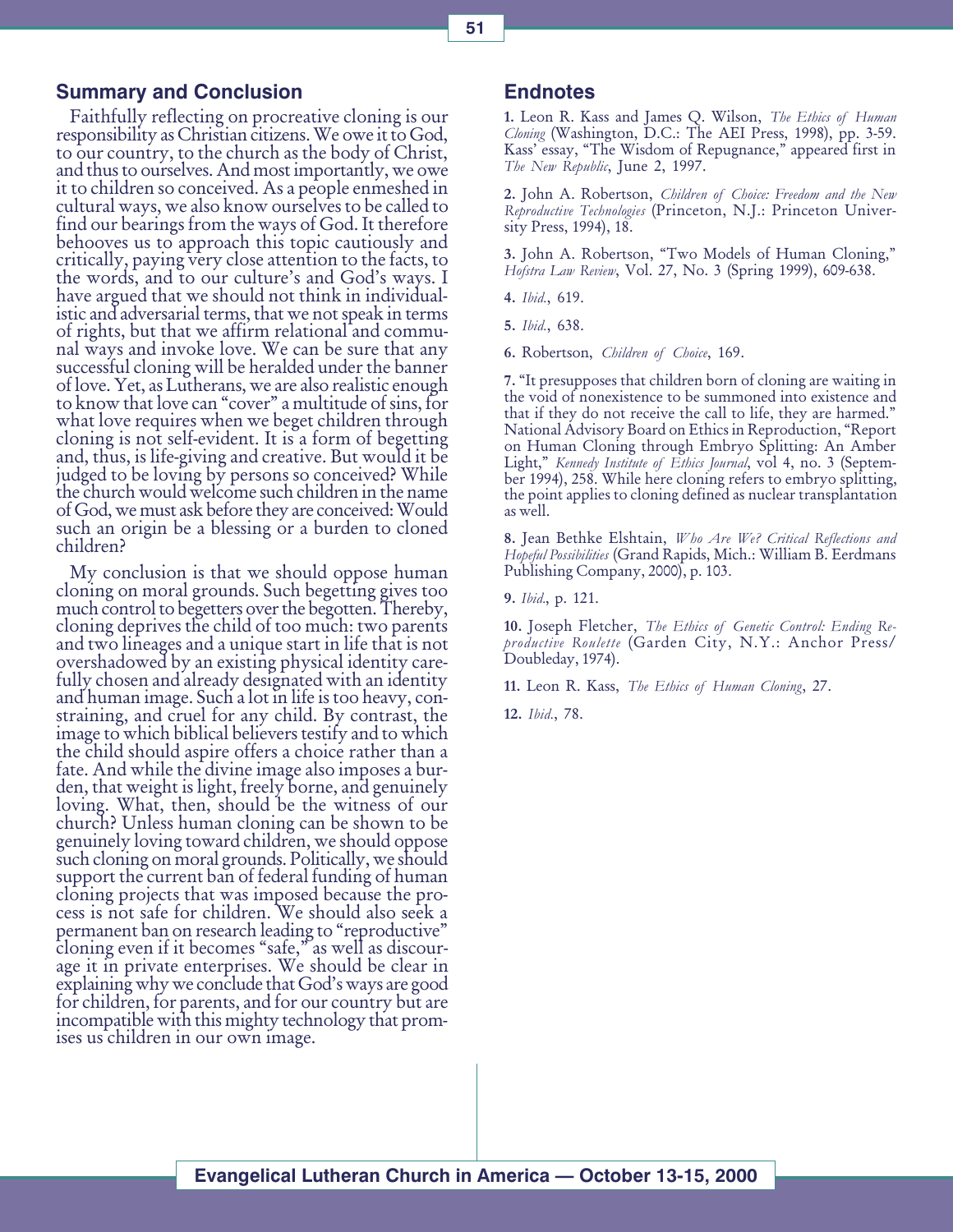## Summary and Conclusion

Faithfully reflecting on procreative cloning is our responsibility as Christian citizens. We owe it to God, to our country, to the church as the body of Christ, and thus to ourselves. And most importantly, we owe it to children so conceived. As a people enmeshed in cultural ways, we also know ourselves to be called to find our bearings from the ways of God. It therefore behooves us to approach this topic cautiously and critically, paying very close attention to the facts, to the words, and to our culture's and God's ways. I have argued that we should not think in individualistic and adversarial terms, that we not speak in terms of rights, but that we affirm relational and communal ways and invoke love. We can be sure that any successful cloning will be heralded under the banner of love. Yet, as Lutherans, we are also realistic enough to know that love can "cover" a multitude of sins, for what love requires when we beget children through cloning is not self-evident. It is a form of begetting and, thus, is life-giving and creative. But would it be judged to be loving by persons so conceived? While the church would welcome such children in the name of God, we must ask before they are conceived: Would such an origin be a blessing or a burden to cloned children?

My conclusion is that we should oppose human cloning on moral grounds. Such begetting gives too much control to begetters over the begotten. Thereby, cloning deprives the child of too much: two parents and two lineages and a unique start in life that is not overshadowed by an existing physical identity carefully chosen and already designated with an identity and human image. Such a lot in life is too heavy, constraining, and cruel for any child. By contrast, the image to which biblical believers testify and to which the child should aspire offers a choice rather than a fate. And while the divine image also imposes a burden, that weight is light, freely borne, and genuinely loving. What, then, should be the witness of our church? Unless human cloning can be shown to be genuinely loving toward children, we should oppose such cloning on moral grounds. Politically, we should support the current ban of federal funding of human cloning projects that was imposed because the process is not safe for children. We should also seek a permanent ban on research leading to "reproductive" cloning even if it becomes "safe," as well as discourage it in private enterprises. We should be clear in explaining why we conclude that God's ways are good for children, for parents, and for our country but are incompatible with this mighty technology that promises us children in our own image.

## Endnotes

**1.** Leon R. Kass and James Q. Wilson, *The Ethics of Human Cloning* (Washington, D.C.: The AEI Press, 1998), pp. 3-59. Kass' essay, "The Wisdom of Repugnance," appeared first in *The New Republic*, June 2, 1997.

**2.** John A. Robertson, *Children of Choice: Freedom and the New Reproductive Technologies* (Princeton, N.J.: Princeton University Press, 1994), 18.

**3.** John A. Robertson, "Two Models of Human Cloning," *Hofstra Law Review*, Vol. 27, No. 3 (Spring 1999), 609-638.

**4.** *Ibid.*, 619.

**5.** *Ibid.*, 638.

**6.** Robertson, *Children of Choice*, 169.

**7.** "It presupposes that children born of cloning are waiting in the void of nonexistence to be summoned into existence and that if they do not receive the call to life, they are harmed." National Advisory Board on Ethics in Reproduction, "Report on Human Cloning through Embryo Splitting: An Amber Light," *Kennedy Institute of Ethics Journal*, vol 4, no. 3 (September 1994), 258. While here cloning refers to embryo splitting, the point applies to cloning defined as nuclear transplantation as well.

**8.** Jean Bethke Elshtain, *Who Are We? Critical Reflections and Hopeful Possibilities* (Grand Rapids, Mich.: William B. Eerdmans Publishing Company, 2000), p. 103.

**9.** *Ibid.*, p. 121.

**10.** Joseph Fletcher, *The Ethics of Genetic Control: Ending Reproductive Roulette* (Garden City, N.Y.: Anchor Press/Doubleday, 1974).

**11.** Leon R. Kass, *The Ethics of Human Cloning*, 27.

**12.** *Ibid.*, 78.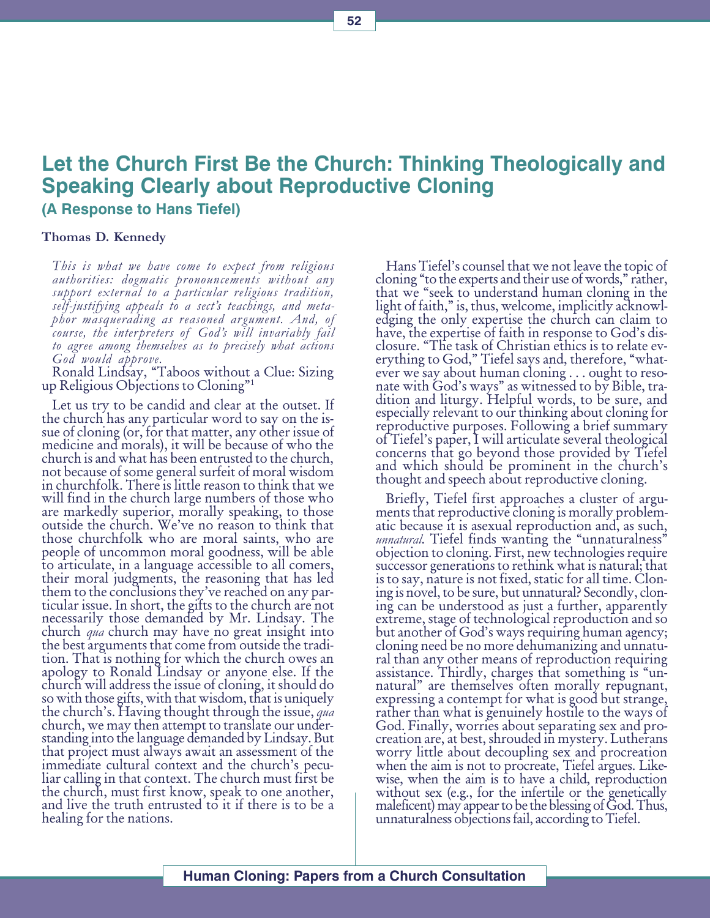# Let the Church First Be the Church: Thinking Theologically and Speaking Clearly about Reproductive Cloning

### (A Response to Hans Tiefel)

**Thomas D. Kennedy**

> *This is what we have come to expect from religious authorities: dogmatic pronouncements without any support external to a particular religious tradition, self-justifying appeals to a sect's teachings, and metaphor masquerading as reasoned argument. And, of course, the interpreters of God's will invariably fail to agree among themselves as to precisely what actions God would approve.*
>
> Ronald Lindsay, "Taboos without a Clue: Sizing up Religious Objections to Cloning"[1]

Let us try to be candid and clear at the outset. If the church has any particular word to say on the issue of cloning (or, for that matter, any other issue of medicine and morals), it will be because of who the church is and what has been entrusted to the church, not because of some general surfeit of moral wisdom in churchfolk. There is little reason to think that we will find in the church large numbers of those who are markedly superior, morally speaking, to those outside the church. We've no reason to think that those churchfolk who are moral saints, who are people of uncommon moral goodness, will be able to articulate, in a language accessible to all comers, their moral judgments, the reasoning that has led them to the conclusions they've reached on any particular issue. In short, the gifts to the church are not necessarily those demanded by Mr. Lindsay. The church *qua* church may have no great insight into the best arguments that come from outside the tradition. That is nothing for which the church owes an apology to Ronald Lindsay or anyone else. If the church will address the issue of cloning, it should do so with those gifts, with that wisdom, that is uniquely the church's. Having thought through the issue, *qua* church, we may then attempt to translate our understanding into the language demanded by Lindsay. But that project must always await an assessment of the immediate cultural context and the church's peculiar calling in that context. The church must first be the church, must first know, speak to one another, and live the truth entrusted to it if there is to be a healing for the nations.

Hans Tiefel's counsel that we not leave the topic of cloning "to the experts and their use of words," rather, that we "seek to understand human cloning in the light of faith," is, thus, welcome, implicitly acknowledging the only expertise the church can claim to have, the expertise of faith in response to God's disclosure. "The task of Christian ethics is to relate everything to God," Tiefel says and, therefore, "whatever we say about human cloning . . . ought to resonate with God's ways" as witnessed to by Bible, tradition and liturgy. Helpful words, to be sure, and especially relevant to our thinking about cloning for reproductive purposes. Following a brief summary of Tiefel's paper, I will articulate several theological concerns that go beyond those provided by Tiefel and which should be prominent in the church's thought and speech about reproductive cloning.

Briefly, Tiefel first approaches a cluster of arguments that reproductive cloning is morally problematic because it is asexual reproduction and, as such, *unnatural*. Tiefel finds wanting the "unnaturalness" objection to cloning. First, new technologies require successor generations to rethink what is natural; that is to say, nature is not fixed, static for all time. Cloning is novel, to be sure, but unnatural? Secondly, cloning can be understood as just a further, apparently extreme, stage of technological reproduction and so but another of God's ways requiring human agency; cloning need be no more dehumanizing and unnatural than any other means of reproduction requiring assistance. Thirdly, charges that something is "unnatural" are themselves often morally repugnant, expressing a contempt for what is good but strange, rather than what is genuinely hostile to the ways of God. Finally, worries about separating sex and procreation are, at best, shrouded in mystery. Lutherans worry little about decoupling sex and procreation when the aim is not to procreate, Tiefel argues. Likewise, when the aim is to have a child, reproduction without sex (e.g., for the infertile or the genetically maleficent) may appear to be the blessing of God. Thus, unnaturalness objections fail, according to Tiefel.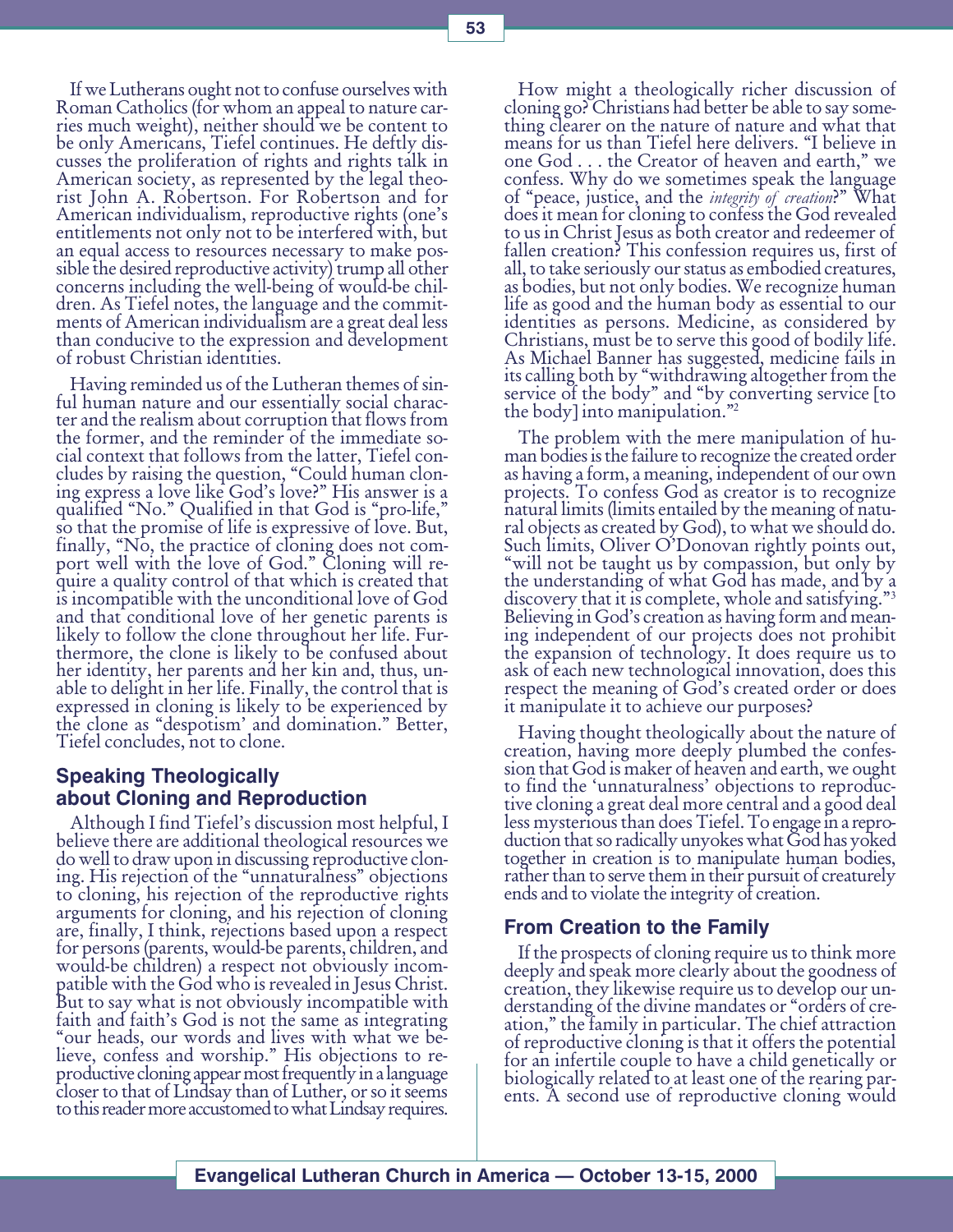If we Lutherans ought not to confuse ourselves with Roman Catholics (for whom an appeal to nature carries much weight), neither should we be content to be only Americans, Tiefel continues. He deftly discusses the proliferation of rights and rights talk in American society, as represented by the legal theorist John A. Robertson. For Robertson and for American individualism, reproductive rights (one's entitlements not only not to be interfered with, but an equal access to resources necessary to make possible the desired reproductive activity) trump all other concerns including the well-being of would-be children. As Tiefel notes, the language and the commitments of American individualism are a great deal less than conducive to the expression and development of robust Christian identities.

Having reminded us of the Lutheran themes of sinful human nature and our essentially social character and the realism about corruption that flows from the former, and the reminder of the immediate social context that follows from the latter, Tiefel concludes by raising the question, "Could human cloning express a love like God's love?" His answer is a qualified "No." Qualified in that God is "pro-life," so that the promise of life is expressive of love. But, finally, "No, the practice of cloning does not comport well with the love of God." Cloning will require a quality control of that which is created that is incompatible with the unconditional love of God and that conditional love of her genetic parents is likely to follow the clone throughout her life. Furthermore, the clone is likely to be confused about her identity, her parents and her kin and, thus, unable to delight in her life. Finally, the control that is expressed in cloning is likely to be experienced by the clone as "despotism' and domination." Better, Tiefel concludes, not to clone.

## Speaking Theologically about Cloning and Reproduction

Although I find Tiefel's discussion most helpful, I believe there are additional theological resources we do well to draw upon in discussing reproductive cloning. His rejection of the "unnaturalness" objections to cloning, his rejection of the reproductive rights arguments for cloning, and his rejection of cloning are, finally, I think, rejections based upon a respect for persons (parents, would-be parents, children, and would-be children) a respect not obviously incompatible with the God who is revealed in Jesus Christ. But to say what is not obviously incompatible with faith and faith's God is not the same as integrating "our heads, our words and lives with what we believe, confess and worship." His objections to reproductive cloning appear most frequently in a language closer to that of Lindsay than of Luther, or so it seems to this reader more accustomed to what Lindsay requires.

How might a theologically richer discussion of cloning go? Christians had better be able to say something clearer on the nature of nature and what that means for us than Tiefel here delivers. "I believe in one God . . . the Creator of heaven and earth," we confess. Why do we sometimes speak the language of "peace, justice, and the *integrity of creation*?" What does it mean for cloning to confess the God revealed to us in Christ Jesus as both creator and redeemer of fallen creation? This confession requires us, first of all, to take seriously our status as embodied creatures, as bodies, but not only bodies. We recognize human life as good and the human body as essential to our identities as persons. Medicine, as considered by Christians, must be to serve this good of bodily life. As Michael Banner has suggested, medicine fails in its calling both by "withdrawing altogether from the service of the body" and "by converting service [to the body] into manipulation."[2]

The problem with the mere manipulation of human bodies is the failure to recognize the created order as having a form, a meaning, independent of our own projects. To confess God as creator is to recognize natural limits (limits entailed by the meaning of natural objects as created by God), to what we should do. Such limits, Oliver O'Donovan rightly points out, "will not be taught us by compassion, but only by the understanding of what God has made, and by a discovery that it is complete, whole and satisfying."[3] Believing in God's creation as having form and meaning independent of our projects does not prohibit the expansion of technology. It does require us to ask of each new technological innovation, does this respect the meaning of God's created order or does it manipulate it to achieve our purposes?

Having thought theologically about the nature of creation, having more deeply plumbed the confession that God is maker of heaven and earth, we ought to find the 'unnaturalness' objections to reproductive cloning a great deal more central and a good deal less mysterious than does Tiefel. To engage in a reproduction that so radically unyokes what God has yoked together in creation is to manipulate human bodies, rather than to serve them in their pursuit of creaturely ends and to violate the integrity of creation.

## From Creation to the Family

If the prospects of cloning require us to think more deeply and speak more clearly about the goodness of creation, they likewise require us to develop our understanding of the divine mandates or "orders of creation," the family in particular. The chief attraction of reproductive cloning is that it offers the potential for an infertile couple to have a child genetically or biologically related to at least one of the rearing parents. A second use of reproductive cloning would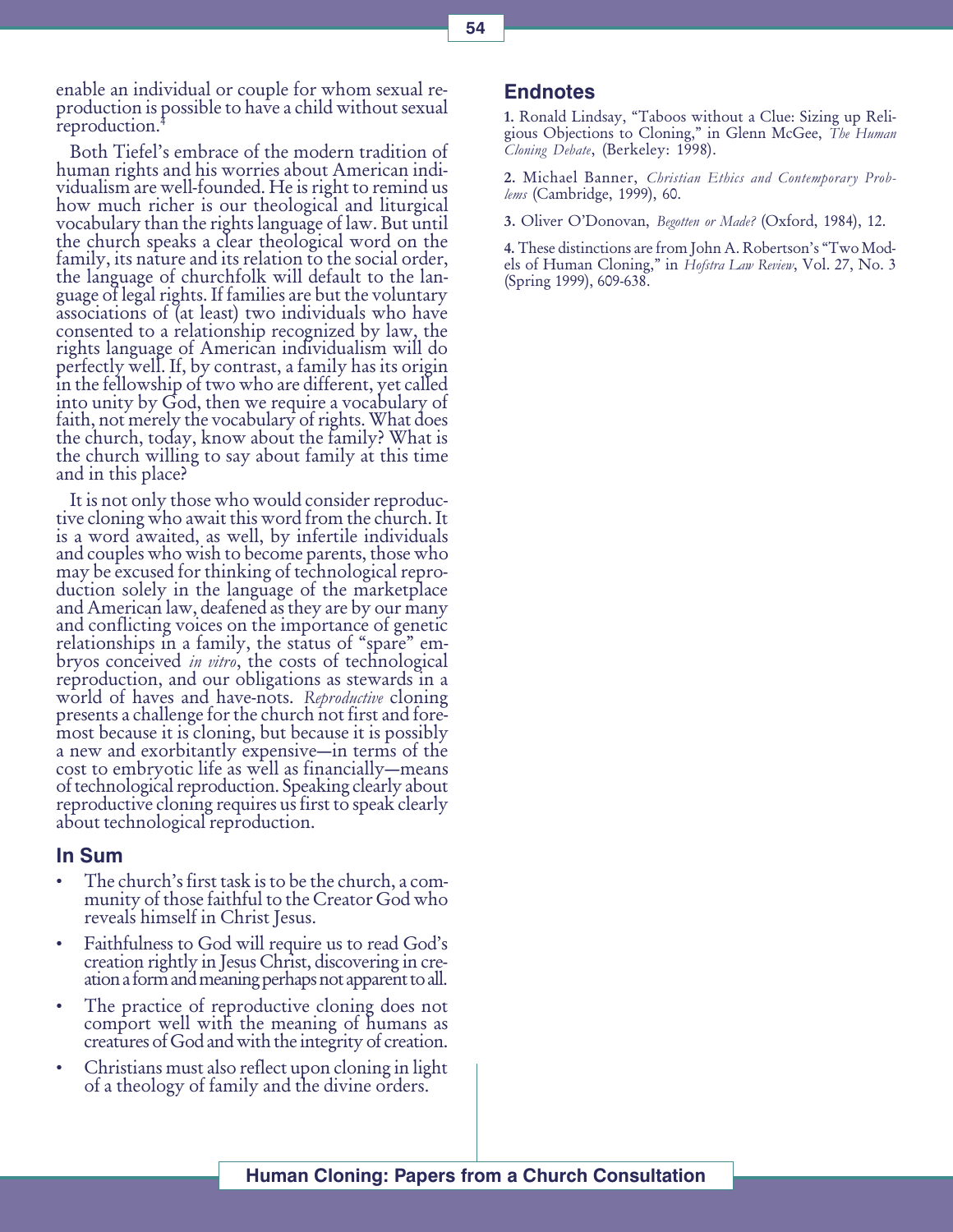enable an individual or couple for whom sexual reproduction is possible to have a child without sexual reproduction.[4]

Both Tiefel's embrace of the modern tradition of human rights and his worries about American individualism are well-founded. He is right to remind us how much richer is our theological and liturgical vocabulary than the rights language of law. But until the church speaks a clear theological word on the family, its nature and its relation to the social order, the language of churchfolk will default to the language of legal rights. If families are but the voluntary associations of (at least) two individuals who have consented to a relationship recognized by law, the rights language of American individualism will do perfectly well. If, by contrast, a family has its origin in the fellowship of two who are different, yet called into unity by God, then we require a vocabulary of faith, not merely the vocabulary of rights. What does the church, today, know about the family? What is the church willing to say about family at this time and in this place?

It is not only those who would consider reproductive cloning who await this word from the church. It is a word awaited, as well, by infertile individuals and couples who wish to become parents, those who may be excused for thinking of technological reproduction solely in the language of the marketplace and American law, deafened as they are by our many and conflicting voices on the importance of genetic relationships in a family, the status of "spare" embryos conceived *in vitro*, the costs of technological reproduction, and our obligations as stewards in a world of haves and have-nots. *Reproductive* cloning presents a challenge for the church not first and foremost because it is cloning, but because it is possibly a new and exorbitantly expensive—in terms of the cost to embryotic life as well as financially—means of technological reproduction. Speaking clearly about reproductive cloning requires us first to speak clearly about technological reproduction.

## In Sum

- The church's first task is to be the church, a community of those faithful to the Creator God who reveals himself in Christ Jesus.
- Faithfulness to God will require us to read God's creation rightly in Jesus Christ, discovering in creation a form and meaning perhaps not apparent to all.
- The practice of reproductive cloning does not comport well with the meaning of humans as creatures of God and with the integrity of creation.
- Christians must also reflect upon cloning in light of a theology of family and the divine orders.

## Endnotes

1. Ronald Lindsay, "Taboos without a Clue: Sizing up Religious Objections to Cloning," in Glenn McGee, *The Human Cloning Debate*, (Berkeley: 1998).

2. Michael Banner, *Christian Ethics and Contemporary Problems* (Cambridge, 1999), 60.

3. Oliver O'Donovan, *Begotten or Made?* (Oxford, 1984), 12.

4. These distinctions are from John A. Robertson's "Two Models of Human Cloning," in *Hofstra Law Review*, Vol. 27, No. 3 (Spring 1999), 609-638.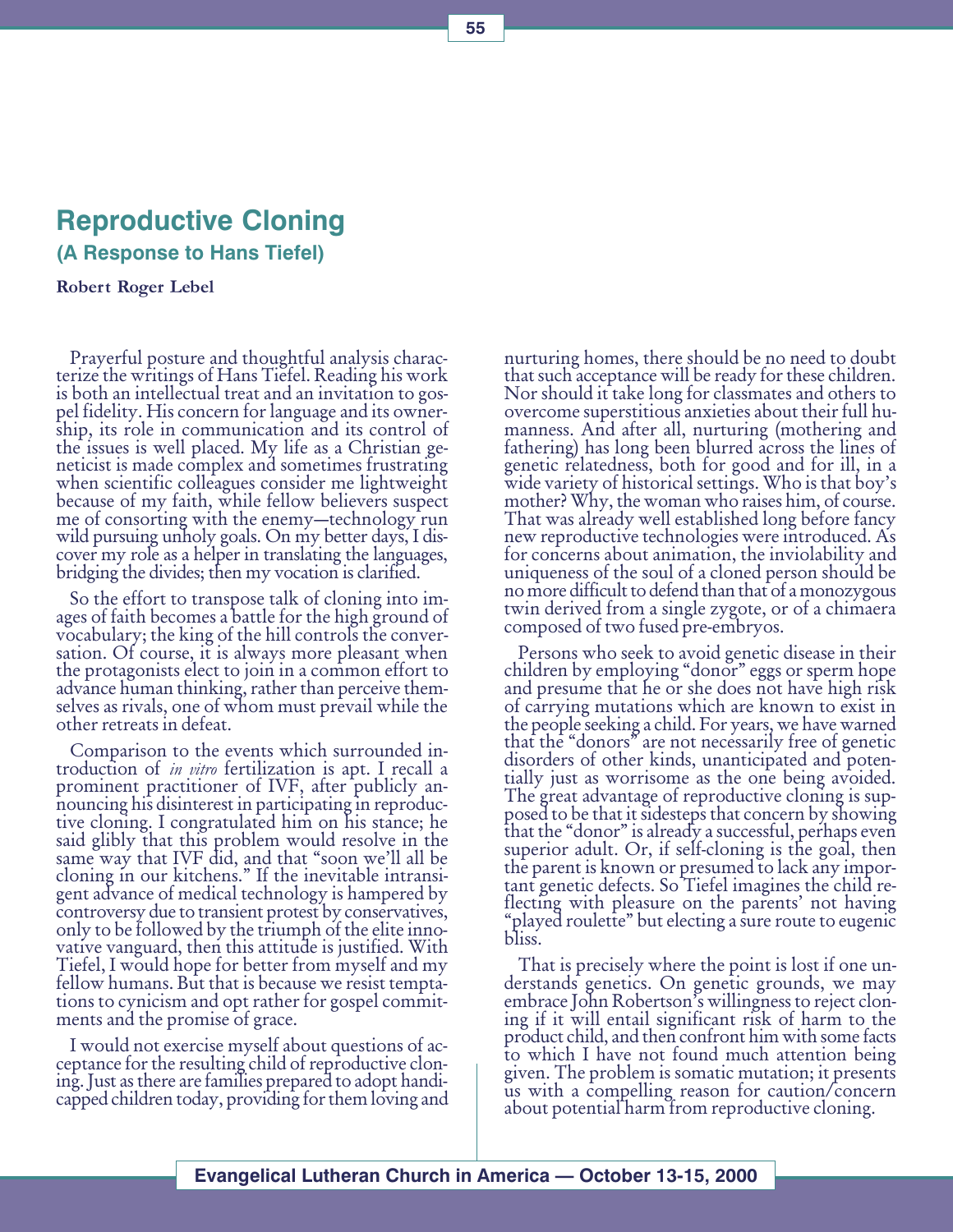# Reproductive Cloning

## (A Response to Hans Tiefel)

**Robert Roger Lebel**

Prayerful posture and thoughtful analysis characterize the writings of Hans Tiefel. Reading his work is both an intellectual treat and an invitation to gospel fidelity. His concern for language and its ownership, its role in communication and its control of the issues is well placed. My life as a Christian geneticist is made complex and sometimes frustrating when scientific colleagues consider me lightweight because of my faith, while fellow believers suspect me of consorting with the enemy—technology run wild pursuing unholy goals. On my better days, I discover my role as a helper in translating the languages, bridging the divides; then my vocation is clarified.

So the effort to transpose talk of cloning into images of faith becomes a battle for the high ground of vocabulary; the king of the hill controls the conversation. Of course, it is always more pleasant when the protagonists elect to join in a common effort to advance human thinking, rather than perceive themselves as rivals, one of whom must prevail while the other retreats in defeat.

Comparison to the events which surrounded introduction of *in vitro* fertilization is apt. I recall a prominent practitioner of IVF, after publicly announcing his disinterest in participating in reproductive cloning. I congratulated him on his stance; he said glibly that this problem would resolve in the same way that IVF did, and that "soon we'll all be cloning in our kitchens." If the inevitable intransigent advance of medical technology is hampered by controversy due to transient protest by conservatives, only to be followed by the triumph of the elite innovative vanguard, then this attitude is justified. With Tiefel, I would hope for better from myself and my fellow humans. But that is because we resist temptations to cynicism and opt rather for gospel commitments and the promise of grace.

I would not exercise myself about questions of acceptance for the resulting child of reproductive cloning. Just as there are families prepared to adopt handicapped children today, providing for them loving and nurturing homes, there should be no need to doubt that such acceptance will be ready for these children. Nor should it take long for classmates and others to overcome superstitious anxieties about their full humanness. And after all, nurturing (mothering and fathering) has long been blurred across the lines of genetic relatedness, both for good and for ill, in a wide variety of historical settings. Who is that boy's mother? Why, the woman who raises him, of course. That was already well established long before fancy new reproductive technologies were introduced. As for concerns about animation, the inviolability and uniqueness of the soul of a cloned person should be no more difficult to defend than that of a monozygous twin derived from a single zygote, or of a chimaera composed of two fused pre-embryos.

Persons who seek to avoid genetic disease in their children by employing "donor" eggs or sperm hope and presume that he or she does not have high risk of carrying mutations which are known to exist in the people seeking a child. For years, we have warned that the "donors" are not necessarily free of genetic disorders of other kinds, unanticipated and potentially just as worrisome as the one being avoided. The great advantage of reproductive cloning is supposed to be that it sidesteps that concern by showing that the "donor" is already a successful, perhaps even superior adult. Or, if self-cloning is the goal, then the parent is known or presumed to lack any important genetic defects. So Tiefel imagines the child reflecting with pleasure on the parents' not having "played roulette" but electing a sure route to eugenic bliss.

That is precisely where the point is lost if one understands genetics. On genetic grounds, we may embrace John Robertson's willingness to reject cloning if it will entail significant risk of harm to the product child, and then confront him with some facts to which I have not found much attention being given. The problem is somatic mutation; it presents us with a compelling reason for caution/concern about potential harm from reproductive cloning.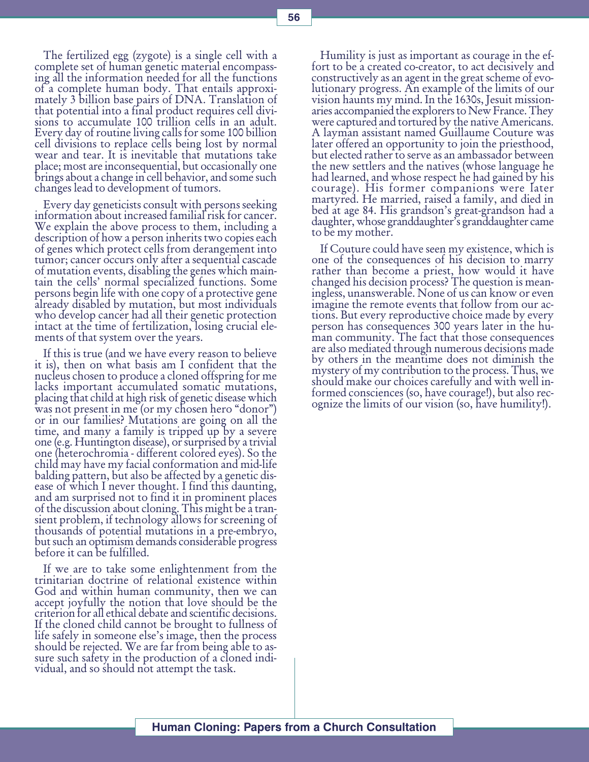The fertilized egg (zygote) is a single cell with a complete set of human genetic material encompassing all the information needed for all the functions of a complete human body. That entails approximately 3 billion base pairs of DNA. Translation of that potential into a final product requires cell divisions to accumulate 100 trillion cells in an adult. Every day of routine living calls for some 100 billion cell divisions to replace cells being lost by normal wear and tear. It is inevitable that mutations take place; most are inconsequential, but occasionally one brings about a change in cell behavior, and some such changes lead to development of tumors.

Every day geneticists consult with persons seeking information about increased familial risk for cancer. We explain the above process to them, including a description of how a person inherits two copies each of genes which protect cells from derangement into tumor; cancer occurs only after a sequential cascade of mutation events, disabling the genes which maintain the cells' normal specialized functions. Some persons begin life with one copy of a protective gene already disabled by mutation, but most individuals who develop cancer had all their genetic protection intact at the time of fertilization, losing crucial elements of that system over the years.

If this is true (and we have every reason to believe it is), then on what basis am I confident that the nucleus chosen to produce a cloned offspring for me lacks important accumulated somatic mutations, placing that child at high risk of genetic disease which was not present in me (or my chosen hero "donor") or in our families? Mutations are going on all the time, and many a family is tripped up by a severe one (e.g. Huntington disease), or surprised by a trivial one (heterochromia - different colored eyes). So the child may have my facial conformation and mid-life balding pattern, but also be affected by a genetic disease of which I never thought. I find this daunting, and am surprised not to find it in prominent places of the discussion about cloning. This might be a transient problem, if technology allows for screening of thousands of potential mutations in a pre-embryo, but such an optimism demands considerable progress before it can be fulfilled.

If we are to take some enlightenment from the trinitarian doctrine of relational existence within God and within human community, then we can accept joyfully the notion that love should be the criterion for all ethical debate and scientific decisions. If the cloned child cannot be brought to fullness of life safely in someone else's image, then the process should be rejected. We are far from being able to assure such safety in the production of a cloned individual, and so should not attempt the task.

Humility is just as important as courage in the effort to be a created co-creator, to act decisively and constructively as an agent in the great scheme of evolutionary progress. An example of the limits of our vision haunts my mind. In the 1630s, Jesuit missionaries accompanied the explorers to New France. They were captured and tortured by the native Americans. A layman assistant named Guillaume Couture was later offered an opportunity to join the priesthood, but elected rather to serve as an ambassador between the new settlers and the natives (whose language he had learned, and whose respect he had gained by his courage). His former companions were later martyred. He married, raised a family, and died in bed at age 84. His grandson's great-grandson had a daughter, whose granddaughter's granddaughter came to be my mother.

If Couture could have seen my existence, which is one of the consequences of his decision to marry rather than become a priest, how would it have changed his decision process? The question is meaningless, unanswerable. None of us can know or even imagine the remote events that follow from our actions. But every reproductive choice made by every person has consequences 300 years later in the human community. The fact that those consequences are also mediated through numerous decisions made by others in the meantime does not diminish the mystery of my contribution to the process. Thus, we should make our choices carefully and with well informed consciences (so, have courage!), but also recognize the limits of our vision (so, have humility!).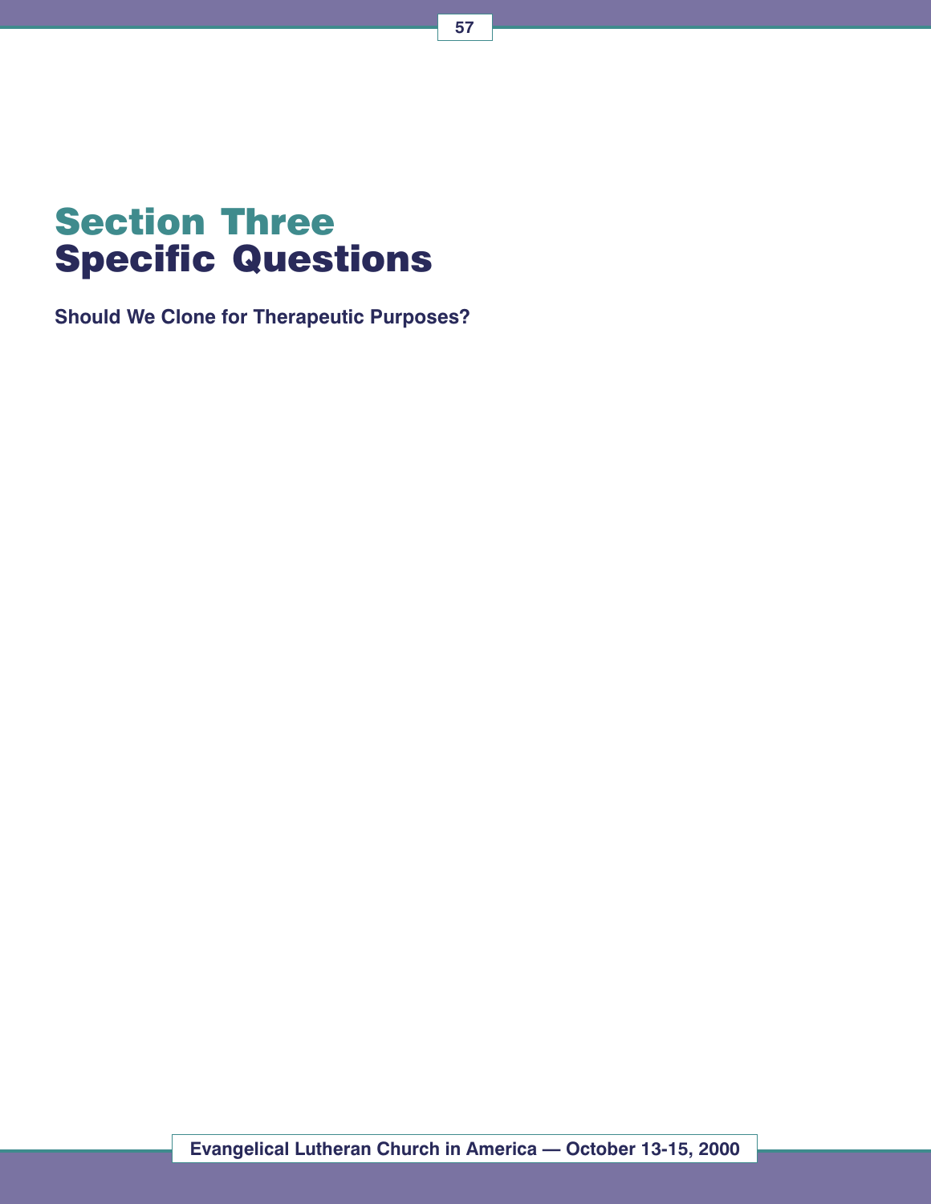# Section Three
# Specific Questions

**Should We Clone for Therapeutic Purposes?**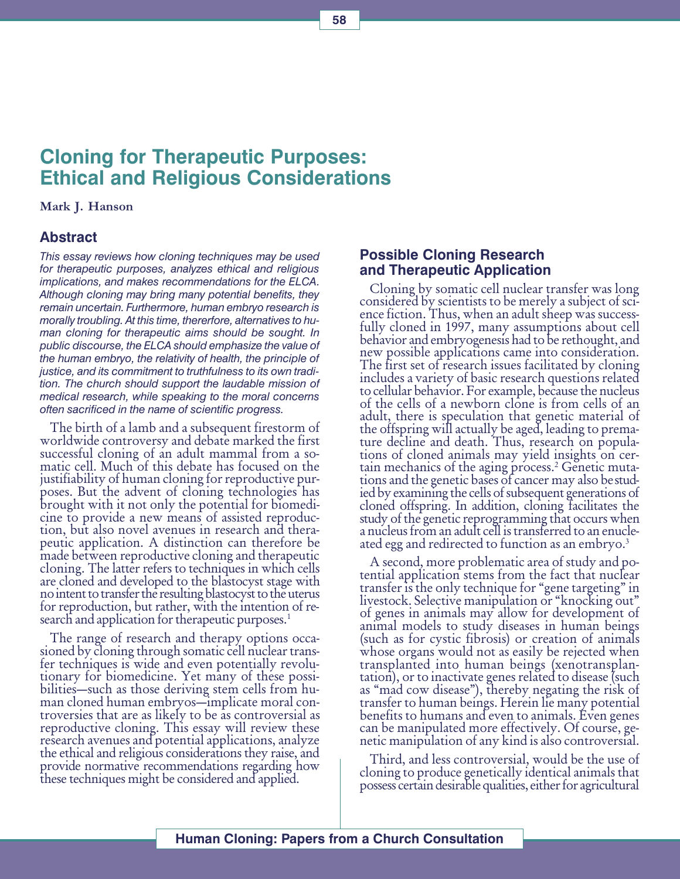# Cloning for Therapeutic Purposes: Ethical and Religious Considerations

**Mark J. Hanson**

## Abstract

*This essay reviews how cloning techniques may be used for therapeutic purposes, analyzes ethical and religious implications, and makes recommendations for the ELCA. Although cloning may bring many potential benefits, they remain uncertain. Furthermore, human embryo research is morally troubling. At this time, thererfore, alternatives to human cloning for therapeutic aims should be sought. In public discourse, the ELCA should emphasize the value of the human embryo, the relativity of health, the principle of justice, and its commitment to truthfulness to its own tradition. The church should support the laudable mission of medical research, while speaking to the moral concerns often sacrificed in the name of scientific progress.*

The birth of a lamb and a subsequent firestorm of worldwide controversy and debate marked the first successful cloning of an adult mammal from a somatic cell. Much of this debate has focused on the justifiability of human cloning for reproductive purposes. But the advent of cloning technologies has brought with it not only the potential for biomedicine to provide a new means of assisted reproduction, but also novel avenues in research and therapeutic application. A distinction can therefore be made between reproductive cloning and therapeutic cloning. The latter refers to techniques in which cells are cloned and developed to the blastocyst stage with no intent to transfer the resulting blastocyst to the uterus for reproduction, but rather, with the intention of research and application for therapeutic purposes.[1]

The range of research and therapy options occasioned by cloning through somatic cell nuclear transfer techniques is wide and even potentially revolutionary for biomedicine. Yet many of these possibilities—such as those deriving stem cells from human cloned human embryos—implicate moral controversies that are as likely to be as controversial as reproductive cloning. This essay will review these research avenues and potential applications, analyze the ethical and religious considerations they raise, and provide normative recommendations regarding how these techniques might be considered and applied.

## Possible Cloning Research and Therapeutic Application

Cloning by somatic cell nuclear transfer was long considered by scientists to be merely a subject of science fiction. Thus, when an adult sheep was successfully cloned in 1997, many assumptions about cell behavior and embryogenesis had to be rethought, and new possible applications came into consideration. The first set of research issues facilitated by cloning includes a variety of basic research questions related to cellular behavior. For example, because the nucleus of the cells of a newborn clone is from cells of an adult, there is speculation that genetic material of the offspring will actually be aged, leading to premature decline and death. Thus, research on populations of cloned animals may yield insights on certain mechanics of the aging process.[2] Genetic mutations and the genetic bases of cancer may also be studied by examining the cells of subsequent generations of cloned offspring. In addition, cloning facilitates the study of the genetic reprogramming that occurs when a nucleus from an adult cell is transferred to an enucleated egg and redirected to function as an embryo.[3]

A second, more problematic area of study and potential application stems from the fact that nuclear transfer is the only technique for "gene targeting" in livestock. Selective manipulation or "knocking out" of genes in animals may allow for development of animal models to study diseases in human beings (such as for cystic fibrosis) or creation of animals whose organs would not as easily be rejected when transplanted into human beings (xenotransplantation), or to inactivate genes related to disease (such as "mad cow disease"), thereby negating the risk of transfer to human beings. Herein lie many potential benefits to humans and even to animals. Even genes can be manipulated more effectively. Of course, genetic manipulation of any kind is also controversial.

Third, and less controversial, would be the use of cloning to produce genetically identical animals that possess certain desirable qualities, either for agricultural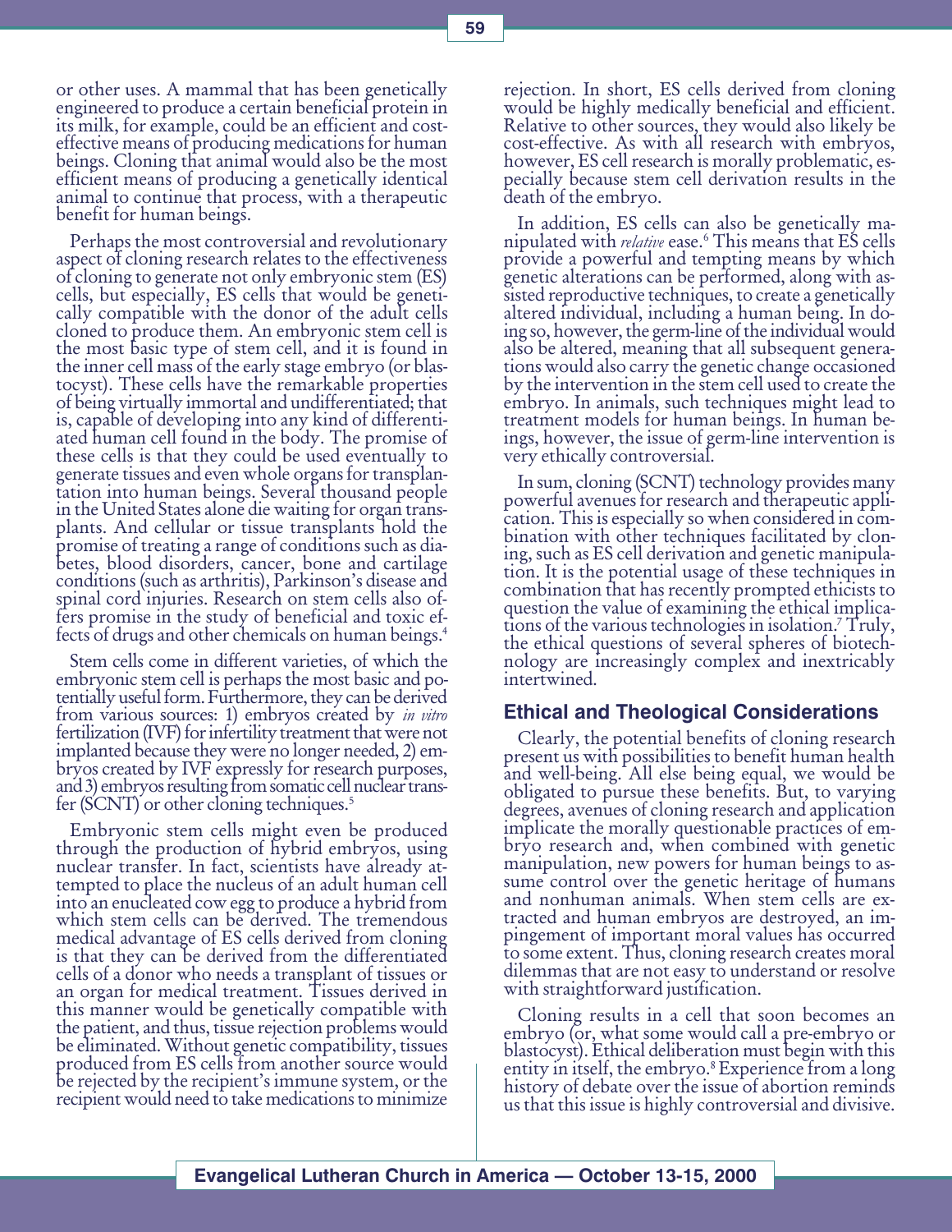or other uses. A mammal that has been genetically engineered to produce a certain beneficial protein in its milk, for example, could be an efficient and cost-effective means of producing medications for human beings. Cloning that animal would also be the most efficient means of producing a genetically identical animal to continue that process, with a therapeutic benefit for human beings.

Perhaps the most controversial and revolutionary aspect of cloning research relates to the effectiveness of cloning to generate not only embryonic stem (ES) cells, but especially, ES cells that would be genetically compatible with the donor of the adult cells cloned to produce them. An embryonic stem cell is the most basic type of stem cell, and it is found in the inner cell mass of the early stage embryo (or blastocyst). These cells have the remarkable properties of being virtually immortal and undifferentiated; that is, capable of developing into any kind of differentiated human cell found in the body. The promise of these cells is that they could be used eventually to generate tissues and even whole organs for transplantation into human beings. Several thousand people in the United States alone die waiting for organ transplants. And cellular or tissue transplants hold the promise of treating a range of conditions such as diabetes, blood disorders, cancer, bone and cartilage conditions (such as arthritis), Parkinson's disease and spinal cord injuries. Research on stem cells also offers promise in the study of beneficial and toxic effects of drugs and other chemicals on human beings.[4]

Stem cells come in different varieties, of which the embryonic stem cell is perhaps the most basic and potentially useful form. Furthermore, they can be derived from various sources: 1) embryos created by *in vitro* fertilization (IVF) for infertility treatment that were not implanted because they were no longer needed, 2) embryos created by IVF expressly for research purposes, and 3) embryos resulting from somatic cell nuclear transfer (SCNT) or other cloning techniques.[5]

Embryonic stem cells might even be produced through the production of hybrid embryos, using nuclear transfer. In fact, scientists have already attempted to place the nucleus of an adult human cell into an enucleated cow egg to produce a hybrid from which stem cells can be derived. The tremendous medical advantage of ES cells derived from cloning is that they can be derived from the differentiated cells of a donor who needs a transplant of tissues or an organ for medical treatment. Tissues derived in this manner would be genetically compatible with the patient, and thus, tissue rejection problems would be eliminated. Without genetic compatibility, tissues produced from ES cells from another source would be rejected by the recipient's immune system, or the recipient would need to take medications to minimize rejection. In short, ES cells derived from cloning would be highly medically beneficial and efficient. Relative to other sources, they would also likely be cost-effective. As with all research with embryos, however, ES cell research is morally problematic, especially because stem cell derivation results in the death of the embryo.

In addition, ES cells can also be genetically manipulated with *relative* ease.[6] This means that ES cells provide a powerful and tempting means by which genetic alterations can be performed, along with assisted reproductive techniques, to create a genetically altered individual, including a human being. In doing so, however, the germ-line of the individual would also be altered, meaning that all subsequent generations would also carry the genetic change occasioned by the intervention in the stem cell used to create the embryo. In animals, such techniques might lead to treatment models for human beings. In human beings, however, the issue of germ-line intervention is very ethically controversial.

In sum, cloning (SCNT) technology provides many powerful avenues for research and therapeutic application. This is especially so when considered in combination with other techniques facilitated by cloning, such as ES cell derivation and genetic manipulation. It is the potential usage of these techniques in combination that has recently prompted ethicists to question the value of examining the ethical implications of the various technologies in isolation.[7] Truly, the ethical questions of several spheres of biotechnology are increasingly complex and inextricably intertwined.

## Ethical and Theological Considerations

Clearly, the potential benefits of cloning research present us with possibilities to benefit human health and well-being. All else being equal, we would be obligated to pursue these benefits. But, to varying degrees, avenues of cloning research and application implicate the morally questionable practices of embryo research and, when combined with genetic manipulation, new powers for human beings to assume control over the genetic heritage of humans and nonhuman animals. When stem cells are extracted and human embryos are destroyed, an impingement of important moral values has occurred to some extent. Thus, cloning research creates moral dilemmas that are not easy to understand or resolve with straightforward justification.

Cloning results in a cell that soon becomes an embryo (or, what some would call a pre-embryo or blastocyst). Ethical deliberation must begin with this entity in itself, the embryo.[8] Experience from a long history of debate over the issue of abortion reminds us that this issue is highly controversial and divisive.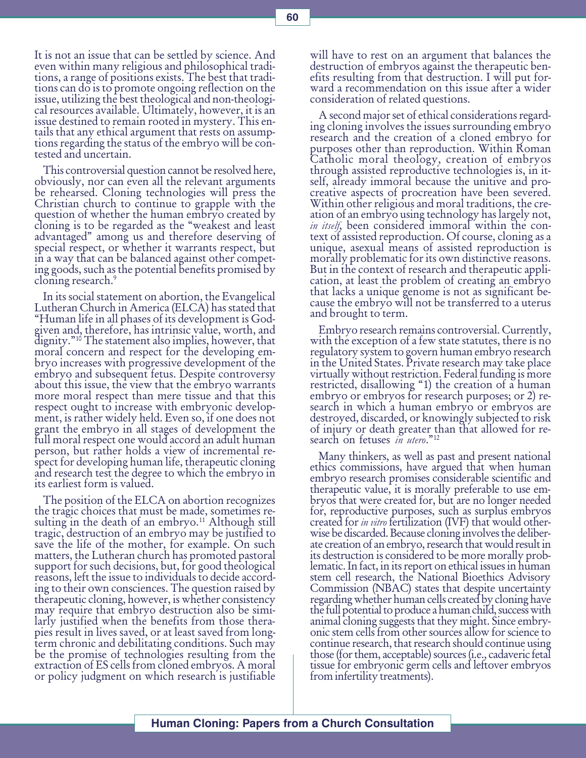It is not an issue that can be settled by science. And even within many religious and philosophical traditions, a range of positions exists. The best that traditions can do is to promote ongoing reflection on the issue, utilizing the best theological and non-theological resources available. Ultimately, however, it is an issue destined to remain rooted in mystery. This entails that any ethical argument that rests on assumptions regarding the status of the embryo will be contested and uncertain.

This controversial question cannot be resolved here, obviously, nor can even all the relevant arguments be rehearsed. Cloning technologies will press the Christian church to continue to grapple with the question of whether the human embryo created by cloning is to be regarded as the "weakest and least advantaged" among us and therefore deserving of special respect, or whether it warrants respect, but in a way that can be balanced against other competing goods, such as the potential benefits promised by cloning research.[9]

In its social statement on abortion, the Evangelical Lutheran Church in America (ELCA) has stated that "Human life in all phases of its development is God-given and, therefore, has intrinsic value, worth, and dignity."[10] The statement also implies, however, that moral concern and respect for the developing embryo increases with progressive development of the embryo and subsequent fetus. Despite controversy about this issue, the view that the embryo warrants more moral respect than mere tissue and that this respect ought to increase with embryonic development, is rather widely held. Even so, if one does not grant the embryo in all stages of development the full moral respect one would accord an adult human person, but rather holds a view of incremental respect for developing human life, therapeutic cloning and research test the degree to which the embryo in its earliest form is valued.

The position of the ELCA on abortion recognizes the tragic choices that must be made, sometimes resulting in the death of an embryo.[11] Although still tragic, destruction of an embryo may be justified to save the life of the mother, for example. On such matters, the Lutheran church has promoted pastoral support for such decisions, but, for good theological reasons, left the issue to individuals to decide according to their own consciences. The question raised by therapeutic cloning, however, is whether consistency may require that embryo destruction also be similarly justified when the benefits from those therapies result in lives saved, or at least saved from long-term chronic and debilitating conditions. Such may be the promise of technologies resulting from the extraction of ES cells from cloned embryos. A moral or policy judgment on which research is justifiable will have to rest on an argument that balances the destruction of embryos against the therapeutic benefits resulting from that destruction. I will put forward a recommendation on this issue after a wider consideration of related questions.

A second major set of ethical considerations regarding cloning involves the issues surrounding embryo research and the creation of a cloned embryo for purposes other than reproduction. Within Roman Catholic moral theology, creation of embryos through assisted reproductive technologies is, in itself, already immoral because the unitive and procreative aspects of procreation have been severed. Within other religious and moral traditions, the creation of an embryo using technology has largely not, *in itself*, been considered immoral within the context of assisted reproduction. Of course, cloning as a unique, asexual means of assisted reproduction is morally problematic for its own distinctive reasons. But in the context of research and therapeutic application, at least the problem of creating an embryo that lacks a unique genome is not as significant because the embryo will not be transferred to a uterus and brought to term.

Embryo research remains controversial. Currently, with the exception of a few state statutes, there is no regulatory system to govern human embryo research in the United States. Private research may take place virtually without restriction. Federal funding is more restricted, disallowing "1) the creation of a human embryo or embryos for research purposes; or 2) research in which a human embryo or embryos are destroyed, discarded, or knowingly subjected to risk of injury or death greater than that allowed for research on fetuses *in utero*."[12]

Many thinkers, as well as past and present national ethics commissions, have argued that when human embryo research promises considerable scientific and therapeutic value, it is morally preferable to use embryos that were created for, but are no longer needed for, reproductive purposes, such as surplus embryos created for *in vitro* fertilization (IVF) that would otherwise be discarded. Because cloning involves the deliberate creation of an embryo, research that would result in its destruction is considered to be more morally problematic. In fact, in its report on ethical issues in human stem cell research, the National Bioethics Advisory Commission (NBAC) states that despite uncertainty regarding whether human cells created by cloning have the full potential to produce a human child, success with animal cloning suggests that they might. Since embryonic stem cells from other sources allow for science to continue research, that research should continue using those (for them, acceptable) sources (i.e., cadaveric fetal tissue for embryonic germ cells and leftover embryos from infertility treatments).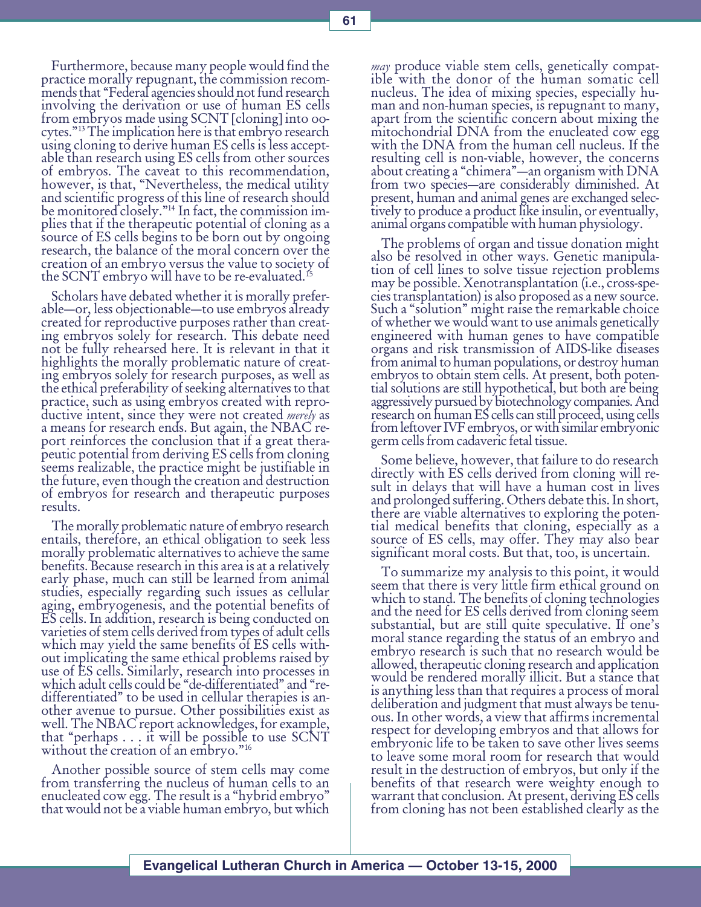Furthermore, because many people would find the practice morally repugnant, the commission recommends that "Federal agencies should not fund research involving the derivation or use of human ES cells from embryos made using SCNT [cloning] into oocytes."[13] The implication here is that embryo research using cloning to derive human ES cells is less acceptable than research using ES cells from other sources of embryos. The caveat to this recommendation, however, is that, "Nevertheless, the medical utility and scientific progress of this line of research should be monitored closely."[14] In fact, the commission implies that if the therapeutic potential of cloning as a source of ES cells begins to be born out by ongoing research, the balance of the moral concern over the creation of an embryo versus the value to society of the SCNT embryo will have to be re-evaluated.[15]

Scholars have debated whether it is morally preferable—or, less objectionable—to use embryos already created for reproductive purposes rather than creating embryos solely for research. This debate need not be fully rehearsed here. It is relevant in that it highlights the morally problematic nature of creating embryos solely for research purposes, as well as the ethical preferability of seeking alternatives to that practice, such as using embryos created with reproductive intent, since they were not created *merely* as a means for research ends. But again, the NBAC report reinforces the conclusion that if a great therapeutic potential from deriving ES cells from cloning seems realizable, the practice might be justifiable in the future, even though the creation and destruction of embryos for research and therapeutic purposes results.

The morally problematic nature of embryo research entails, therefore, an ethical obligation to seek less morally problematic alternatives to achieve the same benefits. Because research in this area is at a relatively early phase, much can still be learned from animal studies, especially regarding such issues as cellular aging, embryogenesis, and the potential benefits of ES cells. In addition, research is being conducted on varieties of stem cells derived from types of adult cells which may yield the same benefits of ES cells without implicating the same ethical problems raised by use of ES cells. Similarly, research into processes in which adult cells could be "de-differentiated" and "re-differentiated" to be used in cellular therapies is another avenue to pursue. Other possibilities exist as well. The NBAC report acknowledges, for example, that "perhaps . . . it will be possible to use SCNT without the creation of an embryo."[16]

Another possible source of stem cells may come from transferring the nucleus of human cells to an enucleated cow egg. The result is a "hybrid embryo" that would not be a viable human embryo, but which *may* produce viable stem cells, genetically compatible with the donor of the human somatic cell nucleus. The idea of mixing species, especially human and non-human species, is repugnant to many, apart from the scientific concern about mixing the mitochondrial DNA from the enucleated cow egg with the DNA from the human cell nucleus. If the resulting cell is non-viable, however, the concerns about creating a "chimera"—an organism with DNA from two species—are considerably diminished. At present, human and animal genes are exchanged selectively to produce a product like insulin, or eventually, animal organs compatible with human physiology.

The problems of organ and tissue donation might also be resolved in other ways. Genetic manipulation of cell lines to solve tissue rejection problems may be possible. Xenotransplantation (i.e., cross-species transplantation) is also proposed as a new source. Such a "solution" might raise the remarkable choice of whether we would want to use animals genetically engineered with human genes to have compatible organs and risk transmission of AIDS-like diseases from animal to human populations, or destroy human embryos to obtain stem cells. At present, both potential solutions are still hypothetical, but both are being aggressively pursued by biotechnology companies. And research on human ES cells can still proceed, using cells from leftover IVF embryos, or with similar embryonic germ cells from cadaveric fetal tissue.

Some believe, however, that failure to do research directly with ES cells derived from cloning will result in delays that will have a human cost in lives and prolonged suffering. Others debate this. In short, there are viable alternatives to exploring the potential medical benefits that cloning, especially as a source of ES cells, may offer. They may also bear significant moral costs. But that, too, is uncertain.

To summarize my analysis to this point, it would seem that there is very little firm ethical ground on which to stand. The benefits of cloning technologies and the need for ES cells derived from cloning seem substantial, but are still quite speculative. If one's moral stance regarding the status of an embryo and embryo research is such that no research would be allowed, therapeutic cloning research and application would be rendered morally illicit. But a stance that is anything less than that requires a process of moral deliberation and judgment that must always be tenuous. In other words, a view that affirms incremental respect for developing embryos and that allows for embryonic life to be taken to save other lives seems to leave some moral room for research that would result in the destruction of embryos, but only if the benefits of that research were weighty enough to warrant that conclusion. At present, deriving ES cells from cloning has not been established clearly as the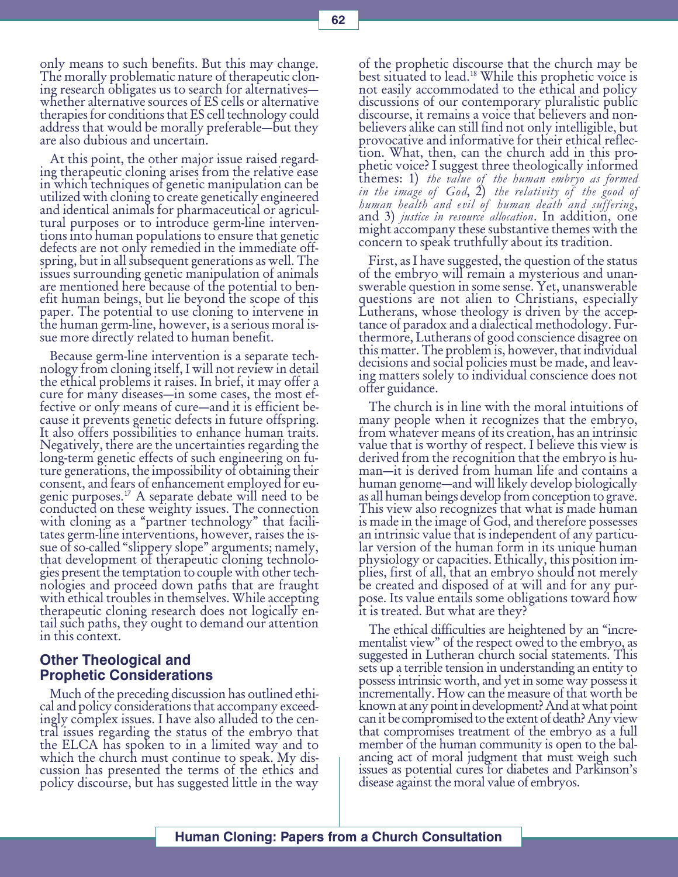only means to such benefits. But this may change. The morally problematic nature of therapeutic cloning research obligates us to search for alternatives—whether alternative sources of ES cells or alternative therapies for conditions that ES cell technology could address that would be morally preferable—but they are also dubious and uncertain.

At this point, the other major issue raised regarding therapeutic cloning arises from the relative ease in which techniques of genetic manipulation can be utilized with cloning to create genetically engineered and identical animals for pharmaceutical or agricultural purposes or to introduce germ-line interventions into human populations to ensure that genetic defects are not only remedied in the immediate offspring, but in all subsequent generations as well. The issues surrounding genetic manipulation of animals are mentioned here because of the potential to benefit human beings, but lie beyond the scope of this paper. The potential to use cloning to intervene in the human germ-line, however, is a serious moral issue more directly related to human benefit.

Because germ-line intervention is a separate technology from cloning itself, I will not review in detail the ethical problems it raises. In brief, it may offer a cure for many diseases—in some cases, the most effective or only means of cure—and it is efficient because it prevents genetic defects in future offspring. It also offers possibilities to enhance human traits. Negatively, there are the uncertainties regarding the long-term genetic effects of such engineering on future generations, the impossibility of obtaining their consent, and fears of enhancement employed for eugenic purposes.[17] A separate debate will need to be conducted on these weighty issues. The connection with cloning as a "partner technology" that facilitates germ-line interventions, however, raises the issue of so-called "slippery slope" arguments; namely, that development of therapeutic cloning technologies present the temptation to couple with other technologies and proceed down paths that are fraught with ethical troubles in themselves. While accepting therapeutic cloning research does not logically entail such paths, they ought to demand our attention in this context.

## Other Theological and Prophetic Considerations

Much of the preceding discussion has outlined ethical and policy considerations that accompany exceedingly complex issues. I have also alluded to the central issues regarding the status of the embryo that the ELCA has spoken to in a limited way and to which the church must continue to speak. My discussion has presented the terms of the ethics and policy discourse, but has suggested little in the way of the prophetic discourse that the church may be best situated to lead.[18] While this prophetic voice is not easily accommodated to the ethical and policy discussions of our contemporary pluralistic public discourse, it remains a voice that believers and non-believers alike can still find not only intelligible, but provocative and informative for their ethical reflection. What, then, can the church add in this prophetic voice? I suggest three theologically informed themes: 1) *the value of the human embryo as formed in the image of God*, 2) *the relativity of the good of human health and evil of human death and suffering*, and 3) *justice in resource allocation*. In addition, one might accompany these substantive themes with the concern to speak truthfully about its tradition.

First, as I have suggested, the question of the status of the embryo will remain a mysterious and unanswerable question in some sense. Yet, unanswerable questions are not alien to Christians, especially Lutherans, whose theology is driven by the acceptance of paradox and a dialectical methodology. Furthermore, Lutherans of good conscience disagree on this matter. The problem is, however, that individual decisions and social policies must be made, and leaving matters solely to individual conscience does not offer guidance.

The church is in line with the moral intuitions of many people when it recognizes that the embryo, from whatever means of its creation, has an intrinsic value that is worthy of respect. I believe this view is derived from the recognition that the embryo is human—it is derived from human life and contains a human genome—and will likely develop biologically as all human beings develop from conception to grave. This view also recognizes that what is made human is made in the image of God, and therefore possesses an intrinsic value that is independent of any particular version of the human form in its unique human physiology or capacities. Ethically, this position implies, first of all, that an embryo should not merely be created and disposed of at will and for any purpose. Its value entails some obligations toward how it is treated. But what are they?

The ethical difficulties are heightened by an "incrementalist view" of the respect owed to the embryo, as suggested in Lutheran church social statements. This sets up a terrible tension in understanding an entity to possess intrinsic worth, and yet in some way possess it incrementally. How can the measure of that worth be known at any point in development? And at what point can it be compromised to the extent of death? Any view that compromises treatment of the embryo as a full member of the human community is open to the balancing act of moral judgment that must weigh such issues as potential cures for diabetes and Parkinson's disease against the moral value of embryos.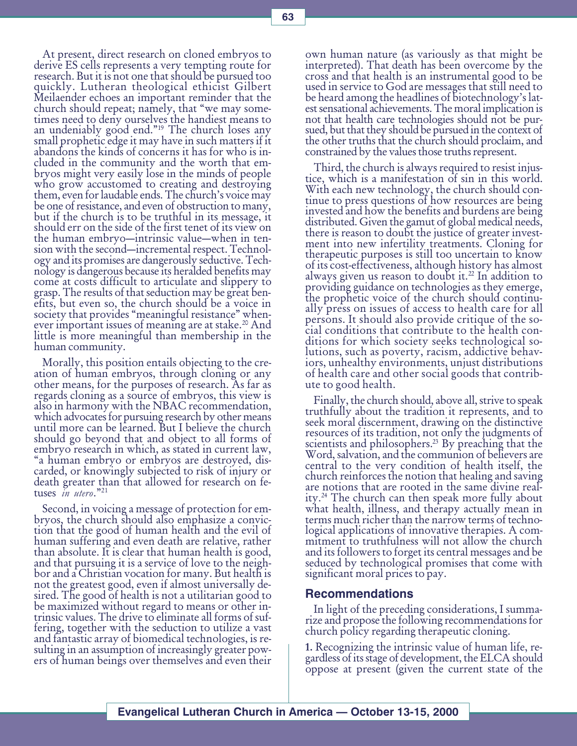At present, direct research on cloned embryos to derive ES cells represents a very tempting route for research. But it is not one that should be pursued too quickly. Lutheran theological ethicist Gilbert Meilaender echoes an important reminder that the church should repeat; namely, that "we may sometimes need to deny ourselves the handiest means to an undeniably good end."[19] The church loses any small prophetic edge it may have in such matters if it abandons the kinds of concerns it has for who is included in the community and the worth that embryos might very easily lose in the minds of people who grow accustomed to creating and destroying them, even for laudable ends. The church's voice may be one of resistance, and even of obstruction to many, but if the church is to be truthful in its message, it should err on the side of the first tenet of its view on the human embryo—intrinsic value—when in tension with the second—incremental respect. Technology and its promises are dangerously seductive. Technology is dangerous because its heralded benefits may come at costs difficult to articulate and slippery to grasp. The results of that seduction may be great benefits, but even so, the church should be a voice in society that provides "meaningful resistance" whenever important issues of meaning are at stake.[20] And little is more meaningful than membership in the human community.

Morally, this position entails objecting to the creation of human embryos, through cloning or any other means, for the purposes of research. As far as regards cloning as a source of embryos, this view is also in harmony with the NBAC recommendation, which advocates for pursuing research by other means until more can be learned. But I believe the church should go beyond that and object to all forms of embryo research in which, as stated in current law, "a human embryo or embryos are destroyed, discarded, or knowingly subjected to risk of injury or death greater than that allowed for research on fetuses *in utero*."[21]

Second, in voicing a message of protection for embryos, the church should also emphasize a conviction that the good of human health and the evil of human suffering and even death are relative, rather than absolute. It is clear that human health is good, and that pursuing it is a service of love to the neighbor and a Christian vocation for many. But health is not the greatest good, even if almost universally desired. The good of health is not a utilitarian good to be maximized without regard to means or other intrinsic values. The drive to eliminate all forms of suffering, together with the seduction to utilize a vast and fantastic array of biomedical technologies, is resulting in an assumption of increasingly greater powers of human beings over themselves and even their own human nature (as variously as that might be interpreted). That death has been overcome by the cross and that health is an instrumental good to be used in service to God are messages that still need to be heard among the headlines of biotechnology's latest sensational achievements. The moral implication is not that health care technologies should not be pursued, but that they should be pursued in the context of the other truths that the church should proclaim, and constrained by the values those truths represent.

Third, the church is always required to resist injustice, which is a manifestation of sin in this world. With each new technology, the church should continue to press questions of how resources are being invested and how the benefits and burdens are being distributed. Given the gamut of global medical needs, there is reason to doubt the justice of greater investment into new infertility treatments. Cloning for therapeutic purposes is still too uncertain to know of its cost-effectiveness, although history has almost always given us reason to doubt it.[22] In addition to providing guidance on technologies as they emerge, the prophetic voice of the church should continually press on issues of access to health care for all persons. It should also provide critique of the social conditions that contribute to the health conditions for which society seeks technological solutions, such as poverty, racism, addictive behaviors, unhealthy environments, unjust distributions of health care and other social goods that contribute to good health.

Finally, the church should, above all, strive to speak truthfully about the tradition it represents, and to seek moral discernment, drawing on the distinctive resources of its tradition, not only the judgments of scientists and philosophers.[23] By preaching that the Word, salvation, and the communion of believers are central to the very condition of health itself, the church reinforces the notion that healing and saving are notions that are rooted in the same divine reality.[24] The church can then speak more fully about what health, illness, and therapy actually mean in terms much richer than the narrow terms of technological applications of innovative therapies. A commitment to truthfulness will not allow the church and its followers to forget its central messages and be seduced by technological promises that come with significant moral prices to pay.

## Recommendations

In light of the preceding considerations, I summarize and propose the following recommendations for church policy regarding therapeutic cloning.

**1.** Recognizing the intrinsic value of human life, regardless of its stage of development, the ELCA should oppose at present (given the current state of the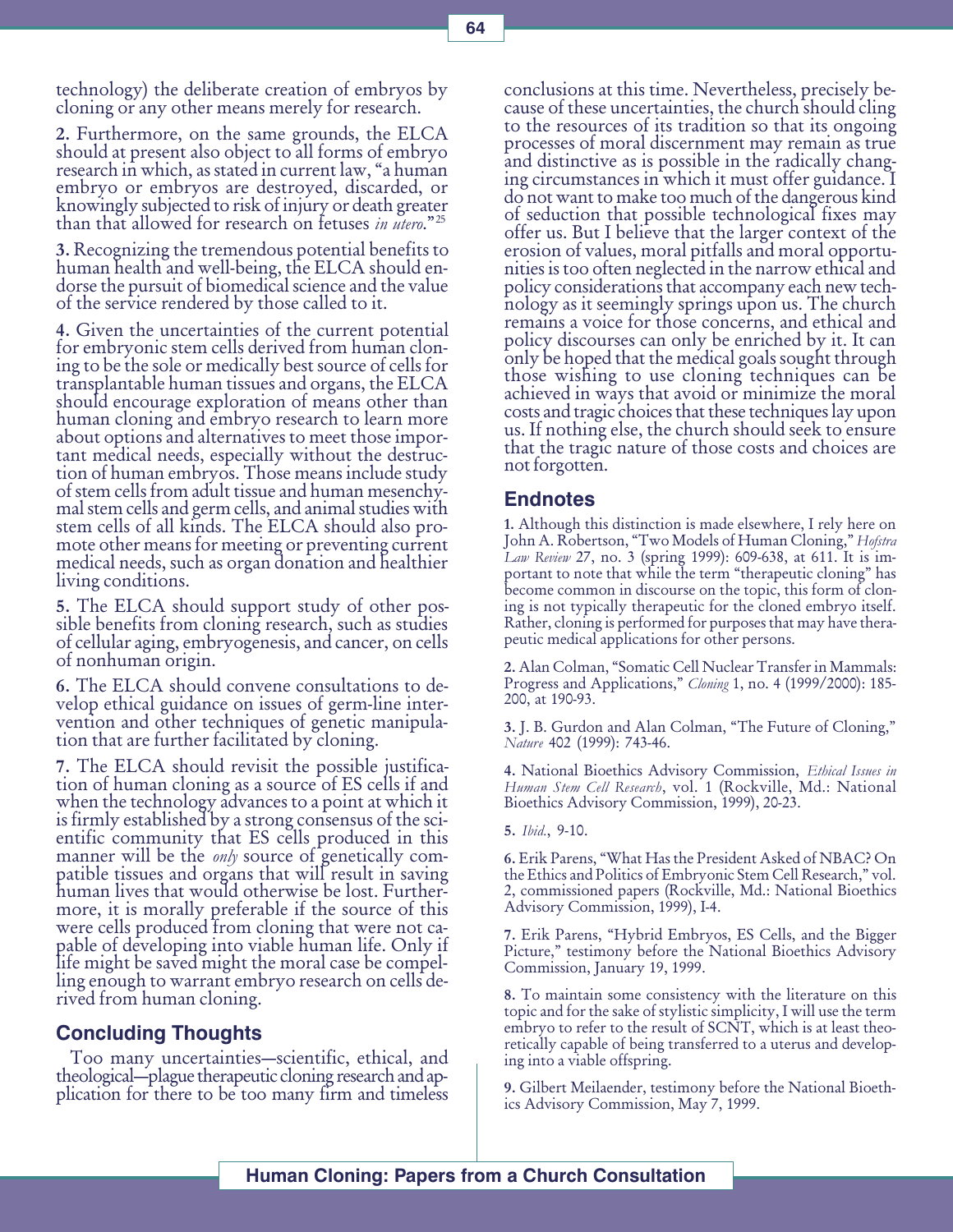technology) the deliberate creation of embryos by cloning or any other means merely for research.

**2.** Furthermore, on the same grounds, the ELCA should at present also object to all forms of embryo research in which, as stated in current law, "a human embryo or embryos are destroyed, discarded, or knowingly subjected to risk of injury or death greater than that allowed for research on fetuses *in utero*."[25]

**3.** Recognizing the tremendous potential benefits to human health and well-being, the ELCA should endorse the pursuit of biomedical science and the value of the service rendered by those called to it.

**4.** Given the uncertainties of the current potential for embryonic stem cells derived from human cloning to be the sole or medically best source of cells for transplantable human tissues and organs, the ELCA should encourage exploration of means other than human cloning and embryo research to learn more about options and alternatives to meet those important medical needs, especially without the destruction of human embryos. Those means include study of stem cells from adult tissue and human mesenchymal stem cells and germ cells, and animal studies with stem cells of all kinds. The ELCA should also promote other means for meeting or preventing current medical needs, such as organ donation and healthier living conditions.

**5.** The ELCA should support study of other possible benefits from cloning research, such as studies of cellular aging, embryogenesis, and cancer, on cells of nonhuman origin.

**6.** The ELCA should convene consultations to develop ethical guidance on issues of germ-line intervention and other techniques of genetic manipulation that are further facilitated by cloning.

**7.** The ELCA should revisit the possible justification of human cloning as a source of ES cells if and when the technology advances to a point at which it is firmly established by a strong consensus of the scientific community that ES cells produced in this manner will be the *only* source of genetically compatible tissues and organs that will result in saving human lives that would otherwise be lost. Furthermore, it is morally preferable if the source of this were cells produced from cloning that were not capable of developing into viable human life. Only if life might be saved might the moral case be compelling enough to warrant embryo research on cells derived from human cloning.

## Concluding Thoughts

Too many uncertainties—scientific, ethical, and theological—plague therapeutic cloning research and application for there to be too many firm and timeless conclusions at this time. Nevertheless, precisely because of these uncertainties, the church should cling to the resources of its tradition so that its ongoing processes of moral discernment may remain as true and distinctive as is possible in the radically changing circumstances in which it must offer guidance. I do not want to make too much of the dangerous kind of seduction that possible technological fixes may offer us. But I believe that the larger context of the erosion of values, moral pitfalls and moral opportunities is too often neglected in the narrow ethical and policy considerations that accompany each new technology as it seemingly springs upon us. The church remains a voice for those concerns, and ethical and policy discourses can only be enriched by it. It can only be hoped that the medical goals sought through those wishing to use cloning techniques can be achieved in ways that avoid or minimize the moral costs and tragic choices that these techniques lay upon us. If nothing else, the church should seek to ensure that the tragic nature of those costs and choices are not forgotten.

## Endnotes

**1.** Although this distinction is made elsewhere, I rely here on John A. Robertson, "Two Models of Human Cloning," *Hofstra Law Review* 27, no. 3 (spring 1999): 609-638, at 611. It is important to note that while the term "therapeutic cloning" has become common in discourse on the topic, this form of cloning is not typically therapeutic for the cloned embryo itself. Rather, cloning is performed for purposes that may have therapeutic medical applications for other persons.

**2.** Alan Colman, "Somatic Cell Nuclear Transfer in Mammals: Progress and Applications," *Cloning* 1, no. 4 (1999/2000): 185-200, at 190-93.

**3.** J. B. Gurdon and Alan Colman, "The Future of Cloning," *Nature* 402 (1999): 743-46.

**4.** National Bioethics Advisory Commission, *Ethical Issues in Human Stem Cell Research*, vol. 1 (Rockville, Md.: National Bioethics Advisory Commission, 1999), 20-23.

**5.** *Ibid.*, 9-10.

**6.** Erik Parens, "What Has the President Asked of NBAC? On the Ethics and Politics of Embryonic Stem Cell Research," vol. 2, commissioned papers (Rockville, Md.: National Bioethics Advisory Commission, 1999), I-4.

**7.** Erik Parens, "Hybrid Embryos, ES Cells, and the Bigger Picture," testimony before the National Bioethics Advisory Commission, January 19, 1999.

**8.** To maintain some consistency with the literature on this topic and for the sake of stylistic simplicity, I will use the term embryo to refer to the result of SCNT, which is at least theoretically capable of being transferred to a uterus and developing into a viable offspring.

**9.** Gilbert Meilaender, testimony before the National Bioethics Advisory Commission, May 7, 1999.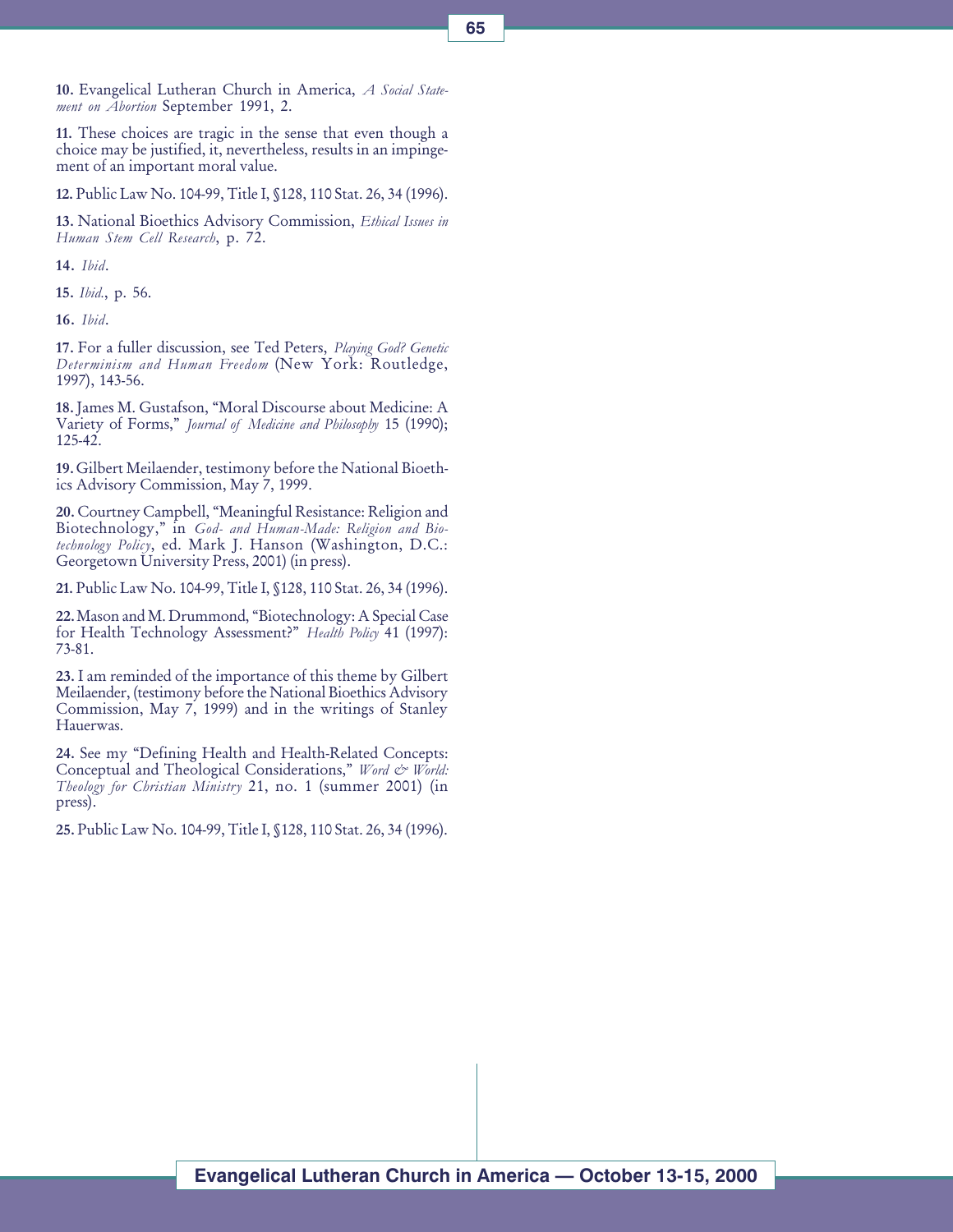**10.** Evangelical Lutheran Church in America, *A Social Statement on Abortion* September 1991, 2.

**11.** These choices are tragic in the sense that even though a choice may be justified, it, nevertheless, results in an impingement of an important moral value.

**12.** Public Law No. 104-99, Title I, §128, 110 Stat. 26, 34 (1996).

**13.** National Bioethics Advisory Commission, *Ethical Issues in Human Stem Cell Research*, p. 72.

**14.** *Ibid*.

**15.** *Ibid*., p. 56.

**16.** *Ibid*.

**17.** For a fuller discussion, see Ted Peters, *Playing God? Genetic Determinism and Human Freedom* (New York: Routledge, 1997), 143-56.

**18.** James M. Gustafson, "Moral Discourse about Medicine: A Variety of Forms," *Journal of Medicine and Philosophy* 15 (1990); 125-42.

**19.** Gilbert Meilaender, testimony before the National Bioethics Advisory Commission, May 7, 1999.

**20.** Courtney Campbell, "Meaningful Resistance: Religion and Biotechnology," in *God- and Human-Made: Religion and Biotechnology Policy*, ed. Mark J. Hanson (Washington, D.C.: Georgetown University Press, 2001) (in press).

**21.** Public Law No. 104-99, Title I, §128, 110 Stat. 26, 34 (1996).

**22.** Mason and M. Drummond, "Biotechnology: A Special Case for Health Technology Assessment?" *Health Policy* 41 (1997): 73-81.

**23.** I am reminded of the importance of this theme by Gilbert Meilaender, (testimony before the National Bioethics Advisory Commission, May 7, 1999) and in the writings of Stanley Hauerwas.

**24.** See my "Defining Health and Health-Related Concepts: Conceptual and Theological Considerations," *Word & World: Theology for Christian Ministry* 21, no. 1 (summer 2001) (in press).

**25.** Public Law No. 104-99, Title I, §128, 110 Stat. 26, 34 (1996).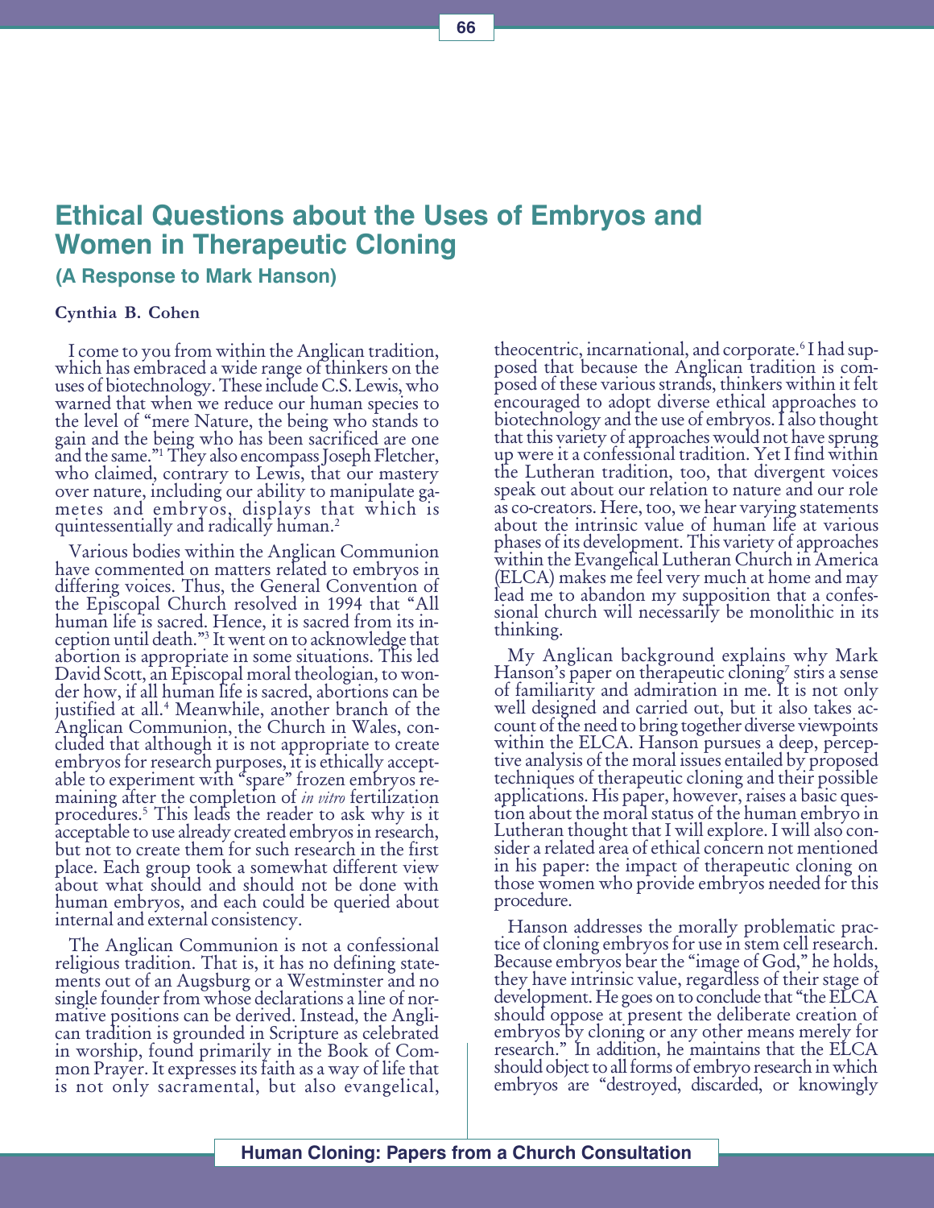# Ethical Questions about the Uses of Embryos and Women in Therapeutic Cloning

### (A Response to Mark Hanson)

**Cynthia B. Cohen**

I come to you from within the Anglican tradition, which has embraced a wide range of thinkers on the uses of biotechnology. These include C.S. Lewis, who warned that when we reduce our human species to the level of "mere Nature, the being who stands to gain and the being who has been sacrificed are one and the same."[1] They also encompass Joseph Fletcher, who claimed, contrary to Lewis, that our mastery over nature, including our ability to manipulate gametes and embryos, displays that which is quintessentially and radically human.[2]

Various bodies within the Anglican Communion have commented on matters related to embryos in differing voices. Thus, the General Convention of the Episcopal Church resolved in 1994 that "All human life is sacred. Hence, it is sacred from its inception until death."[3] It went on to acknowledge that abortion is appropriate in some situations. This led David Scott, an Episcopal moral theologian, to wonder how, if all human life is sacred, abortions can be justified at all.[4] Meanwhile, another branch of the Anglican Communion, the Church in Wales, concluded that although it is not appropriate to create embryos for research purposes, it is ethically acceptable to experiment with "spare" frozen embryos remaining after the completion of *in vitro* fertilization procedures.[5] This leads the reader to ask why is it acceptable to use already created embryos in research, but not to create them for such research in the first place. Each group took a somewhat different view about what should and should not be done with human embryos, and each could be queried about internal and external consistency.

The Anglican Communion is not a confessional religious tradition. That is, it has no defining statements out of an Augsburg or a Westminster and no single founder from whose declarations a line of normative positions can be derived. Instead, the Anglican tradition is grounded in Scripture as celebrated in worship, found primarily in the Book of Common Prayer. It expresses its faith as a way of life that is not only sacramental, but also evangelical, theocentric, incarnational, and corporate.[6] I had supposed that because the Anglican tradition is composed of these various strands, thinkers within it felt encouraged to adopt diverse ethical approaches to biotechnology and the use of embryos. I also thought that this variety of approaches would not have sprung up were it a confessional tradition. Yet I find within the Lutheran tradition, too, that divergent voices speak out about our relation to nature and our role as co-creators. Here, too, we hear varying statements about the intrinsic value of human life at various phases of its development. This variety of approaches within the Evangelical Lutheran Church in America (ELCA) makes me feel very much at home and may lead me to abandon my supposition that a confessional church will necessarily be monolithic in its thinking.

My Anglican background explains why Mark Hanson's paper on therapeutic cloning[7] stirs a sense of familiarity and admiration in me. It is not only well designed and carried out, but it also takes account of the need to bring together diverse viewpoints within the ELCA. Hanson pursues a deep, perceptive analysis of the moral issues entailed by proposed techniques of therapeutic cloning and their possible applications. His paper, however, raises a basic question about the moral status of the human embryo in Lutheran thought that I will explore. I will also consider a related area of ethical concern not mentioned in his paper: the impact of therapeutic cloning on those women who provide embryos needed for this procedure.

Hanson addresses the morally problematic practice of cloning embryos for use in stem cell research. Because embryos bear the "image of God," he holds, they have intrinsic value, regardless of their stage of development. He goes on to conclude that "the ELCA should oppose at present the deliberate creation of embryos by cloning or any other means merely for research." In addition, he maintains that the ELCA should object to all forms of embryo research in which embryos are "destroyed, discarded, or knowingly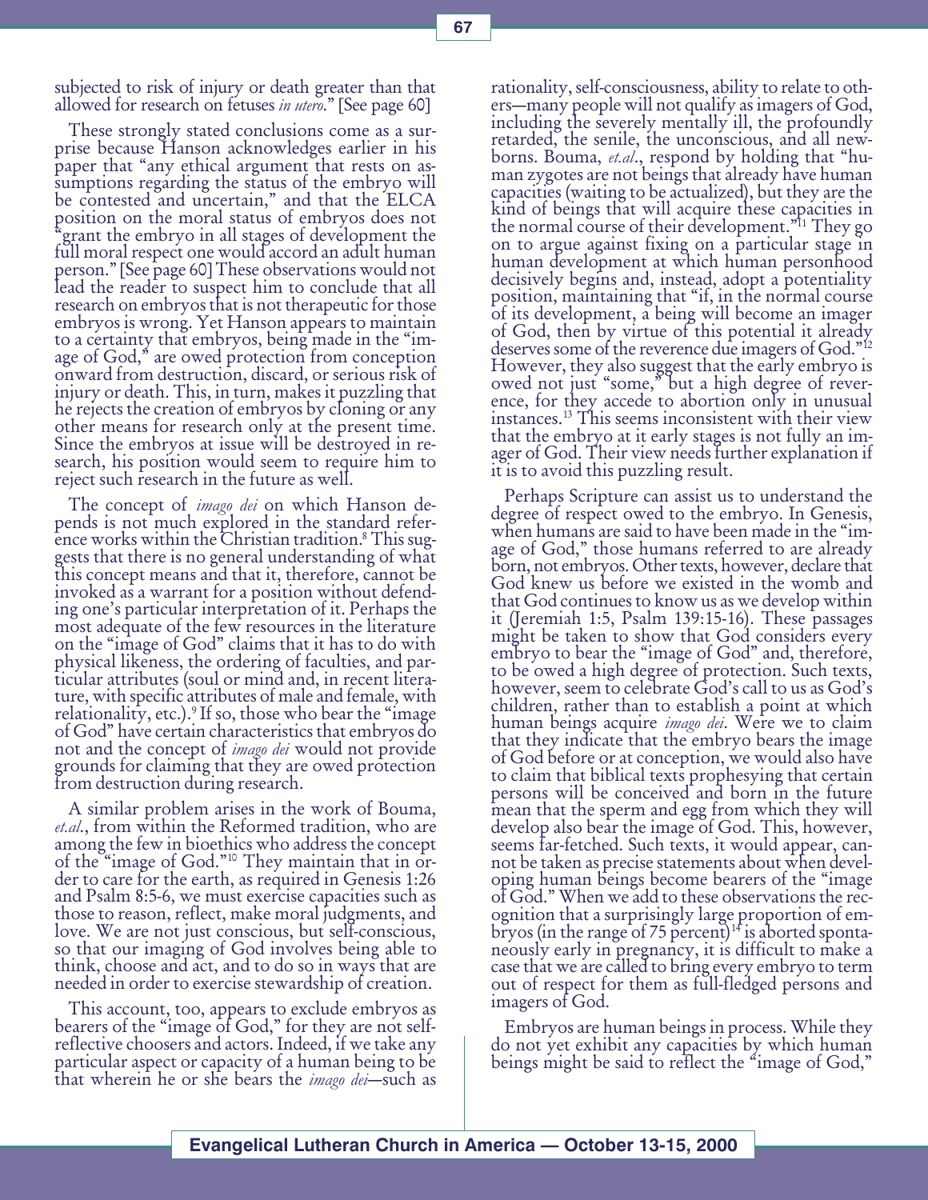subjected to risk of injury or death greater than that allowed for research on fetuses *in utero*." [See page 60]

These strongly stated conclusions come as a surprise because Hanson acknowledges earlier in his paper that "any ethical argument that rests on assumptions regarding the status of the embryo will be contested and uncertain," and that the ELCA position on the moral status of embryos does not "grant the embryo in all stages of development the full moral respect one would accord an adult human person." [See page 60] These observations would not lead the reader to suspect him to conclude that all research on embryos that is not therapeutic for those embryos is wrong. Yet Hanson appears to maintain to a certainty that embryos, being made in the "image of God," are owed protection from conception onward from destruction, discard, or serious risk of injury or death. This, in turn, makes it puzzling that he rejects the creation of embryos by cloning or any other means for research only at the present time. Since the embryos at issue will be destroyed in research, his position would seem to require him to reject such research in the future as well.

The concept of *imago dei* on which Hanson depends is not much explored in the standard reference works within the Christian tradition.[8] This suggests that there is no general understanding of what this concept means and that it, therefore, cannot be invoked as a warrant for a position without defending one's particular interpretation of it. Perhaps the most adequate of the few resources in the literature on the "image of God" claims that it has to do with physical likeness, the ordering of faculties, and particular attributes (soul or mind and, in recent literature, with specific attributes of male and female, with relationality, etc.).[9] If so, those who bear the "image of God" have certain characteristics that embryos do not and the concept of *imago dei* would not provide grounds for claiming that they are owed protection from destruction during research.

A similar problem arises in the work of Bouma, *et.al*., from within the Reformed tradition, who are among the few in bioethics who address the concept of the "image of God."[10] They maintain that in order to care for the earth, as required in Genesis 1:26 and Psalm 8:5-6, we must exercise capacities such as those to reason, reflect, make moral judgments, and love. We are not just conscious, but self-conscious, so that our imaging of God involves being able to think, choose and act, and to do so in ways that are needed in order to exercise stewardship of creation.

This account, too, appears to exclude embryos as bearers of the "image of God," for they are not self-reflective choosers and actors. Indeed, if we take any particular aspect or capacity of a human being to be that wherein he or she bears the *imago dei*—such as rationality, self-consciousness, ability to relate to others—many people will not qualify as imagers of God, including the severely mentally ill, the profoundly retarded, the senile, the unconscious, and all newborns. Bouma, *et.al*., respond by holding that "human zygotes are not beings that already have human capacities (waiting to be actualized), but they are the kind of beings that will acquire these capacities in the normal course of their development."[11] They go on to argue against fixing on a particular stage in human development at which human personhood decisively begins and, instead, adopt a potentiality position, maintaining that "if, in the normal course of its development, a being will become an imager of God, then by virtue of this potential it already deserves some of the reverence due imagers of God."[12] However, they also suggest that the early embryo is owed not just "some," but a high degree of reverence, for they accede to abortion only in unusual instances.[13] This seems inconsistent with their view that the embryo at it early stages is not fully an imager of God. Their view needs further explanation if it is to avoid this puzzling result.

Perhaps Scripture can assist us to understand the degree of respect owed to the embryo. In Genesis, when humans are said to have been made in the "image of God," those humans referred to are already born, not embryos. Other texts, however, declare that God knew us before we existed in the womb and that God continues to know us as we develop within it (Jeremiah 1:5, Psalm 139:15-16). These passages might be taken to show that God considers every embryo to bear the "image of God" and, therefore, to be owed a high degree of protection. Such texts, however, seem to celebrate God's call to us as God's children, rather than to establish a point at which human beings acquire *imago dei*. Were we to claim that they indicate that the embryo bears the image of God before or at conception, we would also have to claim that biblical texts prophesying that certain persons will be conceived and born in the future mean that the sperm and egg from which they will develop also bear the image of God. This, however, seems far-fetched. Such texts, it would appear, cannot be taken as precise statements about when developing human beings become bearers of the "image of God." When we add to these observations the recognition that a surprisingly large proportion of embryos (in the range of 75 percent)[14] is aborted spontaneously early in pregnancy, it is difficult to make a case that we are called to bring every embryo to term out of respect for them as full-fledged persons and imagers of God.

Embryos are human beings in process. While they do not yet exhibit any capacities by which human beings might be said to reflect the "image of God,"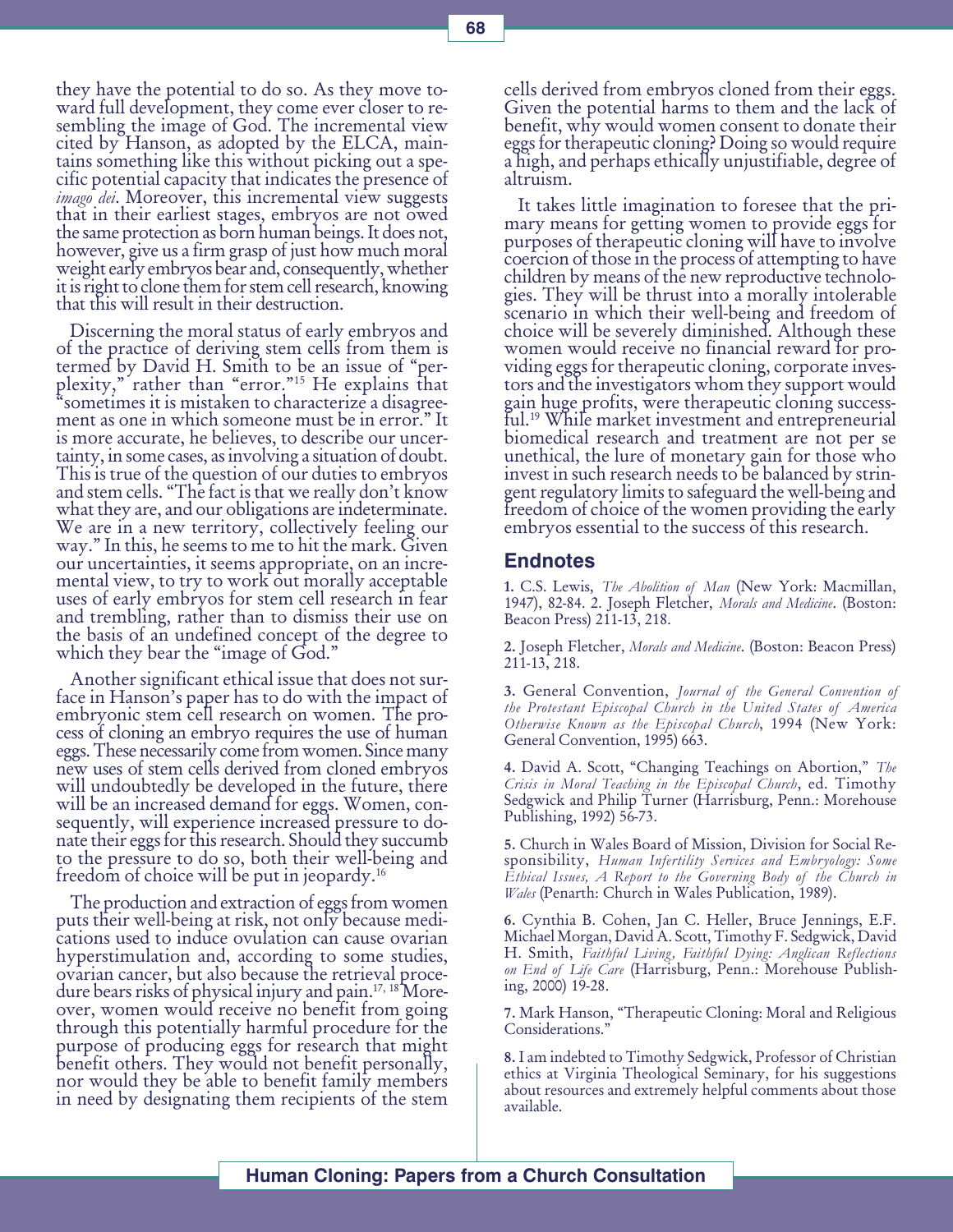they have the potential to do so. As they move toward full development, they come ever closer to resembling the image of God. The incremental view cited by Hanson, as adopted by the ELCA, maintains something like this without picking out a specific potential capacity that indicates the presence of *imago dei*. Moreover, this incremental view suggests that in their earliest stages, embryos are not owed the same protection as born human beings. It does not, however, give us a firm grasp of just how much moral weight early embryos bear and, consequently, whether it is right to clone them for stem cell research, knowing that this will result in their destruction.

Discerning the moral status of early embryos and of the practice of deriving stem cells from them is termed by David H. Smith to be an issue of "perplexity," rather than "error."[15] He explains that "sometimes it is mistaken to characterize a disagreement as one in which someone must be in error." It is more accurate, he believes, to describe our uncertainty, in some cases, as involving a situation of doubt. This is true of the question of our duties to embryos and stem cells. "The fact is that we really don't know what they are, and our obligations are indeterminate. We are in a new territory, collectively feeling our way." In this, he seems to me to hit the mark. Given our uncertainties, it seems appropriate, on an incremental view, to try to work out morally acceptable uses of early embryos for stem cell research in fear and trembling, rather than to dismiss their use on the basis of an undefined concept of the degree to which they bear the "image of God."

Another significant ethical issue that does not surface in Hanson's paper has to do with the impact of embryonic stem cell research on women. The process of cloning an embryo requires the use of human eggs. These necessarily come from women. Since many new uses of stem cells derived from cloned embryos will undoubtedly be developed in the future, there will be an increased demand for eggs. Women, consequently, will experience increased pressure to donate their eggs for this research. Should they succumb to the pressure to do so, both their well-being and freedom of choice will be put in jeopardy.[16]

The production and extraction of eggs from women puts their well-being at risk, not only because medications used to induce ovulation can cause ovarian hyperstimulation and, according to some studies, ovarian cancer, but also because the retrieval procedure bears risks of physical injury and pain.[17, 18] Moreover, women would receive no benefit from going through this potentially harmful procedure for the purpose of producing eggs for research that might benefit others. They would not benefit personally, nor would they be able to benefit family members in need by designating them recipients of the stem cells derived from embryos cloned from their eggs. Given the potential harms to them and the lack of benefit, why would women consent to donate their eggs for therapeutic cloning? Doing so would require a high, and perhaps ethically unjustifiable, degree of altruism.

It takes little imagination to foresee that the primary means for getting women to provide eggs for purposes of therapeutic cloning will have to involve coercion of those in the process of attempting to have children by means of the new reproductive technologies. They will be thrust into a morally intolerable scenario in which their well-being and freedom of choice will be severely diminished. Although these women would receive no financial reward for providing eggs for therapeutic cloning, corporate investors and the investigators whom they support would gain huge profits, were therapeutic cloning successful.[19] While market investment and entrepreneurial biomedical research and treatment are not per se unethical, the lure of monetary gain for those who invest in such research needs to be balanced by stringent regulatory limits to safeguard the well-being and freedom of choice of the women providing the early embryos essential to the success of this research.

## Endnotes

**1.** C.S. Lewis, *The Abolition of Man* (New York: Macmillan, 1947), 82-84. 2. Joseph Fletcher, *Morals and Medicine*. (Boston: Beacon Press) 211-13, 218.

**2.** Joseph Fletcher, *Morals and Medicine*. (Boston: Beacon Press) 211-13, 218.

**3.** General Convention, *Journal of the General Convention of the Protestant Episcopal Church in the United States of America Otherwise Known as the Episcopal Church*, 1994 (New York: General Convention, 1995) 663.

**4.** David A. Scott, "Changing Teachings on Abortion," *The Crisis in Moral Teaching in the Episcopal Church*, ed. Timothy Sedgwick and Philip Turner (Harrisburg, Penn.: Morehouse Publishing, 1992) 56-73.

**5.** Church in Wales Board of Mission, Division for Social Responsibility, *Human Infertility Services and Embryology: Some Ethical Issues, A Report to the Governing Body of the Church in Wales* (Penarth: Church in Wales Publication, 1989).

**6.** Cynthia B. Cohen, Jan C. Heller, Bruce Jennings, E.F. Michael Morgan, David A. Scott, Timothy F. Sedgwick, David H. Smith, *Faithful Living, Faithful Dying: Anglican Reflections on End of Life Care* (Harrisburg, Penn.: Morehouse Publishing, 2000) 19-28.

**7.** Mark Hanson, "Therapeutic Cloning: Moral and Religious Considerations."

**8.** I am indebted to Timothy Sedgwick, Professor of Christian ethics at Virginia Theological Seminary, for his suggestions about resources and extremely helpful comments about those available.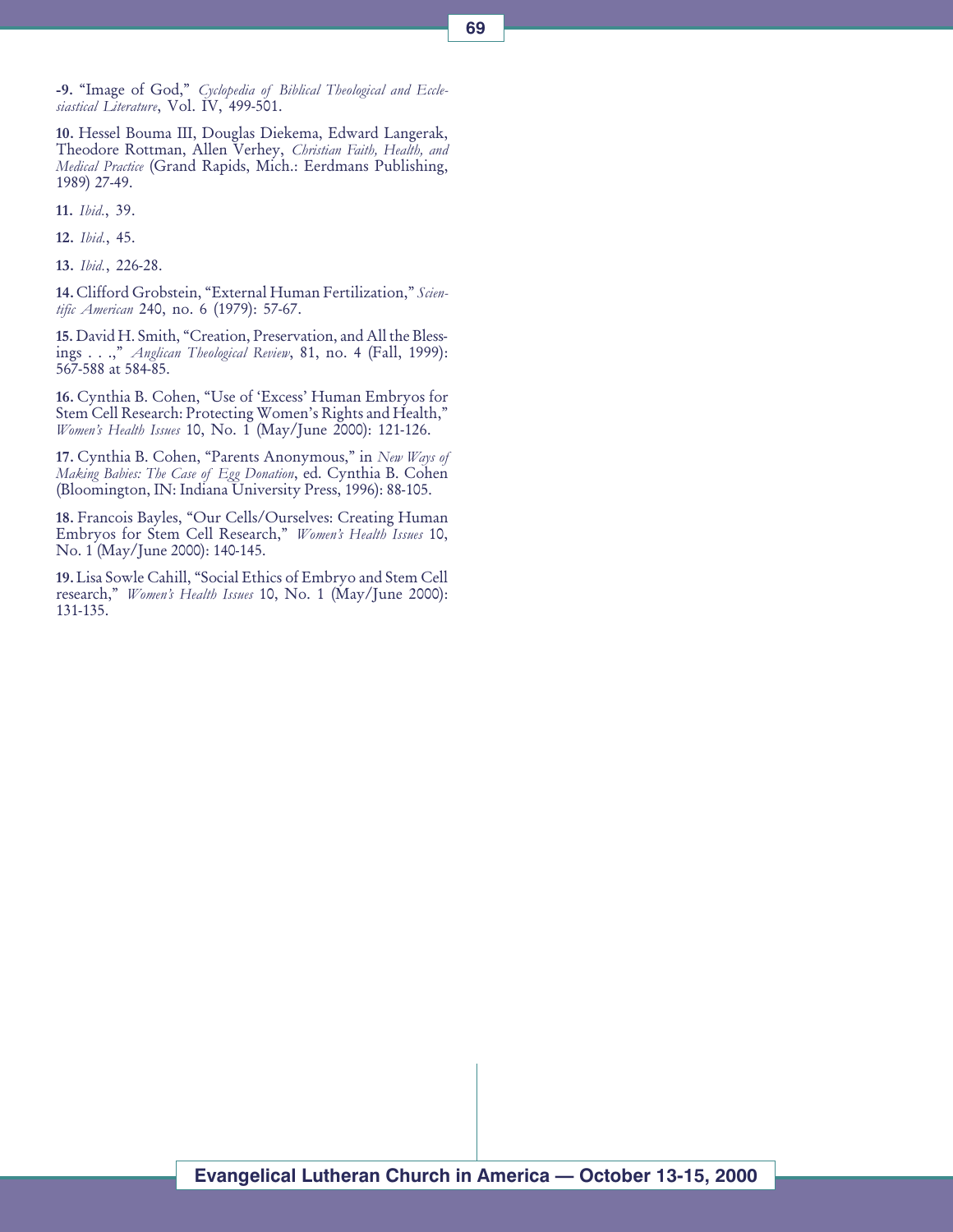**-9.** "Image of God," *Cyclopedia of Biblical Theological and Ecclesiastical Literature*, Vol. IV, 499-501.

**10.** Hessel Bouma III, Douglas Diekema, Edward Langerak, Theodore Rottman, Allen Verhey, *Christian Faith, Health, and Medical Practice* (Grand Rapids, Mich.: Eerdmans Publishing, 1989) 27-49.

**11.** *Ibid.*, 39.

**12.** *Ibid.*, 45.

**13.** *Ibid.*, 226-28.

**14.** Clifford Grobstein, "External Human Fertilization," *Scientific American* 240, no. 6 (1979): 57-67.

**15.** David H. Smith, "Creation, Preservation, and All the Blessings . . .," *Anglican Theological Review*, 81, no. 4 (Fall, 1999): 567-588 at 584-85.

**16.** Cynthia B. Cohen, "Use of 'Excess' Human Embryos for Stem Cell Research: Protecting Women's Rights and Health," *Women's Health Issues* 10, No. 1 (May/June 2000): 121-126.

**17.** Cynthia B. Cohen, "Parents Anonymous," in *New Ways of Making Babies: The Case of Egg Donation*, ed. Cynthia B. Cohen (Bloomington, IN: Indiana University Press, 1996): 88-105.

**18.** Francois Bayles, "Our Cells/Ourselves: Creating Human Embryos for Stem Cell Research," *Women's Health Issues* 10, No. 1 (May/June 2000): 140-145.

**19.** Lisa Sowle Cahill, "Social Ethics of Embryo and Stem Cell research," *Women's Health Issues* 10, No. 1 (May/June 2000): 131-135.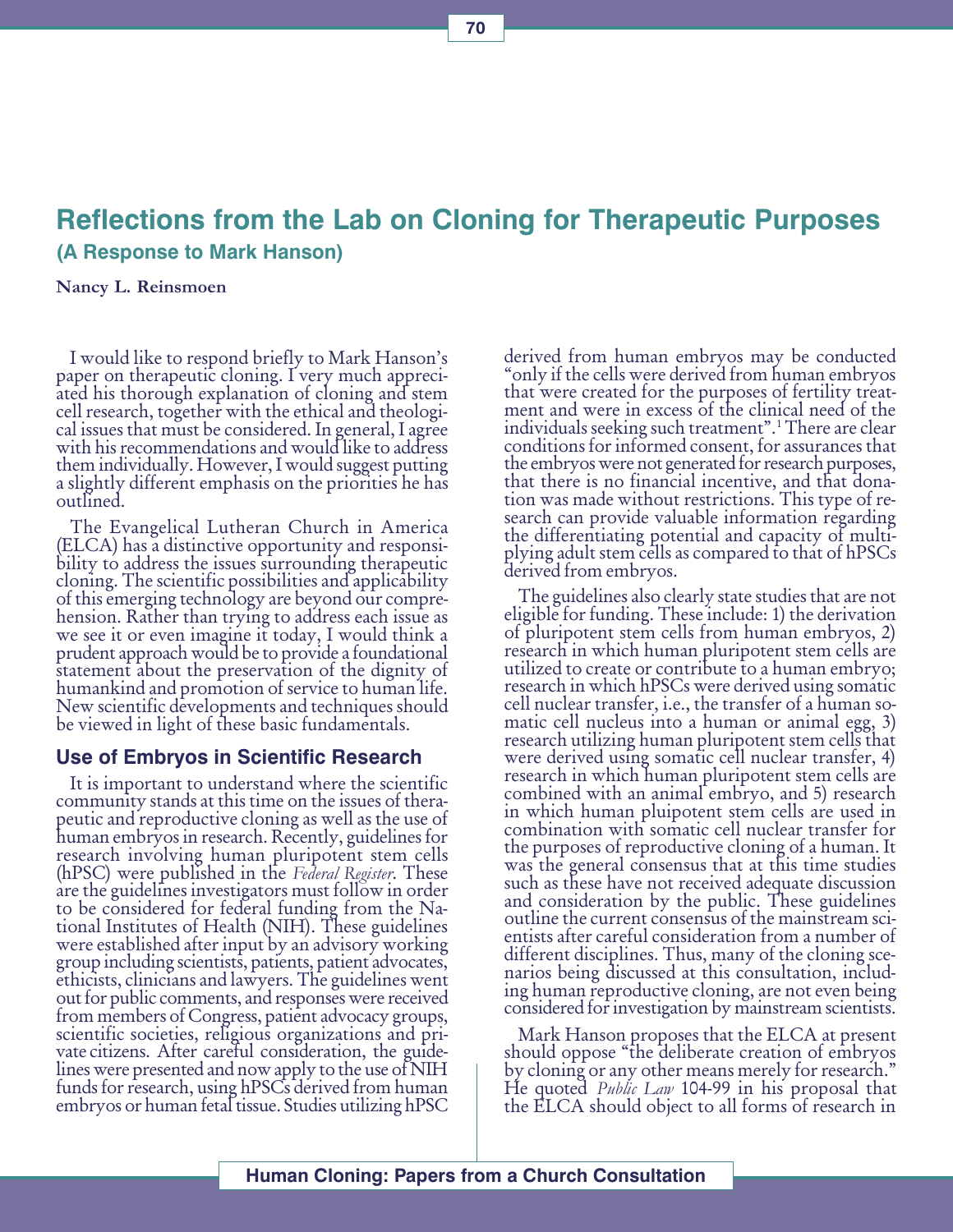# Reflections from the Lab on Cloning for Therapeutic Purposes

## (A Response to Mark Hanson)

**Nancy L. Reinsmoen**

I would like to respond briefly to Mark Hanson's paper on therapeutic cloning. I very much appreciated his thorough explanation of cloning and stem cell research, together with the ethical and theological issues that must be considered. In general, I agree with his recommendations and would like to address them individually. However, I would suggest putting a slightly different emphasis on the priorities he has outlined.

The Evangelical Lutheran Church in America (ELCA) has a distinctive opportunity and responsibility to address the issues surrounding therapeutic cloning. The scientific possibilities and applicability of this emerging technology are beyond our comprehension. Rather than trying to address each issue as we see it or even imagine it today, I would think a prudent approach would be to provide a foundational statement about the preservation of the dignity of humankind and promotion of service to human life. New scientific developments and techniques should be viewed in light of these basic fundamentals.

### Use of Embryos in Scientific Research

It is important to understand where the scientific community stands at this time on the issues of therapeutic and reproductive cloning as well as the use of human embryos in research. Recently, guidelines for research involving human pluripotent stem cells (hPSC) were published in the *Federal Register*. These are the guidelines investigators must follow in order to be considered for federal funding from the National Institutes of Health (NIH). These guidelines were established after input by an advisory working group including scientists, patients, patient advocates, ethicists, clinicians and lawyers. The guidelines went out for public comments, and responses were received from members of Congress, patient advocacy groups, scientific societies, religious organizations and private citizens. After careful consideration, the guidelines were presented and now apply to the use of NIH funds for research, using hPSCs derived from human embryos or human fetal tissue. Studies utilizing hPSC derived from human embryos may be conducted "only if the cells were derived from human embryos that were created for the purposes of fertility treatment and were in excess of the clinical need of the individuals seeking such treatment".[1] There are clear conditions for informed consent, for assurances that the embryos were not generated for research purposes, that there is no financial incentive, and that donation was made without restrictions. This type of research can provide valuable information regarding the differentiating potential and capacity of multiplying adult stem cells as compared to that of hPSCs derived from embryos.

The guidelines also clearly state studies that are not eligible for funding. These include: 1) the derivation of pluripotent stem cells from human embryos, 2) research in which human pluripotent stem cells are utilized to create or contribute to a human embryo; research in which hPSCs were derived using somatic cell nuclear transfer, i.e., the transfer of a human somatic cell nucleus into a human or animal egg, 3) research utilizing human pluripotent stem cells that were derived using somatic cell nuclear transfer, 4) research in which human pluripotent stem cells are combined with an animal embryo, and 5) research in which human pluipotent stem cells are used in combination with somatic cell nuclear transfer for the purposes of reproductive cloning of a human. It was the general consensus that at this time studies such as these have not received adequate discussion and consideration by the public. These guidelines outline the current consensus of the mainstream scientists after careful consideration from a number of different disciplines. Thus, many of the cloning scenarios being discussed at this consultation, including human reproductive cloning, are not even being considered for investigation by mainstream scientists.

Mark Hanson proposes that the ELCA at present should oppose "the deliberate creation of embryos by cloning or any other means merely for research." He quoted *Public Law* 104-99 in his proposal that the ELCA should object to all forms of research in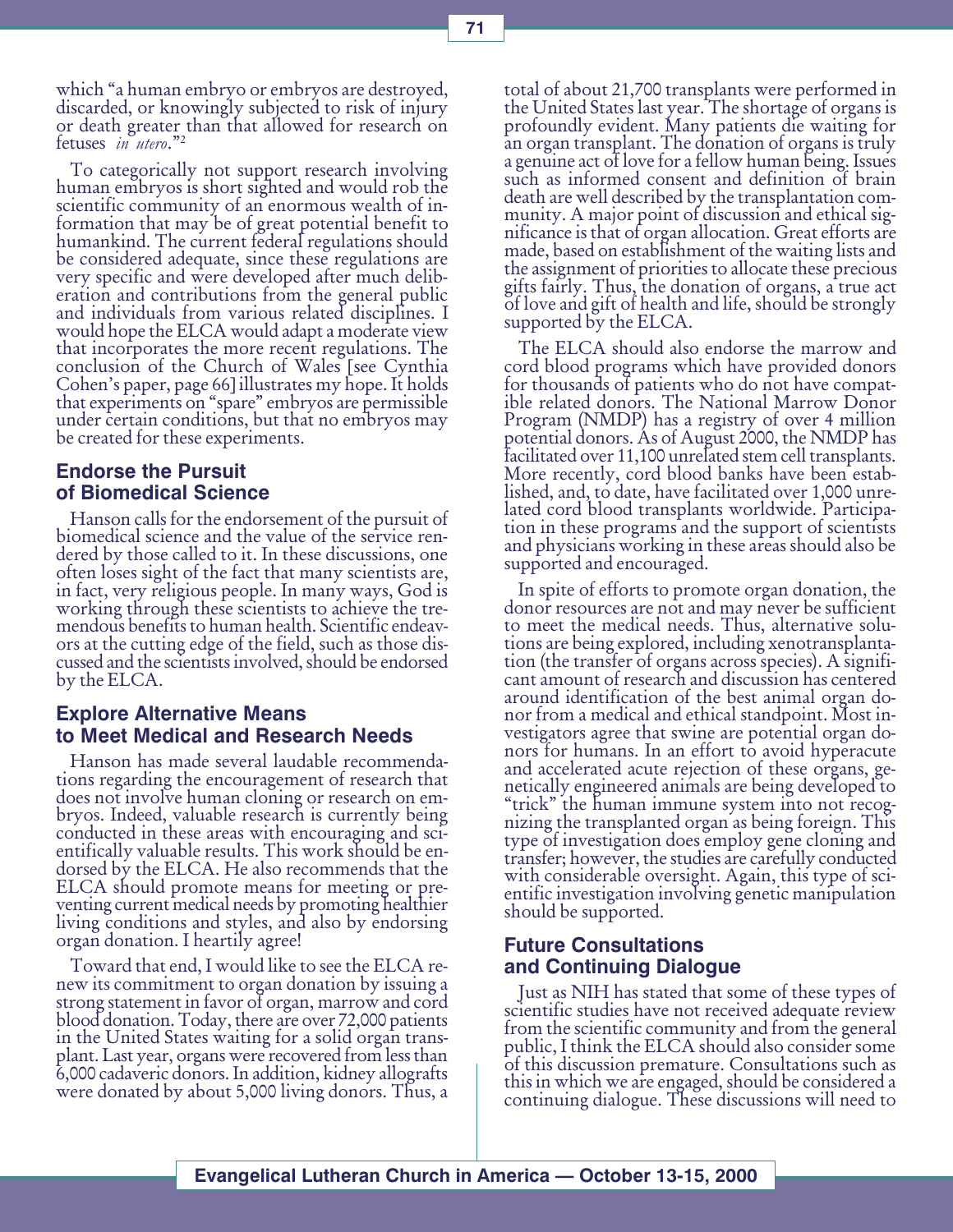which "a human embryo or embryos are destroyed, discarded, or knowingly subjected to risk of injury or death greater than that allowed for research on fetuses *in utero*."[2]

To categorically not support research involving human embryos is short sighted and would rob the scientific community of an enormous wealth of information that may be of great potential benefit to humankind. The current federal regulations should be considered adequate, since these regulations are very specific and were developed after much deliberation and contributions from the general public and individuals from various related disciplines. I would hope the ELCA would adapt a moderate view that incorporates the more recent regulations. The conclusion of the Church of Wales [see Cynthia Cohen's paper, page 66] illustrates my hope. It holds that experiments on "spare" embryos are permissible under certain conditions, but that no embryos may be created for these experiments.

## Endorse the Pursuit of Biomedical Science

Hanson calls for the endorsement of the pursuit of biomedical science and the value of the service rendered by those called to it. In these discussions, one often loses sight of the fact that many scientists are, in fact, very religious people. In many ways, God is working through these scientists to achieve the tremendous benefits to human health. Scientific endeavors at the cutting edge of the field, such as those discussed and the scientists involved, should be endorsed by the ELCA.

## Explore Alternative Means to Meet Medical and Research Needs

Hanson has made several laudable recommendations regarding the encouragement of research that does not involve human cloning or research on embryos. Indeed, valuable research is currently being conducted in these areas with encouraging and scientifically valuable results. This work should be endorsed by the ELCA. He also recommends that the ELCA should promote means for meeting or preventing current medical needs by promoting healthier living conditions and styles, and also by endorsing organ donation. I heartily agree!

Toward that end, I would like to see the ELCA renew its commitment to organ donation by issuing a strong statement in favor of organ, marrow and cord blood donation. Today, there are over 72,000 patients in the United States waiting for a solid organ transplant. Last year, organs were recovered from less than 6,000 cadaveric donors. In addition, kidney allografts were donated by about 5,000 living donors. Thus, a total of about 21,700 transplants were performed in the United States last year. The shortage of organs is profoundly evident. Many patients die waiting for an organ transplant. The donation of organs is truly a genuine act of love for a fellow human being. Issues such as informed consent and definition of brain death are well described by the transplantation community. A major point of discussion and ethical significance is that of organ allocation. Great efforts are made, based on establishment of the waiting lists and the assignment of priorities to allocate these precious gifts fairly. Thus, the donation of organs, a true act of love and gift of health and life, should be strongly supported by the ELCA.

The ELCA should also endorse the marrow and cord blood programs which have provided donors for thousands of patients who do not have compatible related donors. The National Marrow Donor Program (NMDP) has a registry of over 4 million potential donors. As of August 2000, the NMDP has facilitated over 11,100 unrelated stem cell transplants. More recently, cord blood banks have been established, and, to date, have facilitated over 1,000 unrelated cord blood transplants worldwide. Participation in these programs and the support of scientists and physicians working in these areas should also be supported and encouraged.

In spite of efforts to promote organ donation, the donor resources are not and may never be sufficient to meet the medical needs. Thus, alternative solutions are being explored, including xenotransplantation (the transfer of organs across species). A significant amount of research and discussion has centered around identification of the best animal organ donor from a medical and ethical standpoint. Most investigators agree that swine are potential organ donors for humans. In an effort to avoid hyperacute and accelerated acute rejection of these organs, genetically engineered animals are being developed to "trick" the human immune system into not recognizing the transplanted organ as being foreign. This type of investigation does employ gene cloning and transfer; however, the studies are carefully conducted with considerable oversight. Again, this type of scientific investigation involving genetic manipulation should be supported.

## Future Consultations and Continuing Dialogue

Just as NIH has stated that some of these types of scientific studies have not received adequate review from the scientific community and from the general public, I think the ELCA should also consider some of this discussion premature. Consultations such as this in which we are engaged, should be considered a continuing dialogue. These discussions will need to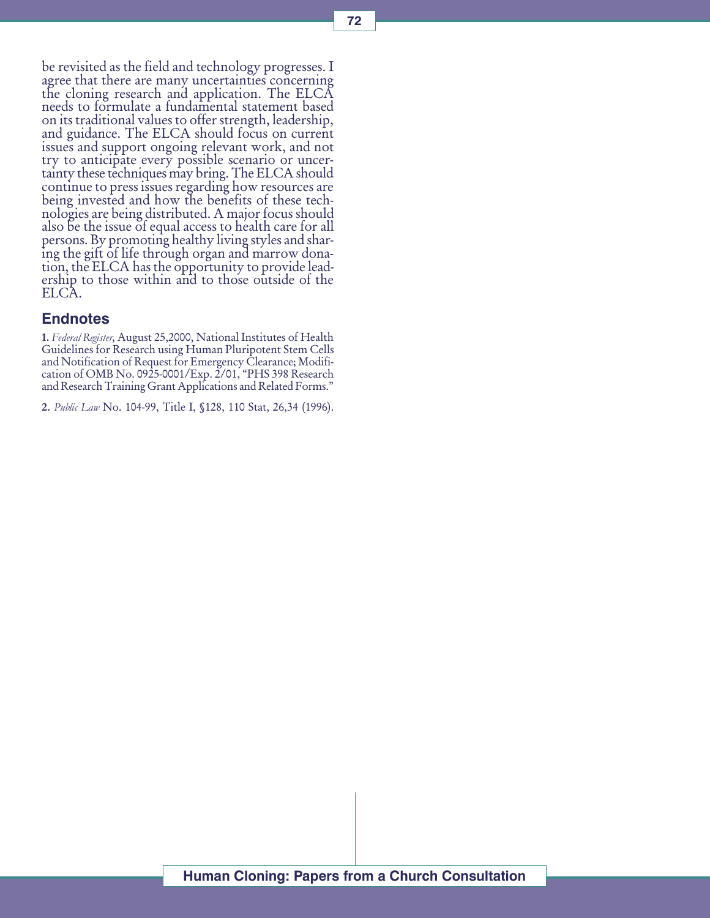be revisited as the field and technology progresses. I agree that there are many uncertainties concerning the cloning research and application. The ELCA needs to formulate a fundamental statement based on its traditional values to offer strength, leadership, and guidance. The ELCA should focus on current issues and support ongoing relevant work, and not try to anticipate every possible scenario or uncertainty these techniques may bring. The ELCA should continue to press issues regarding how resources are being invested and how the benefits of these technologies are being distributed. A major focus should also be the issue of equal access to health care for all persons. By promoting healthy living styles and sharing the gift of life through organ and marrow donation, the ELCA has the opportunity to provide leadership to those within and to those outside of the ELCA.

## Endnotes

1. *Federal Register*, August 25,2000, National Institutes of Health Guidelines for Research using Human Pluripotent Stem Cells and Notification of Request for Emergency Clearance; Modification of OMB No. 0925-0001/Exp. 2/01, "PHS 398 Research and Research Training Grant Applications and Related Forms."

2. *Public Law* No. 104-99, Title I, §128, 110 Stat, 26,34 (1996).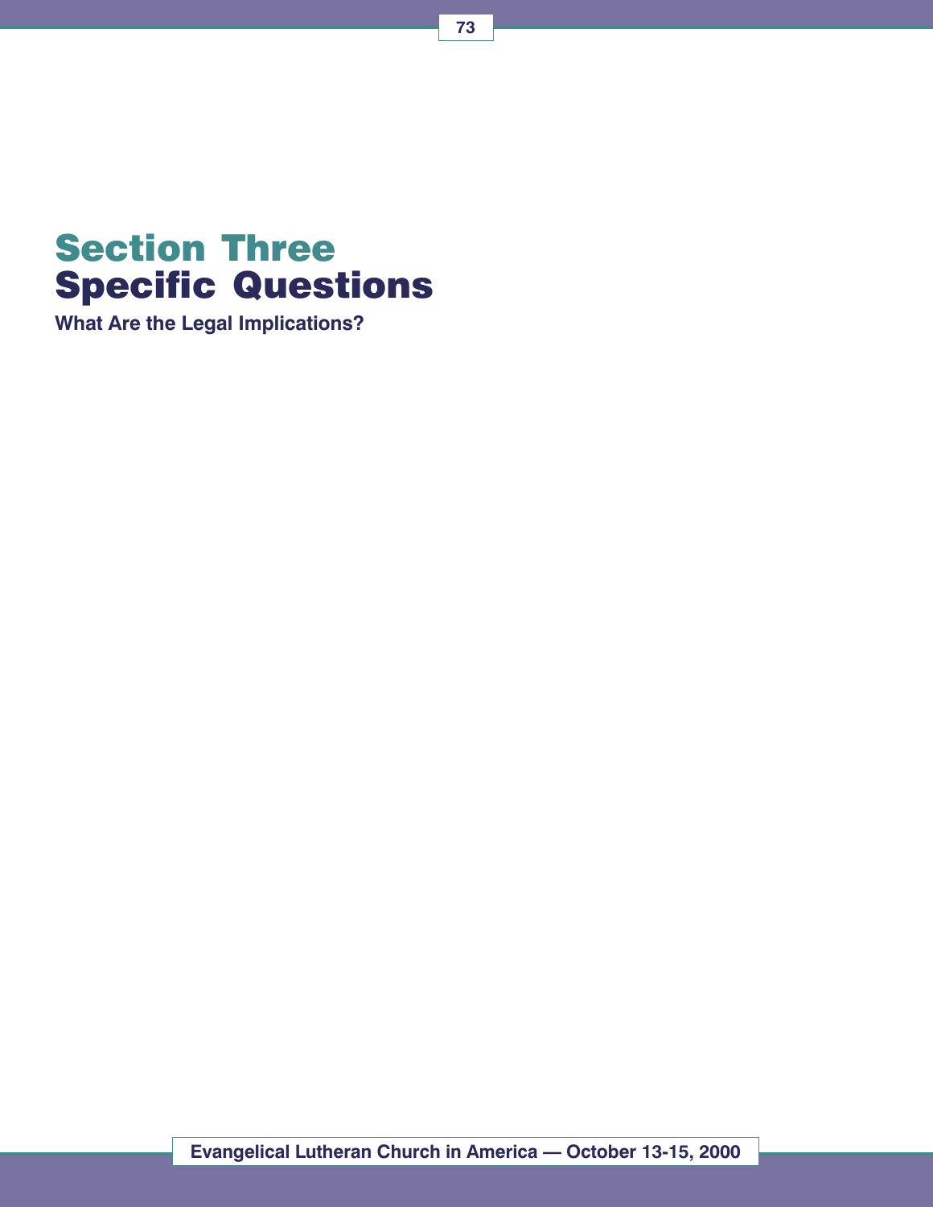# Section Three
# Specific Questions

**What Are the Legal Implications?**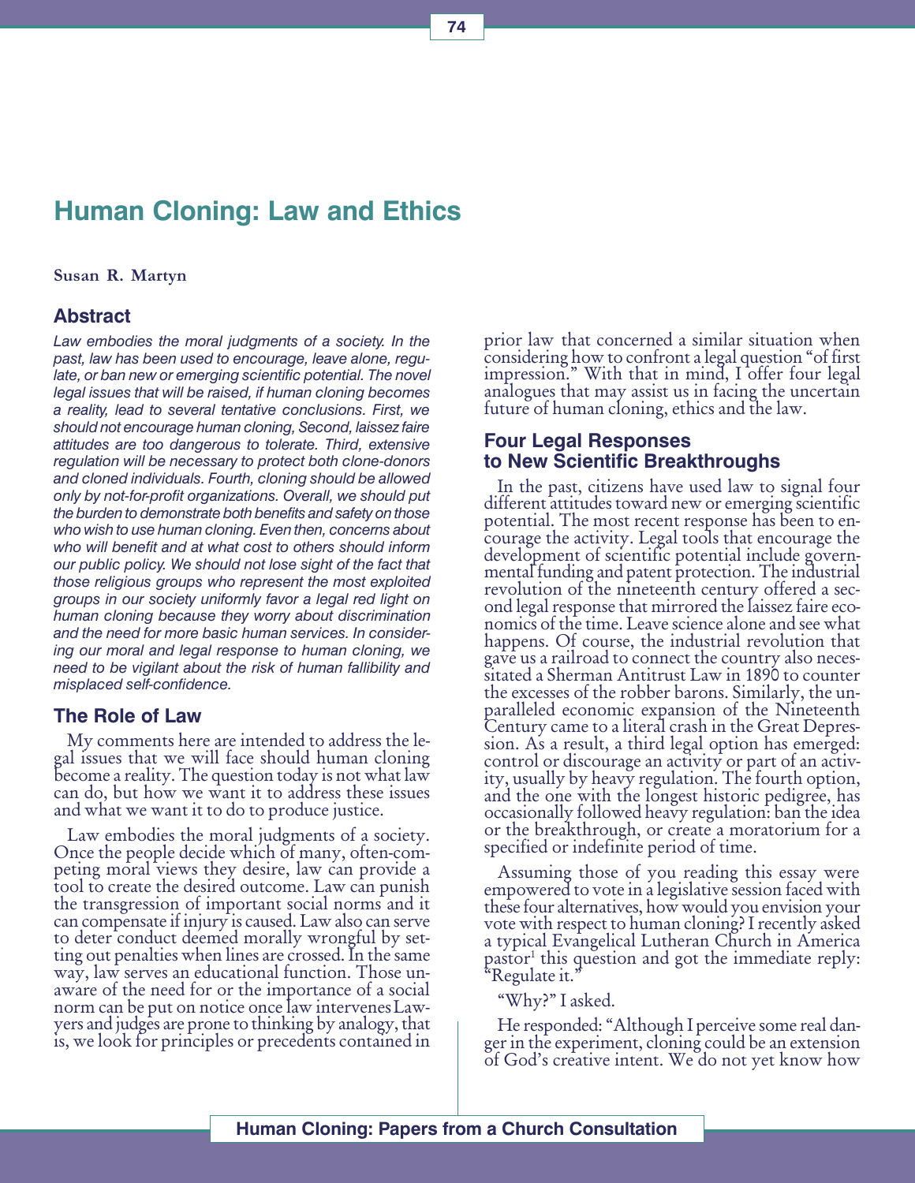# Human Cloning: Law and Ethics

**Susan R. Martyn**

## Abstract

*Law embodies the moral judgments of a society. In the past, law has been used to encourage, leave alone, regulate, or ban new or emerging scientific potential. The novel legal issues that will be raised, if human cloning becomes a reality, lead to several tentative conclusions. First, we should not encourage human cloning, Second, laissez faire attitudes are too dangerous to tolerate. Third, extensive regulation will be necessary to protect both clone-donors and cloned individuals. Fourth, cloning should be allowed only by not-for-profit organizations. Overall, we should put the burden to demonstrate both benefits and safety on those who wish to use human cloning. Even then, concerns about who will benefit and at what cost to others should inform our public policy. We should not lose sight of the fact that those religious groups who represent the most exploited groups in our society uniformly favor a legal red light on human cloning because they worry about discrimination and the need for more basic human services. In considering our moral and legal response to human cloning, we need to be vigilant about the risk of human fallibility and misplaced self-confidence.*

## The Role of Law

My comments here are intended to address the legal issues that we will face should human cloning become a reality. The question today is not what law can do, but how we want it to address these issues and what we want it to do to produce justice.

Law embodies the moral judgments of a society. Once the people decide which of many, often-competing moral views they desire, law can provide a tool to create the desired outcome. Law can punish the transgression of important social norms and it can compensate if injury is caused. Law also can serve to deter conduct deemed morally wrongful by setting out penalties when lines are crossed. In the same way, law serves an educational function. Those unaware of the need for or the importance of a social norm can be put on notice once law intervenes Lawyers and judges are prone to thinking by analogy, that is, we look for principles or precedents contained in prior law that concerned a similar situation when considering how to confront a legal question "of first impression." With that in mind, I offer four legal analogues that may assist us in facing the uncertain future of human cloning, ethics and the law.

## Four Legal Responses to New Scientific Breakthroughs

In the past, citizens have used law to signal four different attitudes toward new or emerging scientific potential. The most recent response has been to encourage the activity. Legal tools that encourage the development of scientific potential include governmental funding and patent protection. The industrial revolution of the nineteenth century offered a second legal response that mirrored the laissez faire economics of the time. Leave science alone and see what happens. Of course, the industrial revolution that gave us a railroad to connect the country also necessitated a Sherman Antitrust Law in 1890 to counter the excesses of the robber barons. Similarly, the unparalleled economic expansion of the Nineteenth Century came to a literal crash in the Great Depression. As a result, a third legal option has emerged: control or discourage an activity or part of an activity, usually by heavy regulation. The fourth option, and the one with the longest historic pedigree, has occasionally followed heavy regulation: ban the idea or the breakthrough, or create a moratorium for a specified or indefinite period of time.

Assuming those of you reading this essay were empowered to vote in a legislative session faced with these four alternatives, how would you envision your vote with respect to human cloning? I recently asked a typical Evangelical Lutheran Church in America pastor[1] this question and got the immediate reply: "Regulate it."

"Why?" I asked.

He responded: "Although I perceive some real danger in the experiment, cloning could be an extension of God's creative intent. We do not yet know how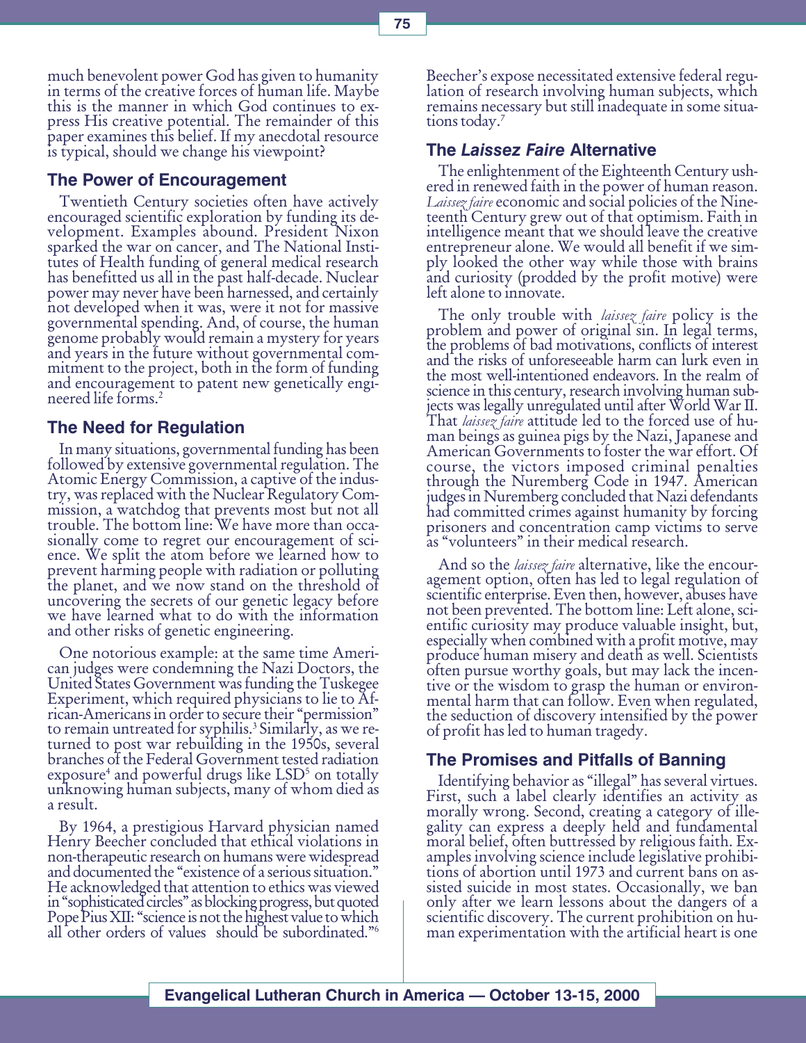much benevolent power God has given to humanity in terms of the creative forces of human life. Maybe this is the manner in which God continues to express His creative potential. The remainder of this paper examines this belief. If my anecdotal resource is typical, should we change his viewpoint?

## The Power of Encouragement

Twentieth Century societies often have actively encouraged scientific exploration by funding its development. Examples abound. President Nixon sparked the war on cancer, and The National Institutes of Health funding of general medical research has benefitted us all in the past half-decade. Nuclear power may never have been harnessed, and certainly not developed when it was, were it not for massive governmental spending. And, of course, the human genome probably would remain a mystery for years and years in the future without governmental commitment to the project, both in the form of funding and encouragement to patent new genetically engineered life forms.[2]

## The Need for Regulation

In many situations, governmental funding has been followed by extensive governmental regulation. The Atomic Energy Commission, a captive of the industry, was replaced with the Nuclear Regulatory Commission, a watchdog that prevents most but not all trouble. The bottom line: We have more than occasionally come to regret our encouragement of science. We split the atom before we learned how to prevent harming people with radiation or polluting the planet, and we now stand on the threshold of uncovering the secrets of our genetic legacy before we have learned what to do with the information and other risks of genetic engineering.

One notorious example: at the same time American judges were condemning the Nazi Doctors, the United States Government was funding the Tuskegee Experiment, which required physicians to lie to African-Americans in order to secure their "permission" to remain untreated for syphilis.[3] Similarly, as we returned to post war rebuilding in the 1950s, several branches of the Federal Government tested radiation exposure[4] and powerful drugs like LSD[5] on totally unknowing human subjects, many of whom died as a result.

By 1964, a prestigious Harvard physician named Henry Beecher concluded that ethical violations in non-therapeutic research on humans were widespread and documented the "existence of a serious situation." He acknowledged that attention to ethics was viewed in "sophisticated circles" as blocking progress, but quoted Pope Pius XII: "science is not the highest value to which all other orders of values should be subordinated."[6] Beecher's expose necessitated extensive federal regulation of research involving human subjects, which remains necessary but still inadequate in some situations today.[7]

## The *Laissez Faire* Alternative

The enlightenment of the Eighteenth Century ushered in renewed faith in the power of human reason. *Laissez faire* economic and social policies of the Nineteenth Century grew out of that optimism. Faith in intelligence meant that we should leave the creative entrepreneur alone. We would all benefit if we simply looked the other way while those with brains and curiosity (prodded by the profit motive) were left alone to innovate.

The only trouble with *laissez faire* policy is the problem and power of original sin. In legal terms, the problems of bad motivations, conflicts of interest and the risks of unforeseeable harm can lurk even in the most well-intentioned endeavors. In the realm of science in this century, research involving human subjects was legally unregulated until after World War II. That *laissez faire* attitude led to the forced use of human beings as guinea pigs by the Nazi, Japanese and American Governments to foster the war effort. Of course, the victors imposed criminal penalties through the Nuremberg Code in 1947. American judges in Nuremberg concluded that Nazi defendants had committed crimes against humanity by forcing prisoners and concentration camp victims to serve as "volunteers" in their medical research.

And so the *laissez faire* alternative, like the encouragement option, often has led to legal regulation of scientific enterprise. Even then, however, abuses have not been prevented. The bottom line: Left alone, scientific curiosity may produce valuable insight, but, especially when combined with a profit motive, may produce human misery and death as well. Scientists often pursue worthy goals, but may lack the incentive or the wisdom to grasp the human or environmental harm that can follow. Even when regulated, the seduction of discovery intensified by the power of profit has led to human tragedy.

## The Promises and Pitfalls of Banning

Identifying behavior as "illegal" has several virtues. First, such a label clearly identifies an activity as morally wrong. Second, creating a category of illegality can express a deeply held and fundamental moral belief, often buttressed by religious faith. Examples involving science include legislative prohibitions of abortion until 1973 and current bans on assisted suicide in most states. Occasionally, we ban only after we learn lessons about the dangers of a scientific discovery. The current prohibition on human experimentation with the artificial heart is one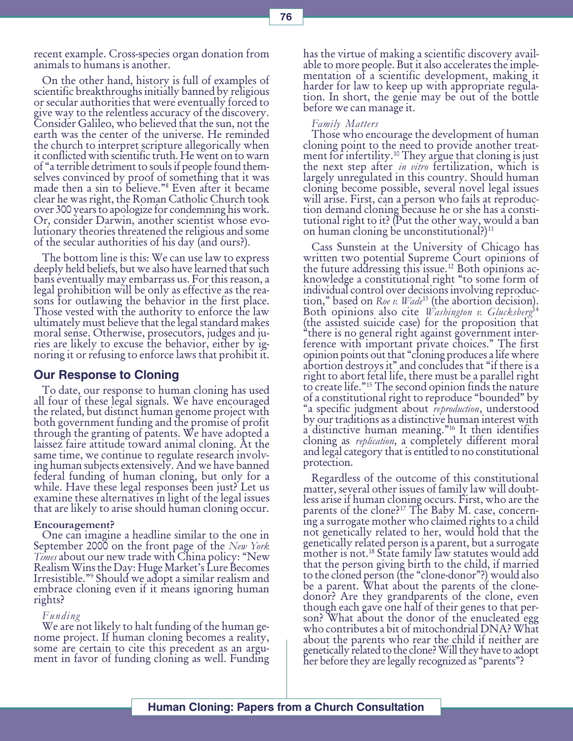recent example. Cross-species organ donation from animals to humans is another.

On the other hand, history is full of examples of scientific breakthroughs initially banned by religious or secular authorities that were eventually forced to give way to the relentless accuracy of the discovery. Consider Galileo, who believed that the sun, not the earth was the center of the universe. He reminded the church to interpret scripture allegorically when it conflicted with scientific truth. He went on to warn of "a terrible detriment to souls if people found themselves convinced by proof of something that it was made then a sin to believe."[8] Even after it became clear he was right, the Roman Catholic Church took over 300 years to apologize for condemning his work. Or, consider Darwin, another scientist whose evolutionary theories threatened the religious and some of the secular authorities of his day (and ours?).

The bottom line is this: We can use law to express deeply held beliefs, but we also have learned that such bans eventually may embarrass us. For this reason, a legal prohibition will be only as effective as the reasons for outlawing the behavior in the first place. Those vested with the authority to enforce the law ultimately must believe that the legal standard makes moral sense. Otherwise, prosecutors, judges and juries are likely to excuse the behavior, either by ignoring it or refusing to enforce laws that prohibit it.

## Our Response to Cloning

To date, our response to human cloning has used all four of these legal signals. We have encouraged the related, but distinct human genome project with both government funding and the promise of profit through the granting of patents. We have adopted a laissez faire attitude toward animal cloning. At the same time, we continue to regulate research involving human subjects extensively. And we have banned federal funding of human cloning, but only for a while. Have these legal responses been just? Let us examine these alternatives in light of the legal issues that are likely to arise should human cloning occur.

**Encouragement?**

One can imagine a headline similar to the one in September 2000 on the front page of the *New York Times* about our new trade with China policy: "New Realism Wins the Day: Huge Market's Lure Becomes Irresistible."[9] Should we adopt a similar realism and embrace cloning even if it means ignoring human rights?

*Funding*

We are not likely to halt funding of the human genome project. If human cloning becomes a reality, some are certain to cite this precedent as an argument in favor of funding cloning as well. Funding has the virtue of making a scientific discovery available to more people. But it also accelerates the implementation of a scientific development, making it harder for law to keep up with appropriate regulation. In short, the genie may be out of the bottle before we can manage it.

*Family Matters*

Those who encourage the development of human cloning point to the need to provide another treatment for infertility.[10] They argue that cloning is just the next step after *in vitro* fertilization, which is largely unregulated in this country. Should human cloning become possible, several novel legal issues will arise. First, can a person who fails at reproduction demand cloning because he or she has a constitutional right to it? (Put the other way, would a ban on human cloning be unconstitutional?)[11]

Cass Sunstein at the University of Chicago has written two potential Supreme Court opinions of the future addressing this issue.[12] Both opinions acknowledge a constitutional right "to some form of individual control over decisions involving reproduction," based on *Roe v. Wade*[13] (the abortion decision). Both opinions also cite *Washington v. Glucksberg*[14] (the assisted suicide case) for the proposition that "there is no general right against government interference with important private choices." The first opinion points out that "cloning produces a life where abortion destroys it" and concludes that "if there is a right to abort fetal life, there must be a parallel right to create life."[15] The second opinion finds the nature of a constitutional right to reproduce "bounded" by "a specific judgment about *reproduction*, understood by our traditions as a distinctive human interest with a distinctive human meaning."[16] It then identifies cloning as *replication*, a completely different moral and legal category that is entitled to no constitutional protection.

Regardless of the outcome of this constitutional matter, several other issues of family law will doubtless arise if human cloning occurs. First, who are the parents of the clone?[17] The Baby M. case, concerning a surrogate mother who claimed rights to a child not genetically related to her, would hold that the genetically related person is a parent, but a surrogate mother is not.[18] State family law statutes would add that the person giving birth to the child, if married to the cloned person (the "clone-donor"?) would also be a parent. What about the parents of the clone-donor? Are they grandparents of the clone, even though each gave one half of their genes to that person? What about the donor of the enucleated egg who contributes a bit of mitochondrial DNA? What about the parents who rear the child if neither are genetically related to the clone? Will they have to adopt her before they are legally recognized as "parents"?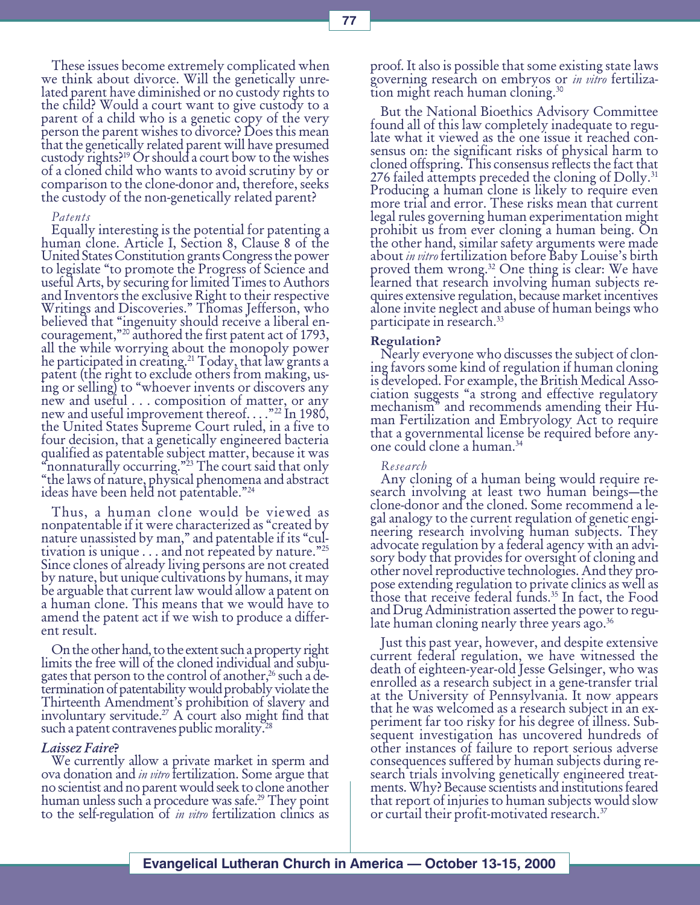These issues become extremely complicated when we think about divorce. Will the genetically unrelated parent have diminished or no custody rights to the child? Would a court want to give custody to a parent of a child who is a genetic copy of the very person the parent wishes to divorce? Does this mean that the genetically related parent will have presumed custody rights?[19] Or should a court bow to the wishes of a cloned child who wants to avoid scrutiny by or comparison to the clone-donor and, therefore, seeks the custody of the non-genetically related parent?

*Patents*

Equally interesting is the potential for patenting a human clone. Article I, Section 8, Clause 8 of the United States Constitution grants Congress the power to legislate "to promote the Progress of Science and useful Arts, by securing for limited Times to Authors and Inventors the exclusive Right to their respective Writings and Discoveries." Thomas Jefferson, who believed that "ingenuity should receive a liberal encouragement,"[20] authored the first patent act of 1793, all the while worrying about the monopoly power he participated in creating.[21] Today, that law grants a patent (the right to exclude others from making, using or selling) to "whoever invents or discovers any new and useful . . . composition of matter, or any new and useful improvement thereof. . . ."[22] In 1980, the United States Supreme Court ruled, in a five to four decision, that a genetically engineered bacteria qualified as patentable subject matter, because it was "nonnaturally occurring."[23] The court said that only "the laws of nature, physical phenomena and abstract ideas have been held not patentable."[24]

Thus, a human clone would be viewed as nonpatentable if it were characterized as "created by nature unassisted by man," and patentable if its "cultivation is unique . . . and not repeated by nature."[25] Since clones of already living persons are not created by nature, but unique cultivations by humans, it may be arguable that current law would allow a patent on a human clone. This means that we would have to amend the patent act if we wish to produce a different result.

On the other hand, to the extent such a property right limits the free will of the cloned individual and subjugates that person to the control of another,[26] such a determination of patentability would probably violate the Thirteenth Amendment's prohibition of slavery and involuntary servitude.[27] A court also might find that such a patent contravenes public morality.[28]

### *Laissez Faire*?

We currently allow a private market in sperm and ova donation and *in vitro* fertilization. Some argue that no scientist and no parent would seek to clone another human unless such a procedure was safe.[29] They point to the self-regulation of *in vitro* fertilization clinics as proof. It also is possible that some existing state laws governing research on embryos or *in vitro* fertilization might reach human cloning.[30]

But the National Bioethics Advisory Committee found all of this law completely inadequate to regulate what it viewed as the one issue it reached consensus on: the significant risks of physical harm to cloned offspring. This consensus reflects the fact that 276 failed attempts preceded the cloning of Dolly.[31] Producing a human clone is likely to require even more trial and error. These risks mean that current legal rules governing human experimentation might prohibit us from ever cloning a human being. On the other hand, similar safety arguments were made about *in vitro* fertilization before Baby Louise's birth proved them wrong.[32] One thing is clear: We have learned that research involving human subjects requires extensive regulation, because market incentives alone invite neglect and abuse of human beings who participate in research.[33]

### Regulation?

Nearly everyone who discusses the subject of cloning favors some kind of regulation if human cloning is developed. For example, the British Medical Association suggests "a strong and effective regulatory mechanism" and recommends amending their Human Fertilization and Embryology Act to require that a governmental license be required before anyone could clone a human.[34]

*Research*

Any cloning of a human being would require research involving at least two human beings—the clone-donor and the cloned. Some recommend a legal analogy to the current regulation of genetic engineering research involving human subjects. They advocate regulation by a federal agency with an advisory body that provides for oversight of cloning and other novel reproductive technologies. And they propose extending regulation to private clinics as well as those that receive federal funds.[35] In fact, the Food and Drug Administration asserted the power to regulate human cloning nearly three years ago.[36]

Just this past year, however, and despite extensive current federal regulation, we have witnessed the death of eighteen-year-old Jesse Gelsinger, who was enrolled as a research subject in a gene-transfer trial at the University of Pennsylvania. It now appears that he was welcomed as a research subject in an experiment far too risky for his degree of illness. Subsequent investigation has uncovered hundreds of other instances of failure to report serious adverse consequences suffered by human subjects during research trials involving genetically engineered treatments. Why? Because scientists and institutions feared that report of injuries to human subjects would slow or curtail their profit-motivated research.[37]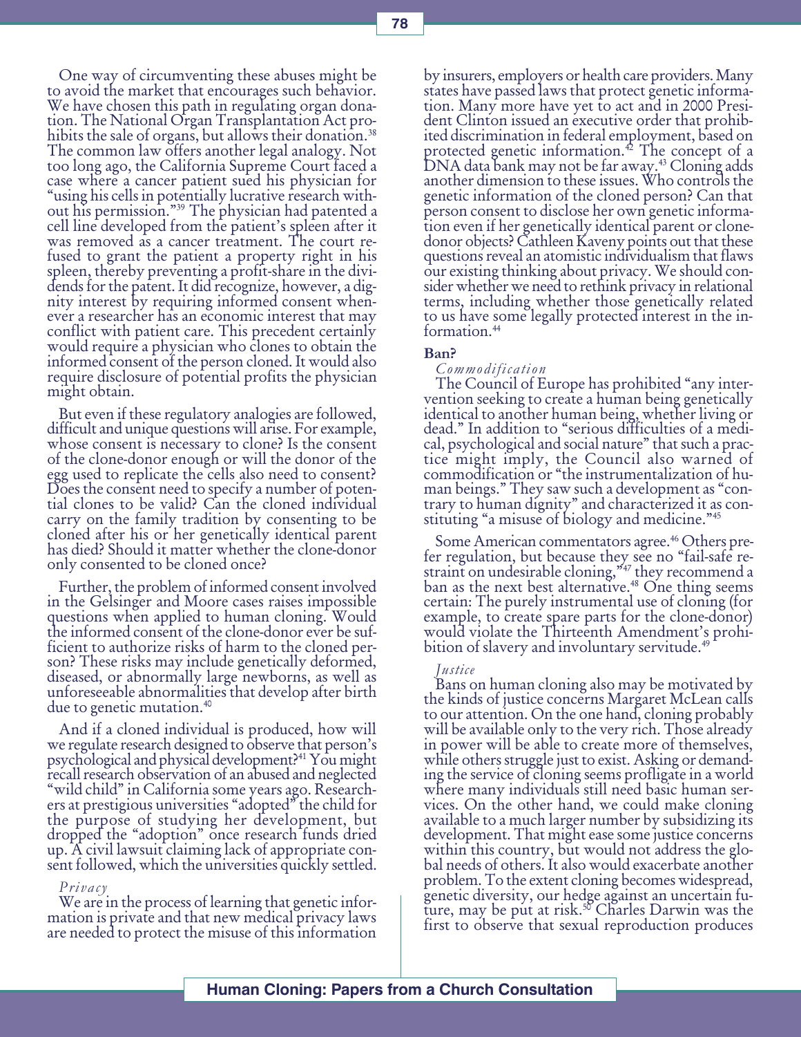One way of circumventing these abuses might be to avoid the market that encourages such behavior. We have chosen this path in regulating organ donation. The National Organ Transplantation Act prohibits the sale of organs, but allows their donation.[38] The common law offers another legal analogy. Not too long ago, the California Supreme Court faced a case where a cancer patient sued his physician for "using his cells in potentially lucrative research without his permission."[39] The physician had patented a cell line developed from the patient's spleen after it was removed as a cancer treatment. The court refused to grant the patient a property right in his spleen, thereby preventing a profit-share in the dividends for the patent. It did recognize, however, a dignity interest by requiring informed consent whenever a researcher has an economic interest that may conflict with patient care. This precedent certainly would require a physician who clones to obtain the informed consent of the person cloned. It would also require disclosure of potential profits the physician might obtain.

But even if these regulatory analogies are followed, difficult and unique questions will arise. For example, whose consent is necessary to clone? Is the consent of the clone-donor enough or will the donor of the egg used to replicate the cells also need to consent? Does the consent need to specify a number of potential clones to be valid? Can the cloned individual carry on the family tradition by consenting to be cloned after his or her genetically identical parent has died? Should it matter whether the clone-donor only consented to be cloned once?

Further, the problem of informed consent involved in the Gelsinger and Moore cases raises impossible questions when applied to human cloning. Would the informed consent of the clone-donor ever be sufficient to authorize risks of harm to the cloned person? These risks may include genetically deformed, diseased, or abnormally large newborns, as well as unforeseeable abnormalities that develop after birth due to genetic mutation.[40]

And if a cloned individual is produced, how will we regulate research designed to observe that person's psychological and physical development?[41] You might recall research observation of an abused and neglected "wild child" in California some years ago. Researchers at prestigious universities "adopted" the child for the purpose of studying her development, but dropped the "adoption" once research funds dried up. A civil lawsuit claiming lack of appropriate consent followed, which the universities quickly settled.

*Privacy*

We are in the process of learning that genetic information is private and that new medical privacy laws are needed to protect the misuse of this information by insurers, employers or health care providers. Many states have passed laws that protect genetic information. Many more have yet to act and in 2000 President Clinton issued an executive order that prohibited discrimination in federal employment, based on protected genetic information.[42] The concept of a DNA data bank may not be far away.[43] Cloning adds another dimension to these issues. Who controls the genetic information of the cloned person? Can that person consent to disclose her own genetic information even if her genetically identical parent or clone-donor objects? Cathleen Kaveny points out that these questions reveal an atomistic individualism that flaws our existing thinking about privacy. We should consider whether we need to rethink privacy in relational terms, including whether those genetically related to us have some legally protected interest in the information.[44]

**Ban?**

*Commodification*

The Council of Europe has prohibited "any intervention seeking to create a human being genetically identical to another human being, whether living or dead." In addition to "serious difficulties of a medical, psychological and social nature" that such a practice might imply, the Council also warned of commodification or "the instrumentalization of human beings." They saw such a development as "contrary to human dignity" and characterized it as constituting "a misuse of biology and medicine."[45]

Some American commentators agree.[46] Others prefer regulation, but because they see no "fail-safe restraint on undesirable cloning,"[47] they recommend a ban as the next best alternative.[48] One thing seems certain: The purely instrumental use of cloning (for example, to create spare parts for the clone-donor) would violate the Thirteenth Amendment's prohibition of slavery and involuntary servitude.[49]

*Justice*

Bans on human cloning also may be motivated by the kinds of justice concerns Margaret McLean calls to our attention. On the one hand, cloning probably will be available only to the very rich. Those already in power will be able to create more of themselves, while others struggle just to exist. Asking or demanding the service of cloning seems profligate in a world where many individuals still need basic human services. On the other hand, we could make cloning available to a much larger number by subsidizing its development. That might ease some justice concerns within this country, but would not address the global needs of others. It also would exacerbate another problem. To the extent cloning becomes widespread, genetic diversity, our hedge against an uncertain future, may be put at risk.[50] Charles Darwin was the first to observe that sexual reproduction produces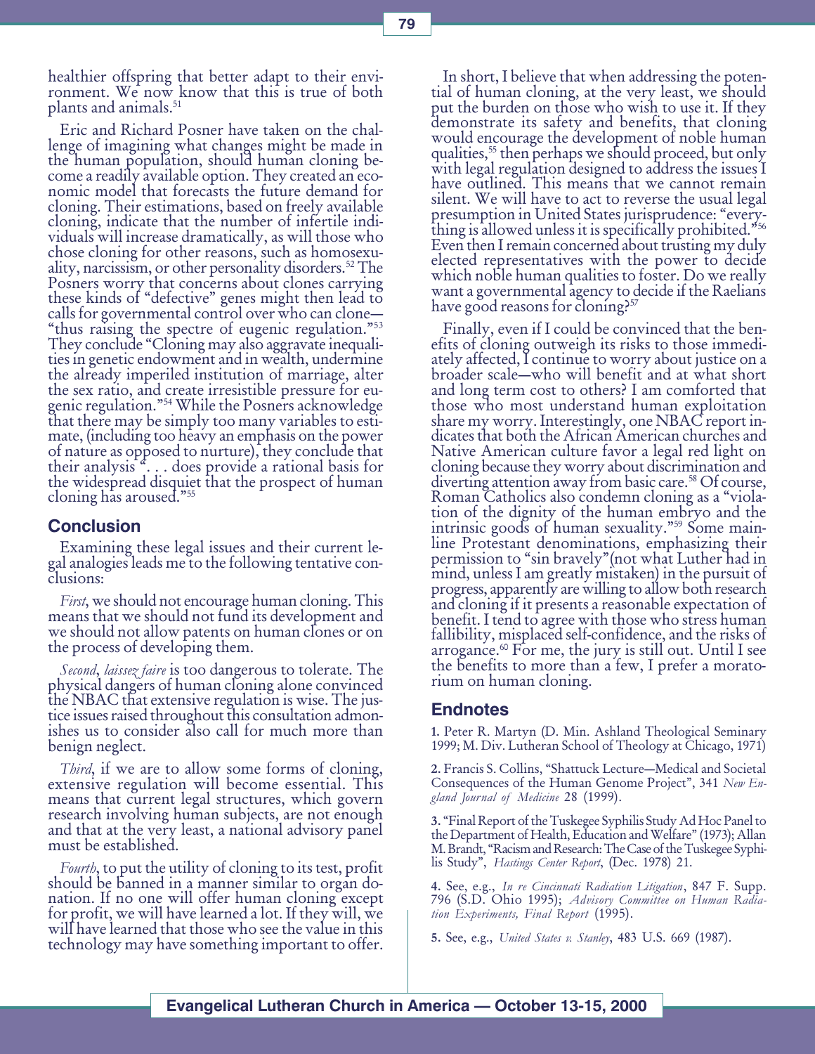healthier offspring that better adapt to their environment. We now know that this is true of both plants and animals.[51]

Eric and Richard Posner have taken on the challenge of imagining what changes might be made in the human population, should human cloning become a readily available option. They created an economic model that forecasts the future demand for cloning. Their estimations, based on freely available cloning, indicate that the number of infertile individuals will increase dramatically, as will those who chose cloning for other reasons, such as homosexuality, narcissism, or other personality disorders.[52] The Posners worry that concerns about clones carrying these kinds of "defective" genes might then lead to calls for governmental control over who can clone—"thus raising the spectre of eugenic regulation."[53] They conclude "Cloning may also aggravate inequalities in genetic endowment and in wealth, undermine the already imperiled institution of marriage, alter the sex ratio, and create irresistible pressure for eugenic regulation."[54] While the Posners acknowledge that there may be simply too many variables to estimate, (including too heavy an emphasis on the power of nature as opposed to nurture), they conclude that their analysis ". . . does provide a rational basis for the widespread disquiet that the prospect of human cloning has aroused."[55]

## Conclusion

Examining these legal issues and their current legal analogies leads me to the following tentative conclusions:

*First*, we should not encourage human cloning. This means that we should not fund its development and we should not allow patents on human clones or on the process of developing them.

*Second*, *laissez faire* is too dangerous to tolerate. The physical dangers of human cloning alone convinced the NBAC that extensive regulation is wise. The justice issues raised throughout this consultation admonishes us to consider also call for much more than benign neglect.

*Third*, if we are to allow some forms of cloning, extensive regulation will become essential. This means that current legal structures, which govern research involving human subjects, are not enough and that at the very least, a national advisory panel must be established.

*Fourth*, to put the utility of cloning to its test, profit should be banned in a manner similar to organ donation. If no one will offer human cloning except for profit, we will have learned a lot. If they will, we will have learned that those who see the value in this technology may have something important to offer.

In short, I believe that when addressing the potential of human cloning, at the very least, we should put the burden on those who wish to use it. If they demonstrate its safety and benefits, that cloning would encourage the development of noble human qualities,[55] then perhaps we should proceed, but only with legal regulation designed to address the issues I have outlined. This means that we cannot remain silent. We will have to act to reverse the usual legal presumption in United States jurisprudence: "everything is allowed unless it is specifically prohibited."[56] Even then I remain concerned about trusting my duly elected representatives with the power to decide which noble human qualities to foster. Do we really want a governmental agency to decide if the Raelians have good reasons for cloning?[57]

Finally, even if I could be convinced that the benefits of cloning outweigh its risks to those immediately affected, I continue to worry about justice on a broader scale—who will benefit and at what short and long term cost to others? I am comforted that those who most understand human exploitation share my worry. Interestingly, one NBAC report indicates that both the African American churches and Native American culture favor a legal red light on cloning because they worry about discrimination and diverting attention away from basic care.[58] Of course, Roman Catholics also condemn cloning as a "violation of the dignity of the human embryo and the intrinsic goods of human sexuality."[59] Some mainline Protestant denominations, emphasizing their permission to "sin bravely"(not what Luther had in mind, unless I am greatly mistaken) in the pursuit of progress, apparently are willing to allow both research and cloning if it presents a reasonable expectation of benefit. I tend to agree with those who stress human fallibility, misplaced self-confidence, and the risks of arrogance.[60] For me, the jury is still out. Until I see the benefits to more than a few, I prefer a moratorium on human cloning.

## Endnotes

1. Peter R. Martyn (D. Min. Ashland Theological Seminary 1999; M. Div. Lutheran School of Theology at Chicago, 1971)

2. Francis S. Collins, "Shattuck Lecture—Medical and Societal Consequences of the Human Genome Project", 341 *New England Journal of Medicine* 28 (1999).

3. "Final Report of the Tuskegee Syphilis Study Ad Hoc Panel to the Department of Health, Education and Welfare" (1973); Allan M. Brandt, "Racism and Research: The Case of the Tuskegee Syphilis Study", *Hastings Center Report*, (Dec. 1978) 21.

4. See, e.g., *In re Cincinnati Radiation Litigation*, 847 F. Supp. 796 (S.D. Ohio 1995); *Advisory Committee on Human Radiation Experiments, Final Report* (1995).

5. See, e.g., *United States v. Stanley*, 483 U.S. 669 (1987).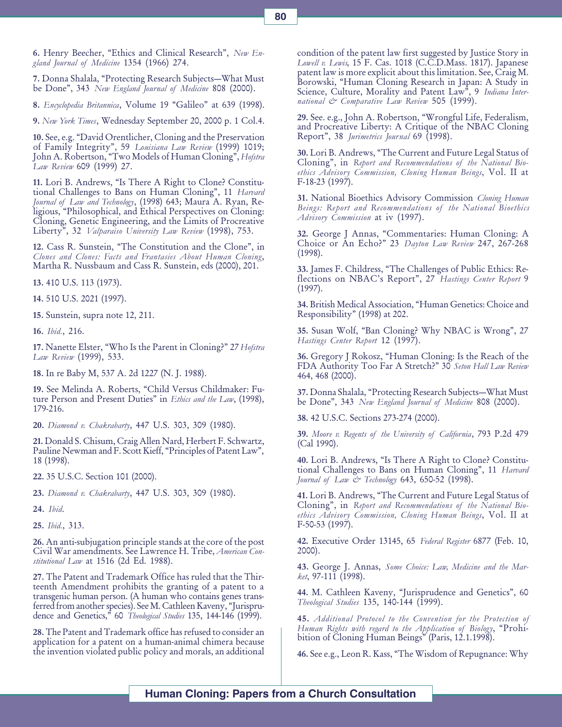6. Henry Beecher, "Ethics and Clinical Research", *New England Journal of Medicine* 1354 (1966) 274.

7. Donna Shalala, "Protecting Research Subjects—What Must be Done", 343 *New England Journal of Medicine* 808 (2000).

8. *Encyclopedia Britannica*, Volume 19 "Galileo" at 639 (1998).

9. *New York Times*, Wednesday September 20, 2000 p. 1 Col.4.

10. See, e.g. "David Orentlicher, Cloning and the Preservation of Family Integrity", 59 *Louisiana Law Review* (1999) 1019; John A. Robertson, "Two Models of Human Cloning", *Hofstra Law Review* 609 (1999) 27.

11. Lori B. Andrews, "Is There A Right to Clone? Constitutional Challenges to Bans on Human Cloning", 11 *Harvard Journal of Law and Technology*, (1998) 643; Maura A. Ryan, Religious, "Philosophical, and Ethical Perspectives on Cloning: Cloning, Genetic Engineering, and the Limits of Procreative Liberty", 32 *Valparaiso University Law Review* (1998), 753.

12. Cass R. Sunstein, "The Constitution and the Clone", in *Clones and Clones: Facts and Frantasies About Human Cloning*, Martha R. Nussbaum and Cass R. Sunstein, eds (2000), 201.

13. 410 U.S. 113 (1973).

14. 510 U.S. 2021 (1997).

15. Sunstein, supra note 12, 211.

16. *Ibid.*, 216.

17. Nanette Elster, "Who Is the Parent in Cloning?" 27 *Hofstra Law Review* (1999), 533.

18. In re Baby M, 537 A. 2d 1227 (N. J. 1988).

19. See Melinda A. Roberts, "Child Versus Childmaker: Future Person and Present Duties" in *Ethics and the Law*, (1998), 179-216.

20. *Diamond v. Chakrabarty*, 447 U.S. 303, 309 (1980).

21. Donald S. Chisum, Craig Allen Nard, Herbert F. Schwartz, Pauline Newman and F. Scott Kieff, "Principles of Patent Law", 18 (1998).

22. 35 U.S.C. Section 101 (2000).

23. *Diamond v. Chakrabarty*, 447 U.S. 303, 309 (1980).

24. *Ibid*.

25. *Ibid.*, 313.

26. An anti-subjugation principle stands at the core of the post Civil War amendments. See Lawrence H. Tribe, *American Constitutional Law* at 1516 (2d Ed. 1988).

27. The Patent and Trademark Office has ruled that the Thirteenth Amendment prohibits the granting of a patent to a transgenic human person. (A human who contains genes transferred from another species). See M. Cathleen Kaveny, "Jurisprudence and Genetics," 60 *Theological Studies* 135, 144-146 (1999).

28. The Patent and Trademark office has refused to consider an application for a patent on a human-animal chimera because the invention violated public policy and morals, an additional condition of the patent law first suggested by Justice Story in *Lowell v. Lewis*, 15 F. Cas. 1018 (C.C.D.Mass. 1817). Japanese patent law is more explicit about this limitation. See, Craig M. Borowski, "Human Cloning Research in Japan: A Study in Science, Culture, Morality and Patent Law", 9 *Indiana International & Comparative Law Review* 505 (1999).

29. See. e.g., John A. Robertson, "Wrongful Life, Federalism, and Procreative Liberty: A Critique of the NBAC Cloning Report", 38 *Jurimetrics Journal* 69 (1998).

30. Lori B. Andrews, "The Current and Future Legal Status of Cloning", in *Report and Recommendations of the National Bioethics Advisory Commission, Cloning Human Beings*, Vol. II at F-18-23 (1997).

31. National Bioethics Advisory Commission *Cloning Human Beings: Report and Recommendations of the National Bioethics Advisory Commission* at iv (1997).

32. George J Annas, "Commentaries: Human Cloning: A Choice or An Echo?" 23 *Dayton Law Review* 247, 267-268 (1998).

33. James F. Childress, "The Challenges of Public Ethics: Reflections on NBAC's Report", 27 *Hastings Center Report* 9 (1997).

34. British Medical Association, "Human Genetics: Choice and Responsibility" (1998) at 202.

35. Susan Wolf, "Ban Cloning? Why NBAC is Wrong", 27 *Hastings Center Report* 12 (1997).

36. Gregory J Rokosz, "Human Cloning: Is the Reach of the FDA Authority Too Far A Stretch?" 30 *Seton Hall Law Review* 464, 468 (2000).

37. Donna Shalala, "Protecting Research Subjects—What Must be Done", 343 *New England Journal of Medicine* 808 (2000).

38. 42 U.S.C. Sections 273-274 (2000).

39. *Moore v. Regents of the University of California*, 793 P.2d 479 (Cal 1990).

40. Lori B. Andrews, "Is There A Right to Clone? Constitutional Challenges to Bans on Human Cloning", 11 *Harvard Journal of Law & Technology* 643, 650-52 (1998).

41. Lori B. Andrews, "The Current and Future Legal Status of Cloning", in *Report and Recommendations of the National Bioethics Advisory Commission, Cloning Human Beings*, Vol. II at F-50-53 (1997).

42. Executive Order 13145, 65 *Federal Register* 6877 (Feb. 10, 2000).

43. George J. Annas, *Some Choice: Law, Medicine and the Market*, 97-111 (1998).

44. M. Cathleen Kaveny, "Jurisprudence and Genetics", 60 *Theological Studies* 135, 140-144 (1999).

45. *Additional Protocol to the Convention for the Protection of Human Rights with regard to the Application of Biology*, "Prohibition of Cloning Human Beings" (Paris, 12.1.1998).

46. See e.g., Leon R. Kass, "The Wisdom of Repugnance: Why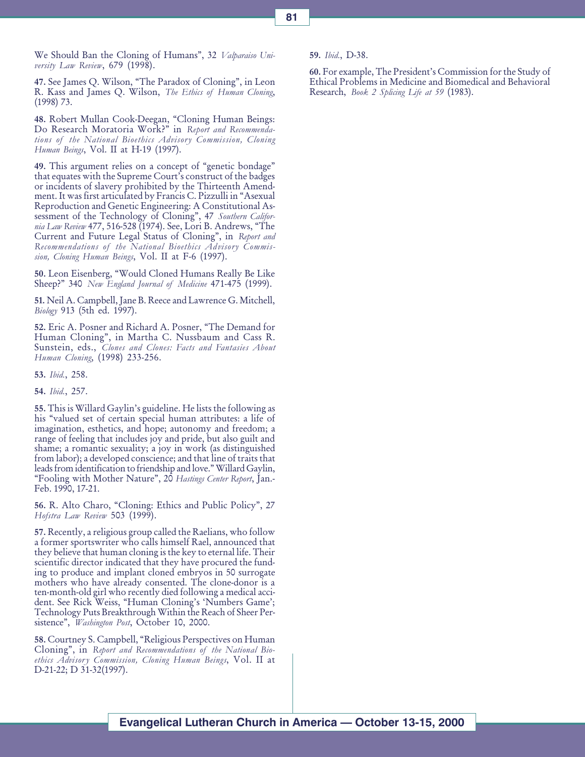We Should Ban the Cloning of Humans", 32 *Valparaiso University Law Review*, 679 (1998).

**47.** See James Q. Wilson, "The Paradox of Cloning", in Leon R. Kass and James Q. Wilson, *The Ethics of Human Cloning*, (1998) 73.

**48.** Robert Mullan Cook-Deegan, "Cloning Human Beings: Do Research Moratoria Work?" in *Report and Recommendations of the National Bioethics Advisory Commission, Cloning Human Beings*, Vol. II at H-19 (1997).

**49.** This argument relies on a concept of "genetic bondage" that equates with the Supreme Court's construct of the badges or incidents of slavery prohibited by the Thirteenth Amendment. It was first articulated by Francis C. Pizzulli in "Asexual Reproduction and Genetic Engineering: A Constitutional Assessment of the Technology of Cloning", 47 *Southern California Law Review* 477, 516-528 (1974). See, Lori B. Andrews, "The Current and Future Legal Status of Cloning", in *Report and Recommendations of the National Bioethics Advisory Commission, Cloning Human Beings*, Vol. II at F-6 (1997).

**50.** Leon Eisenberg, "Would Cloned Humans Really Be Like Sheep?" 340 *New England Journal of Medicine* 471-475 (1999).

**51.** Neil A. Campbell, Jane B. Reece and Lawrence G. Mitchell, *Biology* 913 (5th ed. 1997).

**52.** Eric A. Posner and Richard A. Posner, "The Demand for Human Cloning", in Martha C. Nussbaum and Cass R. Sunstein, eds., *Clones and Clones: Facts and Fantasies About Human Cloning*, (1998) 233-256.

**53.** *Ibid.*, 258.

**54.** *Ibid.*, 257.

**55.** This is Willard Gaylin's guideline. He lists the following as his "valued set of certain special human attributes: a life of imagination, esthetics, and hope; autonomy and freedom; a range of feeling that includes joy and pride, but also guilt and shame; a romantic sexuality; a joy in work (as distinguished from labor); a developed conscience; and that line of traits that leads from identification to friendship and love." Willard Gaylin, "Fooling with Mother Nature", 20 *Hastings Center Report*, Jan.-Feb. 1990, 17-21.

**56.** R. Alto Charo, "Cloning: Ethics and Public Policy", 27 *Hofstra Law Review* 503 (1999).

**57.** Recently, a religious group called the Raelians, who follow a former sportswriter who calls himself Rael, announced that they believe that human cloning is the key to eternal life. Their scientific director indicated that they have procured the funding to produce and implant cloned embryos in 50 surrogate mothers who have already consented. The clone-donor is a ten-month-old girl who recently died following a medical accident. See Rick Weiss, "Human Cloning's 'Numbers Game'; Technology Puts Breakthrough Within the Reach of Sheer Persistence", *Washington Post*, October 10, 2000.

**58.** Courtney S. Campbell, "Religious Perspectives on Human Cloning", in *Report and Recommendations of the National Bioethics Advisory Commission, Cloning Human Beings*, Vol. II at D-21-22; D 31-32(1997).

**59.** *Ibid.*, D-38.

**60.** For example, The President's Commission for the Study of Ethical Problems in Medicine and Biomedical and Behavioral Research, *Book 2 Splicing Life at 59* (1983).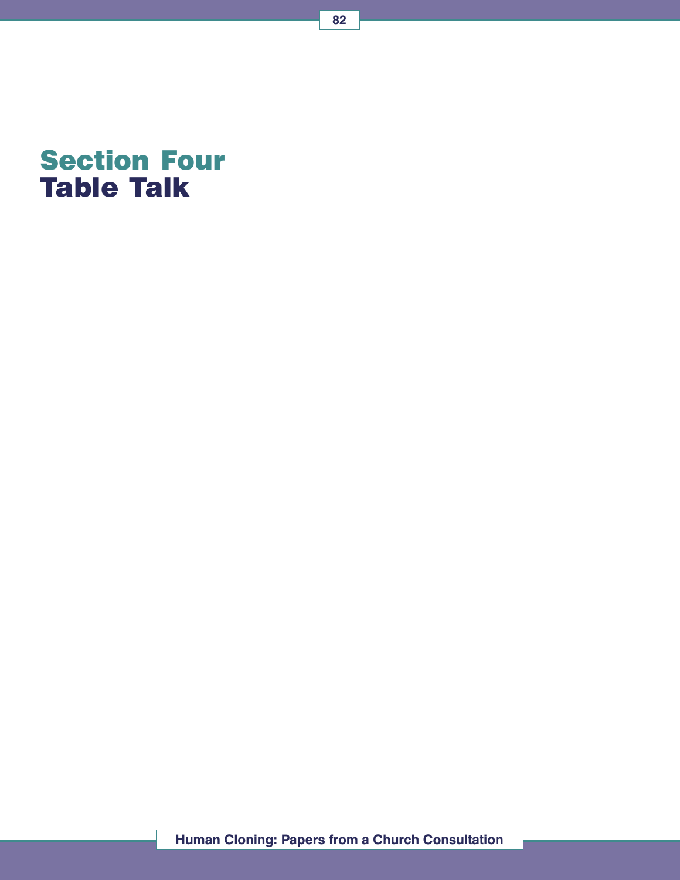# Section Four
# Table Talk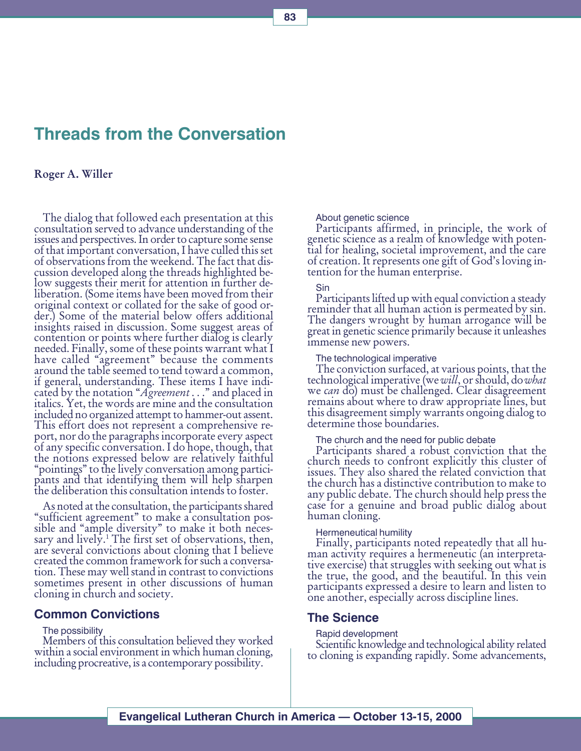# Threads from the Conversation

**Roger A. Willer**

The dialog that followed each presentation at this consultation served to advance understanding of the issues and perspectives. In order to capture some sense of that important conversation, I have culled this set of observations from the weekend. The fact that discussion developed along the threads highlighted below suggests their merit for attention in further deliberation. (Some items have been moved from their original context or collated for the sake of good order.) Some of the material below offers additional insights raised in discussion. Some suggest areas of contention or points where further dialog is clearly needed. Finally, some of these points warrant what I have called "agreement" because the comments around the table seemed to tend toward a common, if general, understanding. These items I have indicated by the notation "*Agreement . . .*" and placed in italics. Yet, the words are mine and the consultation included no organized attempt to hammer-out assent. This effort does not represent a comprehensive report, nor do the paragraphs incorporate every aspect of any specific conversation. I do hope, though, that the notions expressed below are relatively faithful "pointings" to the lively conversation among participants and that identifying them will help sharpen the deliberation this consultation intends to foster.

As noted at the consultation, the participants shared "sufficient agreement" to make a consultation possible and "ample diversity" to make it both necessary and lively.[1] The first set of observations, then, are several convictions about cloning that I believe created the common framework for such a conversation. These may well stand in contrast to convictions sometimes present in other discussions of human cloning in church and society.

## Common Convictions

### The possibility

Members of this consultation believed they worked within a social environment in which human cloning, including procreative, is a contemporary possibility.

### About genetic science

Participants affirmed, in principle, the work of genetic science as a realm of knowledge with potential for healing, societal improvement, and the care of creation. It represents one gift of God's loving intention for the human enterprise.

### Sin

Participants lifted up with equal conviction a steady reminder that all human action is permeated by sin. The dangers wrought by human arrogance will be great in genetic science primarily because it unleashes immense new powers.

### The technological imperative

The conviction surfaced, at various points, that the technological imperative (we *will*, or should, do *what* we *can* do) must be challenged. Clear disagreement remains about where to draw appropriate lines, but this disagreement simply warrants ongoing dialog to determine those boundaries.

### The church and the need for public debate

Participants shared a robust conviction that the church needs to confront explicitly this cluster of issues. They also shared the related conviction that the church has a distinctive contribution to make to any public debate. The church should help press the case for a genuine and broad public dialog about human cloning.

### Hermeneutical humility

Finally, participants noted repeatedly that all human activity requires a hermeneutic (an interpretative exercise) that struggles with seeking out what is the true, the good, and the beautiful. In this vein participants expressed a desire to learn and listen to one another, especially across discipline lines.

## The Science

### Rapid development

Scientific knowledge and technological ability related to cloning is expanding rapidly. Some advancements,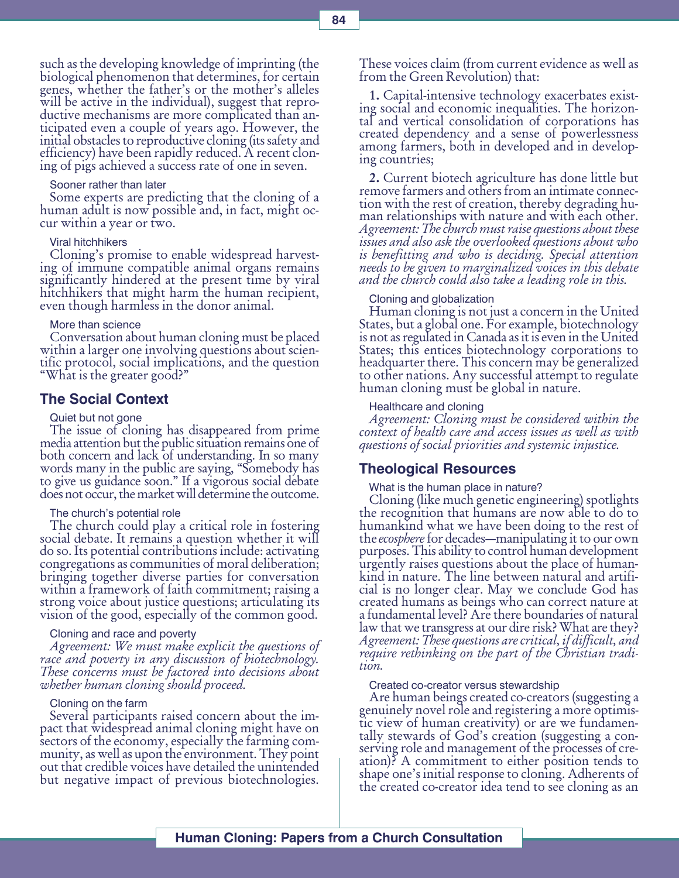such as the developing knowledge of imprinting (the biological phenomenon that determines, for certain genes, whether the father's or the mother's alleles will be active in the individual), suggest that reproductive mechanisms are more complicated than anticipated even a couple of years ago. However, the initial obstacles to reproductive cloning (its safety and efficiency) have been rapidly reduced. A recent cloning of pigs achieved a success rate of one in seven.

#### Sooner rather than later

Some experts are predicting that the cloning of a human adult is now possible and, in fact, might occur within a year or two.

#### Viral hitchhikers

Cloning's promise to enable widespread harvesting of immune compatible animal organs remains significantly hindered at the present time by viral hitchhikers that might harm the human recipient, even though harmless in the donor animal.

#### More than science

Conversation about human cloning must be placed within a larger one involving questions about scientific protocol, social implications, and the question "What is the greater good?"

## The Social Context

#### Quiet but not gone

The issue of cloning has disappeared from prime media attention but the public situation remains one of both concern and lack of understanding. In so many words many in the public are saying, "Somebody has to give us guidance soon." If a vigorous social debate does not occur, the market will determine the outcome.

#### The church's potential role

The church could play a critical role in fostering social debate. It remains a question whether it will do so. Its potential contributions include: activating congregations as communities of moral deliberation; bringing together diverse parties for conversation within a framework of faith commitment; raising a strong voice about justice questions; articulating its vision of the good, especially of the common good.

#### Cloning and race and poverty

*Agreement: We must make explicit the questions of race and poverty in any discussion of biotechnology. These concerns must be factored into decisions about whether human cloning should proceed.*

#### Cloning on the farm

Several participants raised concern about the impact that widespread animal cloning might have on sectors of the economy, especially the farming community, as well as upon the environment. They point out that credible voices have detailed the unintended but negative impact of previous biotechnologies. These voices claim (from current evidence as well as from the Green Revolution) that:

**1.** Capital-intensive technology exacerbates existing social and economic inequalities. The horizontal and vertical consolidation of corporations has created dependency and a sense of powerlessness among farmers, both in developed and in developing countries;

**2.** Current biotech agriculture has done little but remove farmers and others from an intimate connection with the rest of creation, thereby degrading human relationships with nature and with each other. *Agreement: The church must raise questions about these issues and also ask the overlooked questions about who is benefitting and who is deciding. Special attention needs to be given to marginalized voices in this debate and the church could also take a leading role in this.*

#### Cloning and globalization

Human cloning is not just a concern in the United States, but a global one. For example, biotechnology is not as regulated in Canada as it is even in the United States; this entices biotechnology corporations to headquarter there. This concern may be generalized to other nations. Any successful attempt to regulate human cloning must be global in nature.

#### Healthcare and cloning

*Agreement: Cloning must be considered within the context of health care and access issues as well as with questions of social priorities and systemic injustice.*

## Theological Resources

#### What is the human place in nature?

Cloning (like much genetic engineering) spotlights the recognition that humans are now able to do to humankind what we have been doing to the rest of the *ecosphere* for decades—manipulating it to our own purposes. This ability to control human development urgently raises questions about the place of humankind in nature. The line between natural and artificial is no longer clear. May we conclude God has created humans as beings who can correct nature at a fundamental level? Are there boundaries of natural law that we transgress at our dire risk? What are they? *Agreement: These questions are critical, if difficult, and require rethinking on the part of the Christian tradition.*

#### Created co-creator versus stewardship

Are human beings created co-creators (suggesting a genuinely novel role and registering a more optimistic view of human creativity) or are we fundamentally stewards of God's creation (suggesting a conserving role and management of the processes of creation)? A commitment to either position tends to shape one's initial response to cloning. Adherents of the created co-creator idea tend to see cloning as an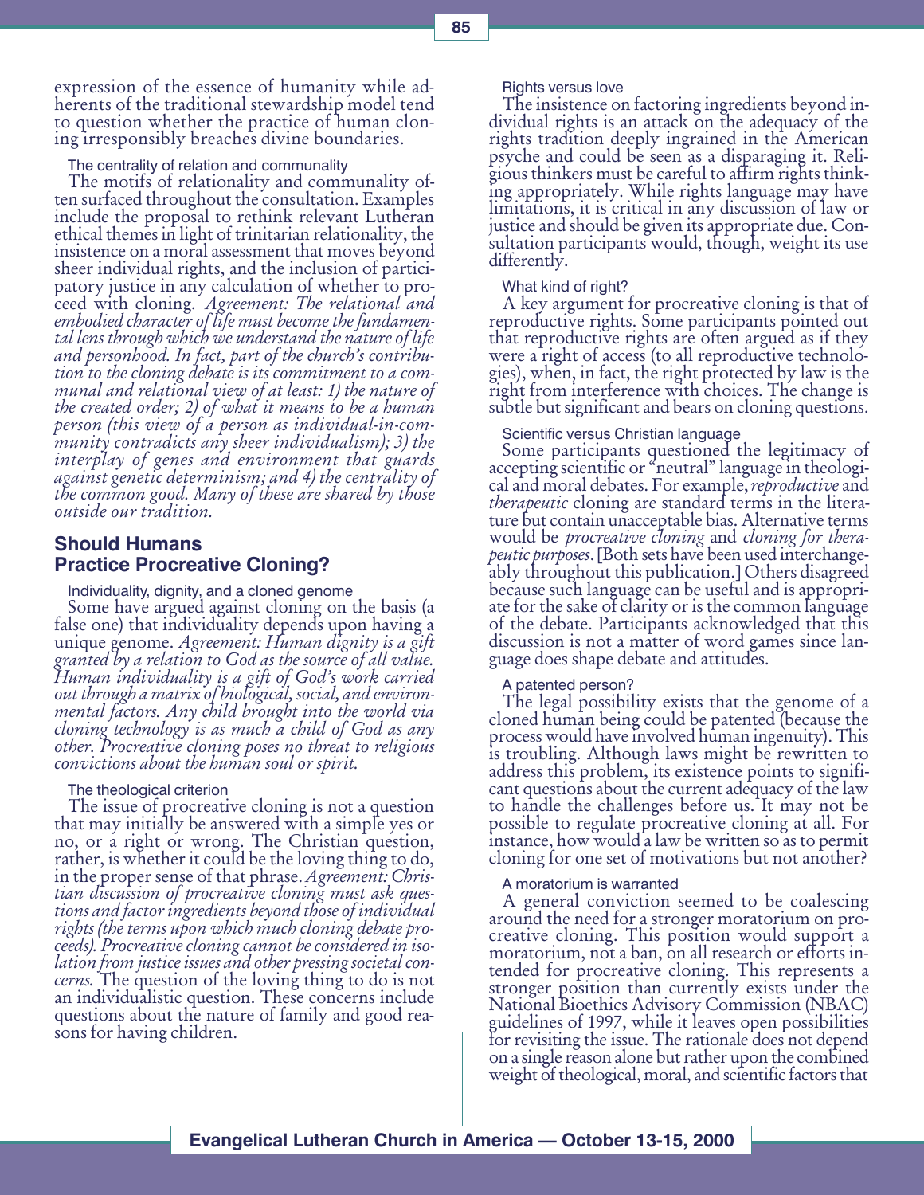expression of the essence of humanity while adherents of the traditional stewardship model tend to question whether the practice of human cloning irresponsibly breaches divine boundaries.

#### The centrality of relation and communality

The motifs of relationality and communality often surfaced throughout the consultation. Examples include the proposal to rethink relevant Lutheran ethical themes in light of trinitarian relationality, the insistence on a moral assessment that moves beyond sheer individual rights, and the inclusion of participatory justice in any calculation of whether to proceed with cloning. *Agreement: The relational and embodied character of life must become the fundamental lens through which we understand the nature of life and personhood. In fact, part of the church's contribution to the cloning debate is its commitment to a communal and relational view of at least: 1) the nature of the created order; 2) of what it means to be a human person (this view of a person as individual-in-community contradicts any sheer individualism); 3) the interplay of genes and environment that guards against genetic determinism; and 4) the centrality of the common good. Many of these are shared by those outside our tradition.*

### Should Humans Practice Procreative Cloning?

#### Individuality, dignity, and a cloned genome

Some have argued against cloning on the basis (a false one) that individuality depends upon having a unique genome. *Agreement: Human dignity is a gift granted by a relation to God as the source of all value. Human individuality is a gift of God's work carried out through a matrix of biological, social, and environmental factors. Any child brought into the world via cloning technology is as much a child of God as any other. Procreative cloning poses no threat to religious convictions about the human soul or spirit.*

#### The theological criterion

The issue of procreative cloning is not a question that may initially be answered with a simple yes or no, or a right or wrong. The Christian question, rather, is whether it could be the loving thing to do, in the proper sense of that phrase. *Agreement: Christian discussion of procreative cloning must ask questions and factor ingredients beyond those of individual rights (the terms upon which much cloning debate proceeds). Procreative cloning cannot be considered in isolation from justice issues and other pressing societal concerns.* The question of the loving thing to do is not an individualistic question. These concerns include questions about the nature of family and good reasons for having children.

#### Rights versus love

The insistence on factoring ingredients beyond individual rights is an attack on the adequacy of the rights tradition deeply ingrained in the American psyche and could be seen as a disparaging it. Religious thinkers must be careful to affirm rights thinking appropriately. While rights language may have limitations, it is critical in any discussion of law or justice and should be given its appropriate due. Consultation participants would, though, weight its use differently.

#### What kind of right?

A key argument for procreative cloning is that of reproductive rights. Some participants pointed out that reproductive rights are often argued as if they were a right of access (to all reproductive technologies), when, in fact, the right protected by law is the right from interference with choices. The change is subtle but significant and bears on cloning questions.

#### Scientific versus Christian language

Some participants questioned the legitimacy of accepting scientific or "neutral" language in theological and moral debates. For example, *reproductive* and *therapeutic* cloning are standard terms in the literature but contain unacceptable bias. Alternative terms would be *procreative cloning* and *cloning for therapeutic purposes*. [Both sets have been used interchangeably throughout this publication.] Others disagreed because such language can be useful and is appropriate for the sake of clarity or is the common language of the debate. Participants acknowledged that this discussion is not a matter of word games since language does shape debate and attitudes.

#### A patented person?

The legal possibility exists that the genome of a cloned human being could be patented (because the process would have involved human ingenuity). This is troubling. Although laws might be rewritten to address this problem, its existence points to significant questions about the current adequacy of the law to handle the challenges before us. It may not be possible to regulate procreative cloning at all. For instance, how would a law be written so as to permit cloning for one set of motivations but not another?

#### A moratorium is warranted

A general conviction seemed to be coalescing around the need for a stronger moratorium on procreative cloning. This position would support a moratorium, not a ban, on all research or efforts intended for procreative cloning. This represents a stronger position than currently exists under the National Bioethics Advisory Commission (NBAC) guidelines of 1997, while it leaves open possibilities for revisiting the issue. The rationale does not depend on a single reason alone but rather upon the combined weight of theological, moral, and scientific factors that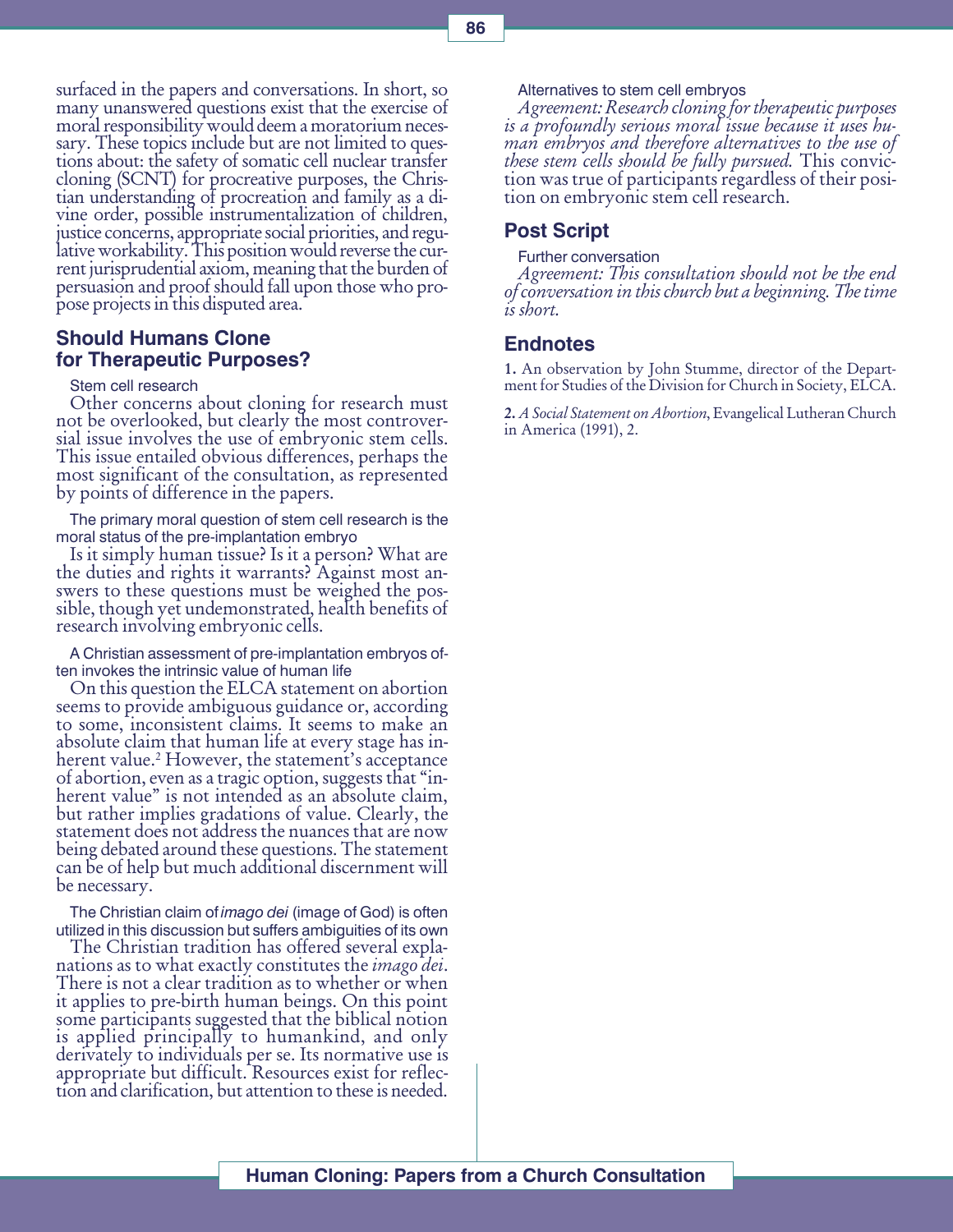surfaced in the papers and conversations. In short, so many unanswered questions exist that the exercise of moral responsibility would deem a moratorium necessary. These topics include but are not limited to questions about: the safety of somatic cell nuclear transfer cloning (SCNT) for procreative purposes, the Christian understanding of procreation and family as a divine order, possible instrumentalization of children, justice concerns, appropriate social priorities, and regulative workability. This position would reverse the current jurisprudential axiom, meaning that the burden of persuasion and proof should fall upon those who propose projects in this disputed area.

## Should Humans Clone for Therapeutic Purposes?

#### Stem cell research

Other concerns about cloning for research must not be overlooked, but clearly the most controversial issue involves the use of embryonic stem cells. This issue entailed obvious differences, perhaps the most significant of the consultation, as represented by points of difference in the papers.

#### The primary moral question of stem cell research is the moral status of the pre-implantation embryo

Is it simply human tissue? Is it a person? What are the duties and rights it warrants? Against most answers to these questions must be weighed the possible, though yet undemonstrated, health benefits of research involving embryonic cells.

#### A Christian assessment of pre-implantation embryos often invokes the intrinsic value of human life

On this question the ELCA statement on abortion seems to provide ambiguous guidance or, according to some, inconsistent claims. It seems to make an absolute claim that human life at every stage has inherent value.[2] However, the statement's acceptance of abortion, even as a tragic option, suggests that "inherent value" is not intended as an absolute claim, but rather implies gradations of value. Clearly, the statement does not address the nuances that are now being debated around these questions. The statement can be of help but much additional discernment will be necessary.

#### The Christian claim of *imago dei* (image of God) is often utilized in this discussion but suffers ambiguities of its own

The Christian tradition has offered several explanations as to what exactly constitutes the *imago dei*. There is not a clear tradition as to whether or when it applies to pre-birth human beings. On this point some participants suggested that the biblical notion is applied principally to humankind, and only derivately to individuals per se. Its normative use is appropriate but difficult. Resources exist for reflection and clarification, but attention to these is needed.

#### Alternatives to stem cell embryos

*Agreement: Research cloning for therapeutic purposes is a profoundly serious moral issue because it uses human embryos and therefore alternatives to the use of these stem cells should be fully pursued.* This conviction was true of participants regardless of their position on embryonic stem cell research.

## Post Script

#### Further conversation

*Agreement: This consultation should not be the end of conversation in this church but a beginning. The time is short.*

## Endnotes

**1.** An observation by John Stumme, director of the Department for Studies of the Division for Church in Society, ELCA.

**2.** *A Social Statement on Abortion*, Evangelical Lutheran Church in America (1991), 2.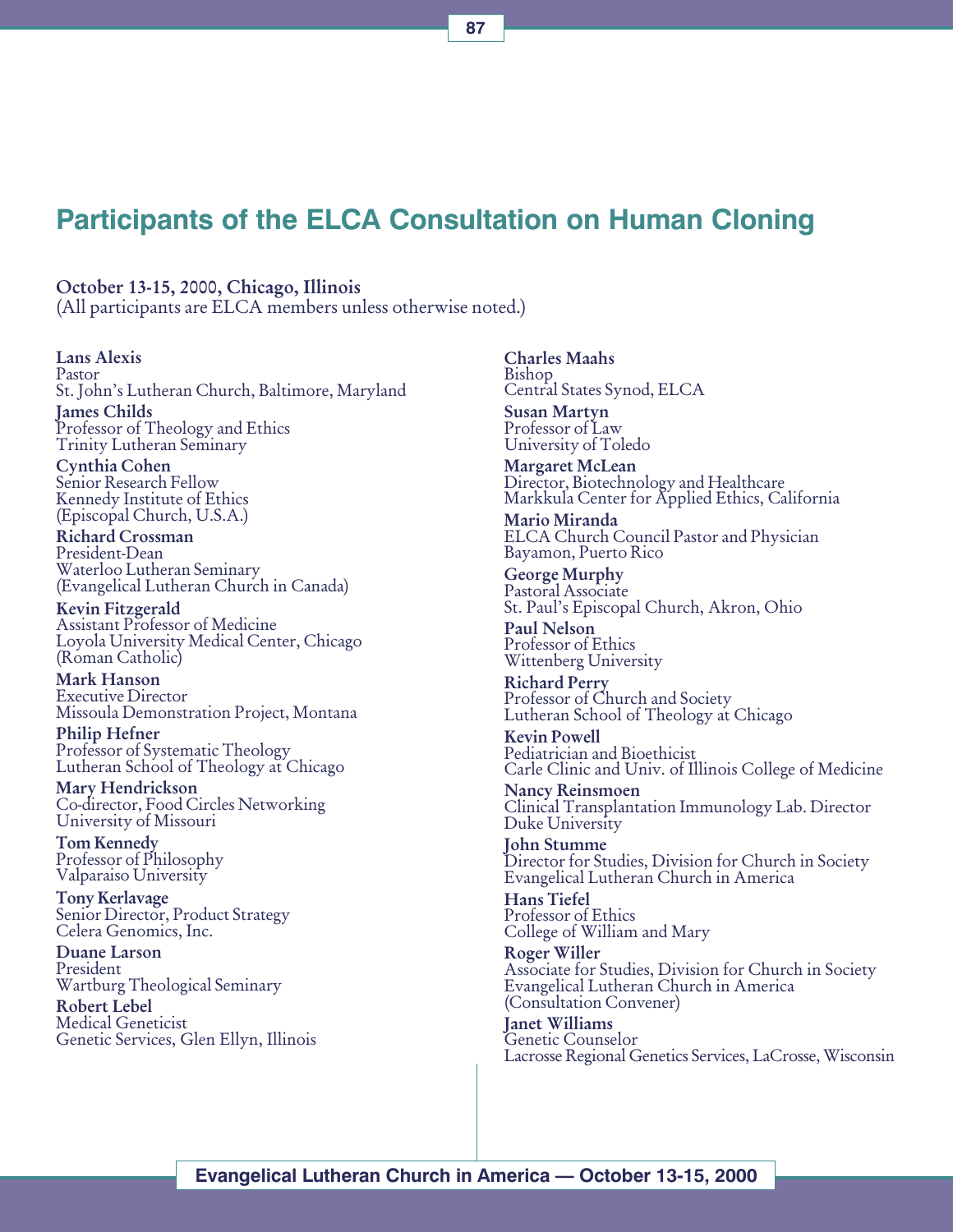## Participants of the ELCA Consultation on Human Cloning

**October 13-15, 2000, Chicago, Illinois**
(All participants are ELCA members unless otherwise noted.)

**Lans Alexis**
Pastor
St. John's Lutheran Church, Baltimore, Maryland

**James Childs**
Professor of Theology and Ethics
Trinity Lutheran Seminary

**Cynthia Cohen**
Senior Research Fellow
Kennedy Institute of Ethics
(Episcopal Church, U.S.A.)

**Richard Crossman**
President-Dean
Waterloo Lutheran Seminary
(Evangelical Lutheran Church in Canada)

**Kevin Fitzgerald**
Assistant Professor of Medicine
Loyola University Medical Center, Chicago
(Roman Catholic)

**Mark Hanson**
Executive Director
Missoula Demonstration Project, Montana

**Philip Hefner**
Professor of Systematic Theology
Lutheran School of Theology at Chicago

**Mary Hendrickson**
Co-director, Food Circles Networking
University of Missouri

**Tom Kennedy**
Professor of Philosophy
Valparaiso University

**Tony Kerlavage**
Senior Director, Product Strategy
Celera Genomics, Inc.

**Duane Larson**
President
Wartburg Theological Seminary

**Robert Lebel**
Medical Geneticist
Genetic Services, Glen Ellyn, Illinois

**Charles Maahs**
Bishop
Central States Synod, ELCA

**Susan Martyn**
Professor of Law
University of Toledo

**Margaret McLean**
Director, Biotechnology and Healthcare
Markkula Center for Applied Ethics, California

**Mario Miranda**
ELCA Church Council Pastor and Physician
Bayamon, Puerto Rico

**George Murphy**
Pastoral Associate
St. Paul's Episcopal Church, Akron, Ohio

**Paul Nelson**
Professor of Ethics
Wittenberg University

**Richard Perry**
Professor of Church and Society
Lutheran School of Theology at Chicago

**Kevin Powell**
Pediatrician and Bioethicist
Carle Clinic and Univ. of Illinois College of Medicine

**Nancy Reinsmoen**
Clinical Transplantation Immunology Lab. Director
Duke University

**John Stumme**
Director for Studies, Division for Church in Society
Evangelical Lutheran Church in America

**Hans Tiefel**
Professor of Ethics
College of William and Mary

**Roger Willer**
Associate for Studies, Division for Church in Society
Evangelical Lutheran Church in America
(Consultation Convener)

**Janet Williams**
Genetic Counselor
Lacrosse Regional Genetics Services, LaCrosse, Wisconsin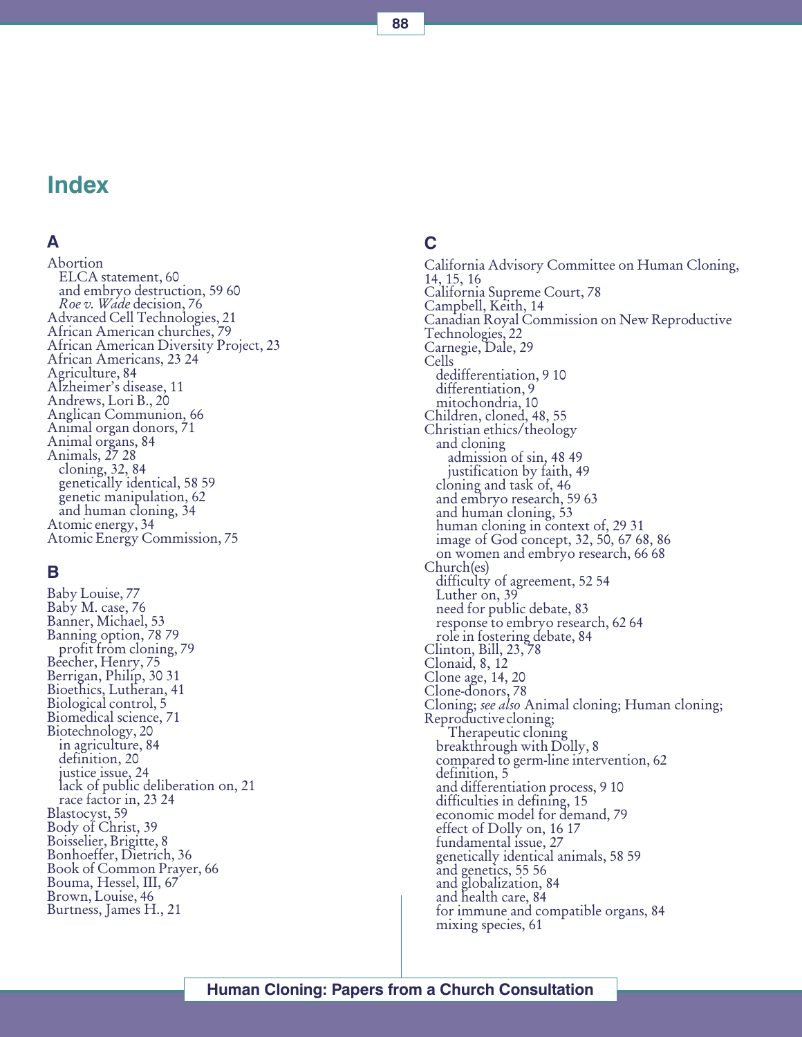# Index

## A

Abortion
  ELCA statement, 60
  and embryo destruction, 59 60
  *Roe v. Wade* decision, 76
Advanced Cell Technologies, 21
African American churches, 79
African American Diversity Project, 23
African Americans, 23 24
Agriculture, 84
Alzheimer's disease, 11
Andrews, Lori B., 20
Anglican Communion, 66
Animal organ donors, 71
Animal organs, 84
Animals, 27 28
  cloning, 32, 84
  genetically identical, 58 59
  genetic manipulation, 62
  and human cloning, 34
Atomic energy, 34
Atomic Energy Commission, 75

## B

Baby Louise, 77
Baby M. case, 76
Banner, Michael, 53
Banning option, 78 79
  profit from cloning, 79
Beecher, Henry, 75
Berrigan, Philip, 30 31
Bioethics, Lutheran, 41
Biological control, 5
Biomedical science, 71
Biotechnology, 20
  in agriculture, 84
  definition, 20
  justice issue, 24
  lack of public deliberation on, 21
  race factor in, 23 24
Blastocyst, 59
Body of Christ, 39
Boisselier, Brigitte, 8
Bonhoeffer, Dietrich, 36
Book of Common Prayer, 66
Bouma, Hessel, III, 67
Brown, Louise, 46
Burtness, James H., 21

## C

California Advisory Committee on Human Cloning, 14, 15, 16
California Supreme Court, 78
Campbell, Keith, 14
Canadian Royal Commission on New Reproductive Technologies, 22
Carnegie, Dale, 29
Cells
  dedifferentiation, 9 10
  differentiation, 9
  mitochondria, 10
Children, cloned, 48, 55
Christian ethics/theology
  and cloning
    admission of sin, 48 49
    justification by faith, 49
  cloning and task of, 46
  and embryo research, 59 63
  and human cloning, 53
  human cloning in context of, 29 31
  image of God concept, 32, 50, 67 68, 86
  on women and embryo research, 66 68
Church(es)
  difficulty of agreement, 52 54
  Luther on, 39
  need for public debate, 83
  response to embryo research, 62 64
  role in fostering debate, 84
Clinton, Bill, 23, 78
Clonaid, 8, 12
Clone age, 14, 20
Clone-donors, 78
Cloning; *see also* Animal cloning; Human cloning; Reproductive cloning;
    Therapeutic cloning
  breakthrough with Dolly, 8
  compared to germ-line intervention, 62
  definition, 5
  and differentiation process, 9 10
  difficulties in defining, 15
  economic model for demand, 79
  effect of Dolly on, 16 17
  fundamental issue, 27
  genetically identical animals, 58 59
  and genetics, 55 56
  and globalization, 84
  and health care, 84
  for immune and compatible organs, 84
  mixing species, 61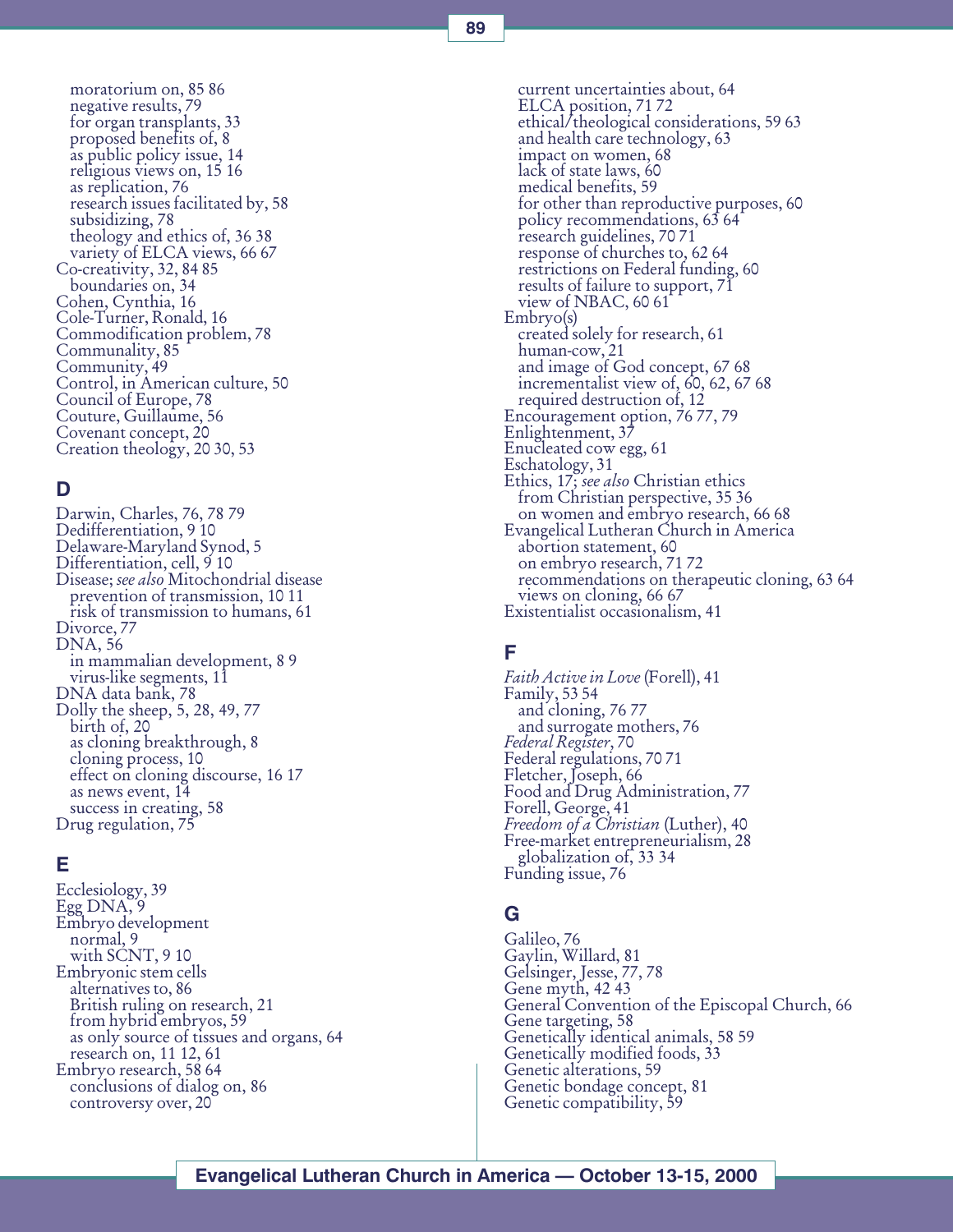moratorium on, 85 86
negative results, 79
for organ transplants, 33
proposed benefits of, 8
as public policy issue, 14
religious views on, 15 16
as replication, 76
research issues facilitated by, 58
subsidizing, 78
theology and ethics of, 36 38
variety of ELCA views, 66 67
Co-creativity, 32, 84 85
boundaries on, 34
Cohen, Cynthia, 16
Cole-Turner, Ronald, 16
Commodification problem, 78
Communality, 85
Community, 49
Control, in American culture, 50
Council of Europe, 78
Couture, Guillaume, 56
Covenant concept, 20
Creation theology, 20 30, 53

## D

Darwin, Charles, 76, 78 79
Dedifferentiation, 9 10
Delaware-Maryland Synod, 5
Differentiation, cell, 9 10
Disease; *see also* Mitochondrial disease
prevention of transmission, 10 11
risk of transmission to humans, 61
Divorce, 77
DNA, 56
in mammalian development, 8 9
virus-like segments, 11
DNA data bank, 78
Dolly the sheep, 5, 28, 49, 77
birth of, 20
as cloning breakthrough, 8
cloning process, 10
effect on cloning discourse, 16 17
as news event, 14
success in creating, 58
Drug regulation, 75

## E

Ecclesiology, 39
Egg DNA, 9
Embryo development
normal, 9
with SCNT, 9 10
Embryonic stem cells
alternatives to, 86
British ruling on research, 21
from hybrid embryos, 59
as only source of tissues and organs, 64
research on, 11 12, 61
Embryo research, 58 64
conclusions of dialog on, 86
controversy over, 20
current uncertainties about, 64
ELCA position, 71 72
ethical/theological considerations, 59 63
and health care technology, 63
impact on women, 68
lack of state laws, 60
medical benefits, 59
for other than reproductive purposes, 60
policy recommendations, 63 64
research guidelines, 70 71
response of churches to, 62 64
restrictions on Federal funding, 60
results of failure to support, 71
view of NBAC, 60 61
Embryo(s)
created solely for research, 61
human-cow, 21
and image of God concept, 67 68
incrementalist view of, 60, 62, 67 68
required destruction of, 12
Encouragement option, 76 77, 79
Enlightenment, 37
Enucleated cow egg, 61
Eschatology, 31
Ethics, 17; *see also* Christian ethics
from Christian perspective, 35 36
on women and embryo research, 66 68
Evangelical Lutheran Church in America
abortion statement, 60
on embryo research, 71 72
recommendations on therapeutic cloning, 63 64
views on cloning, 66 67
Existentialist occasionalism, 41

## F

*Faith Active in Love* (Forell), 41
Family, 53 54
and cloning, 76 77
and surrogate mothers, 76
*Federal Register*, 70
Federal regulations, 70 71
Fletcher, Joseph, 66
Food and Drug Administration, 77
Forell, George, 41
*Freedom of a Christian* (Luther), 40
Free-market entrepreneurialism, 28
globalization of, 33 34
Funding issue, 76

## G

Galileo, 76
Gaylin, Willard, 81
Gelsinger, Jesse, 77, 78
Gene myth, 42 43
General Convention of the Episcopal Church, 66
Gene targeting, 58
Genetically identical animals, 58 59
Genetically modified foods, 33
Genetic alterations, 59
Genetic bondage concept, 81
Genetic compatibility, 59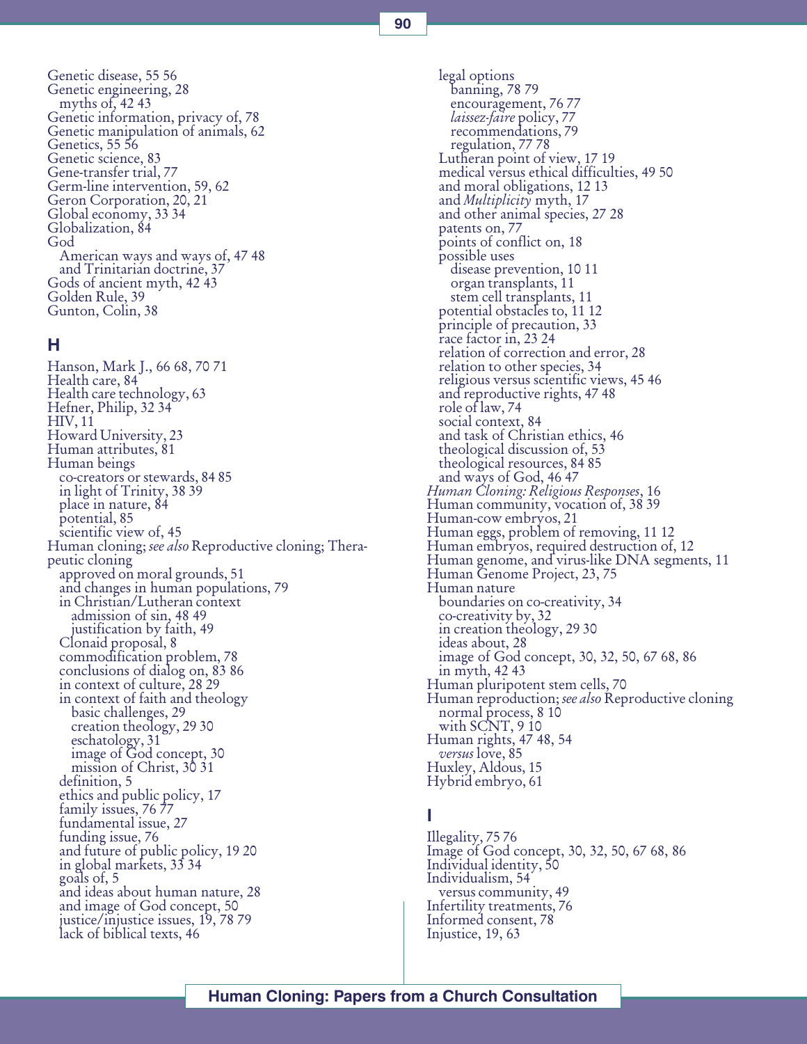Genetic disease, 55 56
Genetic engineering, 28
  myths of, 42 43
Genetic information, privacy of, 78
Genetic manipulation of animals, 62
Genetics, 55 56
Genetic science, 83
Gene-transfer trial, 77
Germ-line intervention, 59, 62
Geron Corporation, 20, 21
Global economy, 33 34
Globalization, 84
God
  American ways and ways of, 47 48
  and Trinitarian doctrine, 37
Gods of ancient myth, 42 43
Golden Rule, 39
Gunton, Colin, 38

## H

Hanson, Mark J., 66 68, 70 71
Health care, 84
Health care technology, 63
Hefner, Philip, 32 34
HIV, 11
Howard University, 23
Human attributes, 81
Human beings
  co-creators or stewards, 84 85
  in light of Trinity, 38 39
  place in nature, 84
  potential, 85
  scientific view of, 45
Human cloning; *see also* Reproductive cloning; Therapeutic cloning
  approved on moral grounds, 51
  and changes in human populations, 79
  in Christian/Lutheran context
    admission of sin, 48 49
    justification by faith, 49
  Clonaid proposal, 8
  commodification problem, 78
  conclusions of dialog on, 83 86
  in context of culture, 28 29
  in context of faith and theology
    basic challenges, 29
    creation theology, 29 30
    eschatology, 31
    image of God concept, 30
    mission of Christ, 30 31
  definition, 5
  ethics and public policy, 17
  family issues, 76 77
  fundamental issue, 27
  funding issue, 76
  and future of public policy, 19 20
  in global markets, 33 34
  goals of, 5
  and ideas about human nature, 28
  and image of God concept, 50
  justice/injustice issues, 19, 78 79
  lack of biblical texts, 46
  legal options
    banning, 78 79
    encouragement, 76 77
    *laissez-faire* policy, 77
    recommendations, 79
    regulation, 77 78
  Lutheran point of view, 17 19
  medical versus ethical difficulties, 49 50
  and moral obligations, 12 13
  and *Multiplicity* myth, 17
  and other animal species, 27 28
  patents on, 77
  points of conflict on, 18
  possible uses
    disease prevention, 10 11
    organ transplants, 11
    stem cell transplants, 11
  potential obstacles to, 11 12
  principle of precaution, 33
  race factor in, 23 24
  relation of correction and error, 28
  relation to other species, 34
  religious versus scientific views, 45 46
  and reproductive rights, 47 48
  role of law, 74
  social context, 84
  and task of Christian ethics, 46
  theological discussion of, 53
  theological resources, 84 85
  and ways of God, 46 47
*Human Cloning: Religious Responses*, 16
Human community, vocation of, 38 39
Human-cow embryos, 21
Human eggs, problem of removing, 11 12
Human embryos, required destruction of, 12
Human genome, and virus-like DNA segments, 11
Human Genome Project, 23, 75
Human nature
  boundaries on co-creativity, 34
  co-creativity by, 32
  in creation theology, 29 30
  ideas about, 28
  image of God concept, 30, 32, 50, 67 68, 86
  in myth, 42 43
Human pluripotent stem cells, 70
Human reproduction; *see also* Reproductive cloning
  normal process, 8 10
  with SCNT, 9 10
Human rights, 47 48, 54
  *versus* love, 85
Huxley, Aldous, 15
Hybrid embryo, 61

## I

Illegality, 75 76
Image of God concept, 30, 32, 50, 67 68, 86
Individual identity, 50
Individualism, 54
  versus community, 49
Infertility treatments, 76
Informed consent, 78
Injustice, 19, 63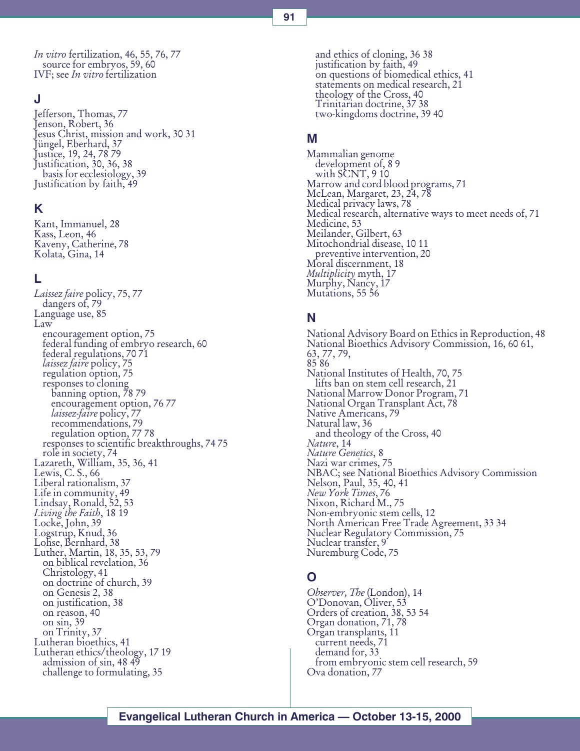*In vitro* fertilization, 46, 55, 76, 77
  source for embryos, 59, 60
IVF; see *In vitro* fertilization

## J

Jefferson, Thomas, 77
Jenson, Robert, 36
Jesus Christ, mission and work, 30 31
Jüngel, Eberhard, 37
Justice, 19, 24, 78 79
Justification, 30, 36, 38
  basis for ecclesiology, 39
Justification by faith, 49

## K

Kant, Immanuel, 28
Kass, Leon, 46
Kaveny, Catherine, 78
Kolata, Gina, 14

## L

*Laissez faire* policy, 75, 77
  dangers of, 79
Language use, 85
Law
  encouragement option, 75
  federal funding of embryo research, 60
  federal regulations, 70 71
  *laissez faire* policy, 75
  regulation option, 75
  responses to cloning
    banning option, 78 79
    encouragement option, 76 77
    *laissez-faire* policy, 77
    recommendations, 79
    regulation option, 77 78
  responses to scientific breakthroughs, 74 75
  role in society, 74
Lazareth, William, 35, 36, 41
Lewis, C. S., 66
Liberal rationalism, 37
Life in community, 49
Lindsay, Ronald, 52, 53
*Living the Faith*, 18 19
Locke, John, 39
Logstrup, Knud, 36
Lohse, Bernhard, 38
Luther, Martin, 18, 35, 53, 79
  on biblical revelation, 36
  Christology, 41
  on doctrine of church, 39
  on Genesis 2, 38
  on justification, 38
  on reason, 40
  on sin, 39
  on Trinity, 37
Lutheran bioethics, 41
Lutheran ethics/theology, 17 19
  admission of sin, 48 49
  challenge to formulating, 35
  and ethics of cloning, 36 38
  justification by faith, 49
  on questions of biomedical ethics, 41
  statements on medical research, 21
  theology of the Cross, 40
  Trinitarian doctrine, 37 38
  two-kingdoms doctrine, 39 40

## M

Mammalian genome
  development of, 8 9
  with SCNT, 9 10
Marrow and cord blood programs, 71
McLean, Margaret, 23, 24, 78
Medical privacy laws, 78
Medical research, alternative ways to meet needs of, 71
Medicine, 53
Meilander, Gilbert, 63
Mitochondrial disease, 10 11
  preventive intervention, 20
Moral discernment, 18
*Multiplicity* myth, 17
Murphy, Nancy, 17
Mutations, 55 56

## N

National Advisory Board on Ethics in Reproduction, 48
National Bioethics Advisory Commission, 16, 60 61, 63, 77, 79, 85 86
National Institutes of Health, 70, 75
  lifts ban on stem cell research, 21
National Marrow Donor Program, 71
National Organ Transplant Act, 78
Native Americans, 79
Natural law, 36
  and theology of the Cross, 40
*Nature*, 14
*Nature Genetics*, 8
Nazi war crimes, 75
NBAC; see National Bioethics Advisory Commission
Nelson, Paul, 35, 40, 41
*New York Times*, 76
Nixon, Richard M., 75
Non-embryonic stem cells, 12
North American Free Trade Agreement, 33 34
Nuclear Regulatory Commission, 75
Nuclear transfer, 9
Nuremburg Code, 75

## O

*Observer, The* (London), 14
O'Donovan, Oliver, 53
Orders of creation, 38, 53 54
Organ donation, 71, 78
Organ transplants, 11
  current needs, 71
  demand for, 33
  from embryonic stem cell research, 59
Ova donation, 77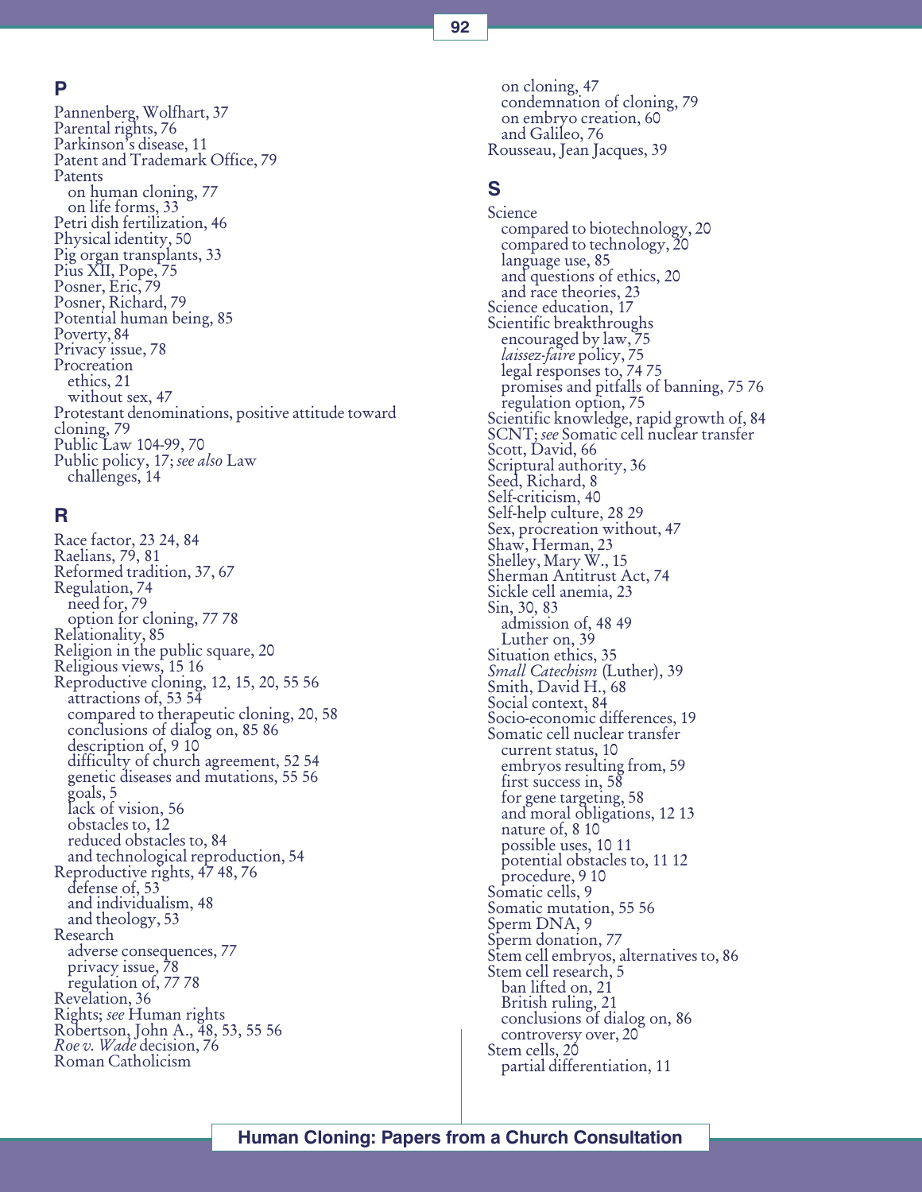## P

Pannenberg, Wolfhart, 37
Parental rights, 76
Parkinson's disease, 11
Patent and Trademark Office, 79
Patents
  on human cloning, 77
  on life forms, 33
Petri dish fertilization, 46
Physical identity, 50
Pig organ transplants, 33
Pius XII, Pope, 75
Posner, Eric, 79
Posner, Richard, 79
Potential human being, 85
Poverty, 84
Privacy issue, 78
Procreation
  ethics, 21
  without sex, 47
Protestant denominations, positive attitude toward cloning, 79
Public Law 104-99, 70
Public policy, 17; *see also* Law
  challenges, 14

## R

Race factor, 23 24, 84
Raelians, 79, 81
Reformed tradition, 37, 67
Regulation, 74
  need for, 79
  option for cloning, 77 78
Relationality, 85
Religion in the public square, 20
Religious views, 15 16
Reproductive cloning, 12, 15, 20, 55 56
  attractions of, 53 54
  compared to therapeutic cloning, 20, 58
  conclusions of dialog on, 85 86
  description of, 9 10
  difficulty of church agreement, 52 54
  genetic diseases and mutations, 55 56
  goals, 5
  lack of vision, 56
  obstacles to, 12
  reduced obstacles to, 84
  and technological reproduction, 54
Reproductive rights, 47 48, 76
  defense of, 53
  and individualism, 48
  and theology, 53
Research
  adverse consequences, 77
  privacy issue, 78
  regulation of, 77 78
Revelation, 36
Rights; *see* Human rights
Robertson, John A., 48, 53, 55 56
*Roe v. Wade* decision, 76
Roman Catholicism
  on cloning, 47
  condemnation of cloning, 79
  on embryo creation, 60
  and Galileo, 76
Rousseau, Jean Jacques, 39

## S

Science
  compared to biotechnology, 20
  compared to technology, 20
  language use, 85
  and questions of ethics, 20
  and race theories, 23
Science education, 17
Scientific breakthroughs
  encouraged by law, 75
  *laissez-faire* policy, 75
  legal responses to, 74 75
  promises and pitfalls of banning, 75 76
  regulation option, 75
Scientific knowledge, rapid growth of, 84
SCNT; *see* Somatic cell nuclear transfer
Scott, David, 66
Scriptural authority, 36
Seed, Richard, 8
Self-criticism, 40
Self-help culture, 28 29
Sex, procreation without, 47
Shaw, Herman, 23
Shelley, Mary W., 15
Sherman Antitrust Act, 74
Sickle cell anemia, 23
Sin, 30, 83
  admission of, 48 49
  Luther on, 39
Situation ethics, 35
*Small Catechism* (Luther), 39
Smith, David H., 68
Social context, 84
Socio-economic differences, 19
Somatic cell nuclear transfer
  current status, 10
  embryos resulting from, 59
  first success in, 58
  for gene targeting, 58
  and moral obligations, 12 13
  nature of, 8 10
  possible uses, 10 11
  potential obstacles to, 11 12
  procedure, 9 10
Somatic cells, 9
Somatic mutation, 55 56
Sperm DNA, 9
Sperm donation, 77
Stem cell embryos, alternatives to, 86
Stem cell research, 5
  ban lifted on, 21
  British ruling, 21
  conclusions of dialog on, 86
  controversy over, 20
Stem cells, 20
  partial differentiation, 11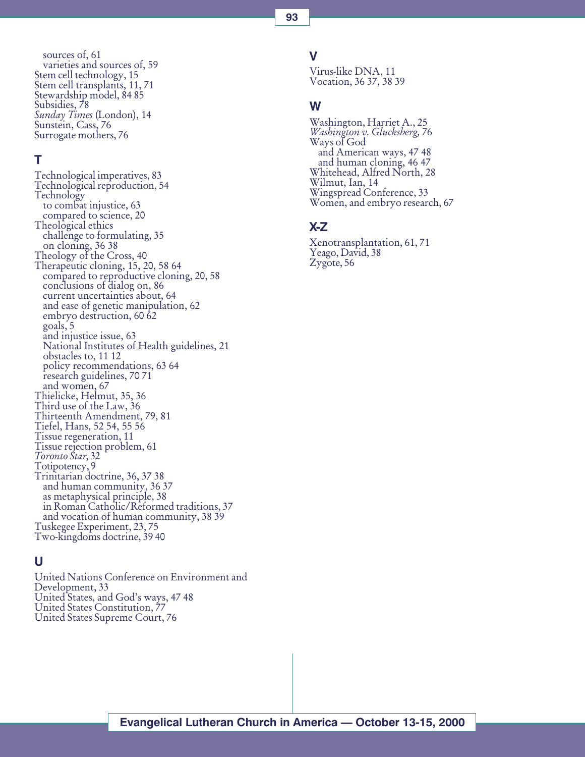sources of, 61
varieties and sources of, 59
Stem cell technology, 15
Stem cell transplants, 11, 71
Stewardship model, 84 85
Subsidies, 78
*Sunday Times* (London), 14
Sunstein, Cass, 76
Surrogate mothers, 76

## T

Technological imperatives, 83
Technological reproduction, 54
Technology
to combat injustice, 63
compared to science, 20
Theological ethics
challenge to formulating, 35
on cloning, 36 38
Theology of the Cross, 40
Therapeutic cloning, 15, 20, 58 64
compared to reproductive cloning, 20, 58
conclusions of dialog on, 86
current uncertainties about, 64
and ease of genetic manipulation, 62
embryo destruction, 60 62
goals, 5
and injustice issue, 63
National Institutes of Health guidelines, 21
obstacles to, 11 12
policy recommendations, 63 64
research guidelines, 70 71
and women, 67
Thielicke, Helmut, 35, 36
Third use of the Law, 36
Thirteenth Amendment, 79, 81
Tiefel, Hans, 52 54, 55 56
Tissue regeneration, 11
Tissue rejection problem, 61
*Toronto Star*, 32
Totipotency, 9
Trinitarian doctrine, 36, 37 38
and human community, 36 37
as metaphysical principle, 38
in Roman Catholic/Reformed traditions, 37
and vocation of human community, 38 39
Tuskegee Experiment, 23, 75
Two-kingdoms doctrine, 39 40

## U

United Nations Conference on Environment and Development, 33
United States, and God's ways, 47 48
United States Constitution, 77
United States Supreme Court, 76

## V

Virus-like DNA, 11
Vocation, 36 37, 38 39

## W

Washington, Harriet A., 25
*Washington v. Glucksberg*, 76
Ways of God
and American ways, 47 48
and human cloning, 46 47
Whitehead, Alfred North, 28
Wilmut, Ian, 14
Wingspread Conference, 33
Women, and embryo research, 67

## X-Z

Xenotransplantation, 61, 71
Yeago, David, 38
Zygote, 56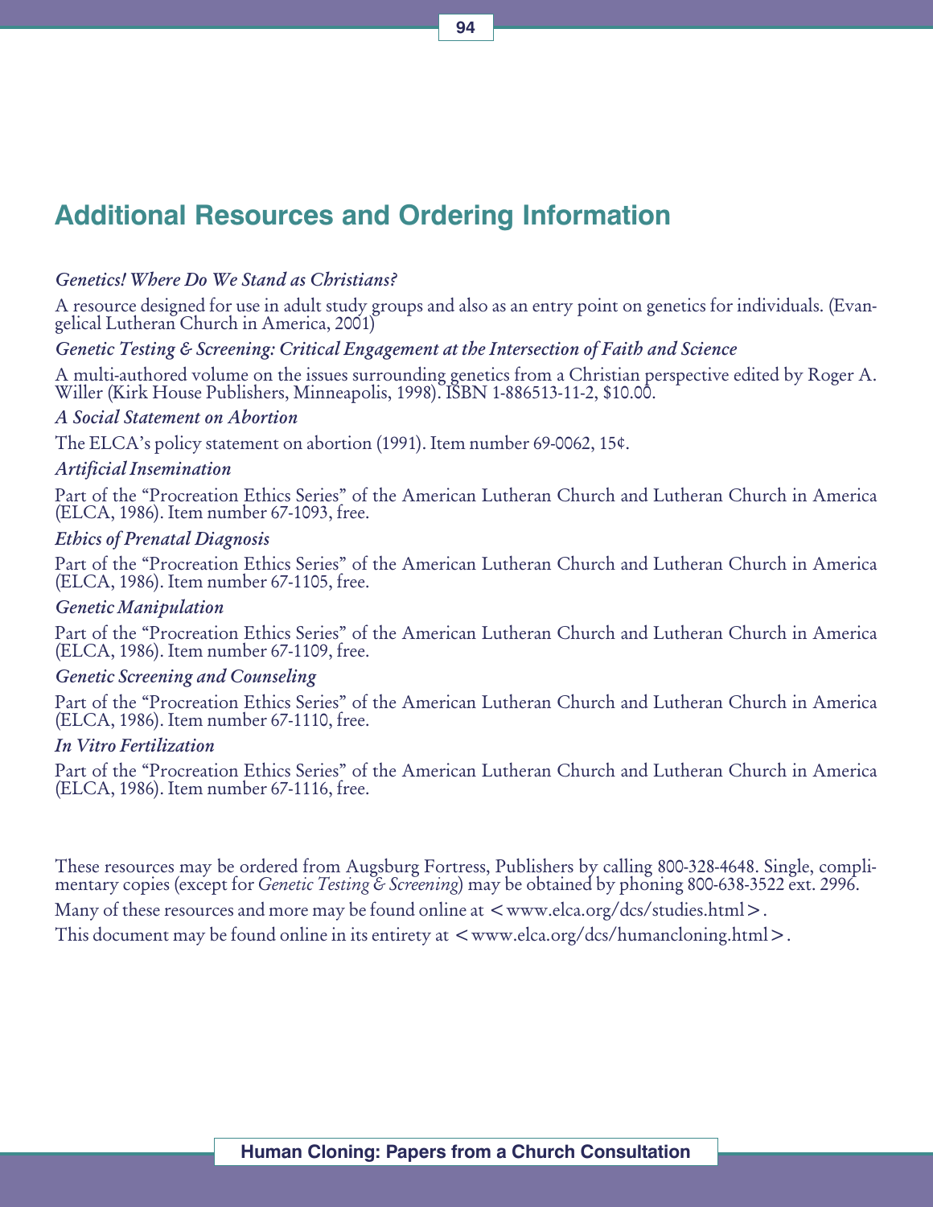## Additional Resources and Ordering Information

*Genetics! Where Do We Stand as Christians?*

A resource designed for use in adult study groups and also as an entry point on genetics for individuals. (Evangelical Lutheran Church in America, 2001)

*Genetic Testing & Screening: Critical Engagement at the Intersection of Faith and Science*

A multi-authored volume on the issues surrounding genetics from a Christian perspective edited by Roger A. Willer (Kirk House Publishers, Minneapolis, 1998). ISBN 1-886513-11-2, $10.00.

*A Social Statement on Abortion*

The ELCA's policy statement on abortion (1991). Item number 69-0062, 15¢.

*Artificial Insemination*

Part of the "Procreation Ethics Series" of the American Lutheran Church and Lutheran Church in America (ELCA, 1986). Item number 67-1093, free.

*Ethics of Prenatal Diagnosis*

Part of the "Procreation Ethics Series" of the American Lutheran Church and Lutheran Church in America (ELCA, 1986). Item number 67-1105, free.

*Genetic Manipulation*

Part of the "Procreation Ethics Series" of the American Lutheran Church and Lutheran Church in America (ELCA, 1986). Item number 67-1109, free.

*Genetic Screening and Counseling*

Part of the "Procreation Ethics Series" of the American Lutheran Church and Lutheran Church in America (ELCA, 1986). Item number 67-1110, free.

*In Vitro Fertilization*

Part of the "Procreation Ethics Series" of the American Lutheran Church and Lutheran Church in America (ELCA, 1986). Item number 67-1116, free.

These resources may be ordered from Augsburg Fortress, Publishers by calling 800-328-4648. Single, complimentary copies (except for *Genetic Testing & Screening*) may be obtained by phoning 800-638-3522 ext. 2996.

Many of these resources and more may be found online at <www.elca.org/dcs/studies.html>.

This document may be found online in its entirety at <www.elca.org/dcs/humancloning.html>.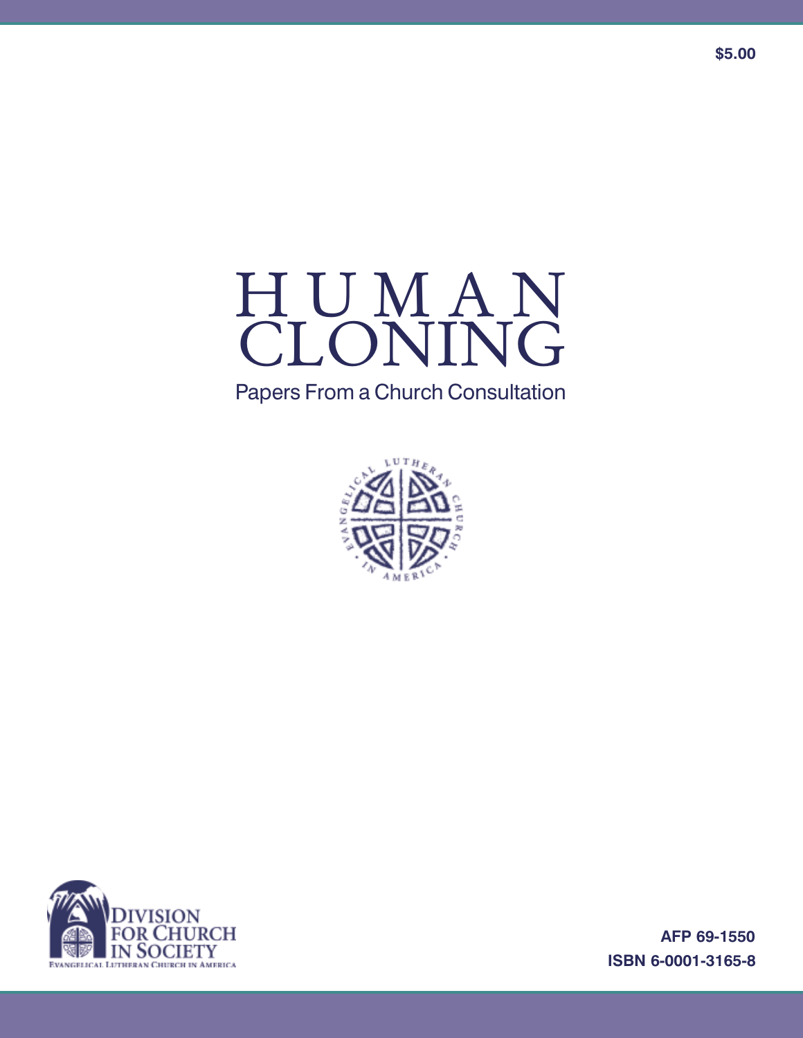$5.00

# HUMAN CLONING

Papers From a Church Consultation

EVANGELICAL LUTHERAN CHURCH IN AMERICA

DIVISION FOR CHURCH IN SOCIETY
EVANGELICAL LUTHERAN CHURCH IN AMERICA

AFP 69-1550
ISBN 6-0001-3165-8